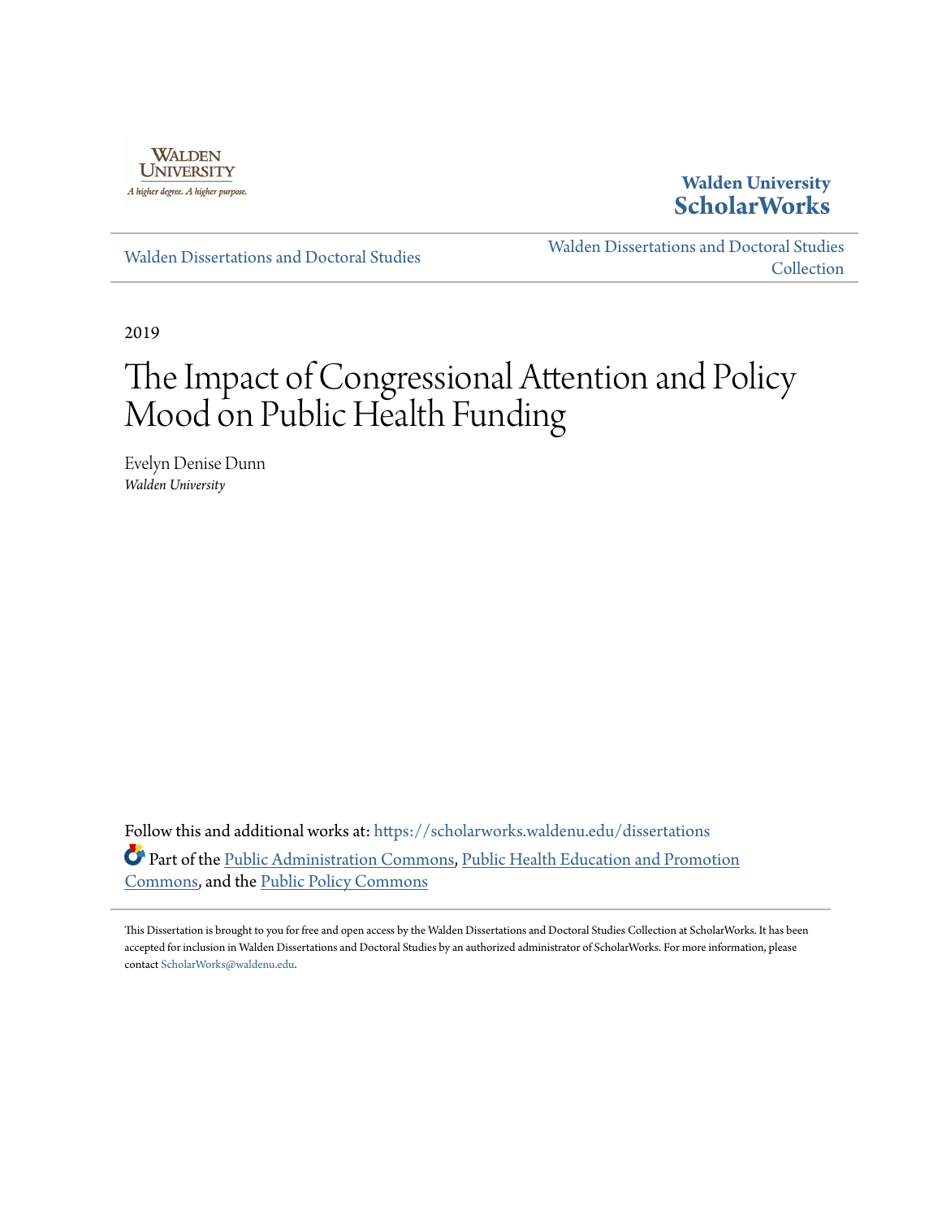Walden University

A higher degree. A higher purpose.

**Walden University ScholarWorks**

Walden Dissertations and Doctoral Studies

Walden Dissertations and Doctoral Studies Collection

2019

# The Impact of Congressional Attention and Policy Mood on Public Health Funding

Evelyn Denise Dunn

*Walden University*

Follow this and additional works at: https://scholarworks.waldenu.edu/dissertations

Part of the Public Administration Commons, Public Health Education and Promotion Commons, and the Public Policy Commons

This Dissertation is brought to you for free and open access by the Walden Dissertations and Doctoral Studies Collection at ScholarWorks. It has been accepted for inclusion in Walden Dissertations and Doctoral Studies by an authorized administrator of ScholarWorks. For more information, please contact ScholarWorks@waldenu.edu.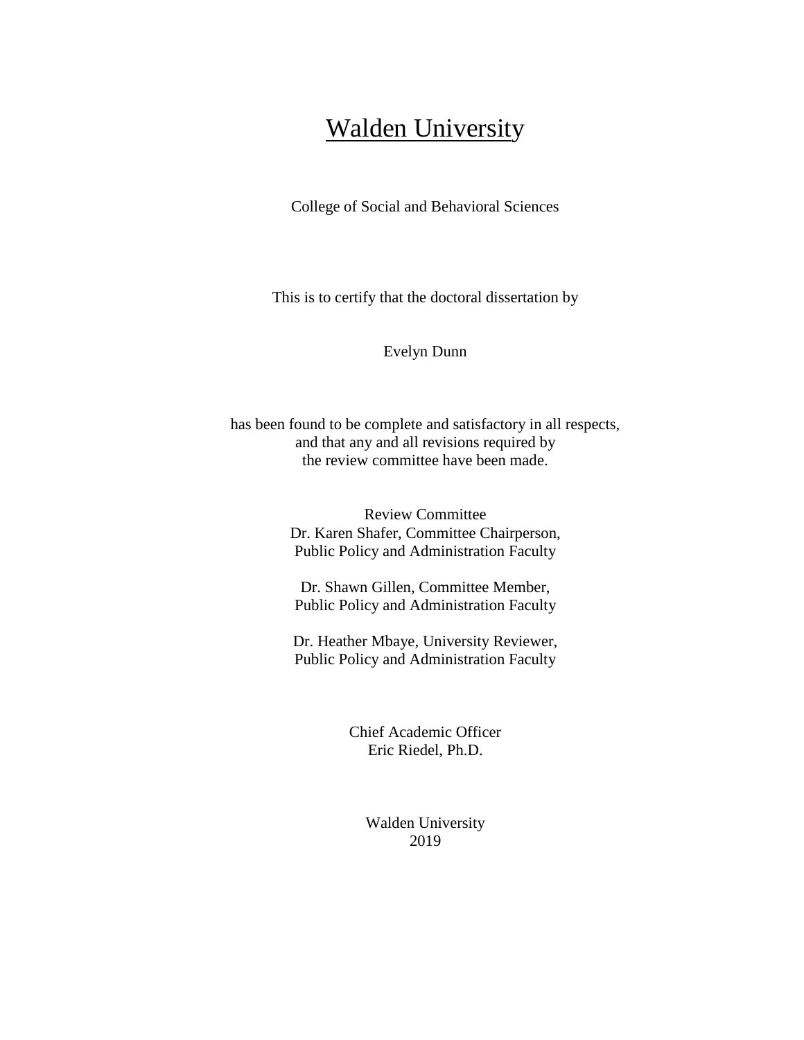# Walden University

College of Social and Behavioral Sciences

This is to certify that the doctoral dissertation by

Evelyn Dunn

has been found to be complete and satisfactory in all respects,
and that any and all revisions required by
the review committee have been made.

Review Committee
Dr. Karen Shafer, Committee Chairperson,
Public Policy and Administration Faculty

Dr. Shawn Gillen, Committee Member,
Public Policy and Administration Faculty

Dr. Heather Mbaye, University Reviewer,
Public Policy and Administration Faculty

Chief Academic Officer
Eric Riedel, Ph.D.

Walden University
2019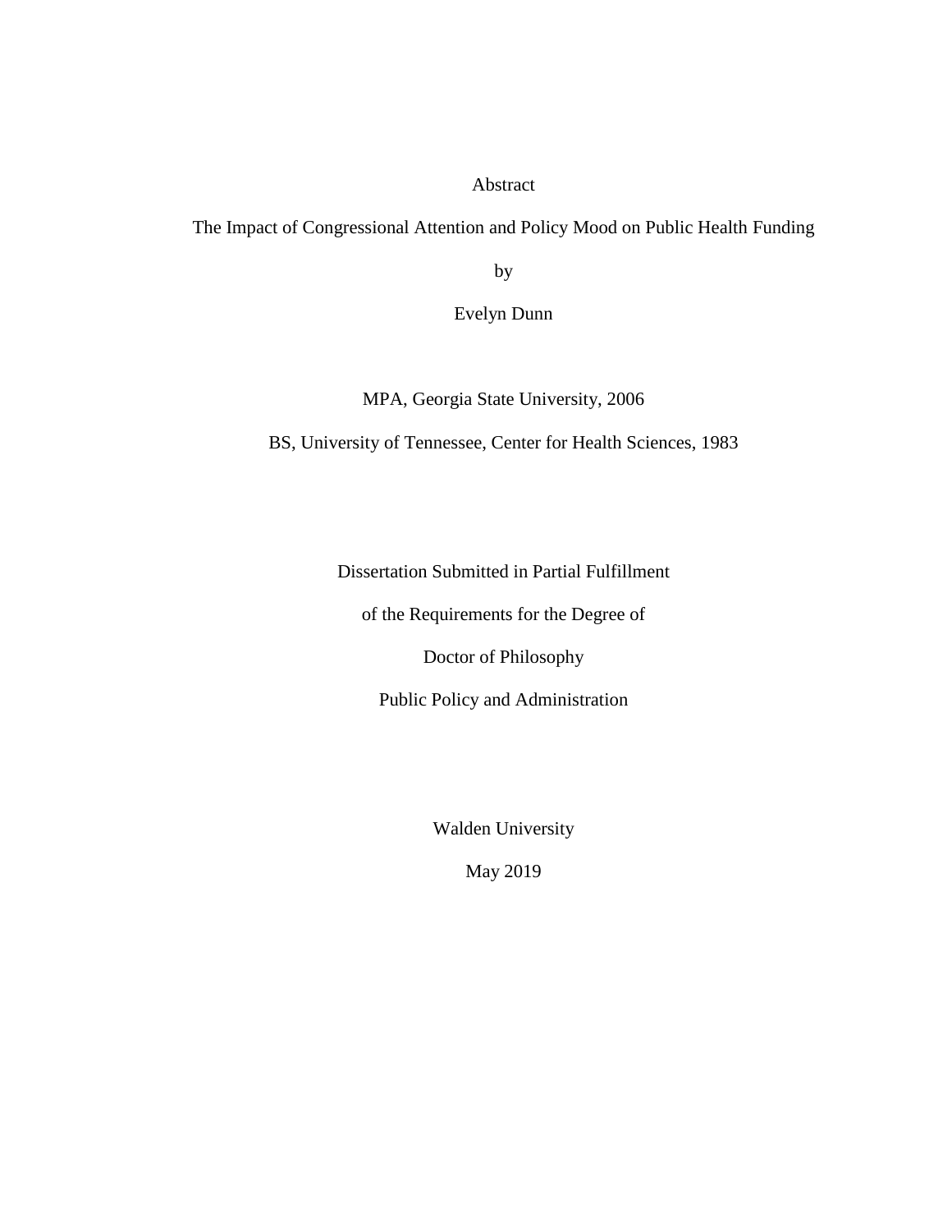Abstract

The Impact of Congressional Attention and Policy Mood on Public Health Funding

by

Evelyn Dunn

MPA, Georgia State University, 2006

BS, University of Tennessee, Center for Health Sciences, 1983

Dissertation Submitted in Partial Fulfillment

of the Requirements for the Degree of

Doctor of Philosophy

Public Policy and Administration

Walden University

May 2019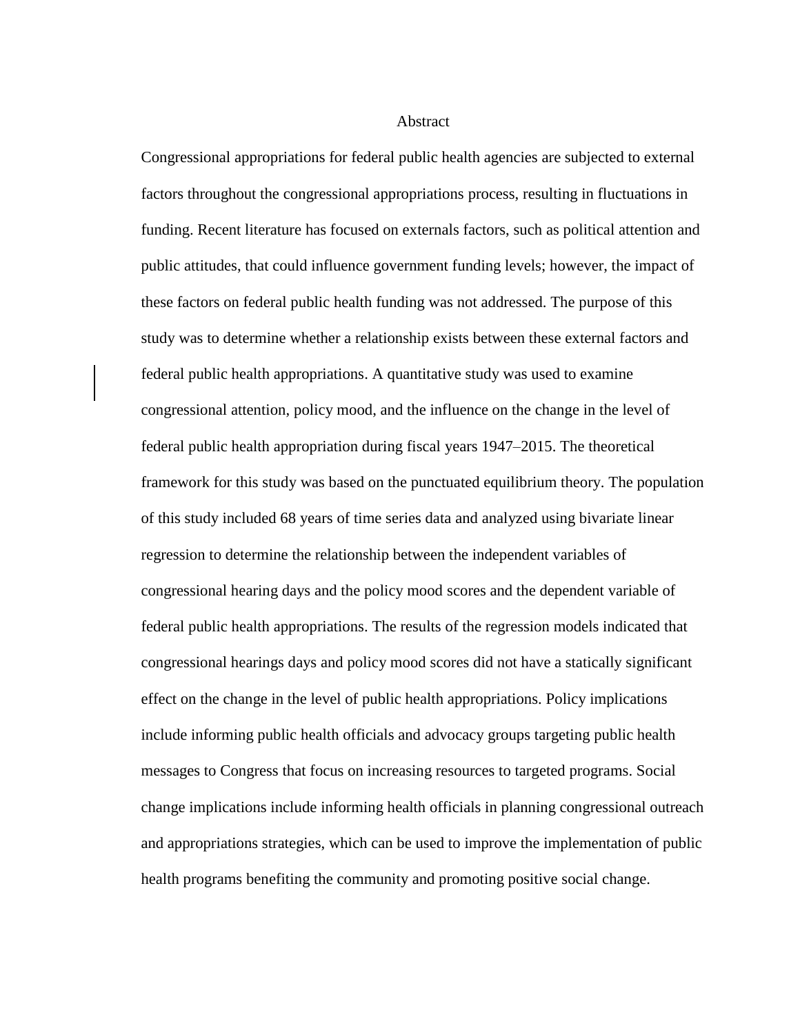# Abstract

Congressional appropriations for federal public health agencies are subjected to external factors throughout the congressional appropriations process, resulting in fluctuations in funding. Recent literature has focused on externals factors, such as political attention and public attitudes, that could influence government funding levels; however, the impact of these factors on federal public health funding was not addressed. The purpose of this study was to determine whether a relationship exists between these external factors and federal public health appropriations. A quantitative study was used to examine congressional attention, policy mood, and the influence on the change in the level of federal public health appropriation during fiscal years 1947–2015. The theoretical framework for this study was based on the punctuated equilibrium theory. The population of this study included 68 years of time series data and analyzed using bivariate linear regression to determine the relationship between the independent variables of congressional hearing days and the policy mood scores and the dependent variable of federal public health appropriations. The results of the regression models indicated that congressional hearings days and policy mood scores did not have a statically significant effect on the change in the level of public health appropriations. Policy implications include informing public health officials and advocacy groups targeting public health messages to Congress that focus on increasing resources to targeted programs. Social change implications include informing health officials in planning congressional outreach and appropriations strategies, which can be used to improve the implementation of public health programs benefiting the community and promoting positive social change.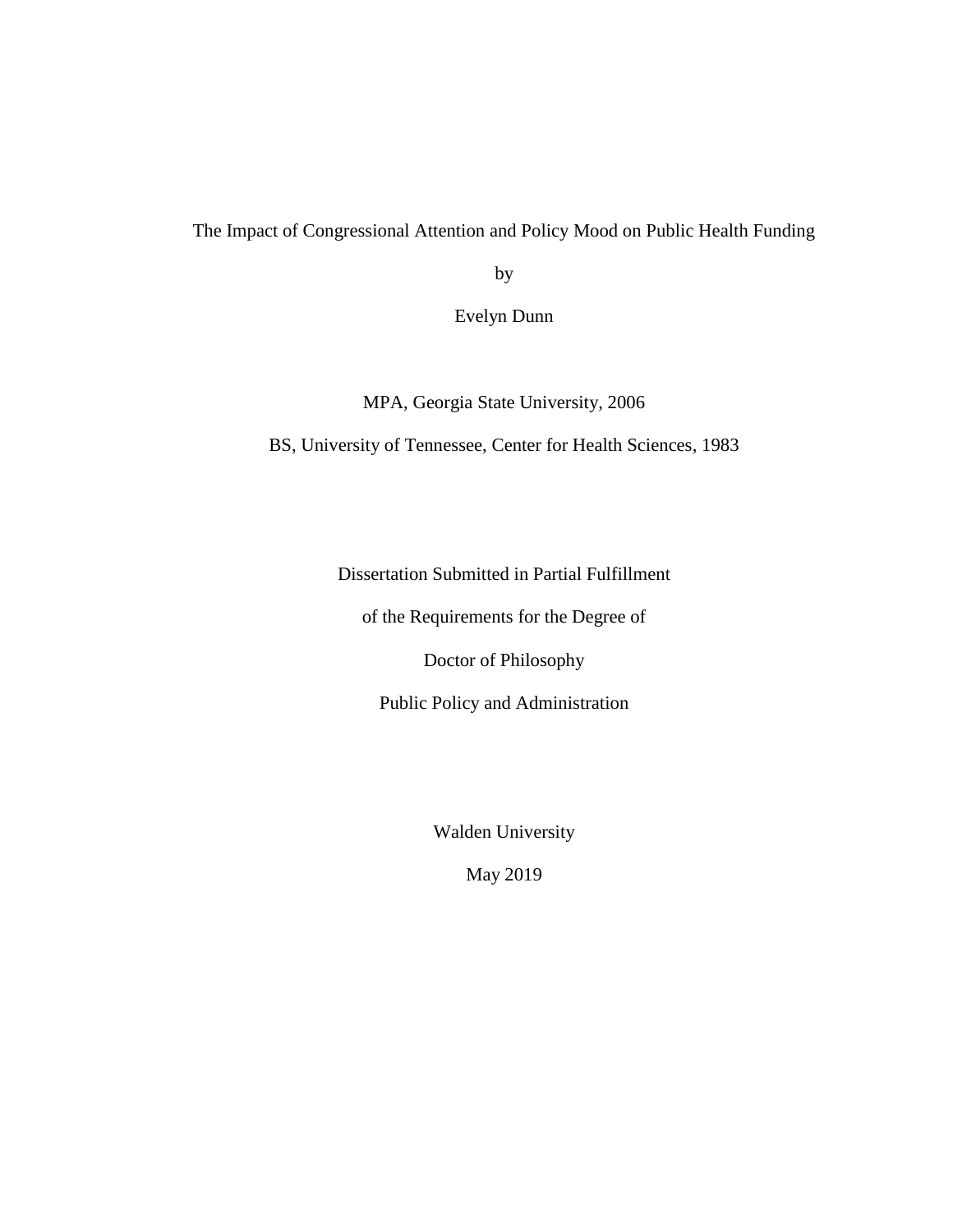The Impact of Congressional Attention and Policy Mood on Public Health Funding

by

Evelyn Dunn

MPA, Georgia State University, 2006

BS, University of Tennessee, Center for Health Sciences, 1983

Dissertation Submitted in Partial Fulfillment

of the Requirements for the Degree of

Doctor of Philosophy

Public Policy and Administration

Walden University

May 2019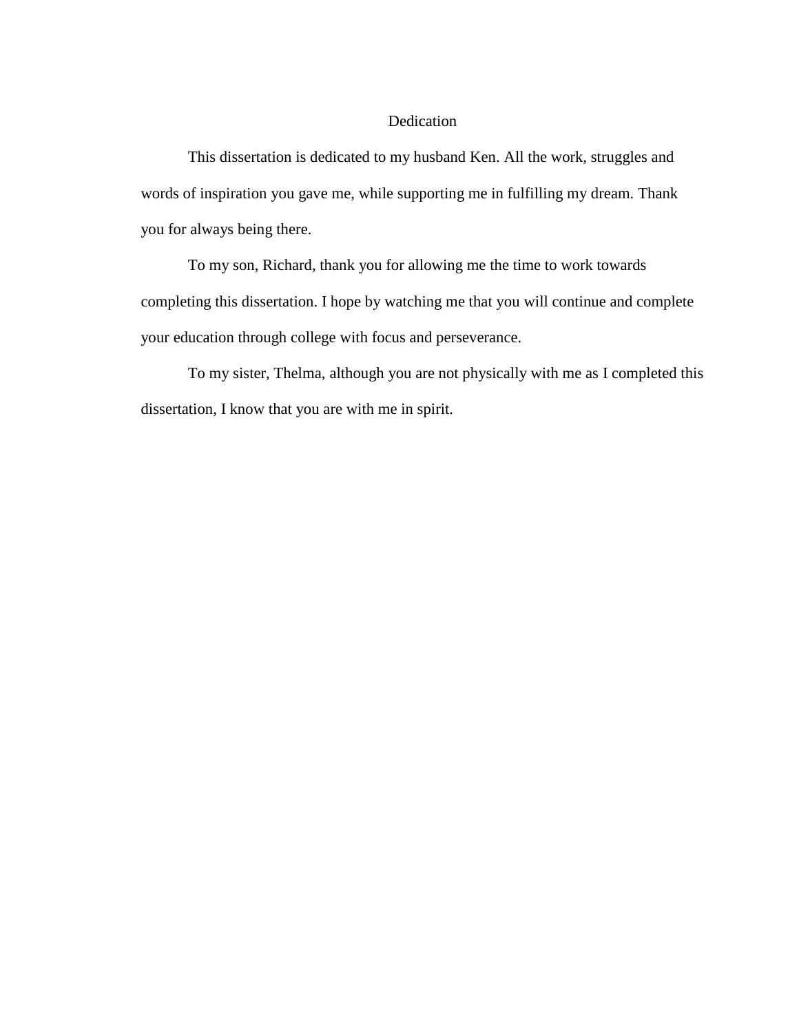# Dedication

This dissertation is dedicated to my husband Ken. All the work, struggles and words of inspiration you gave me, while supporting me in fulfilling my dream. Thank you for always being there.

To my son, Richard, thank you for allowing me the time to work towards completing this dissertation. I hope by watching me that you will continue and complete your education through college with focus and perseverance.

To my sister, Thelma, although you are not physically with me as I completed this dissertation, I know that you are with me in spirit.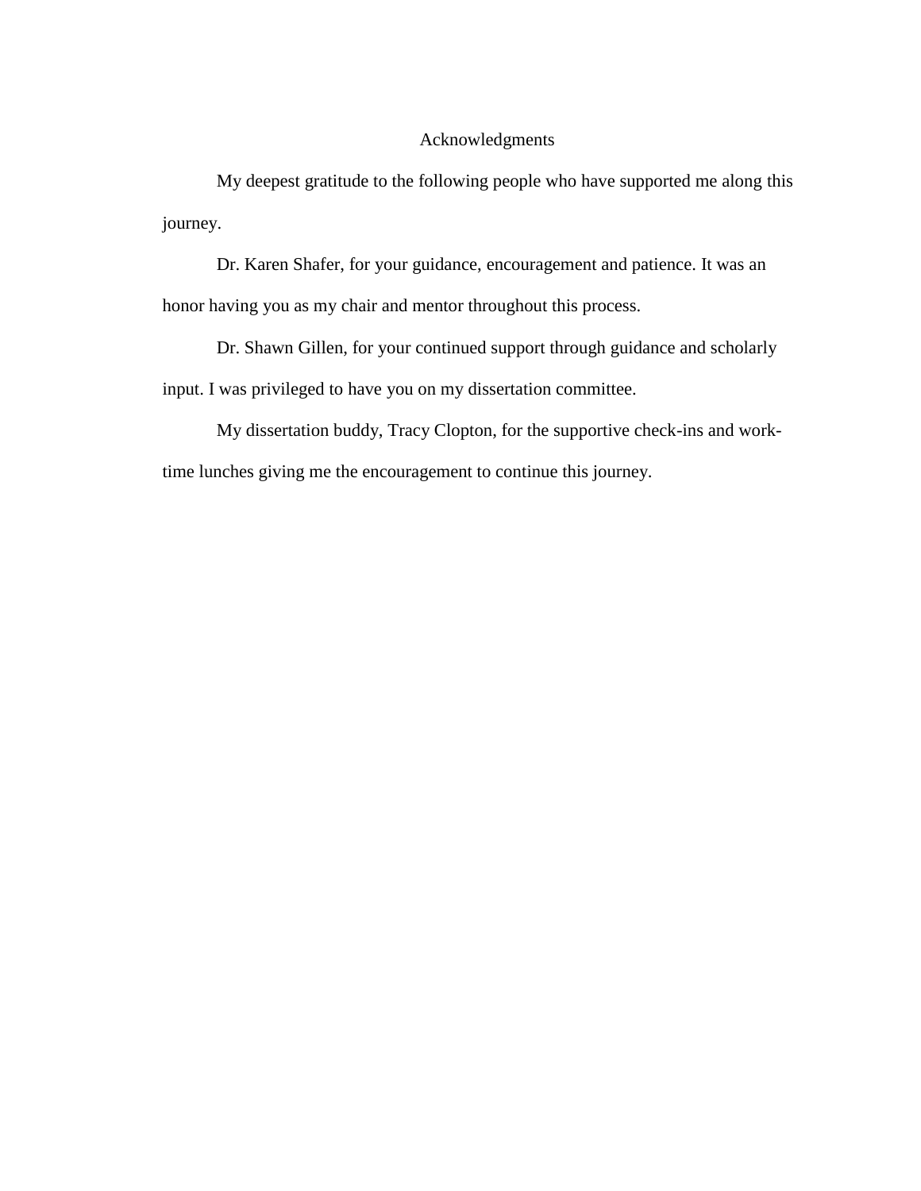# Acknowledgments

My deepest gratitude to the following people who have supported me along this journey.

Dr. Karen Shafer, for your guidance, encouragement and patience. It was an honor having you as my chair and mentor throughout this process.

Dr. Shawn Gillen, for your continued support through guidance and scholarly input. I was privileged to have you on my dissertation committee.

My dissertation buddy, Tracy Clopton, for the supportive check-ins and work-time lunches giving me the encouragement to continue this journey.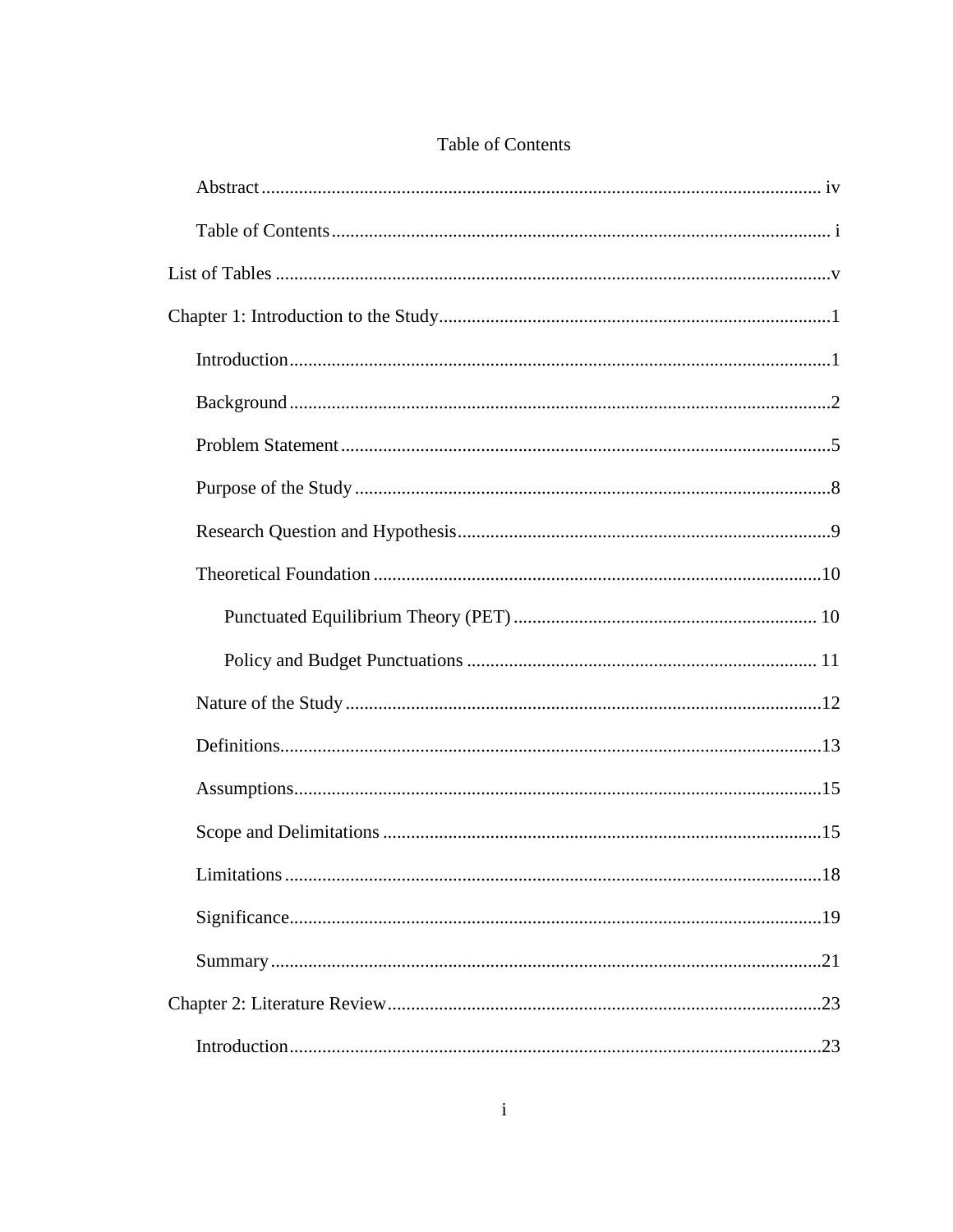Table of Contents

Abstract ........................................................................................................................ iv

Table of Contents .......................................................................................................... i

List of Tables ......................................................................................................................v

Chapter 1: Introduction to the Study....................................................................................1

Introduction....................................................................................................................1

Background ...................................................................................................................2

Problem Statement .........................................................................................................5

Purpose of the Study ......................................................................................................8

Research Question and Hypothesis................................................................................9

Theoretical Foundation ................................................................................................10

Punctuated Equilibrium Theory (PET) ................................................................. 10

Policy and Budget Punctuations ........................................................................... 11

Nature of the Study ......................................................................................................12

Definitions....................................................................................................................13

Assumptions.................................................................................................................15

Scope and Delimitations ..............................................................................................15

Limitations ...................................................................................................................18

Significance..................................................................................................................19

Summary ......................................................................................................................21

Chapter 2: Literature Review.............................................................................................23

Introduction..................................................................................................................23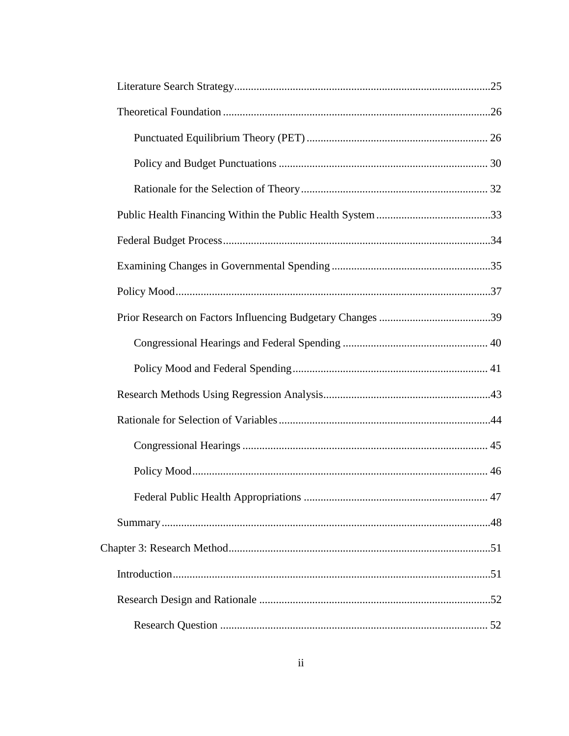Literature Search Strategy ....................................................................................25

Theoretical Foundation ..........................................................................................26

Punctuated Equilibrium Theory (PET) ............................................................. 26

Policy and Budget Punctuations ....................................................................... 30

Rationale for the Selection of Theory ............................................................... 32

Public Health Financing Within the Public Health System ....................................33

Federal Budget Process ..........................................................................................34

Examining Changes in Governmental Spending ....................................................35

Policy Mood ...........................................................................................................37

Prior Research on Factors Influencing Budgetary Changes ...................................39

Congressional Hearings and Federal Spending ................................................. 40

Policy Mood and Federal Spending .................................................................. 41

Research Methods Using Regression Analysis .......................................................43

Rationale for Selection of Variables ......................................................................44

Congressional Hearings .................................................................................... 45

Policy Mood ...................................................................................................... 46

Federal Public Health Appropriations .............................................................. 47

Summary .................................................................................................................48

Chapter 3: Research Method ........................................................................................51

Introduction .............................................................................................................51

Research Design and Rationale .............................................................................52

Research Question ............................................................................................ 52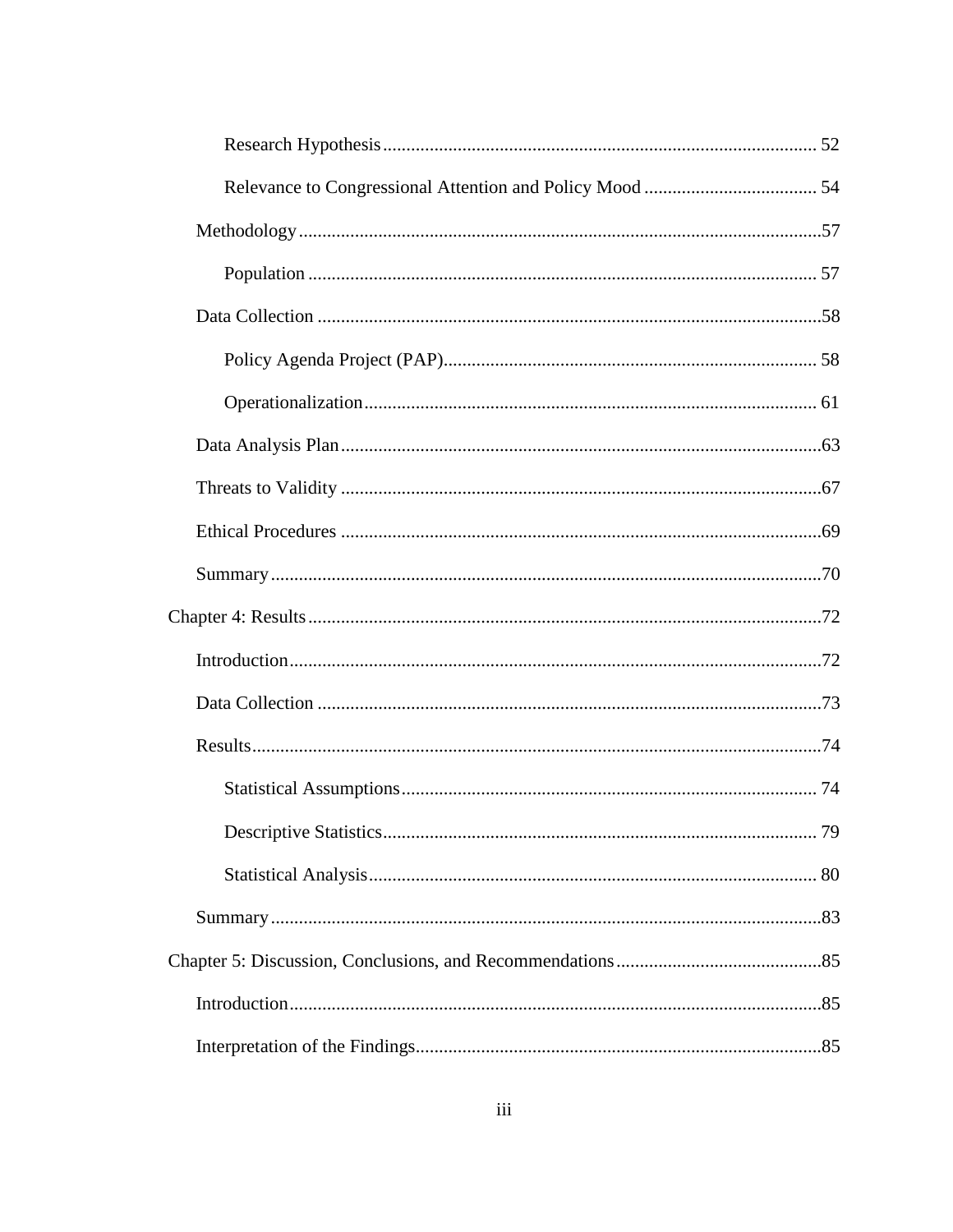Research Hypothesis ..... 52

Relevance to Congressional Attention and Policy Mood ..... 54

Methodology ..... 57

Population ..... 57

Data Collection ..... 58

Policy Agenda Project (PAP) ..... 58

Operationalization ..... 61

Data Analysis Plan ..... 63

Threats to Validity ..... 67

Ethical Procedures ..... 69

Summary ..... 70

Chapter 4: Results ..... 72

Introduction ..... 72

Data Collection ..... 73

Results ..... 74

Statistical Assumptions ..... 74

Descriptive Statistics ..... 79

Statistical Analysis ..... 80

Summary ..... 83

Chapter 5: Discussion, Conclusions, and Recommendations ..... 85

Introduction ..... 85

Interpretation of the Findings ..... 85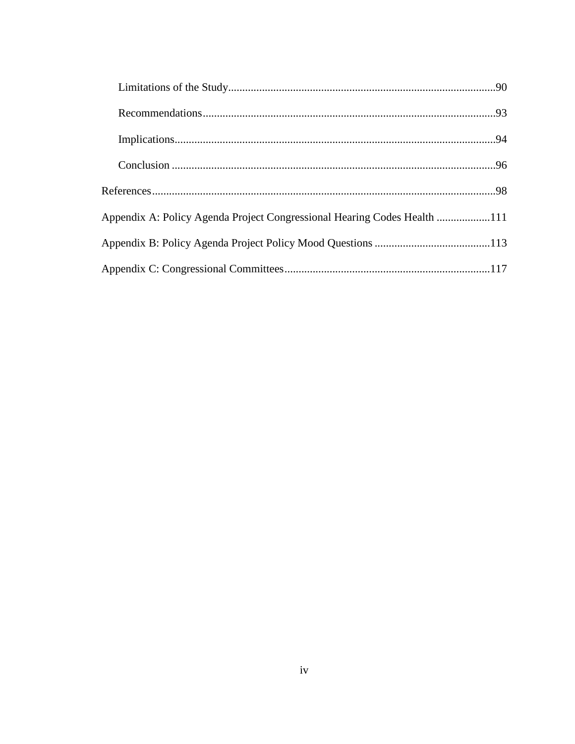Limitations of the Study........................................................................................90

Recommendations..................................................................................................93

Implications..........................................................................................................94

Conclusion ............................................................................................................96

References..................................................................................................................98

Appendix A: Policy Agenda Project Congressional Hearing Codes Health ...................111

Appendix B: Policy Agenda Project Policy Mood Questions .........................................113

Appendix C: Congressional Committees........................................................................117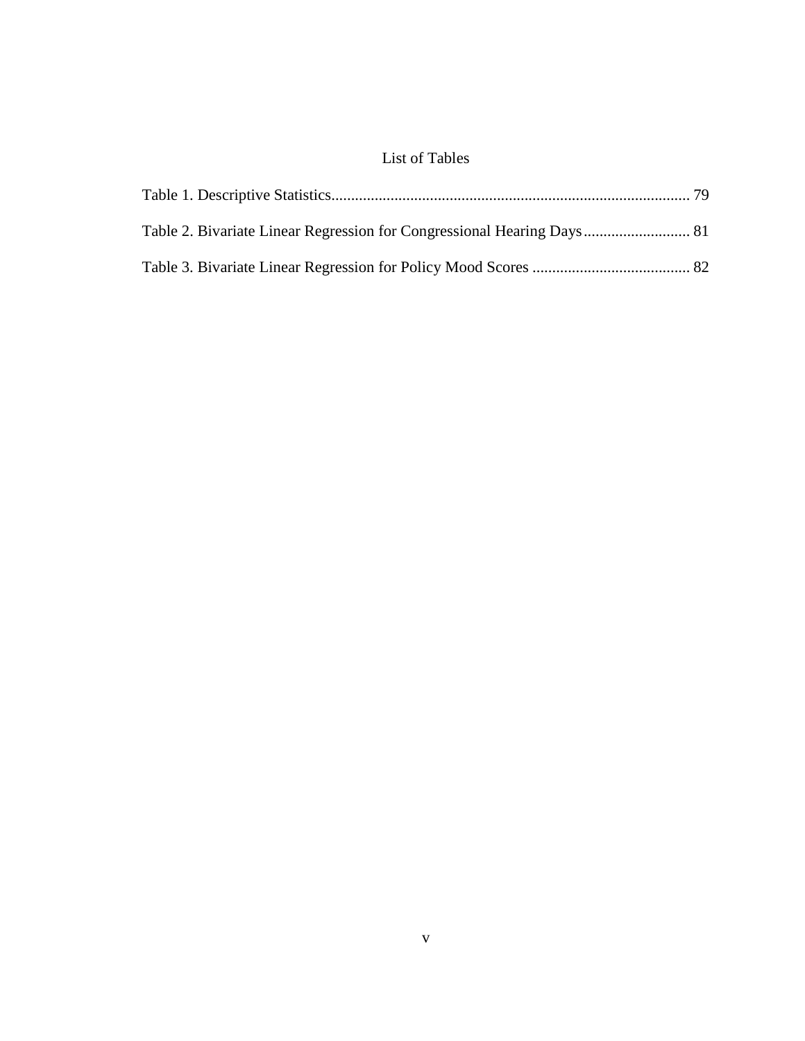# List of Tables

Table 1. Descriptive Statistics........................................................................................... 79

Table 2. Bivariate Linear Regression for Congressional Hearing Days........................... 81

Table 3. Bivariate Linear Regression for Policy Mood Scores ........................................ 82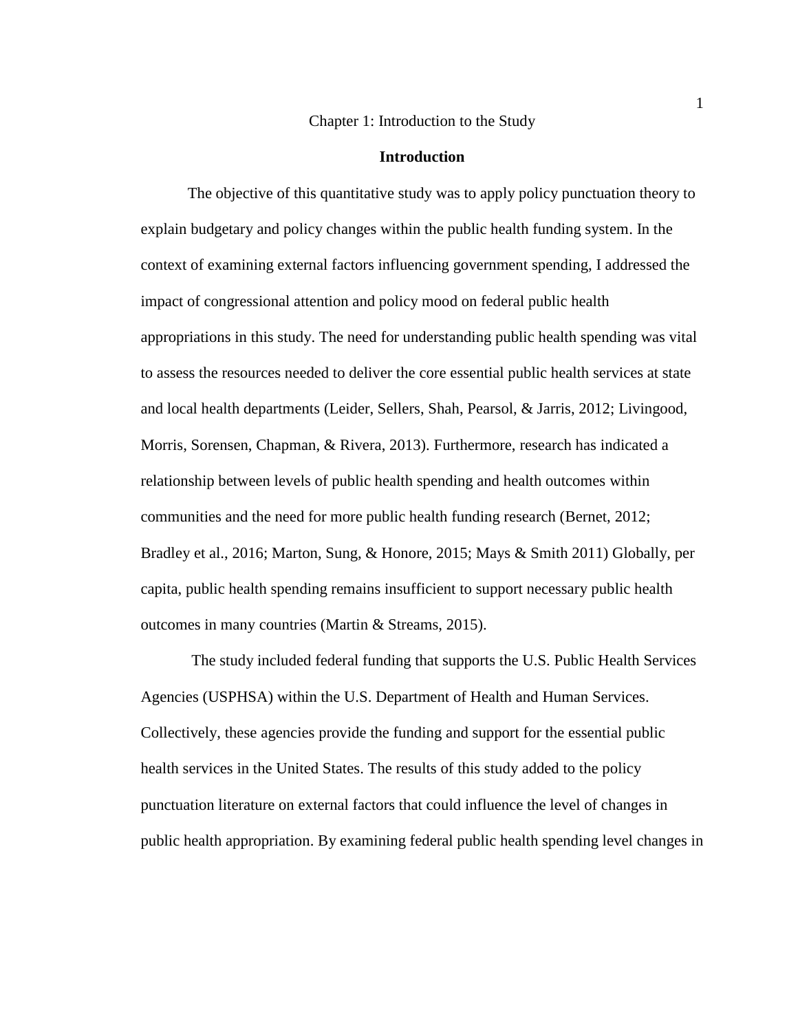# Chapter 1: Introduction to the Study

## Introduction

The objective of this quantitative study was to apply policy punctuation theory to explain budgetary and policy changes within the public health funding system. In the context of examining external factors influencing government spending, I addressed the impact of congressional attention and policy mood on federal public health appropriations in this study. The need for understanding public health spending was vital to assess the resources needed to deliver the core essential public health services at state and local health departments (Leider, Sellers, Shah, Pearsol, & Jarris, 2012; Livingood, Morris, Sorensen, Chapman, & Rivera, 2013). Furthermore, research has indicated a relationship between levels of public health spending and health outcomes within communities and the need for more public health funding research (Bernet, 2012; Bradley et al., 2016; Marton, Sung, & Honore, 2015; Mays & Smith 2011) Globally, per capita, public health spending remains insufficient to support necessary public health outcomes in many countries (Martin & Streams, 2015).

The study included federal funding that supports the U.S. Public Health Services Agencies (USPHSA) within the U.S. Department of Health and Human Services. Collectively, these agencies provide the funding and support for the essential public health services in the United States. The results of this study added to the policy punctuation literature on external factors that could influence the level of changes in public health appropriation. By examining federal public health spending level changes in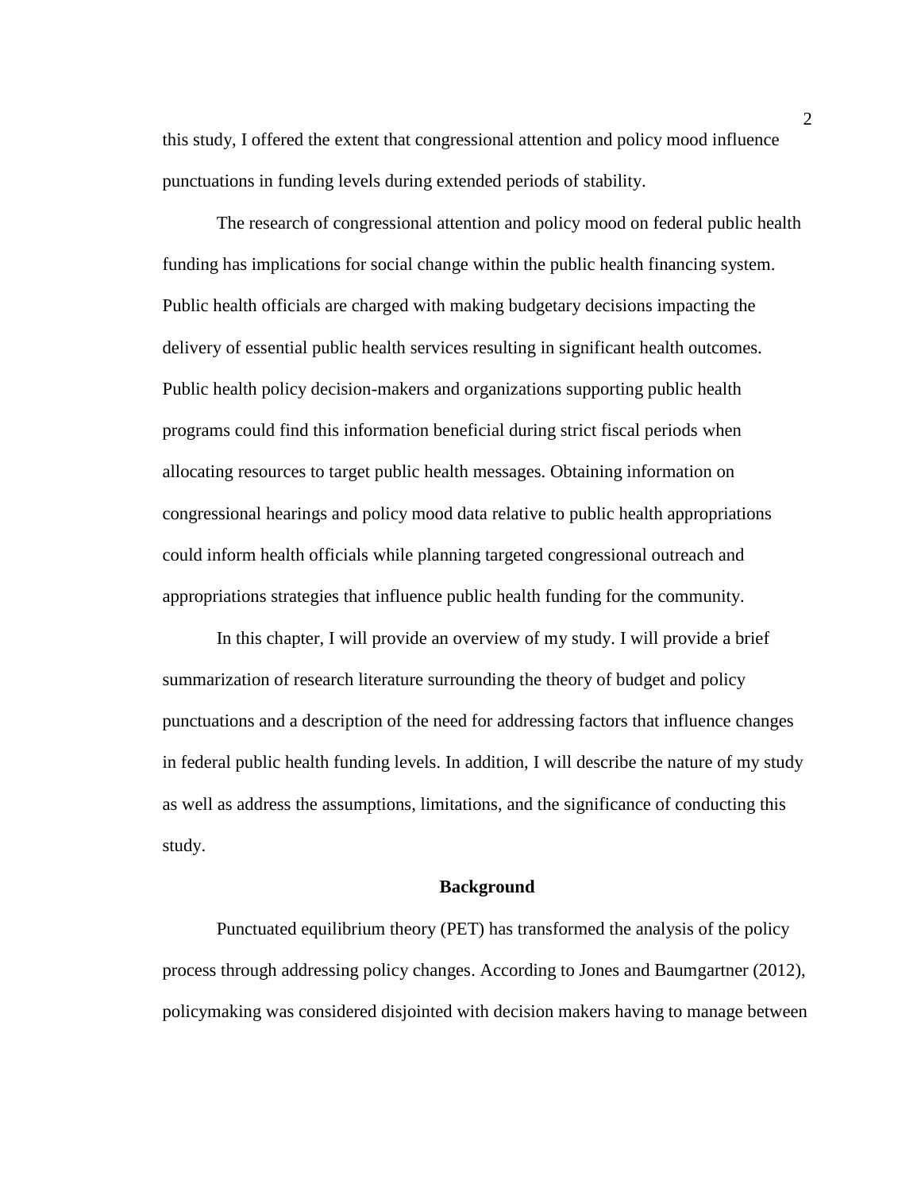this study, I offered the extent that congressional attention and policy mood influence punctuations in funding levels during extended periods of stability.

The research of congressional attention and policy mood on federal public health funding has implications for social change within the public health financing system. Public health officials are charged with making budgetary decisions impacting the delivery of essential public health services resulting in significant health outcomes. Public health policy decision-makers and organizations supporting public health programs could find this information beneficial during strict fiscal periods when allocating resources to target public health messages. Obtaining information on congressional hearings and policy mood data relative to public health appropriations could inform health officials while planning targeted congressional outreach and appropriations strategies that influence public health funding for the community.

In this chapter, I will provide an overview of my study. I will provide a brief summarization of research literature surrounding the theory of budget and policy punctuations and a description of the need for addressing factors that influence changes in federal public health funding levels. In addition, I will describe the nature of my study as well as address the assumptions, limitations, and the significance of conducting this study.

## Background

Punctuated equilibrium theory (PET) has transformed the analysis of the policy process through addressing policy changes. According to Jones and Baumgartner (2012), policymaking was considered disjointed with decision makers having to manage between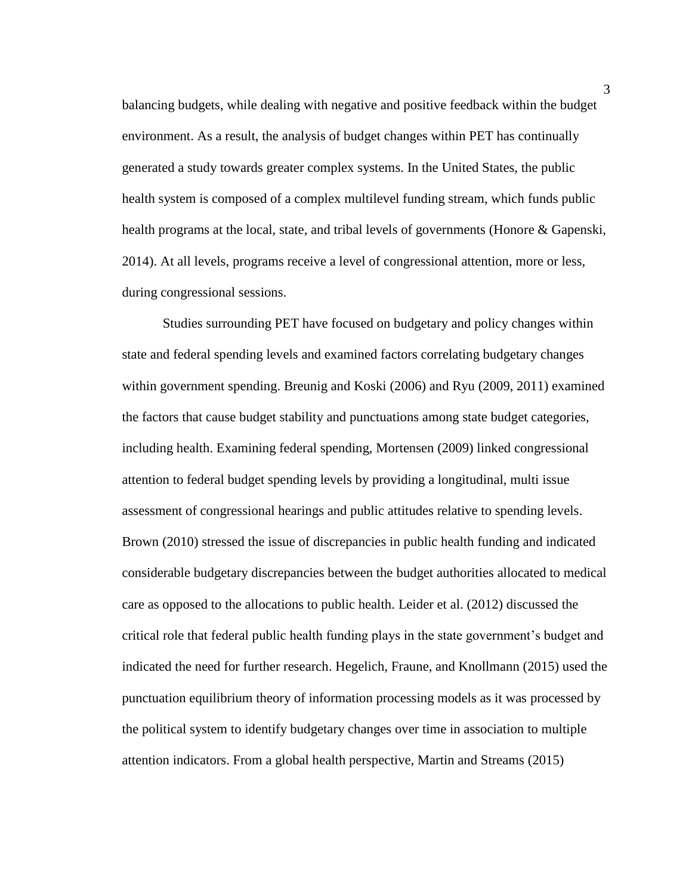balancing budgets, while dealing with negative and positive feedback within the budget environment. As a result, the analysis of budget changes within PET has continually generated a study towards greater complex systems. In the United States, the public health system is composed of a complex multilevel funding stream, which funds public health programs at the local, state, and tribal levels of governments (Honore & Gapenski, 2014). At all levels, programs receive a level of congressional attention, more or less, during congressional sessions.

Studies surrounding PET have focused on budgetary and policy changes within state and federal spending levels and examined factors correlating budgetary changes within government spending. Breunig and Koski (2006) and Ryu (2009, 2011) examined the factors that cause budget stability and punctuations among state budget categories, including health. Examining federal spending, Mortensen (2009) linked congressional attention to federal budget spending levels by providing a longitudinal, multi issue assessment of congressional hearings and public attitudes relative to spending levels. Brown (2010) stressed the issue of discrepancies in public health funding and indicated considerable budgetary discrepancies between the budget authorities allocated to medical care as opposed to the allocations to public health. Leider et al. (2012) discussed the critical role that federal public health funding plays in the state government's budget and indicated the need for further research. Hegelich, Fraune, and Knollmann (2015) used the punctuation equilibrium theory of information processing models as it was processed by the political system to identify budgetary changes over time in association to multiple attention indicators. From a global health perspective, Martin and Streams (2015)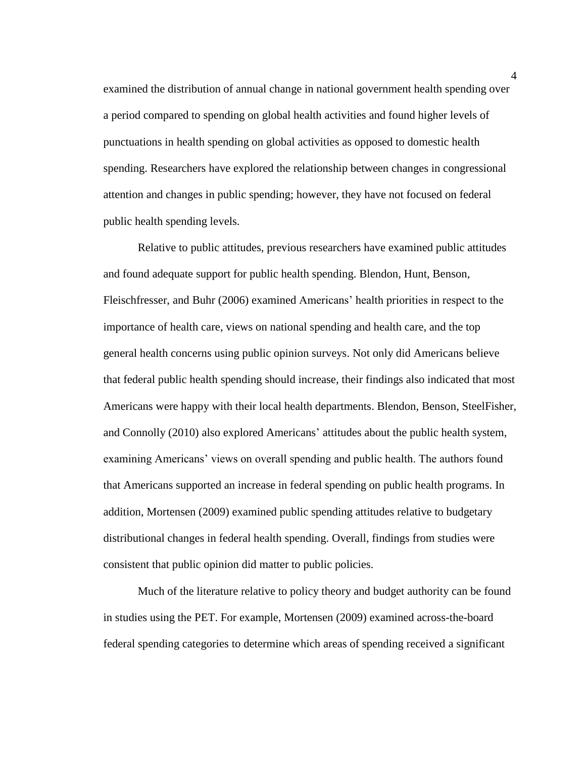examined the distribution of annual change in national government health spending over a period compared to spending on global health activities and found higher levels of punctuations in health spending on global activities as opposed to domestic health spending. Researchers have explored the relationship between changes in congressional attention and changes in public spending; however, they have not focused on federal public health spending levels.

Relative to public attitudes, previous researchers have examined public attitudes and found adequate support for public health spending. Blendon, Hunt, Benson, Fleischfresser, and Buhr (2006) examined Americans' health priorities in respect to the importance of health care, views on national spending and health care, and the top general health concerns using public opinion surveys. Not only did Americans believe that federal public health spending should increase, their findings also indicated that most Americans were happy with their local health departments. Blendon, Benson, SteelFisher, and Connolly (2010) also explored Americans' attitudes about the public health system, examining Americans' views on overall spending and public health. The authors found that Americans supported an increase in federal spending on public health programs. In addition, Mortensen (2009) examined public spending attitudes relative to budgetary distributional changes in federal health spending. Overall, findings from studies were consistent that public opinion did matter to public policies.

Much of the literature relative to policy theory and budget authority can be found in studies using the PET. For example, Mortensen (2009) examined across-the-board federal spending categories to determine which areas of spending received a significant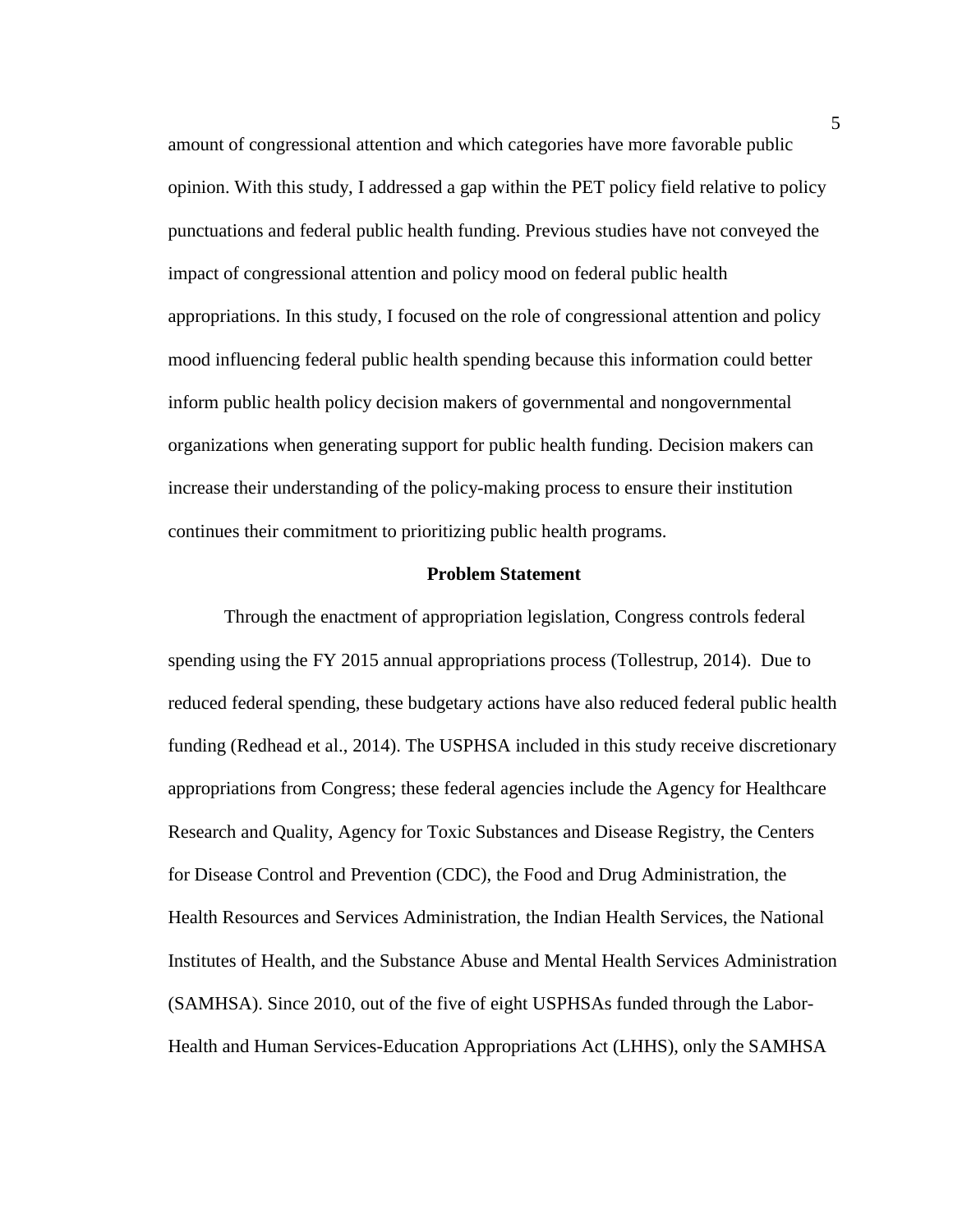amount of congressional attention and which categories have more favorable public opinion. With this study, I addressed a gap within the PET policy field relative to policy punctuations and federal public health funding. Previous studies have not conveyed the impact of congressional attention and policy mood on federal public health appropriations. In this study, I focused on the role of congressional attention and policy mood influencing federal public health spending because this information could better inform public health policy decision makers of governmental and nongovernmental organizations when generating support for public health funding. Decision makers can increase their understanding of the policy-making process to ensure their institution continues their commitment to prioritizing public health programs.

## Problem Statement

Through the enactment of appropriation legislation, Congress controls federal spending using the FY 2015 annual appropriations process (Tollestrup, 2014). Due to reduced federal spending, these budgetary actions have also reduced federal public health funding (Redhead et al., 2014). The USPHSA included in this study receive discretionary appropriations from Congress; these federal agencies include the Agency for Healthcare Research and Quality, Agency for Toxic Substances and Disease Registry, the Centers for Disease Control and Prevention (CDC), the Food and Drug Administration, the Health Resources and Services Administration, the Indian Health Services, the National Institutes of Health, and the Substance Abuse and Mental Health Services Administration (SAMHSA). Since 2010, out of the five of eight USPHSAs funded through the Labor-Health and Human Services-Education Appropriations Act (LHHS), only the SAMHSA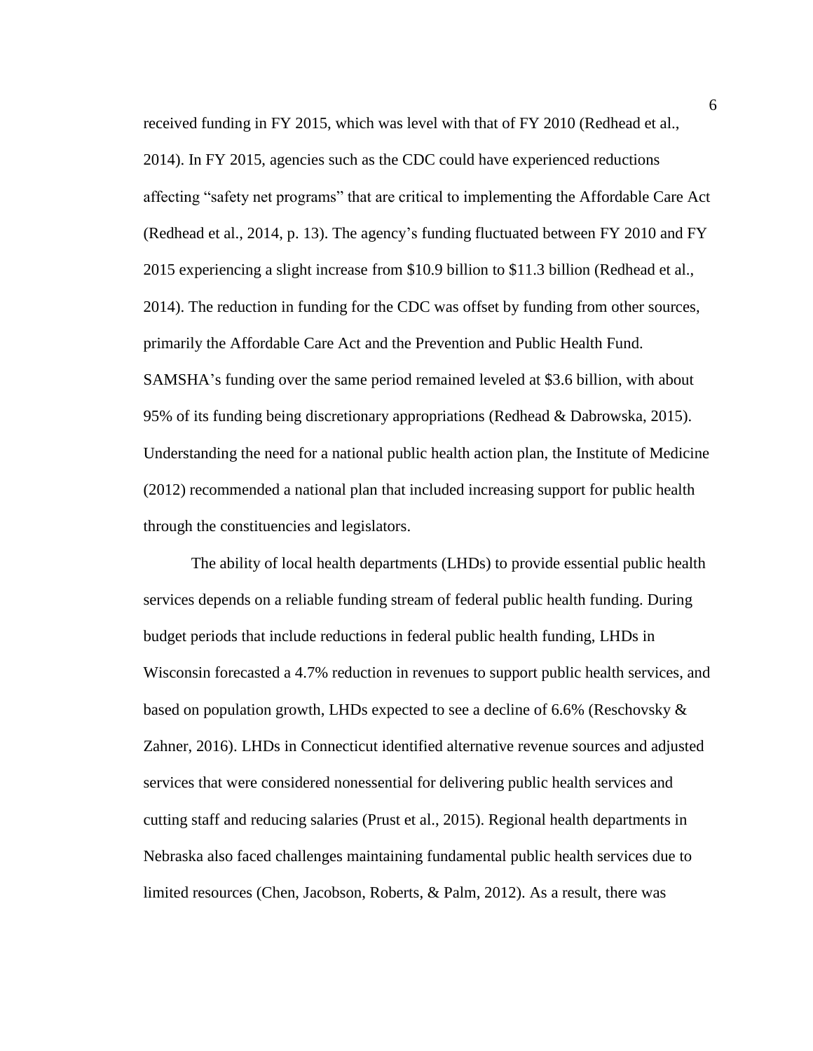received funding in FY 2015, which was level with that of FY 2010 (Redhead et al., 2014). In FY 2015, agencies such as the CDC could have experienced reductions affecting "safety net programs" that are critical to implementing the Affordable Care Act (Redhead et al., 2014, p. 13). The agency's funding fluctuated between FY 2010 and FY 2015 experiencing a slight increase from $10.9 billion to $11.3 billion (Redhead et al., 2014). The reduction in funding for the CDC was offset by funding from other sources, primarily the Affordable Care Act and the Prevention and Public Health Fund. SAMSHA's funding over the same period remained leveled at $3.6 billion, with about 95% of its funding being discretionary appropriations (Redhead & Dabrowska, 2015). Understanding the need for a national public health action plan, the Institute of Medicine (2012) recommended a national plan that included increasing support for public health through the constituencies and legislators.

The ability of local health departments (LHDs) to provide essential public health services depends on a reliable funding stream of federal public health funding. During budget periods that include reductions in federal public health funding, LHDs in Wisconsin forecasted a 4.7% reduction in revenues to support public health services, and based on population growth, LHDs expected to see a decline of 6.6% (Reschovsky & Zahner, 2016). LHDs in Connecticut identified alternative revenue sources and adjusted services that were considered nonessential for delivering public health services and cutting staff and reducing salaries (Prust et al., 2015). Regional health departments in Nebraska also faced challenges maintaining fundamental public health services due to limited resources (Chen, Jacobson, Roberts, & Palm, 2012). As a result, there was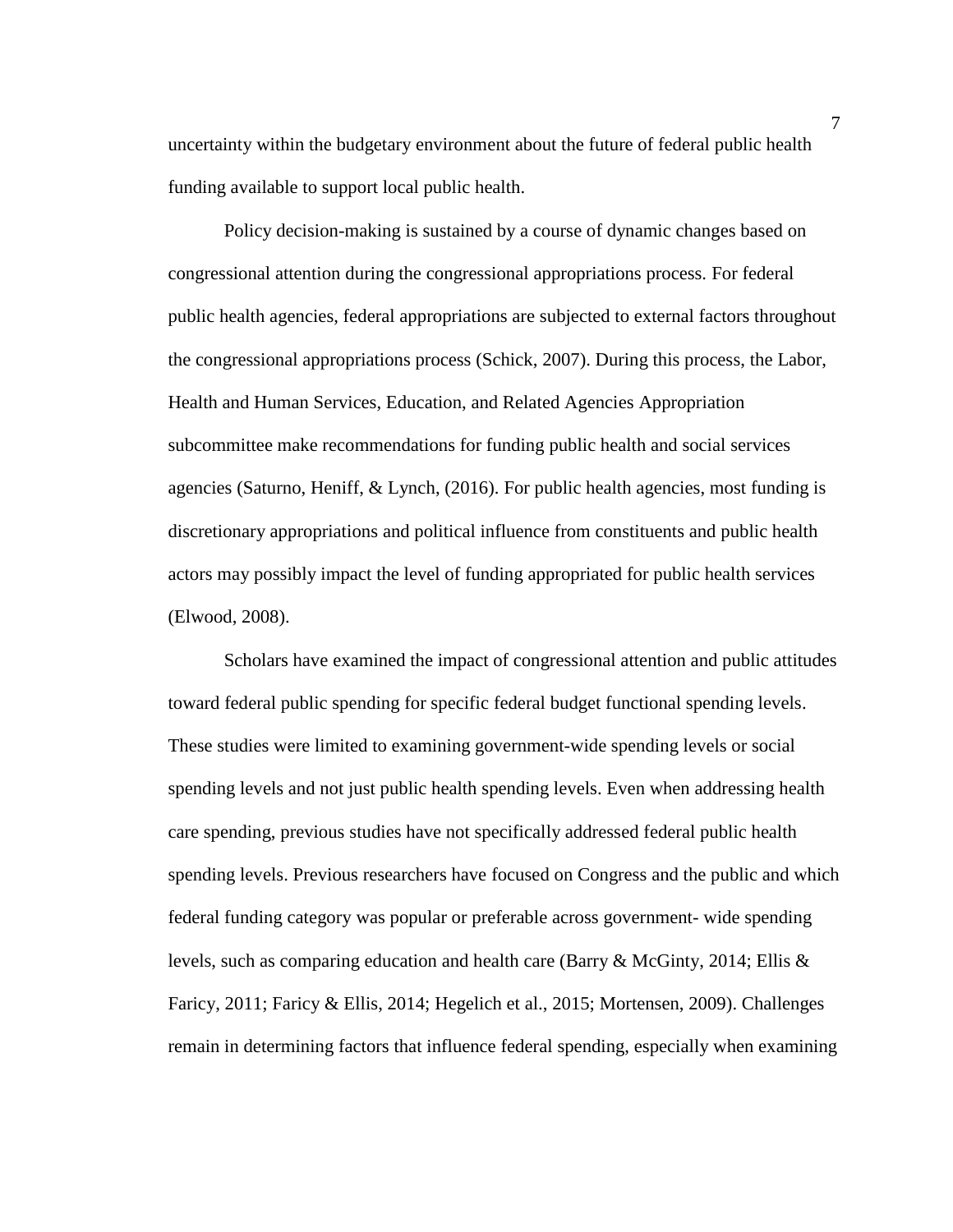uncertainty within the budgetary environment about the future of federal public health funding available to support local public health.

Policy decision-making is sustained by a course of dynamic changes based on congressional attention during the congressional appropriations process. For federal public health agencies, federal appropriations are subjected to external factors throughout the congressional appropriations process (Schick, 2007). During this process, the Labor, Health and Human Services, Education, and Related Agencies Appropriation subcommittee make recommendations for funding public health and social services agencies (Saturno, Heniff, & Lynch, (2016). For public health agencies, most funding is discretionary appropriations and political influence from constituents and public health actors may possibly impact the level of funding appropriated for public health services (Elwood, 2008).

Scholars have examined the impact of congressional attention and public attitudes toward federal public spending for specific federal budget functional spending levels. These studies were limited to examining government-wide spending levels or social spending levels and not just public health spending levels. Even when addressing health care spending, previous studies have not specifically addressed federal public health spending levels. Previous researchers have focused on Congress and the public and which federal funding category was popular or preferable across government- wide spending levels, such as comparing education and health care (Barry & McGinty, 2014; Ellis & Faricy, 2011; Faricy & Ellis, 2014; Hegelich et al., 2015; Mortensen, 2009). Challenges remain in determining factors that influence federal spending, especially when examining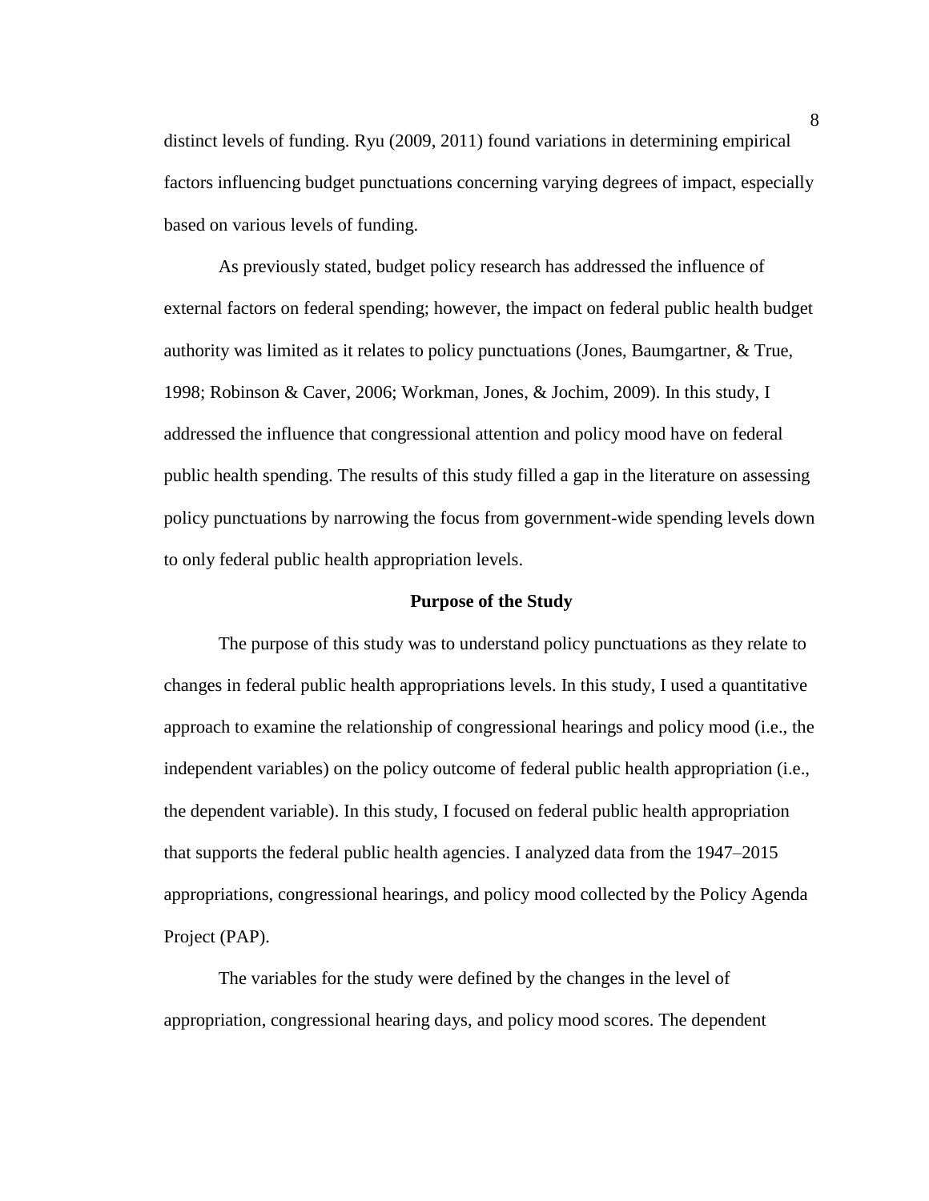distinct levels of funding. Ryu (2009, 2011) found variations in determining empirical factors influencing budget punctuations concerning varying degrees of impact, especially based on various levels of funding.

As previously stated, budget policy research has addressed the influence of external factors on federal spending; however, the impact on federal public health budget authority was limited as it relates to policy punctuations (Jones, Baumgartner, & True, 1998; Robinson & Caver, 2006; Workman, Jones, & Jochim, 2009). In this study, I addressed the influence that congressional attention and policy mood have on federal public health spending. The results of this study filled a gap in the literature on assessing policy punctuations by narrowing the focus from government-wide spending levels down to only federal public health appropriation levels.

## Purpose of the Study

The purpose of this study was to understand policy punctuations as they relate to changes in federal public health appropriations levels. In this study, I used a quantitative approach to examine the relationship of congressional hearings and policy mood (i.e., the independent variables) on the policy outcome of federal public health appropriation (i.e., the dependent variable). In this study, I focused on federal public health appropriation that supports the federal public health agencies. I analyzed data from the 1947–2015 appropriations, congressional hearings, and policy mood collected by the Policy Agenda Project (PAP).

The variables for the study were defined by the changes in the level of appropriation, congressional hearing days, and policy mood scores. The dependent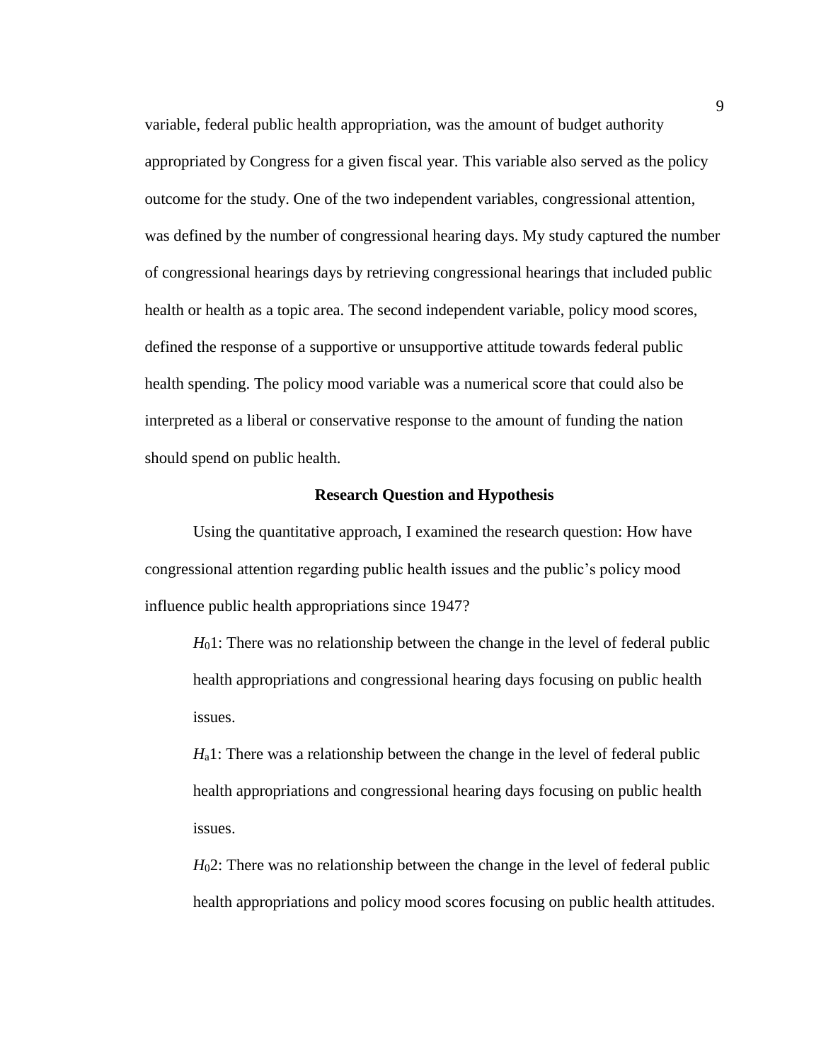variable, federal public health appropriation, was the amount of budget authority appropriated by Congress for a given fiscal year. This variable also served as the policy outcome for the study. One of the two independent variables, congressional attention, was defined by the number of congressional hearing days. My study captured the number of congressional hearings days by retrieving congressional hearings that included public health or health as a topic area. The second independent variable, policy mood scores, defined the response of a supportive or unsupportive attitude towards federal public health spending. The policy mood variable was a numerical score that could also be interpreted as a liberal or conservative response to the amount of funding the nation should spend on public health.

## Research Question and Hypothesis

Using the quantitative approach, I examined the research question: How have congressional attention regarding public health issues and the public's policy mood influence public health appropriations since 1947?

$H_0$1: There was no relationship between the change in the level of federal public health appropriations and congressional hearing days focusing on public health issues.

$H_a$1: There was a relationship between the change in the level of federal public health appropriations and congressional hearing days focusing on public health issues.

$H_0$2: There was no relationship between the change in the level of federal public health appropriations and policy mood scores focusing on public health attitudes.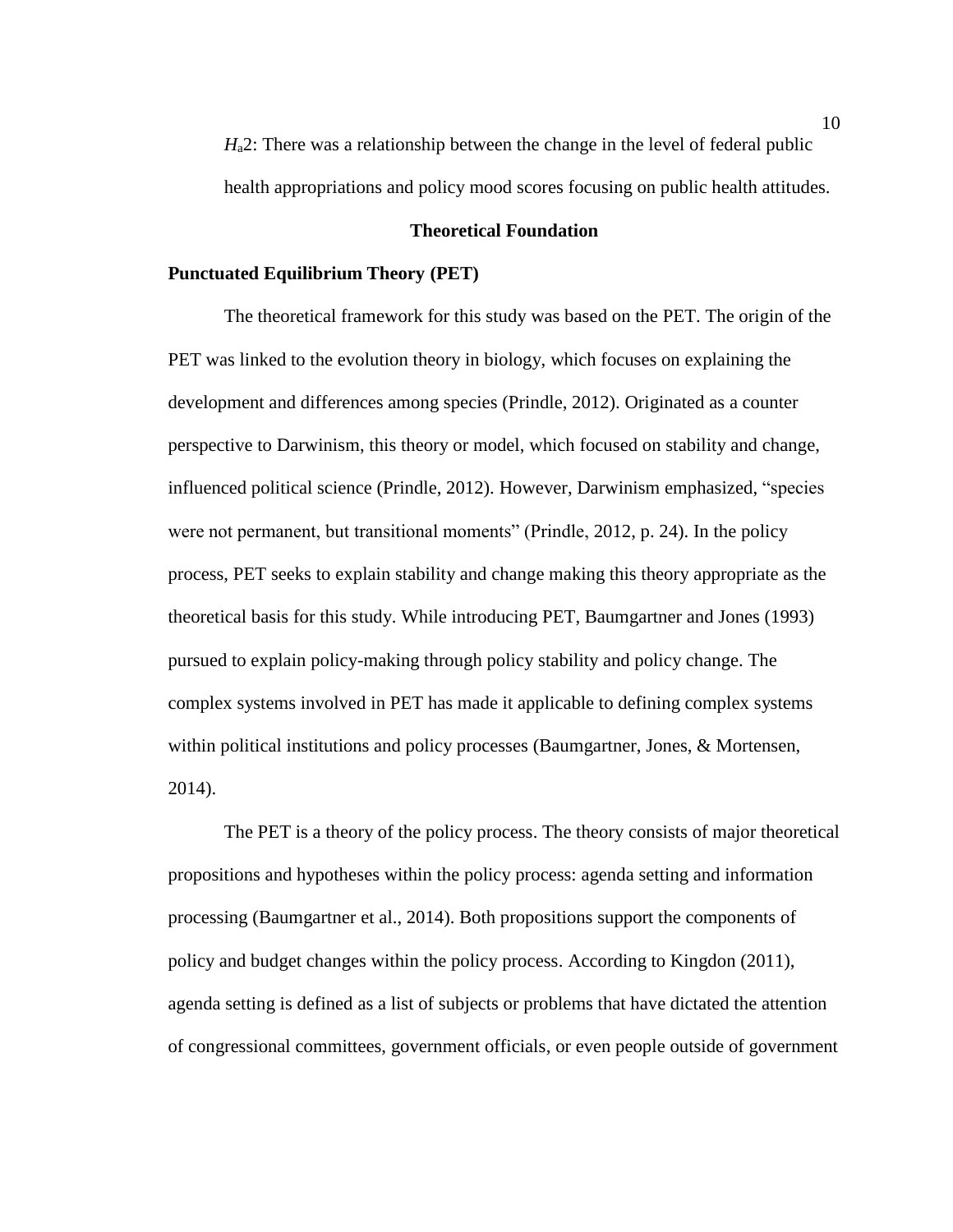$H_a2$: There was a relationship between the change in the level of federal public health appropriations and policy mood scores focusing on public health attitudes.

## Theoretical Foundation

### Punctuated Equilibrium Theory (PET)

The theoretical framework for this study was based on the PET. The origin of the PET was linked to the evolution theory in biology, which focuses on explaining the development and differences among species (Prindle, 2012). Originated as a counter perspective to Darwinism, this theory or model, which focused on stability and change, influenced political science (Prindle, 2012). However, Darwinism emphasized, "species were not permanent, but transitional moments" (Prindle, 2012, p. 24). In the policy process, PET seeks to explain stability and change making this theory appropriate as the theoretical basis for this study. While introducing PET, Baumgartner and Jones (1993) pursued to explain policy-making through policy stability and policy change. The complex systems involved in PET has made it applicable to defining complex systems within political institutions and policy processes (Baumgartner, Jones, & Mortensen, 2014).

The PET is a theory of the policy process. The theory consists of major theoretical propositions and hypotheses within the policy process: agenda setting and information processing (Baumgartner et al., 2014). Both propositions support the components of policy and budget changes within the policy process. According to Kingdon (2011), agenda setting is defined as a list of subjects or problems that have dictated the attention of congressional committees, government officials, or even people outside of government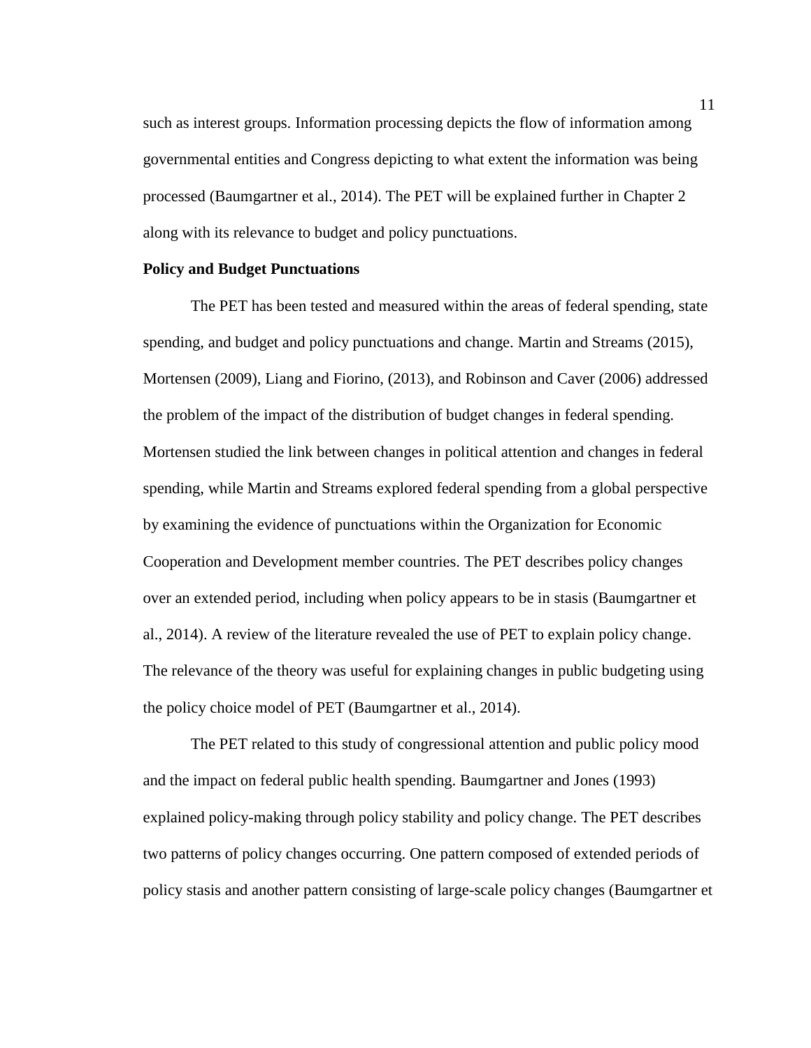such as interest groups. Information processing depicts the flow of information among governmental entities and Congress depicting to what extent the information was being processed (Baumgartner et al., 2014). The PET will be explained further in Chapter 2 along with its relevance to budget and policy punctuations.

**Policy and Budget Punctuations**

The PET has been tested and measured within the areas of federal spending, state spending, and budget and policy punctuations and change. Martin and Streams (2015), Mortensen (2009), Liang and Fiorino, (2013), and Robinson and Caver (2006) addressed the problem of the impact of the distribution of budget changes in federal spending. Mortensen studied the link between changes in political attention and changes in federal spending, while Martin and Streams explored federal spending from a global perspective by examining the evidence of punctuations within the Organization for Economic Cooperation and Development member countries. The PET describes policy changes over an extended period, including when policy appears to be in stasis (Baumgartner et al., 2014). A review of the literature revealed the use of PET to explain policy change. The relevance of the theory was useful for explaining changes in public budgeting using the policy choice model of PET (Baumgartner et al., 2014).

The PET related to this study of congressional attention and public policy mood and the impact on federal public health spending. Baumgartner and Jones (1993) explained policy-making through policy stability and policy change. The PET describes two patterns of policy changes occurring. One pattern composed of extended periods of policy stasis and another pattern consisting of large-scale policy changes (Baumgartner et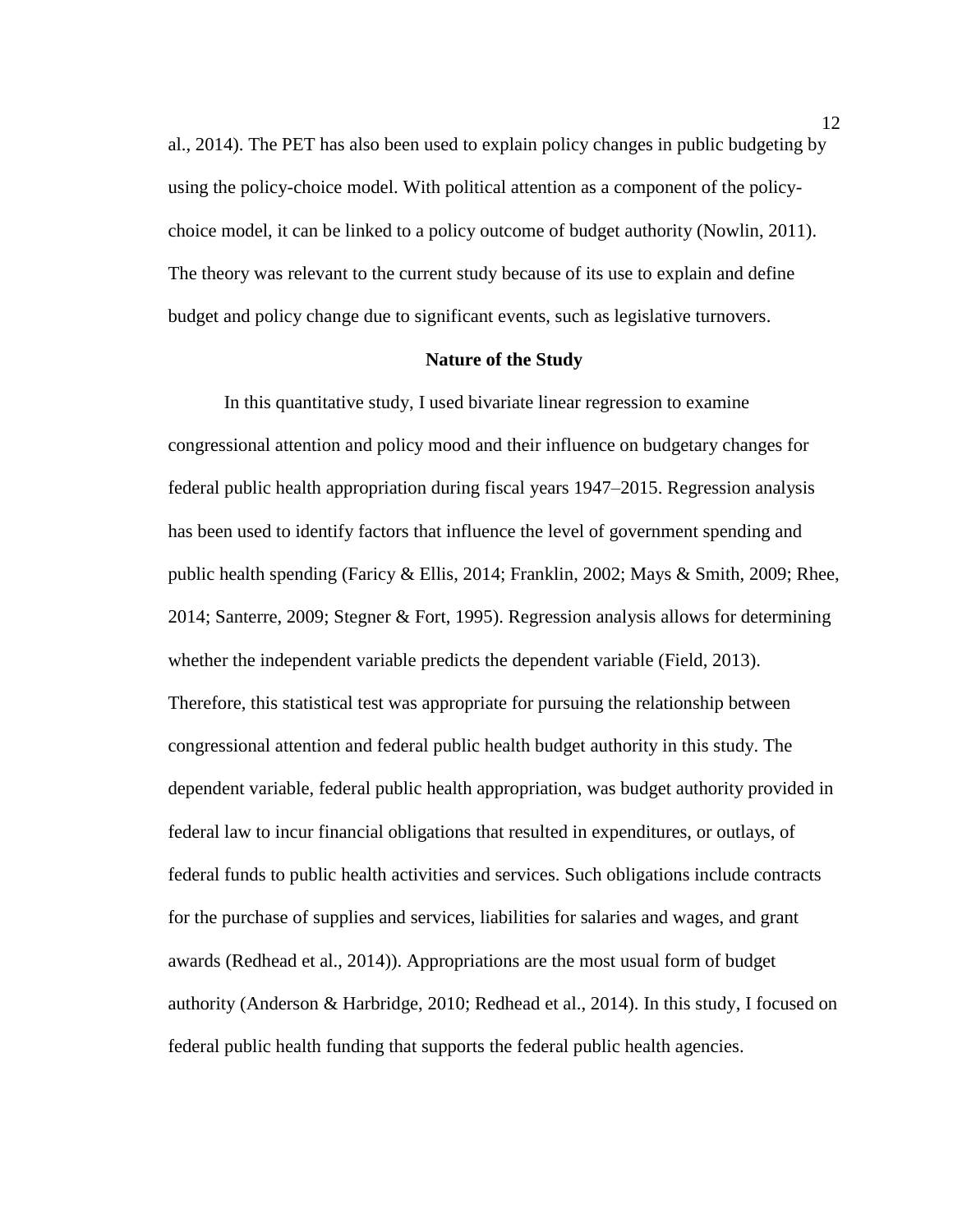al., 2014). The PET has also been used to explain policy changes in public budgeting by using the policy-choice model. With political attention as a component of the policy-choice model, it can be linked to a policy outcome of budget authority (Nowlin, 2011). The theory was relevant to the current study because of its use to explain and define budget and policy change due to significant events, such as legislative turnovers.

## Nature of the Study

In this quantitative study, I used bivariate linear regression to examine congressional attention and policy mood and their influence on budgetary changes for federal public health appropriation during fiscal years 1947–2015. Regression analysis has been used to identify factors that influence the level of government spending and public health spending (Faricy & Ellis, 2014; Franklin, 2002; Mays & Smith, 2009; Rhee, 2014; Santerre, 2009; Stegner & Fort, 1995). Regression analysis allows for determining whether the independent variable predicts the dependent variable (Field, 2013). Therefore, this statistical test was appropriate for pursuing the relationship between congressional attention and federal public health budget authority in this study. The dependent variable, federal public health appropriation, was budget authority provided in federal law to incur financial obligations that resulted in expenditures, or outlays, of federal funds to public health activities and services. Such obligations include contracts for the purchase of supplies and services, liabilities for salaries and wages, and grant awards (Redhead et al., 2014)). Appropriations are the most usual form of budget authority (Anderson & Harbridge, 2010; Redhead et al., 2014). In this study, I focused on federal public health funding that supports the federal public health agencies.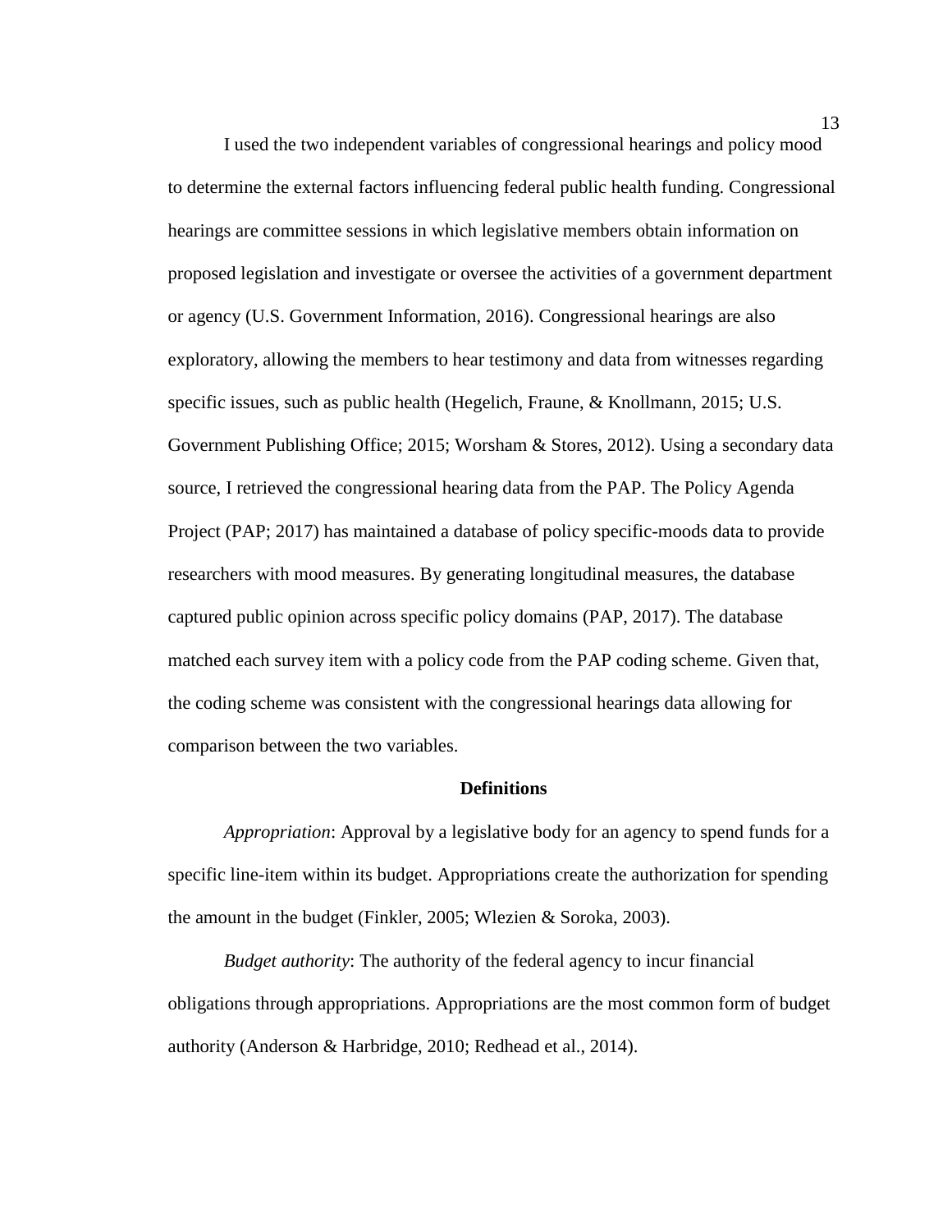I used the two independent variables of congressional hearings and policy mood to determine the external factors influencing federal public health funding. Congressional hearings are committee sessions in which legislative members obtain information on proposed legislation and investigate or oversee the activities of a government department or agency (U.S. Government Information, 2016). Congressional hearings are also exploratory, allowing the members to hear testimony and data from witnesses regarding specific issues, such as public health (Hegelich, Fraune, & Knollmann, 2015; U.S. Government Publishing Office; 2015; Worsham & Stores, 2012). Using a secondary data source, I retrieved the congressional hearing data from the PAP. The Policy Agenda Project (PAP; 2017) has maintained a database of policy specific-moods data to provide researchers with mood measures. By generating longitudinal measures, the database captured public opinion across specific policy domains (PAP, 2017). The database matched each survey item with a policy code from the PAP coding scheme. Given that, the coding scheme was consistent with the congressional hearings data allowing for comparison between the two variables.

## Definitions

*Appropriation*: Approval by a legislative body for an agency to spend funds for a specific line-item within its budget. Appropriations create the authorization for spending the amount in the budget (Finkler, 2005; Wlezien & Soroka, 2003).

*Budget authority*: The authority of the federal agency to incur financial obligations through appropriations. Appropriations are the most common form of budget authority (Anderson & Harbridge, 2010; Redhead et al., 2014).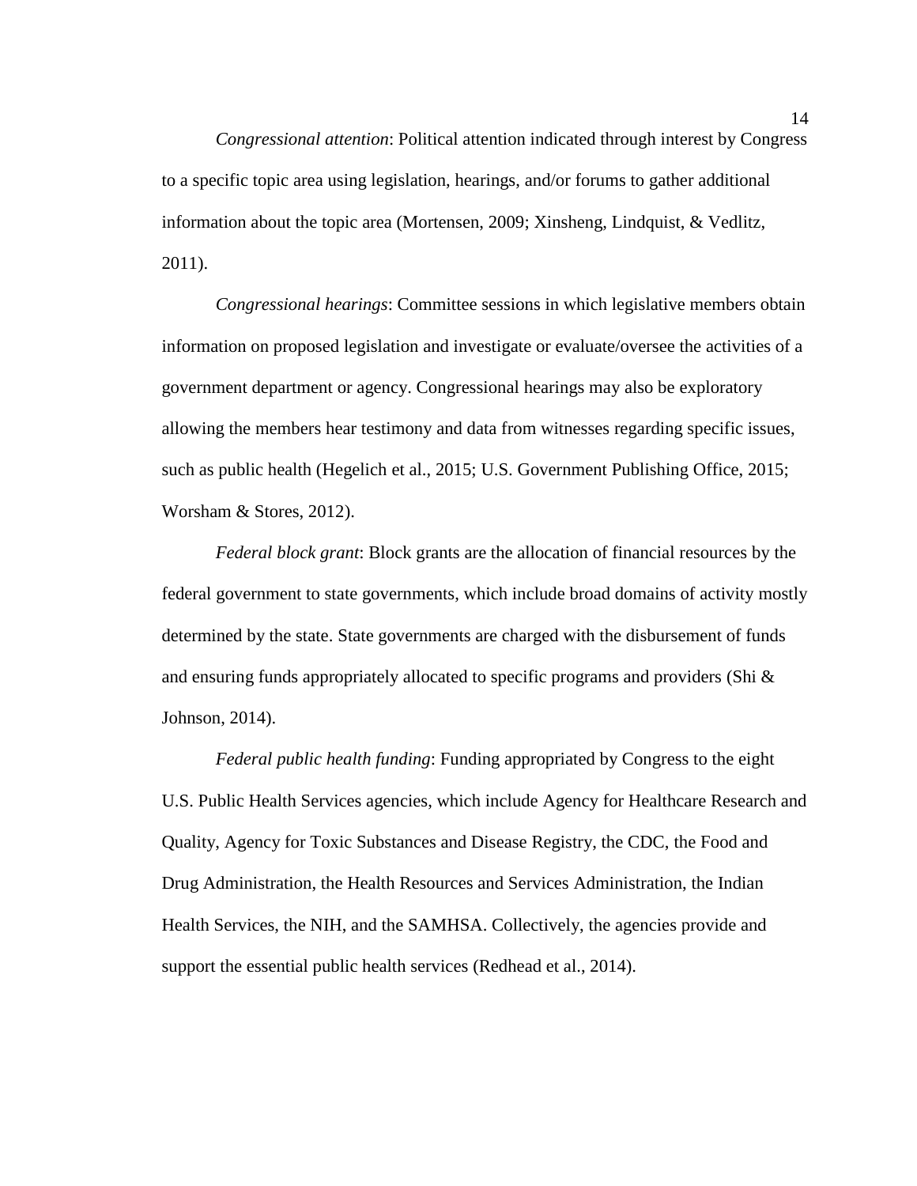*Congressional attention*: Political attention indicated through interest by Congress to a specific topic area using legislation, hearings, and/or forums to gather additional information about the topic area (Mortensen, 2009; Xinsheng, Lindquist, & Vedlitz, 2011).

*Congressional hearings*: Committee sessions in which legislative members obtain information on proposed legislation and investigate or evaluate/oversee the activities of a government department or agency. Congressional hearings may also be exploratory allowing the members hear testimony and data from witnesses regarding specific issues, such as public health (Hegelich et al., 2015; U.S. Government Publishing Office, 2015; Worsham & Stores, 2012).

*Federal block grant*: Block grants are the allocation of financial resources by the federal government to state governments, which include broad domains of activity mostly determined by the state. State governments are charged with the disbursement of funds and ensuring funds appropriately allocated to specific programs and providers (Shi & Johnson, 2014).

*Federal public health funding*: Funding appropriated by Congress to the eight U.S. Public Health Services agencies, which include Agency for Healthcare Research and Quality, Agency for Toxic Substances and Disease Registry, the CDC, the Food and Drug Administration, the Health Resources and Services Administration, the Indian Health Services, the NIH, and the SAMHSA. Collectively, the agencies provide and support the essential public health services (Redhead et al., 2014).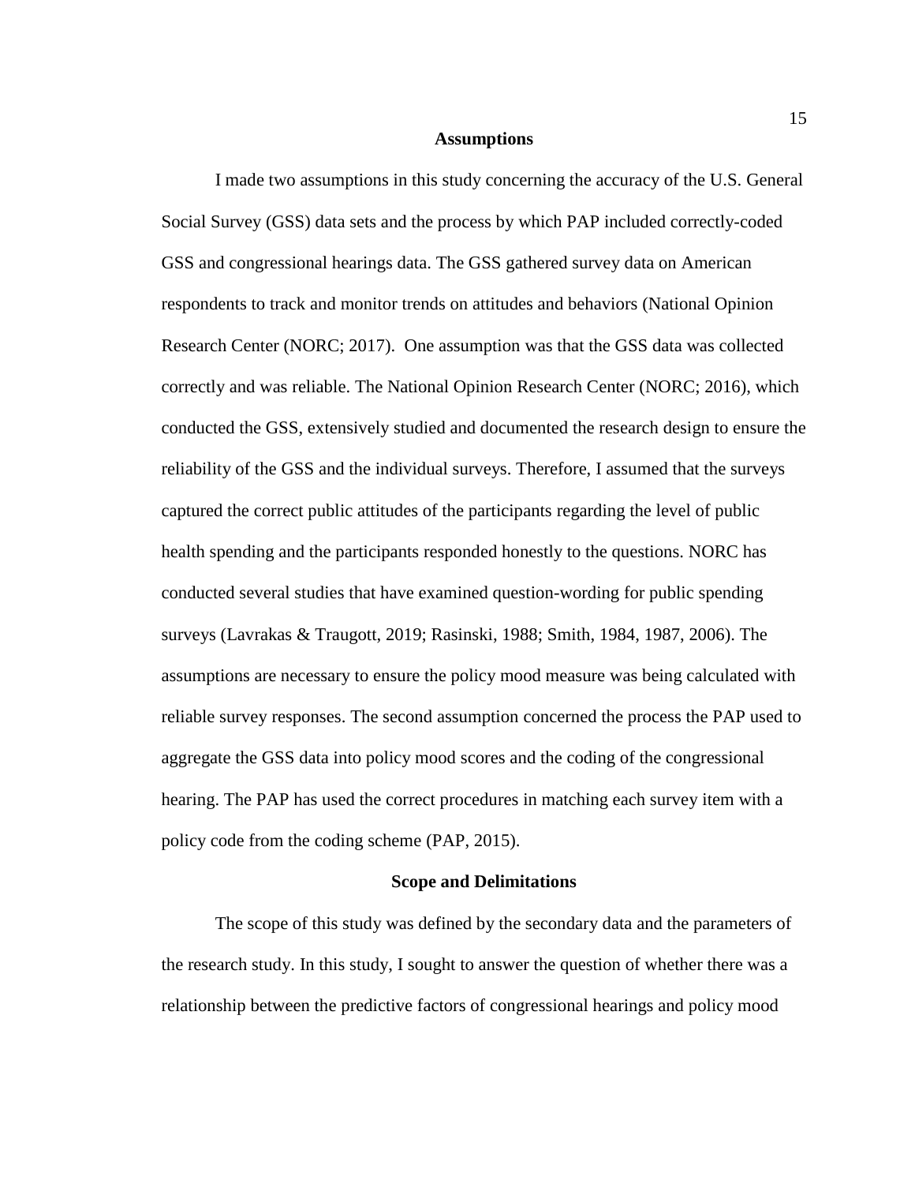## Assumptions

I made two assumptions in this study concerning the accuracy of the U.S. General Social Survey (GSS) data sets and the process by which PAP included correctly-coded GSS and congressional hearings data. The GSS gathered survey data on American respondents to track and monitor trends on attitudes and behaviors (National Opinion Research Center (NORC; 2017). One assumption was that the GSS data was collected correctly and was reliable. The National Opinion Research Center (NORC; 2016), which conducted the GSS, extensively studied and documented the research design to ensure the reliability of the GSS and the individual surveys. Therefore, I assumed that the surveys captured the correct public attitudes of the participants regarding the level of public health spending and the participants responded honestly to the questions. NORC has conducted several studies that have examined question-wording for public spending surveys (Lavrakas & Traugott, 2019; Rasinski, 1988; Smith, 1984, 1987, 2006). The assumptions are necessary to ensure the policy mood measure was being calculated with reliable survey responses. The second assumption concerned the process the PAP used to aggregate the GSS data into policy mood scores and the coding of the congressional hearing. The PAP has used the correct procedures in matching each survey item with a policy code from the coding scheme (PAP, 2015).

## Scope and Delimitations

The scope of this study was defined by the secondary data and the parameters of the research study. In this study, I sought to answer the question of whether there was a relationship between the predictive factors of congressional hearings and policy mood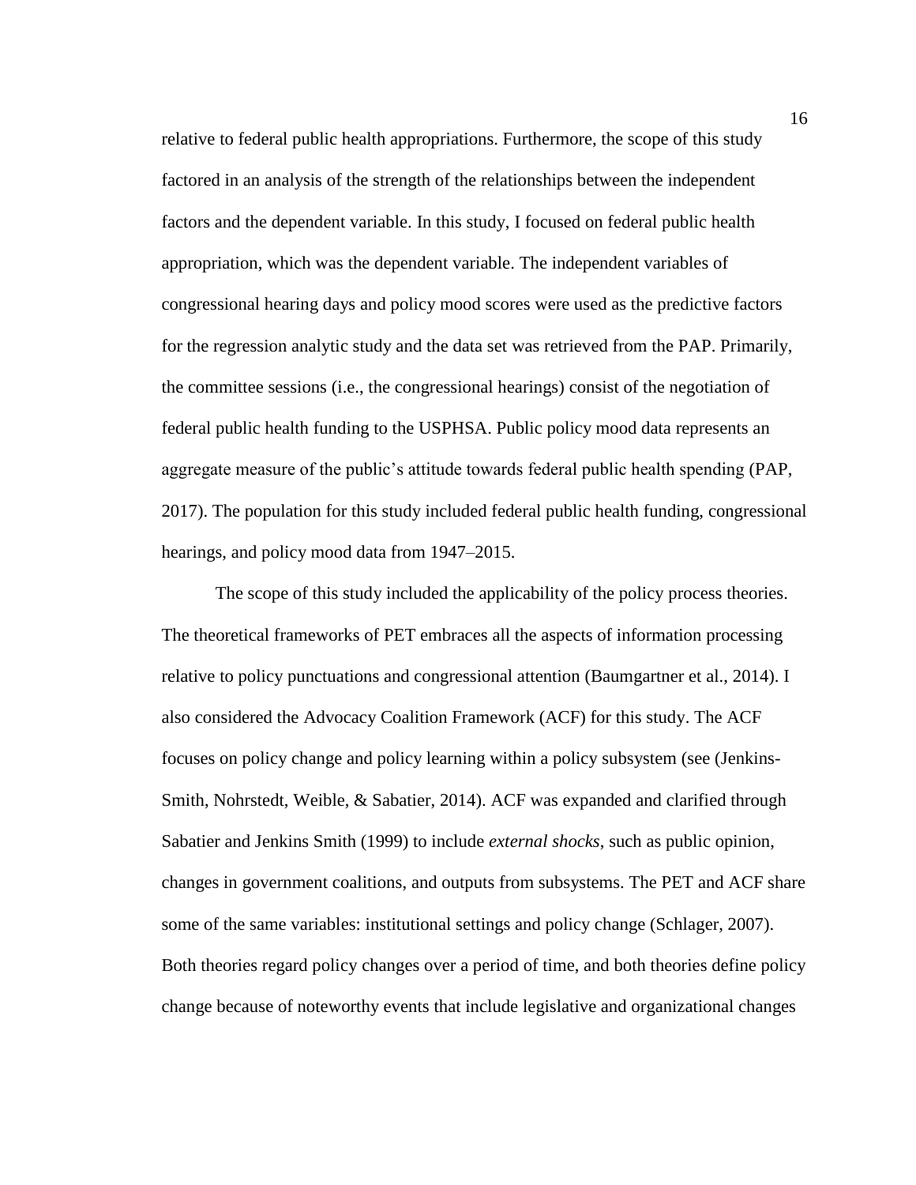relative to federal public health appropriations. Furthermore, the scope of this study factored in an analysis of the strength of the relationships between the independent factors and the dependent variable. In this study, I focused on federal public health appropriation, which was the dependent variable. The independent variables of congressional hearing days and policy mood scores were used as the predictive factors for the regression analytic study and the data set was retrieved from the PAP. Primarily, the committee sessions (i.e., the congressional hearings) consist of the negotiation of federal public health funding to the USPHSA. Public policy mood data represents an aggregate measure of the public's attitude towards federal public health spending (PAP, 2017). The population for this study included federal public health funding, congressional hearings, and policy mood data from 1947–2015.

The scope of this study included the applicability of the policy process theories. The theoretical frameworks of PET embraces all the aspects of information processing relative to policy punctuations and congressional attention (Baumgartner et al., 2014). I also considered the Advocacy Coalition Framework (ACF) for this study. The ACF focuses on policy change and policy learning within a policy subsystem (see (Jenkins-Smith, Nohrstedt, Weible, & Sabatier, 2014). ACF was expanded and clarified through Sabatier and Jenkins Smith (1999) to include *external shocks*, such as public opinion, changes in government coalitions, and outputs from subsystems. The PET and ACF share some of the same variables: institutional settings and policy change (Schlager, 2007). Both theories regard policy changes over a period of time, and both theories define policy change because of noteworthy events that include legislative and organizational changes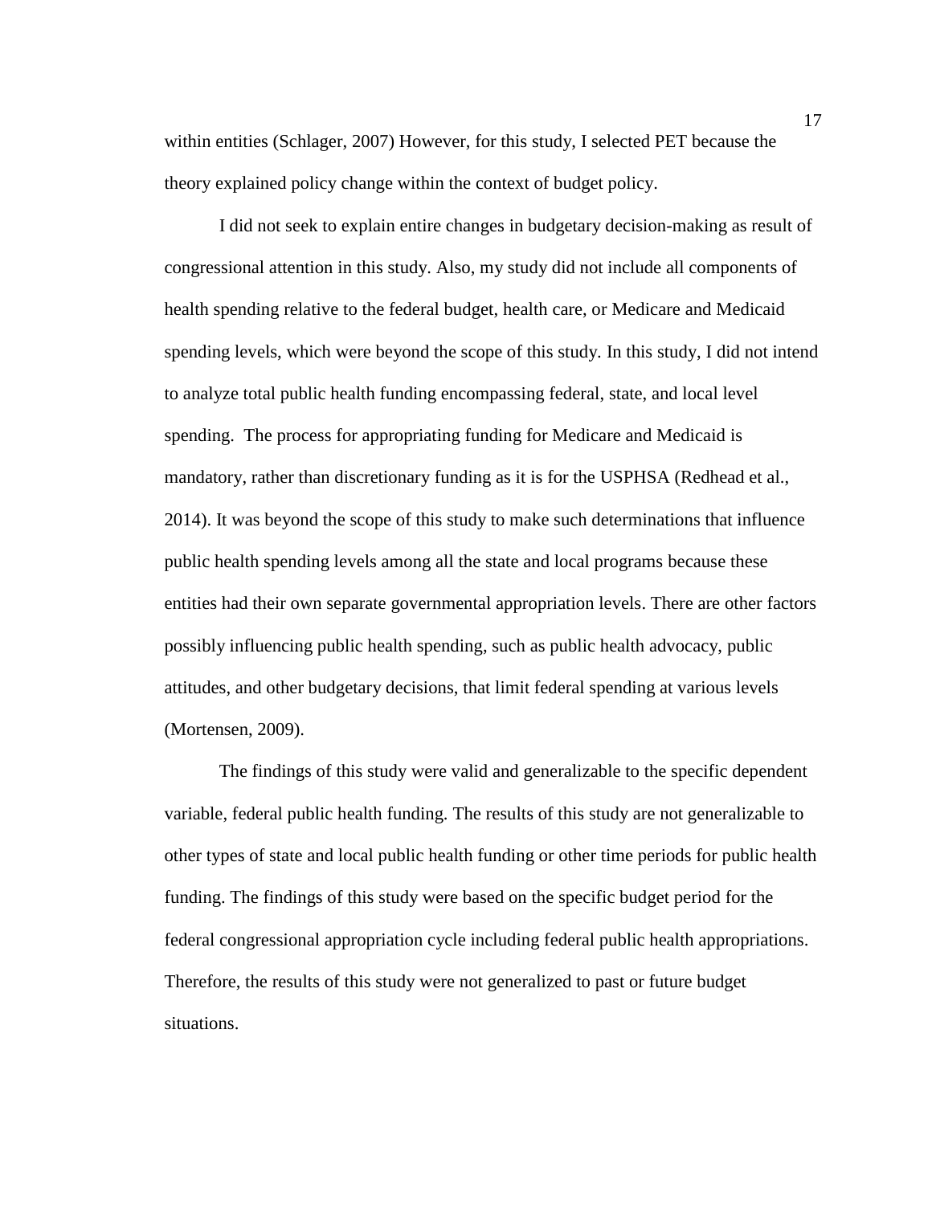within entities (Schlager, 2007) However, for this study, I selected PET because the theory explained policy change within the context of budget policy.

I did not seek to explain entire changes in budgetary decision-making as result of congressional attention in this study. Also, my study did not include all components of health spending relative to the federal budget, health care, or Medicare and Medicaid spending levels, which were beyond the scope of this study. In this study, I did not intend to analyze total public health funding encompassing federal, state, and local level spending. The process for appropriating funding for Medicare and Medicaid is mandatory, rather than discretionary funding as it is for the USPHSA (Redhead et al., 2014). It was beyond the scope of this study to make such determinations that influence public health spending levels among all the state and local programs because these entities had their own separate governmental appropriation levels. There are other factors possibly influencing public health spending, such as public health advocacy, public attitudes, and other budgetary decisions, that limit federal spending at various levels (Mortensen, 2009).

The findings of this study were valid and generalizable to the specific dependent variable, federal public health funding. The results of this study are not generalizable to other types of state and local public health funding or other time periods for public health funding. The findings of this study were based on the specific budget period for the federal congressional appropriation cycle including federal public health appropriations. Therefore, the results of this study were not generalized to past or future budget situations.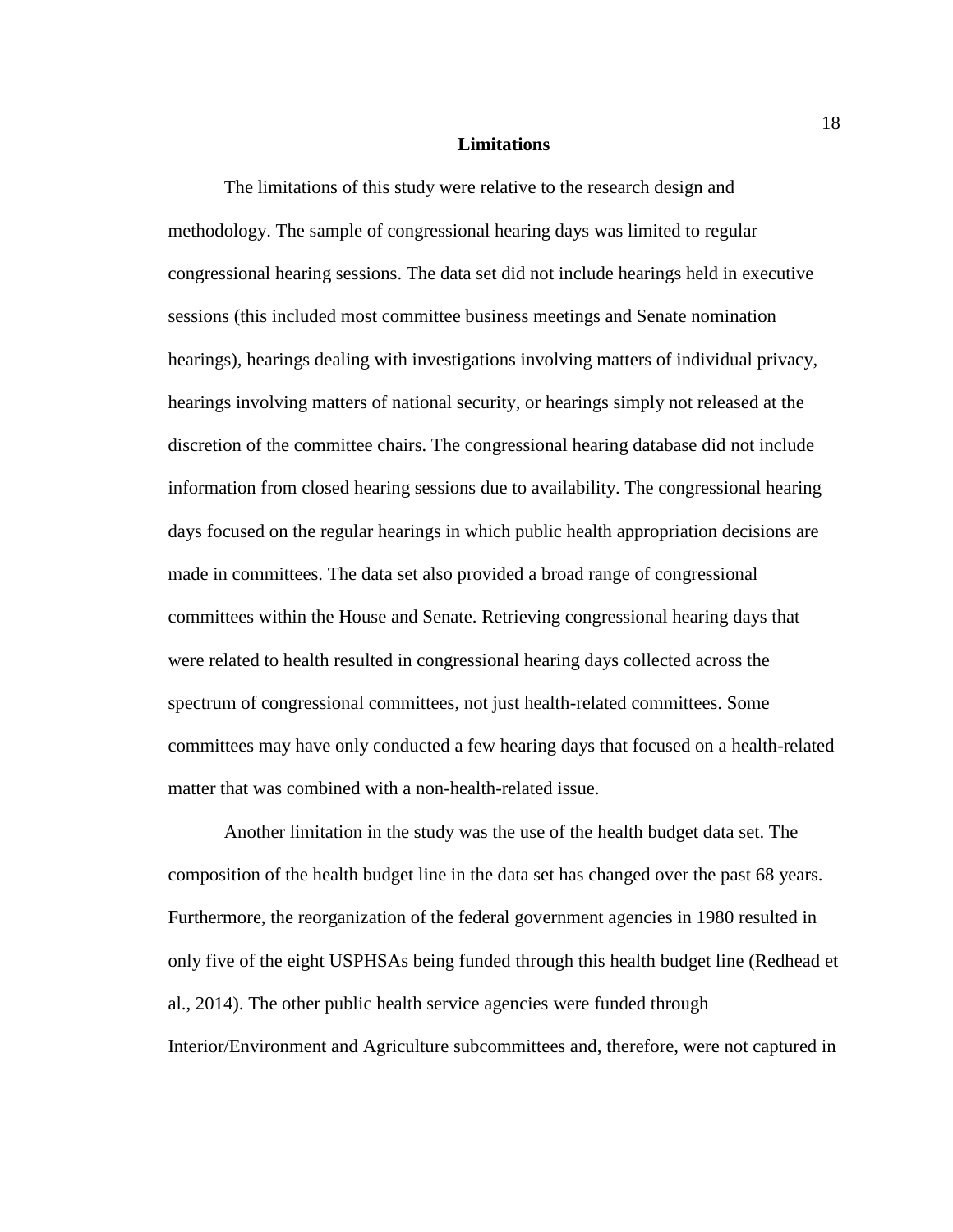## Limitations

The limitations of this study were relative to the research design and methodology. The sample of congressional hearing days was limited to regular congressional hearing sessions. The data set did not include hearings held in executive sessions (this included most committee business meetings and Senate nomination hearings), hearings dealing with investigations involving matters of individual privacy, hearings involving matters of national security, or hearings simply not released at the discretion of the committee chairs. The congressional hearing database did not include information from closed hearing sessions due to availability. The congressional hearing days focused on the regular hearings in which public health appropriation decisions are made in committees. The data set also provided a broad range of congressional committees within the House and Senate. Retrieving congressional hearing days that were related to health resulted in congressional hearing days collected across the spectrum of congressional committees, not just health-related committees. Some committees may have only conducted a few hearing days that focused on a health-related matter that was combined with a non-health-related issue.

Another limitation in the study was the use of the health budget data set. The composition of the health budget line in the data set has changed over the past 68 years. Furthermore, the reorganization of the federal government agencies in 1980 resulted in only five of the eight USPHSAs being funded through this health budget line (Redhead et al., 2014). The other public health service agencies were funded through Interior/Environment and Agriculture subcommittees and, therefore, were not captured in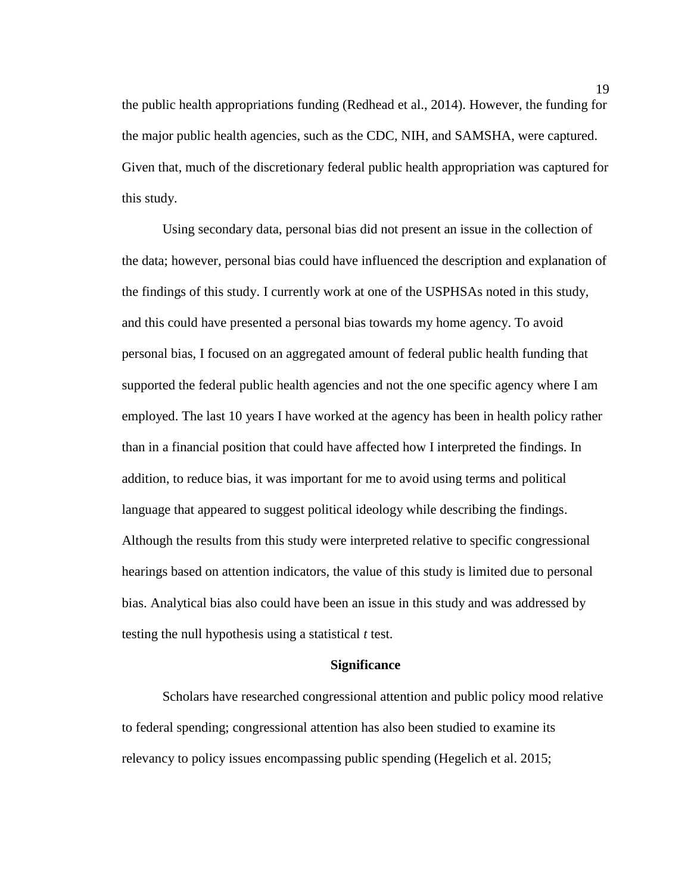the public health appropriations funding (Redhead et al., 2014). However, the funding for the major public health agencies, such as the CDC, NIH, and SAMSHA, were captured. Given that, much of the discretionary federal public health appropriation was captured for this study.

Using secondary data, personal bias did not present an issue in the collection of the data; however, personal bias could have influenced the description and explanation of the findings of this study. I currently work at one of the USPHSAs noted in this study, and this could have presented a personal bias towards my home agency. To avoid personal bias, I focused on an aggregated amount of federal public health funding that supported the federal public health agencies and not the one specific agency where I am employed. The last 10 years I have worked at the agency has been in health policy rather than in a financial position that could have affected how I interpreted the findings. In addition, to reduce bias, it was important for me to avoid using terms and political language that appeared to suggest political ideology while describing the findings. Although the results from this study were interpreted relative to specific congressional hearings based on attention indicators, the value of this study is limited due to personal bias. Analytical bias also could have been an issue in this study and was addressed by testing the null hypothesis using a statistical *t* test.

## Significance

Scholars have researched congressional attention and public policy mood relative to federal spending; congressional attention has also been studied to examine its relevancy to policy issues encompassing public spending (Hegelich et al. 2015;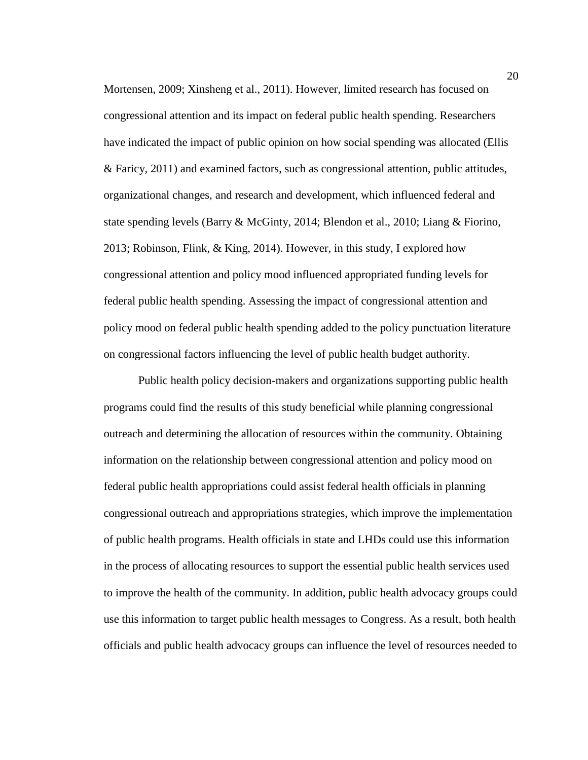Mortensen, 2009; Xinsheng et al., 2011). However, limited research has focused on congressional attention and its impact on federal public health spending. Researchers have indicated the impact of public opinion on how social spending was allocated (Ellis & Faricy, 2011) and examined factors, such as congressional attention, public attitudes, organizational changes, and research and development, which influenced federal and state spending levels (Barry & McGinty, 2014; Blendon et al., 2010; Liang & Fiorino, 2013; Robinson, Flink, & King, 2014). However, in this study, I explored how congressional attention and policy mood influenced appropriated funding levels for federal public health spending. Assessing the impact of congressional attention and policy mood on federal public health spending added to the policy punctuation literature on congressional factors influencing the level of public health budget authority.

Public health policy decision-makers and organizations supporting public health programs could find the results of this study beneficial while planning congressional outreach and determining the allocation of resources within the community. Obtaining information on the relationship between congressional attention and policy mood on federal public health appropriations could assist federal health officials in planning congressional outreach and appropriations strategies, which improve the implementation of public health programs. Health officials in state and LHDs could use this information in the process of allocating resources to support the essential public health services used to improve the health of the community. In addition, public health advocacy groups could use this information to target public health messages to Congress. As a result, both health officials and public health advocacy groups can influence the level of resources needed to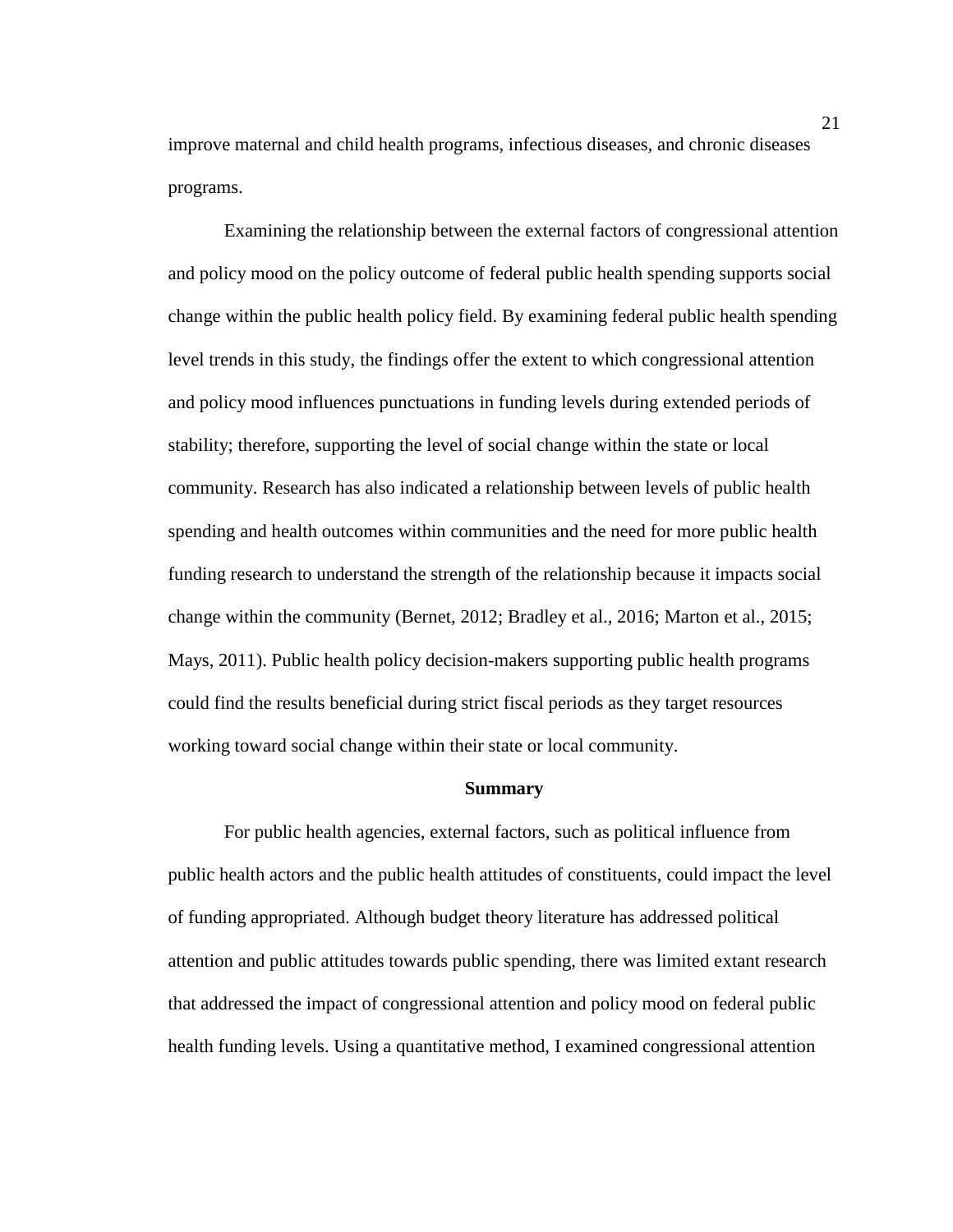improve maternal and child health programs, infectious diseases, and chronic diseases programs.

Examining the relationship between the external factors of congressional attention and policy mood on the policy outcome of federal public health spending supports social change within the public health policy field. By examining federal public health spending level trends in this study, the findings offer the extent to which congressional attention and policy mood influences punctuations in funding levels during extended periods of stability; therefore, supporting the level of social change within the state or local community. Research has also indicated a relationship between levels of public health spending and health outcomes within communities and the need for more public health funding research to understand the strength of the relationship because it impacts social change within the community (Bernet, 2012; Bradley et al., 2016; Marton et al., 2015; Mays, 2011). Public health policy decision-makers supporting public health programs could find the results beneficial during strict fiscal periods as they target resources working toward social change within their state or local community.

## Summary

For public health agencies, external factors, such as political influence from public health actors and the public health attitudes of constituents, could impact the level of funding appropriated. Although budget theory literature has addressed political attention and public attitudes towards public spending, there was limited extant research that addressed the impact of congressional attention and policy mood on federal public health funding levels. Using a quantitative method, I examined congressional attention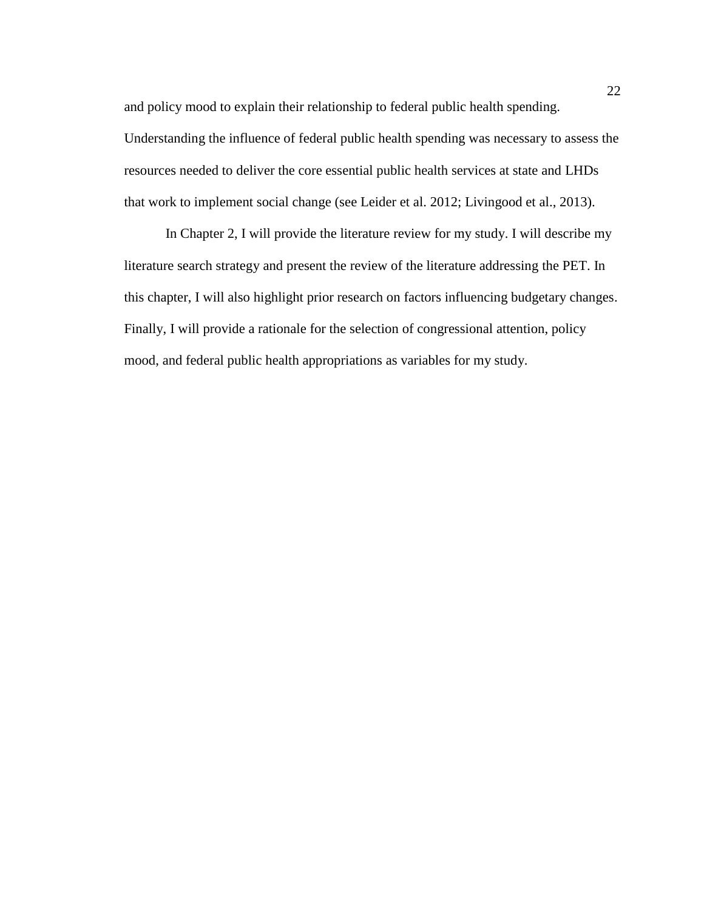and policy mood to explain their relationship to federal public health spending. Understanding the influence of federal public health spending was necessary to assess the resources needed to deliver the core essential public health services at state and LHDs that work to implement social change (see Leider et al. 2012; Livingood et al., 2013).

In Chapter 2, I will provide the literature review for my study. I will describe my literature search strategy and present the review of the literature addressing the PET. In this chapter, I will also highlight prior research on factors influencing budgetary changes. Finally, I will provide a rationale for the selection of congressional attention, policy mood, and federal public health appropriations as variables for my study.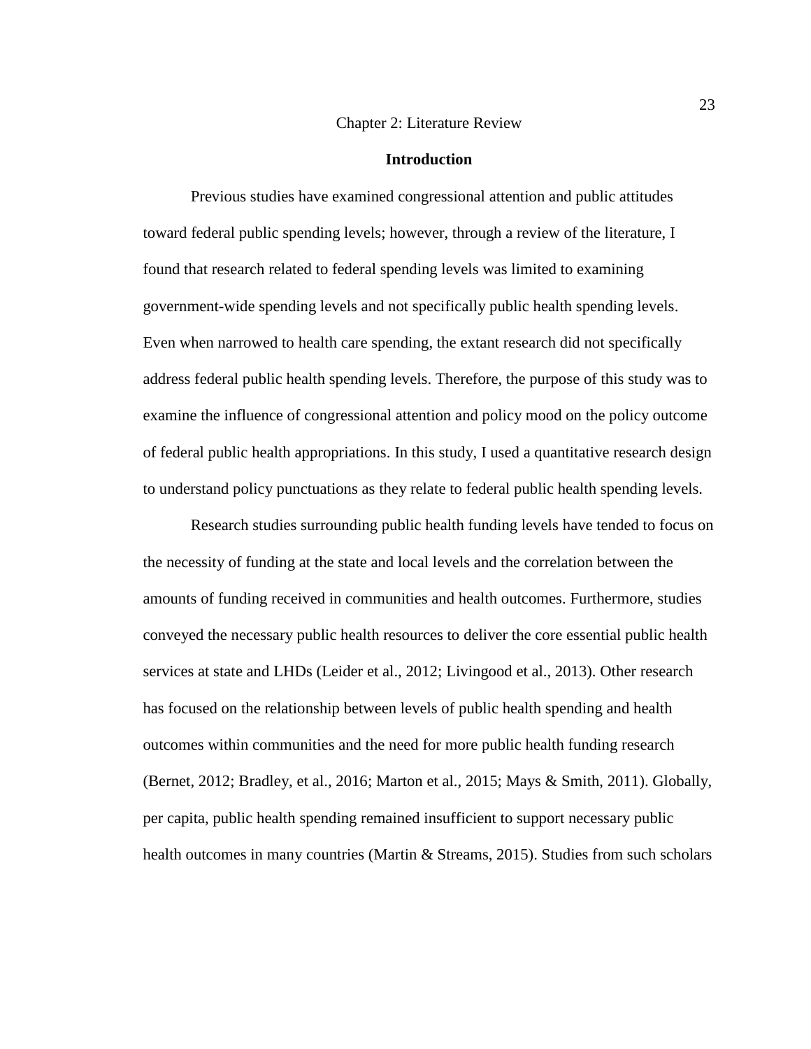# Chapter 2: Literature Review

## Introduction

Previous studies have examined congressional attention and public attitudes toward federal public spending levels; however, through a review of the literature, I found that research related to federal spending levels was limited to examining government-wide spending levels and not specifically public health spending levels. Even when narrowed to health care spending, the extant research did not specifically address federal public health spending levels. Therefore, the purpose of this study was to examine the influence of congressional attention and policy mood on the policy outcome of federal public health appropriations. In this study, I used a quantitative research design to understand policy punctuations as they relate to federal public health spending levels.

Research studies surrounding public health funding levels have tended to focus on the necessity of funding at the state and local levels and the correlation between the amounts of funding received in communities and health outcomes. Furthermore, studies conveyed the necessary public health resources to deliver the core essential public health services at state and LHDs (Leider et al., 2012; Livingood et al., 2013). Other research has focused on the relationship between levels of public health spending and health outcomes within communities and the need for more public health funding research (Bernet, 2012; Bradley, et al., 2016; Marton et al., 2015; Mays & Smith, 2011). Globally, per capita, public health spending remained insufficient to support necessary public health outcomes in many countries (Martin & Streams, 2015). Studies from such scholars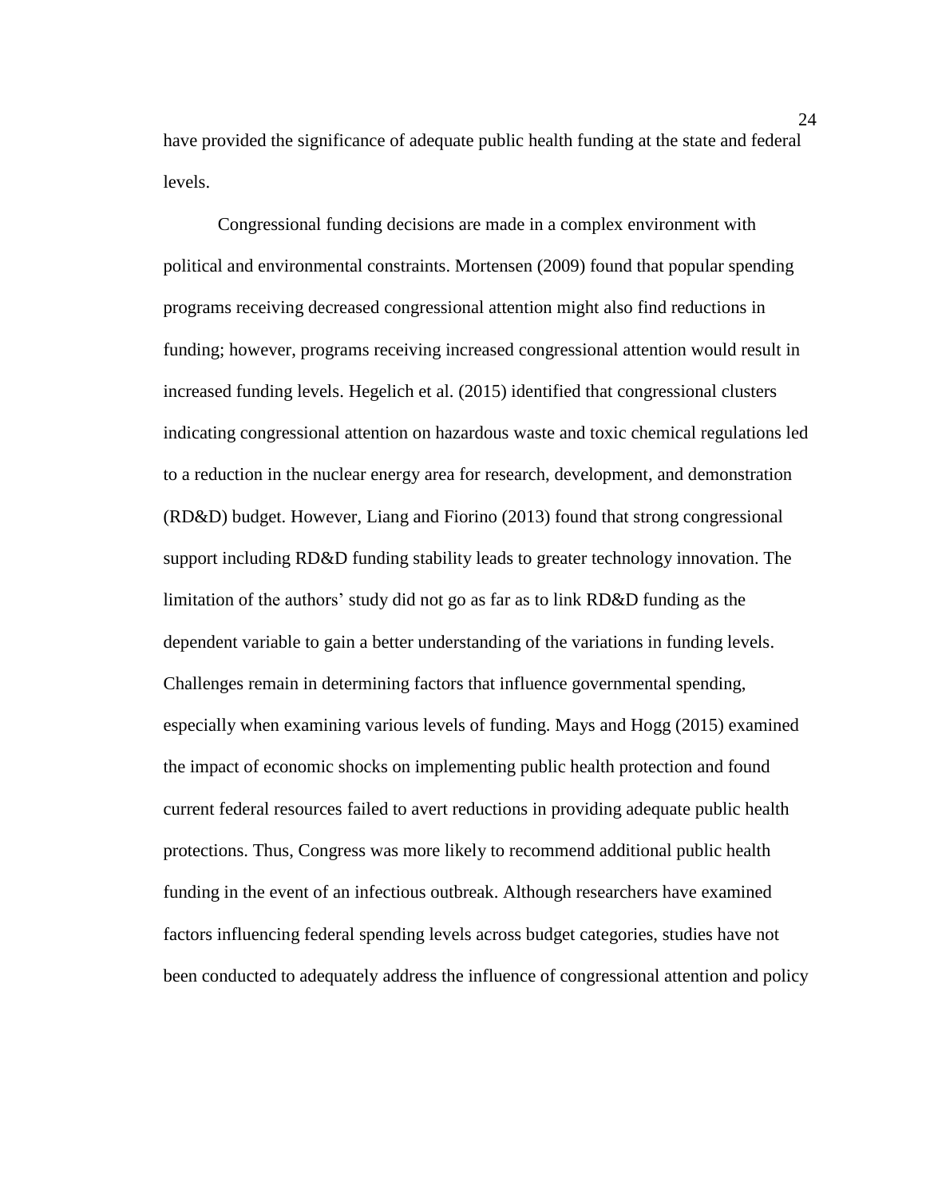have provided the significance of adequate public health funding at the state and federal levels.

Congressional funding decisions are made in a complex environment with political and environmental constraints. Mortensen (2009) found that popular spending programs receiving decreased congressional attention might also find reductions in funding; however, programs receiving increased congressional attention would result in increased funding levels. Hegelich et al. (2015) identified that congressional clusters indicating congressional attention on hazardous waste and toxic chemical regulations led to a reduction in the nuclear energy area for research, development, and demonstration (RD&D) budget. However, Liang and Fiorino (2013) found that strong congressional support including RD&D funding stability leads to greater technology innovation. The limitation of the authors' study did not go as far as to link RD&D funding as the dependent variable to gain a better understanding of the variations in funding levels. Challenges remain in determining factors that influence governmental spending, especially when examining various levels of funding. Mays and Hogg (2015) examined the impact of economic shocks on implementing public health protection and found current federal resources failed to avert reductions in providing adequate public health protections. Thus, Congress was more likely to recommend additional public health funding in the event of an infectious outbreak. Although researchers have examined factors influencing federal spending levels across budget categories, studies have not been conducted to adequately address the influence of congressional attention and policy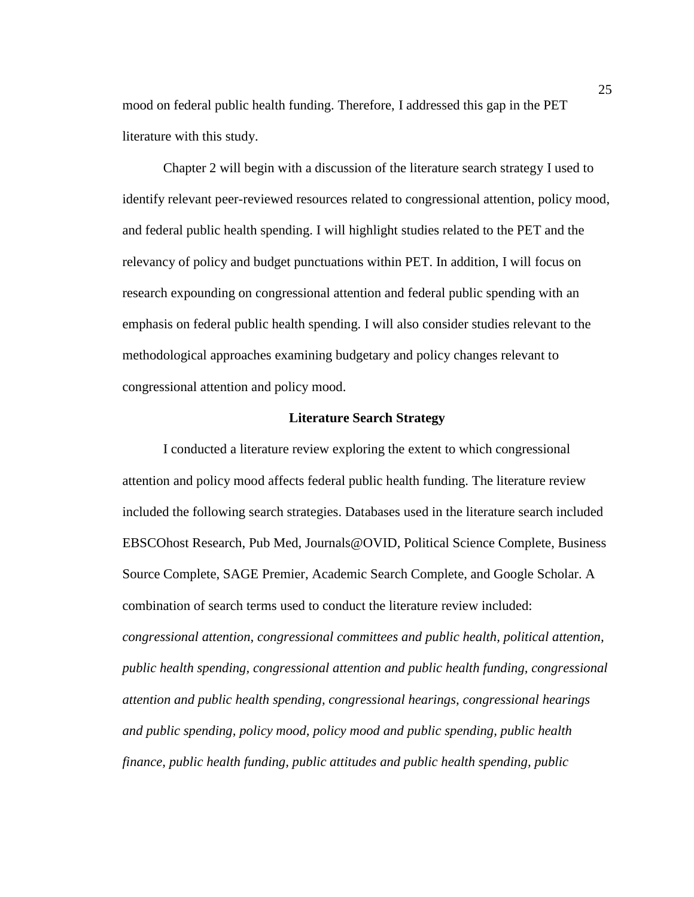mood on federal public health funding. Therefore, I addressed this gap in the PET literature with this study.

Chapter 2 will begin with a discussion of the literature search strategy I used to identify relevant peer-reviewed resources related to congressional attention, policy mood, and federal public health spending. I will highlight studies related to the PET and the relevancy of policy and budget punctuations within PET. In addition, I will focus on research expounding on congressional attention and federal public spending with an emphasis on federal public health spending. I will also consider studies relevant to the methodological approaches examining budgetary and policy changes relevant to congressional attention and policy mood.

## Literature Search Strategy

I conducted a literature review exploring the extent to which congressional attention and policy mood affects federal public health funding. The literature review included the following search strategies. Databases used in the literature search included EBSCOhost Research, Pub Med, Journals@OVID, Political Science Complete, Business Source Complete, SAGE Premier, Academic Search Complete, and Google Scholar. A combination of search terms used to conduct the literature review included: *congressional attention, congressional committees and public health, political attention, public health spending, congressional attention and public health funding, congressional attention and public health spending, congressional hearings, congressional hearings and public spending, policy mood, policy mood and public spending, public health finance, public health funding, public attitudes and public health spending, public*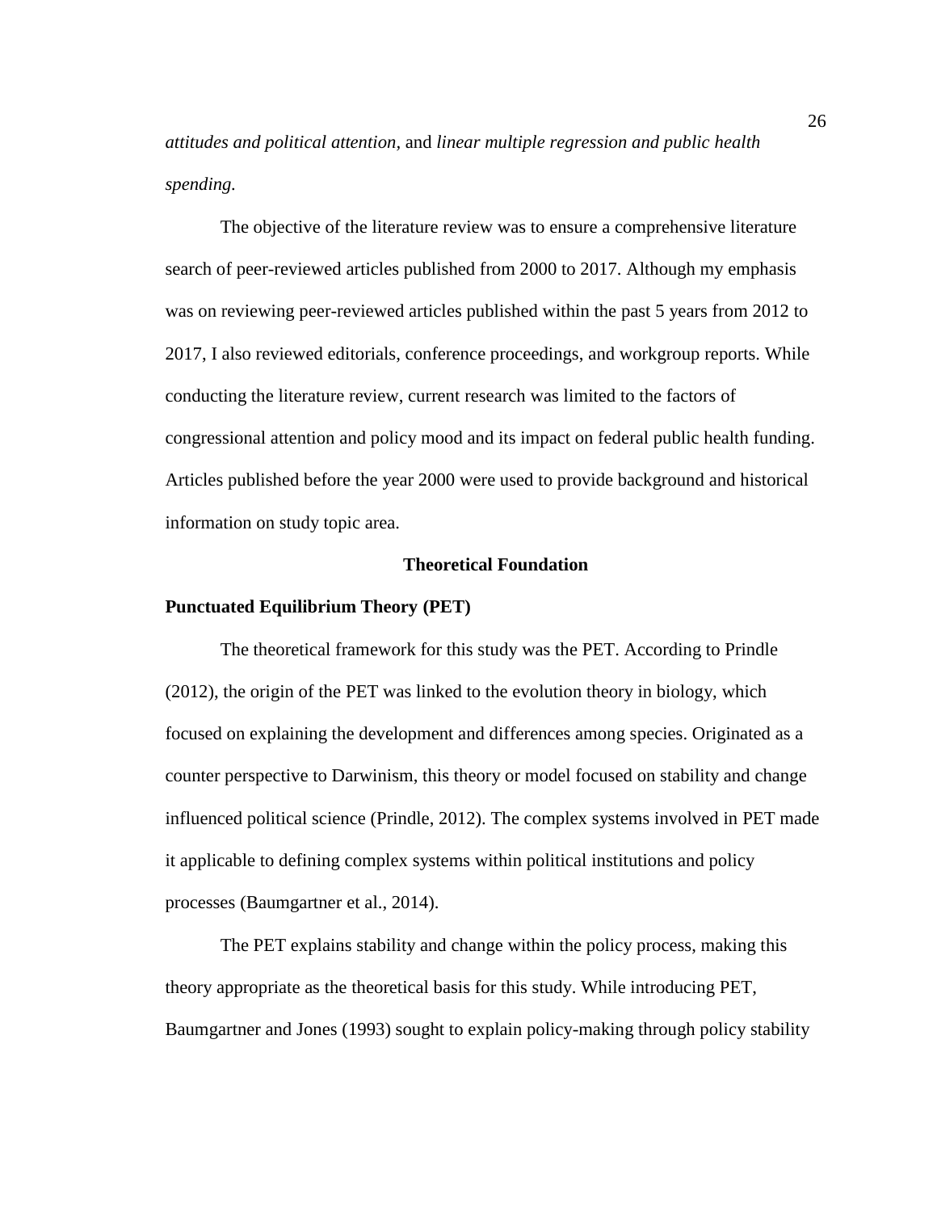*attitudes and political attention,* and *linear multiple regression and public health spending.*

The objective of the literature review was to ensure a comprehensive literature search of peer-reviewed articles published from 2000 to 2017. Although my emphasis was on reviewing peer-reviewed articles published within the past 5 years from 2012 to 2017, I also reviewed editorials, conference proceedings, and workgroup reports. While conducting the literature review, current research was limited to the factors of congressional attention and policy mood and its impact on federal public health funding. Articles published before the year 2000 were used to provide background and historical information on study topic area.

## Theoretical Foundation

### Punctuated Equilibrium Theory (PET)

The theoretical framework for this study was the PET. According to Prindle (2012), the origin of the PET was linked to the evolution theory in biology, which focused on explaining the development and differences among species. Originated as a counter perspective to Darwinism, this theory or model focused on stability and change influenced political science (Prindle, 2012). The complex systems involved in PET made it applicable to defining complex systems within political institutions and policy processes (Baumgartner et al., 2014).

The PET explains stability and change within the policy process, making this theory appropriate as the theoretical basis for this study. While introducing PET, Baumgartner and Jones (1993) sought to explain policy-making through policy stability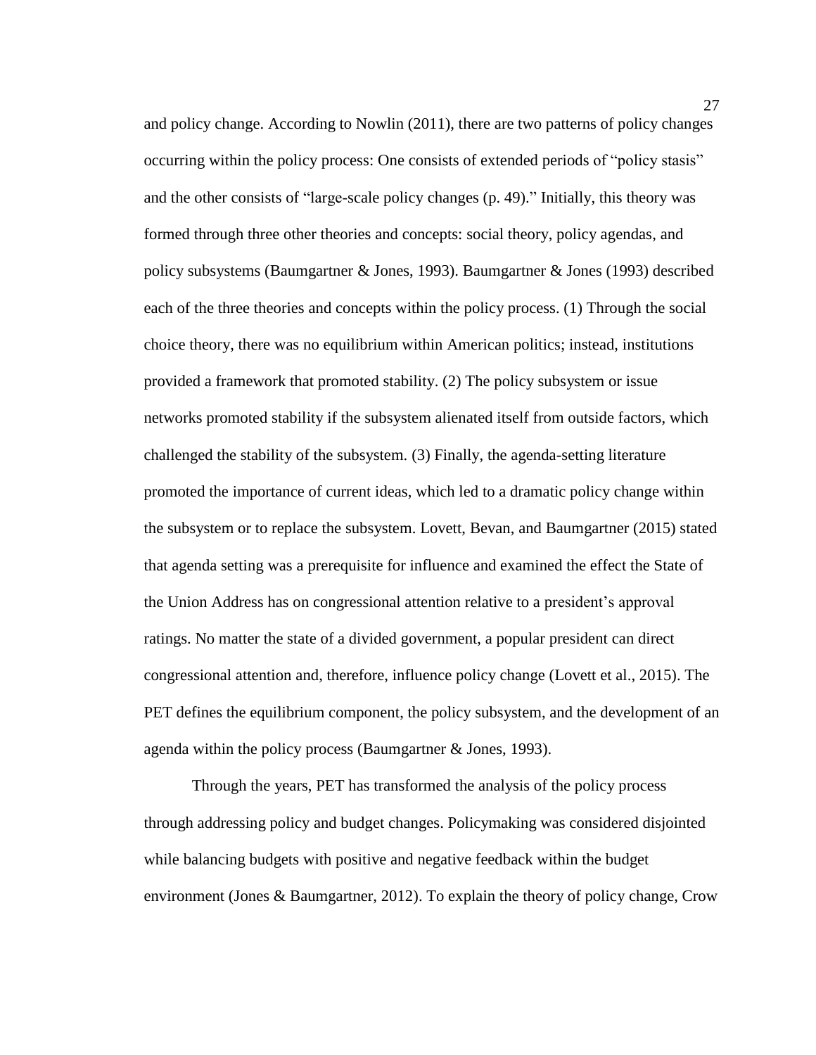and policy change. According to Nowlin (2011), there are two patterns of policy changes occurring within the policy process: One consists of extended periods of "policy stasis" and the other consists of "large-scale policy changes (p. 49)." Initially, this theory was formed through three other theories and concepts: social theory, policy agendas, and policy subsystems (Baumgartner & Jones, 1993). Baumgartner & Jones (1993) described each of the three theories and concepts within the policy process. (1) Through the social choice theory, there was no equilibrium within American politics; instead, institutions provided a framework that promoted stability. (2) The policy subsystem or issue networks promoted stability if the subsystem alienated itself from outside factors, which challenged the stability of the subsystem. (3) Finally, the agenda-setting literature promoted the importance of current ideas, which led to a dramatic policy change within the subsystem or to replace the subsystem. Lovett, Bevan, and Baumgartner (2015) stated that agenda setting was a prerequisite for influence and examined the effect the State of the Union Address has on congressional attention relative to a president's approval ratings. No matter the state of a divided government, a popular president can direct congressional attention and, therefore, influence policy change (Lovett et al., 2015). The PET defines the equilibrium component, the policy subsystem, and the development of an agenda within the policy process (Baumgartner & Jones, 1993).

Through the years, PET has transformed the analysis of the policy process through addressing policy and budget changes. Policymaking was considered disjointed while balancing budgets with positive and negative feedback within the budget environment (Jones & Baumgartner, 2012). To explain the theory of policy change, Crow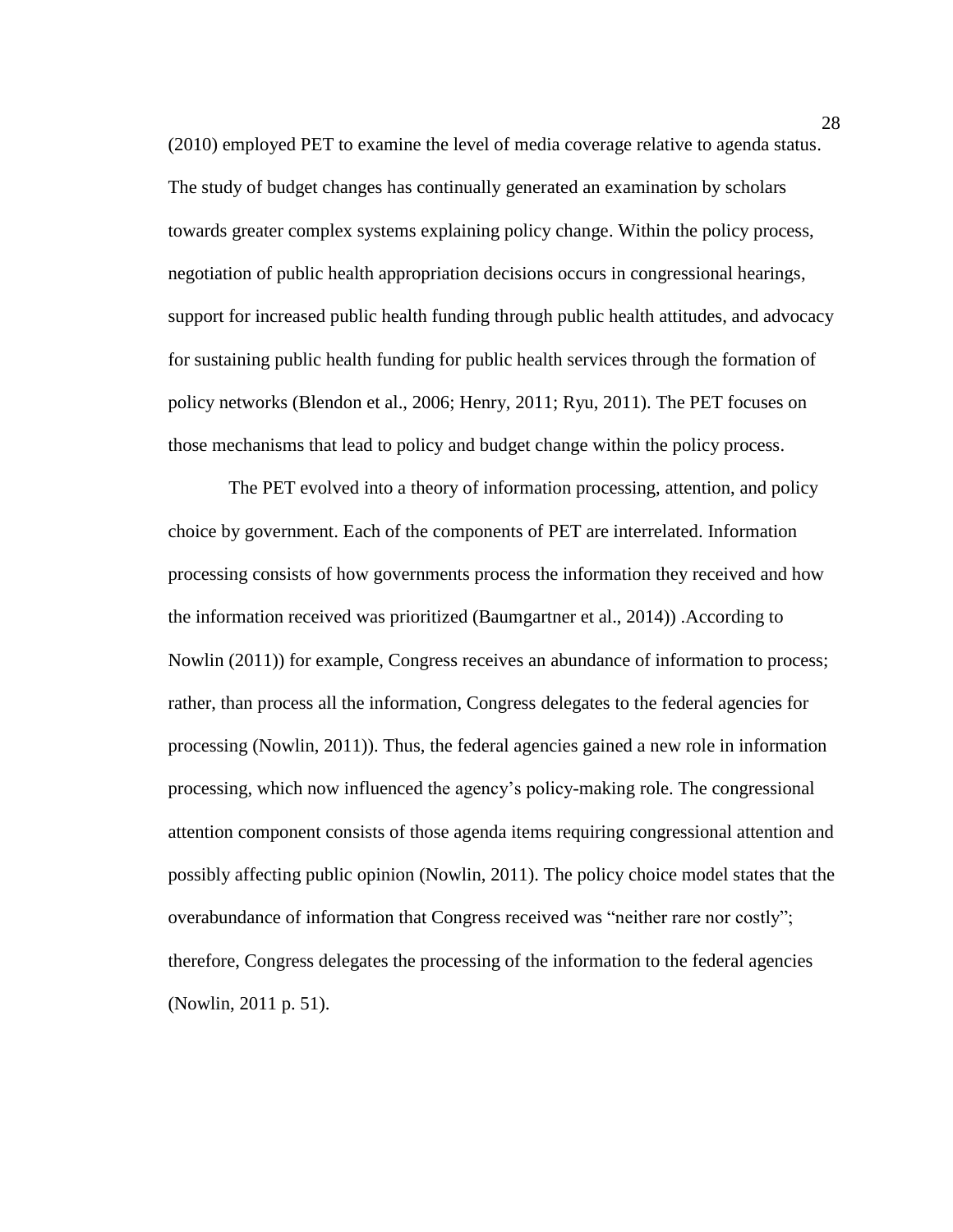(2010) employed PET to examine the level of media coverage relative to agenda status. The study of budget changes has continually generated an examination by scholars towards greater complex systems explaining policy change. Within the policy process, negotiation of public health appropriation decisions occurs in congressional hearings, support for increased public health funding through public health attitudes, and advocacy for sustaining public health funding for public health services through the formation of policy networks (Blendon et al., 2006; Henry, 2011; Ryu, 2011). The PET focuses on those mechanisms that lead to policy and budget change within the policy process.

The PET evolved into a theory of information processing, attention, and policy choice by government. Each of the components of PET are interrelated. Information processing consists of how governments process the information they received and how the information received was prioritized (Baumgartner et al., 2014)) .According to Nowlin (2011)) for example, Congress receives an abundance of information to process; rather, than process all the information, Congress delegates to the federal agencies for processing (Nowlin, 2011)). Thus, the federal agencies gained a new role in information processing, which now influenced the agency's policy-making role. The congressional attention component consists of those agenda items requiring congressional attention and possibly affecting public opinion (Nowlin, 2011). The policy choice model states that the overabundance of information that Congress received was "neither rare nor costly"; therefore, Congress delegates the processing of the information to the federal agencies (Nowlin, 2011 p. 51).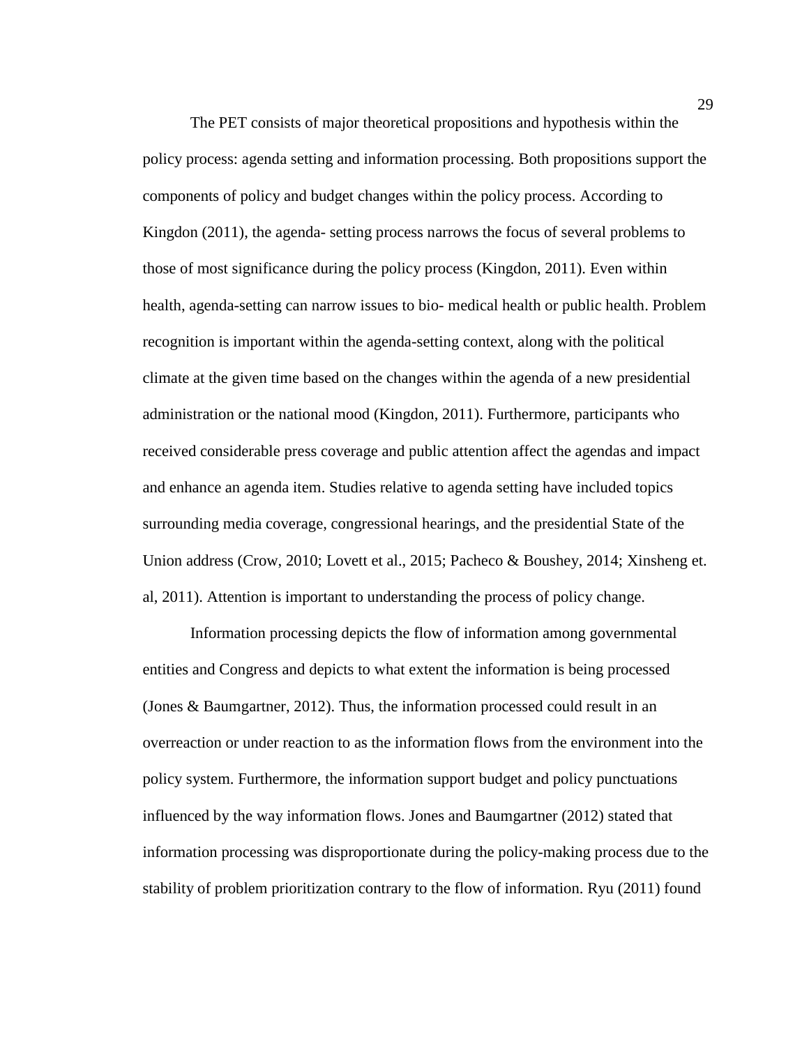The PET consists of major theoretical propositions and hypothesis within the policy process: agenda setting and information processing. Both propositions support the components of policy and budget changes within the policy process. According to Kingdon (2011), the agenda- setting process narrows the focus of several problems to those of most significance during the policy process (Kingdon, 2011). Even within health, agenda-setting can narrow issues to bio- medical health or public health. Problem recognition is important within the agenda-setting context, along with the political climate at the given time based on the changes within the agenda of a new presidential administration or the national mood (Kingdon, 2011). Furthermore, participants who received considerable press coverage and public attention affect the agendas and impact and enhance an agenda item. Studies relative to agenda setting have included topics surrounding media coverage, congressional hearings, and the presidential State of the Union address (Crow, 2010; Lovett et al., 2015; Pacheco & Boushey, 2014; Xinsheng et. al, 2011). Attention is important to understanding the process of policy change.

Information processing depicts the flow of information among governmental entities and Congress and depicts to what extent the information is being processed (Jones & Baumgartner, 2012). Thus, the information processed could result in an overreaction or under reaction to as the information flows from the environment into the policy system. Furthermore, the information support budget and policy punctuations influenced by the way information flows. Jones and Baumgartner (2012) stated that information processing was disproportionate during the policy-making process due to the stability of problem prioritization contrary to the flow of information. Ryu (2011) found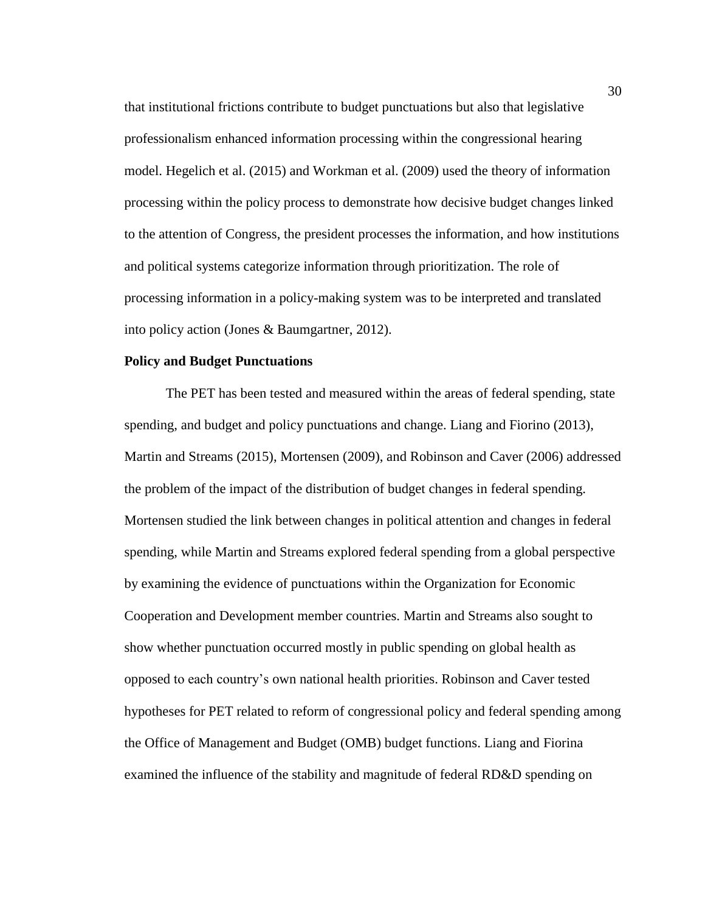that institutional frictions contribute to budget punctuations but also that legislative professionalism enhanced information processing within the congressional hearing model. Hegelich et al. (2015) and Workman et al. (2009) used the theory of information processing within the policy process to demonstrate how decisive budget changes linked to the attention of Congress, the president processes the information, and how institutions and political systems categorize information through prioritization. The role of processing information in a policy-making system was to be interpreted and translated into policy action (Jones & Baumgartner, 2012).

**Policy and Budget Punctuations**

The PET has been tested and measured within the areas of federal spending, state spending, and budget and policy punctuations and change. Liang and Fiorino (2013), Martin and Streams (2015), Mortensen (2009), and Robinson and Caver (2006) addressed the problem of the impact of the distribution of budget changes in federal spending. Mortensen studied the link between changes in political attention and changes in federal spending, while Martin and Streams explored federal spending from a global perspective by examining the evidence of punctuations within the Organization for Economic Cooperation and Development member countries. Martin and Streams also sought to show whether punctuation occurred mostly in public spending on global health as opposed to each country's own national health priorities. Robinson and Caver tested hypotheses for PET related to reform of congressional policy and federal spending among the Office of Management and Budget (OMB) budget functions. Liang and Fiorina examined the influence of the stability and magnitude of federal RD&D spending on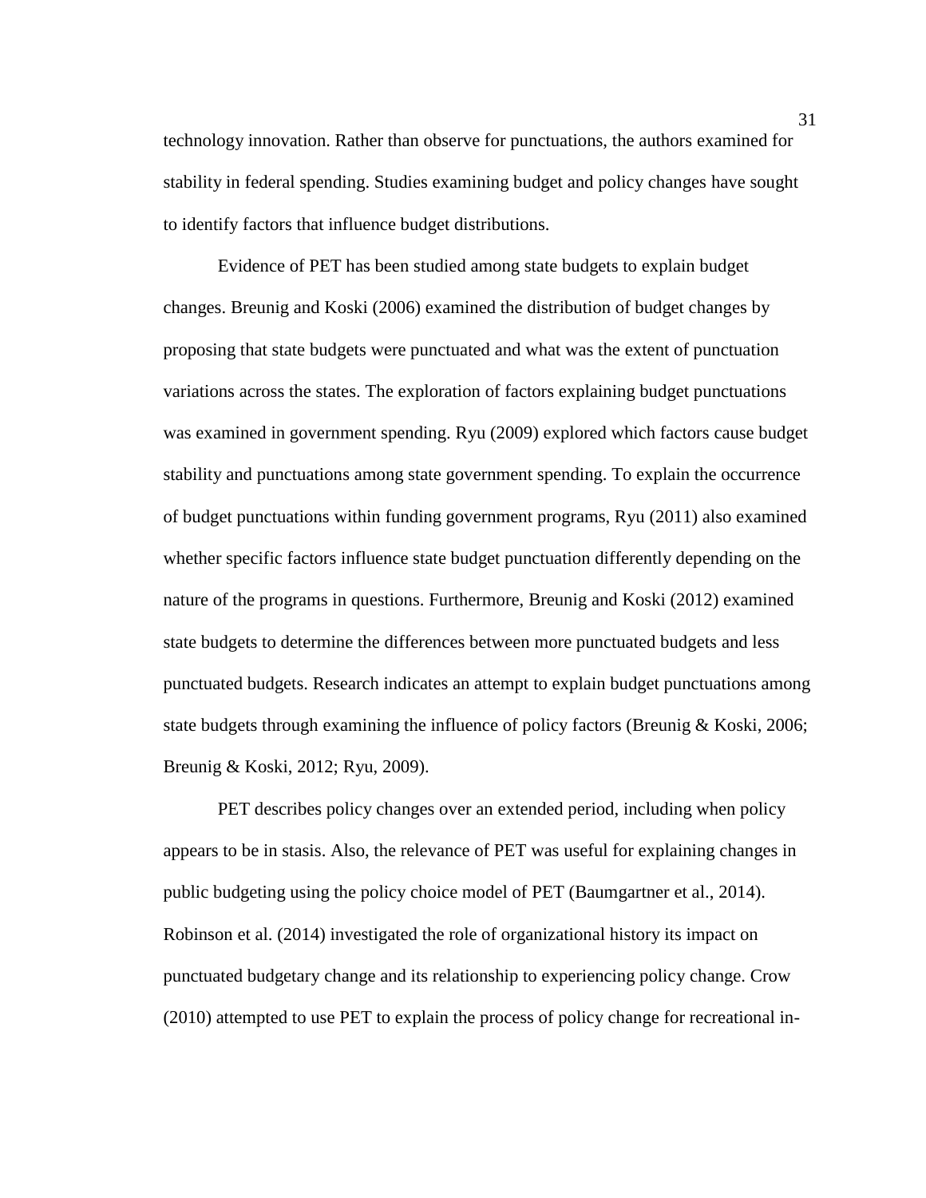technology innovation. Rather than observe for punctuations, the authors examined for stability in federal spending. Studies examining budget and policy changes have sought to identify factors that influence budget distributions.

Evidence of PET has been studied among state budgets to explain budget changes. Breunig and Koski (2006) examined the distribution of budget changes by proposing that state budgets were punctuated and what was the extent of punctuation variations across the states. The exploration of factors explaining budget punctuations was examined in government spending. Ryu (2009) explored which factors cause budget stability and punctuations among state government spending. To explain the occurrence of budget punctuations within funding government programs, Ryu (2011) also examined whether specific factors influence state budget punctuation differently depending on the nature of the programs in questions. Furthermore, Breunig and Koski (2012) examined state budgets to determine the differences between more punctuated budgets and less punctuated budgets. Research indicates an attempt to explain budget punctuations among state budgets through examining the influence of policy factors (Breunig & Koski, 2006; Breunig & Koski, 2012; Ryu, 2009).

PET describes policy changes over an extended period, including when policy appears to be in stasis. Also, the relevance of PET was useful for explaining changes in public budgeting using the policy choice model of PET (Baumgartner et al., 2014). Robinson et al. (2014) investigated the role of organizational history its impact on punctuated budgetary change and its relationship to experiencing policy change. Crow (2010) attempted to use PET to explain the process of policy change for recreational in-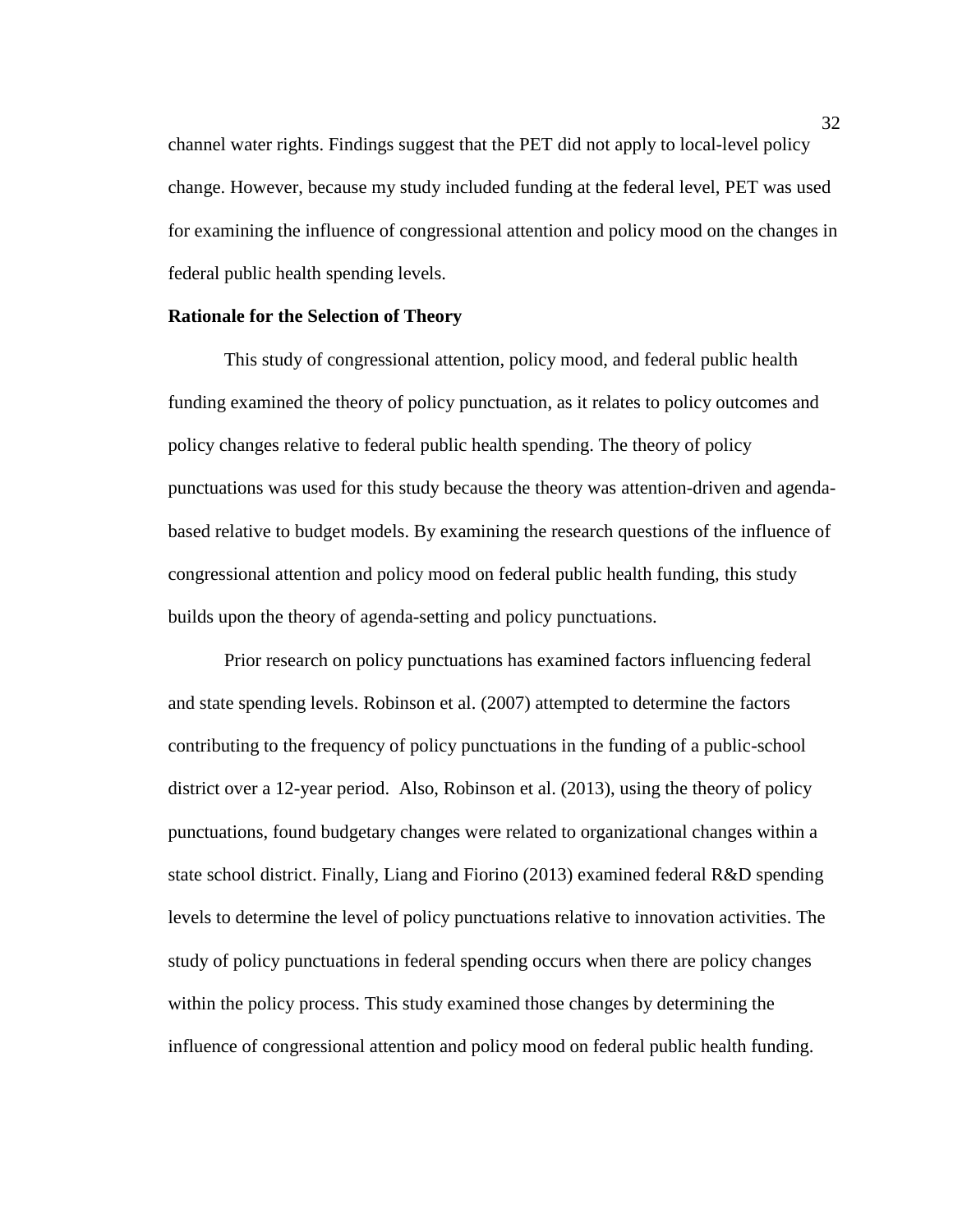channel water rights. Findings suggest that the PET did not apply to local-level policy change. However, because my study included funding at the federal level, PET was used for examining the influence of congressional attention and policy mood on the changes in federal public health spending levels.

**Rationale for the Selection of Theory**

This study of congressional attention, policy mood, and federal public health funding examined the theory of policy punctuation, as it relates to policy outcomes and policy changes relative to federal public health spending. The theory of policy punctuations was used for this study because the theory was attention-driven and agenda-based relative to budget models. By examining the research questions of the influence of congressional attention and policy mood on federal public health funding, this study builds upon the theory of agenda-setting and policy punctuations.

Prior research on policy punctuations has examined factors influencing federal and state spending levels. Robinson et al. (2007) attempted to determine the factors contributing to the frequency of policy punctuations in the funding of a public-school district over a 12-year period. Also, Robinson et al. (2013), using the theory of policy punctuations, found budgetary changes were related to organizational changes within a state school district. Finally, Liang and Fiorino (2013) examined federal R&D spending levels to determine the level of policy punctuations relative to innovation activities. The study of policy punctuations in federal spending occurs when there are policy changes within the policy process. This study examined those changes by determining the influence of congressional attention and policy mood on federal public health funding.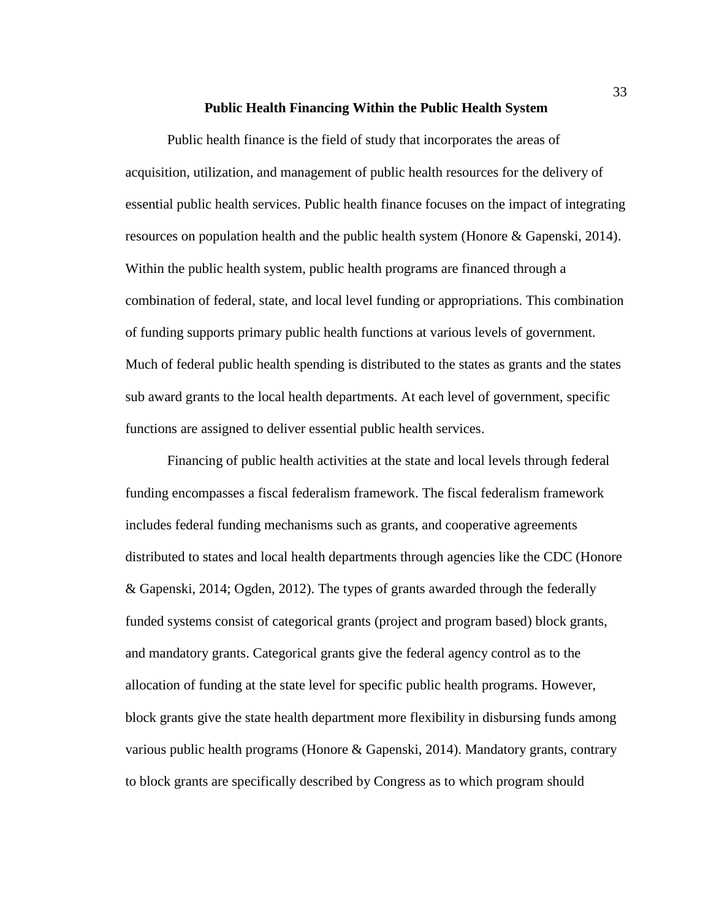## Public Health Financing Within the Public Health System

Public health finance is the field of study that incorporates the areas of acquisition, utilization, and management of public health resources for the delivery of essential public health services. Public health finance focuses on the impact of integrating resources on population health and the public health system (Honore & Gapenski, 2014). Within the public health system, public health programs are financed through a combination of federal, state, and local level funding or appropriations. This combination of funding supports primary public health functions at various levels of government. Much of federal public health spending is distributed to the states as grants and the states sub award grants to the local health departments. At each level of government, specific functions are assigned to deliver essential public health services.

Financing of public health activities at the state and local levels through federal funding encompasses a fiscal federalism framework. The fiscal federalism framework includes federal funding mechanisms such as grants, and cooperative agreements distributed to states and local health departments through agencies like the CDC (Honore & Gapenski, 2014; Ogden, 2012). The types of grants awarded through the federally funded systems consist of categorical grants (project and program based) block grants, and mandatory grants. Categorical grants give the federal agency control as to the allocation of funding at the state level for specific public health programs. However, block grants give the state health department more flexibility in disbursing funds among various public health programs (Honore & Gapenski, 2014). Mandatory grants, contrary to block grants are specifically described by Congress as to which program should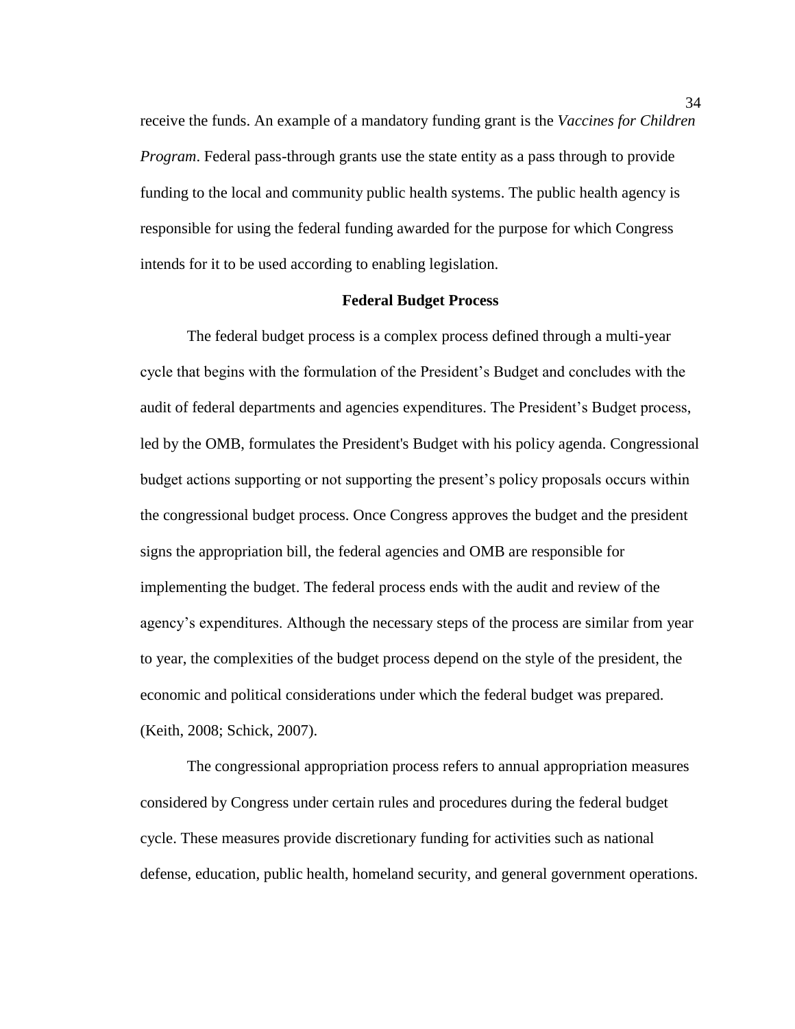receive the funds. An example of a mandatory funding grant is the *Vaccines for Children Program*. Federal pass-through grants use the state entity as a pass through to provide funding to the local and community public health systems. The public health agency is responsible for using the federal funding awarded for the purpose for which Congress intends for it to be used according to enabling legislation.

**Federal Budget Process**

The federal budget process is a complex process defined through a multi-year cycle that begins with the formulation of the President's Budget and concludes with the audit of federal departments and agencies expenditures. The President's Budget process, led by the OMB, formulates the President's Budget with his policy agenda. Congressional budget actions supporting or not supporting the present's policy proposals occurs within the congressional budget process. Once Congress approves the budget and the president signs the appropriation bill, the federal agencies and OMB are responsible for implementing the budget. The federal process ends with the audit and review of the agency's expenditures. Although the necessary steps of the process are similar from year to year, the complexities of the budget process depend on the style of the president, the economic and political considerations under which the federal budget was prepared. (Keith, 2008; Schick, 2007).

The congressional appropriation process refers to annual appropriation measures considered by Congress under certain rules and procedures during the federal budget cycle. These measures provide discretionary funding for activities such as national defense, education, public health, homeland security, and general government operations.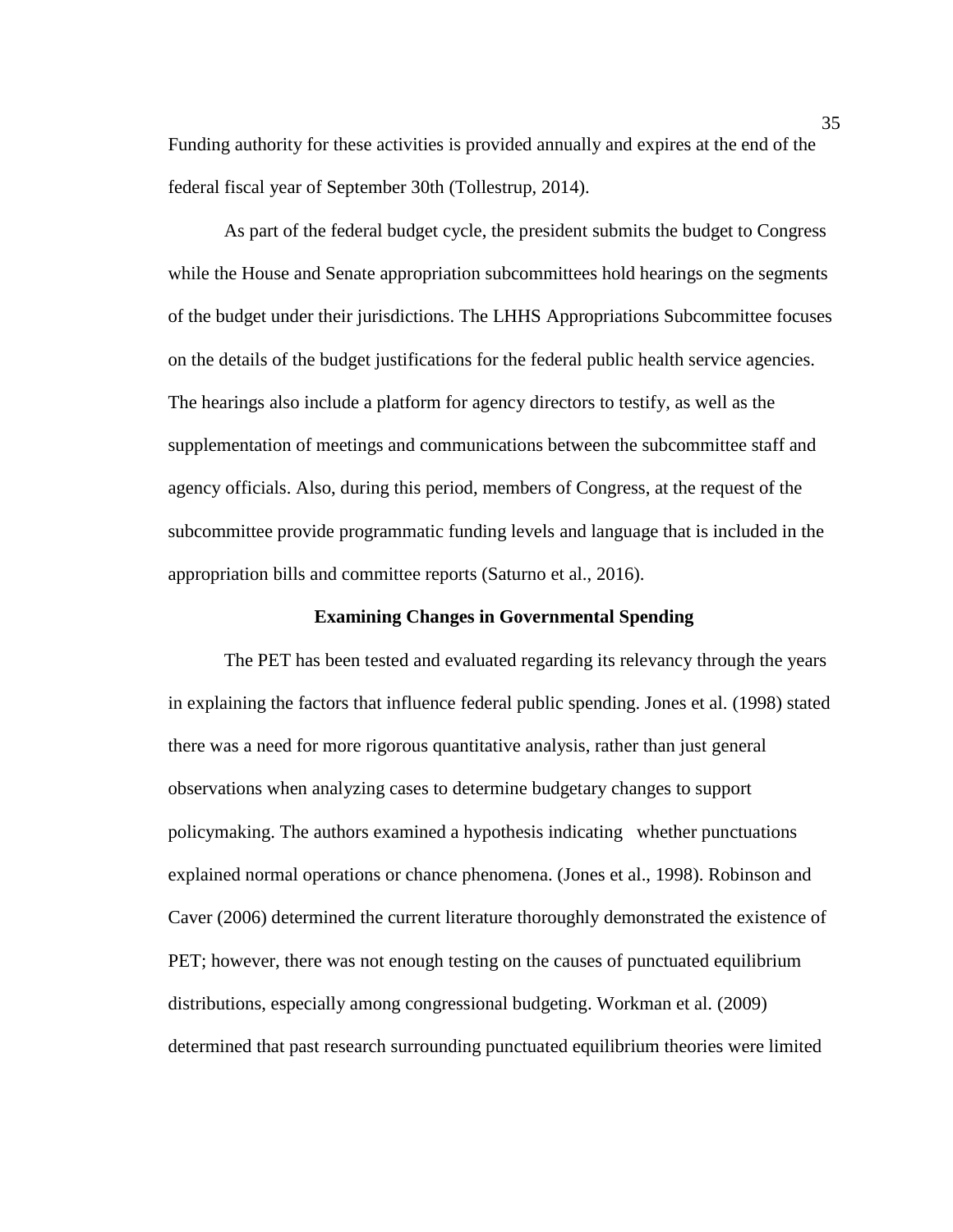Funding authority for these activities is provided annually and expires at the end of the federal fiscal year of September 30th (Tollestrup, 2014).

As part of the federal budget cycle, the president submits the budget to Congress while the House and Senate appropriation subcommittees hold hearings on the segments of the budget under their jurisdictions. The LHHS Appropriations Subcommittee focuses on the details of the budget justifications for the federal public health service agencies. The hearings also include a platform for agency directors to testify, as well as the supplementation of meetings and communications between the subcommittee staff and agency officials. Also, during this period, members of Congress, at the request of the subcommittee provide programmatic funding levels and language that is included in the appropriation bills and committee reports (Saturno et al., 2016).

## Examining Changes in Governmental Spending

The PET has been tested and evaluated regarding its relevancy through the years in explaining the factors that influence federal public spending. Jones et al. (1998) stated there was a need for more rigorous quantitative analysis, rather than just general observations when analyzing cases to determine budgetary changes to support policymaking. The authors examined a hypothesis indicating whether punctuations explained normal operations or chance phenomena. (Jones et al., 1998). Robinson and Caver (2006) determined the current literature thoroughly demonstrated the existence of PET; however, there was not enough testing on the causes of punctuated equilibrium distributions, especially among congressional budgeting. Workman et al. (2009) determined that past research surrounding punctuated equilibrium theories were limited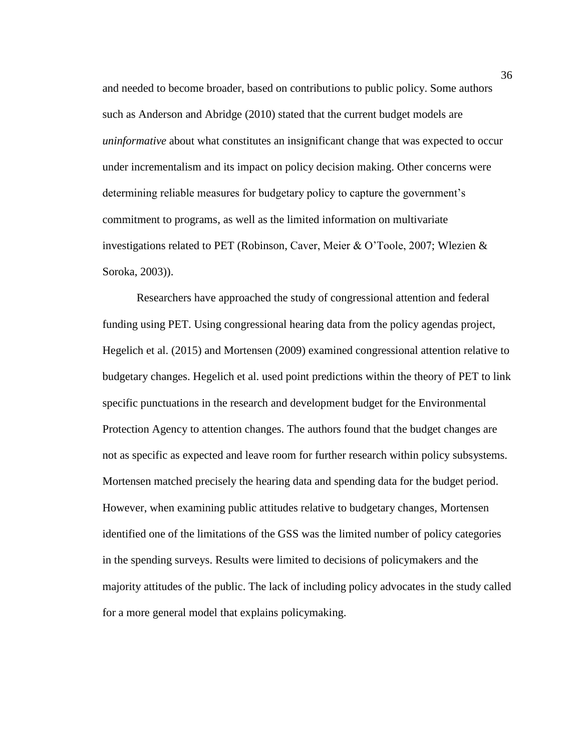and needed to become broader, based on contributions to public policy. Some authors such as Anderson and Abridge (2010) stated that the current budget models are *uninformative* about what constitutes an insignificant change that was expected to occur under incrementalism and its impact on policy decision making. Other concerns were determining reliable measures for budgetary policy to capture the government's commitment to programs, as well as the limited information on multivariate investigations related to PET (Robinson, Caver, Meier & O'Toole, 2007; Wlezien & Soroka, 2003)).

Researchers have approached the study of congressional attention and federal funding using PET. Using congressional hearing data from the policy agendas project, Hegelich et al. (2015) and Mortensen (2009) examined congressional attention relative to budgetary changes. Hegelich et al. used point predictions within the theory of PET to link specific punctuations in the research and development budget for the Environmental Protection Agency to attention changes. The authors found that the budget changes are not as specific as expected and leave room for further research within policy subsystems. Mortensen matched precisely the hearing data and spending data for the budget period. However, when examining public attitudes relative to budgetary changes, Mortensen identified one of the limitations of the GSS was the limited number of policy categories in the spending surveys. Results were limited to decisions of policymakers and the majority attitudes of the public. The lack of including policy advocates in the study called for a more general model that explains policymaking.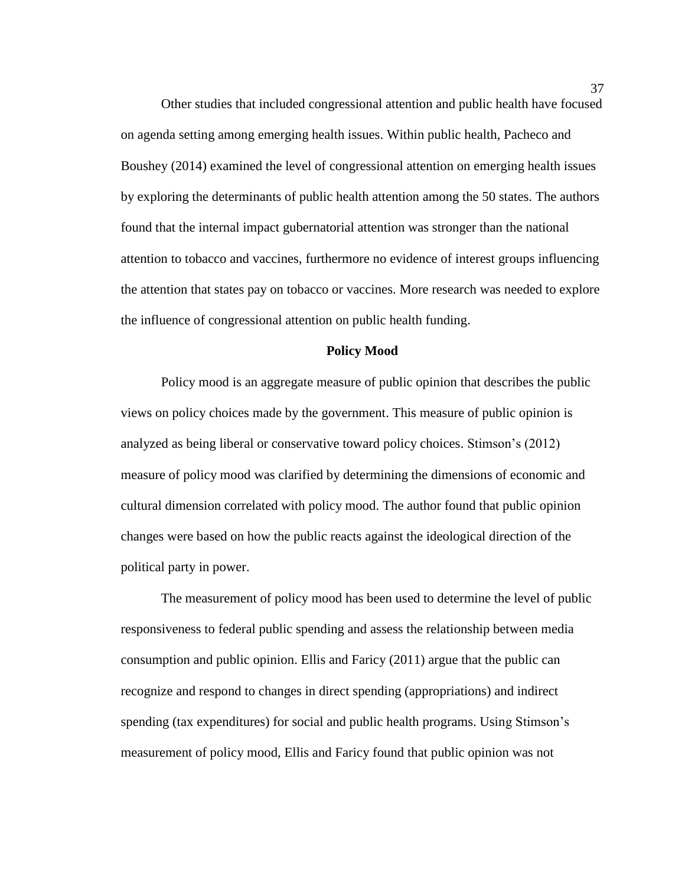Other studies that included congressional attention and public health have focused on agenda setting among emerging health issues. Within public health, Pacheco and Boushey (2014) examined the level of congressional attention on emerging health issues by exploring the determinants of public health attention among the 50 states. The authors found that the internal impact gubernatorial attention was stronger than the national attention to tobacco and vaccines, furthermore no evidence of interest groups influencing the attention that states pay on tobacco or vaccines. More research was needed to explore the influence of congressional attention on public health funding.

## Policy Mood

Policy mood is an aggregate measure of public opinion that describes the public views on policy choices made by the government. This measure of public opinion is analyzed as being liberal or conservative toward policy choices. Stimson's (2012) measure of policy mood was clarified by determining the dimensions of economic and cultural dimension correlated with policy mood. The author found that public opinion changes were based on how the public reacts against the ideological direction of the political party in power.

The measurement of policy mood has been used to determine the level of public responsiveness to federal public spending and assess the relationship between media consumption and public opinion. Ellis and Faricy (2011) argue that the public can recognize and respond to changes in direct spending (appropriations) and indirect spending (tax expenditures) for social and public health programs. Using Stimson's measurement of policy mood, Ellis and Faricy found that public opinion was not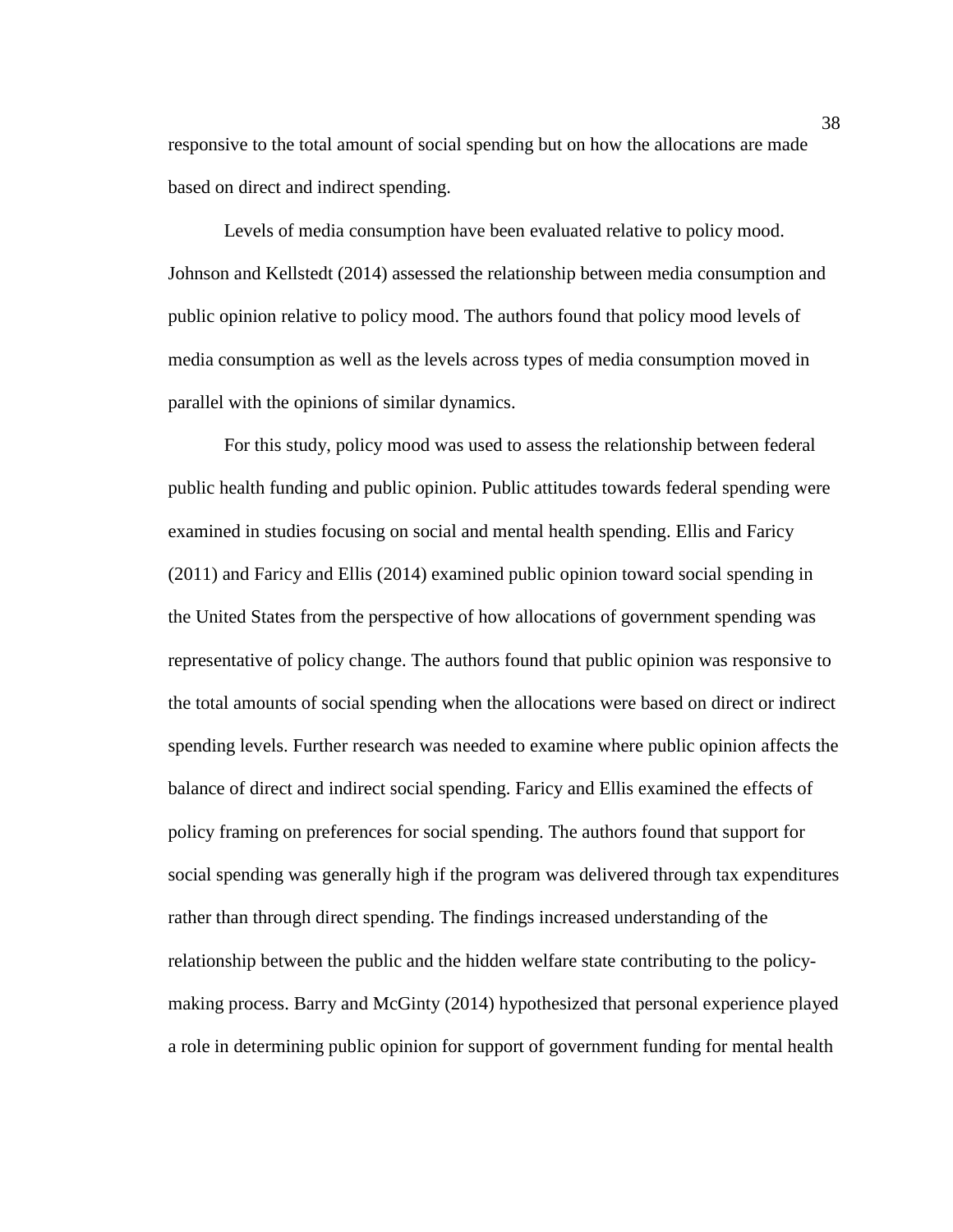responsive to the total amount of social spending but on how the allocations are made based on direct and indirect spending.

Levels of media consumption have been evaluated relative to policy mood. Johnson and Kellstedt (2014) assessed the relationship between media consumption and public opinion relative to policy mood. The authors found that policy mood levels of media consumption as well as the levels across types of media consumption moved in parallel with the opinions of similar dynamics.

For this study, policy mood was used to assess the relationship between federal public health funding and public opinion. Public attitudes towards federal spending were examined in studies focusing on social and mental health spending. Ellis and Faricy (2011) and Faricy and Ellis (2014) examined public opinion toward social spending in the United States from the perspective of how allocations of government spending was representative of policy change. The authors found that public opinion was responsive to the total amounts of social spending when the allocations were based on direct or indirect spending levels. Further research was needed to examine where public opinion affects the balance of direct and indirect social spending. Faricy and Ellis examined the effects of policy framing on preferences for social spending. The authors found that support for social spending was generally high if the program was delivered through tax expenditures rather than through direct spending. The findings increased understanding of the relationship between the public and the hidden welfare state contributing to the policy-making process. Barry and McGinty (2014) hypothesized that personal experience played a role in determining public opinion for support of government funding for mental health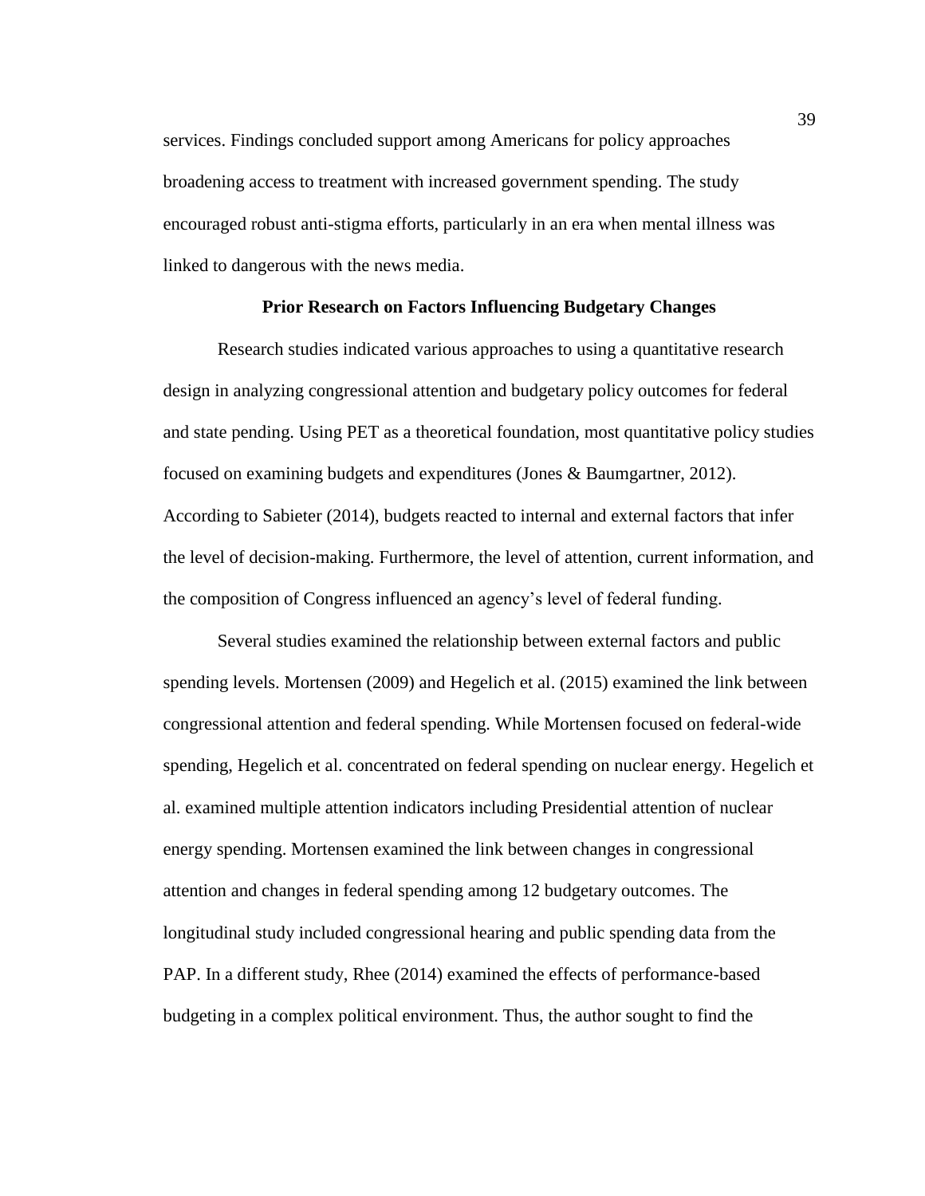services. Findings concluded support among Americans for policy approaches broadening access to treatment with increased government spending. The study encouraged robust anti-stigma efforts, particularly in an era when mental illness was linked to dangerous with the news media.

## Prior Research on Factors Influencing Budgetary Changes

Research studies indicated various approaches to using a quantitative research design in analyzing congressional attention and budgetary policy outcomes for federal and state pending. Using PET as a theoretical foundation, most quantitative policy studies focused on examining budgets and expenditures (Jones & Baumgartner, 2012). According to Sabieter (2014), budgets reacted to internal and external factors that infer the level of decision-making. Furthermore, the level of attention, current information, and the composition of Congress influenced an agency's level of federal funding.

Several studies examined the relationship between external factors and public spending levels. Mortensen (2009) and Hegelich et al. (2015) examined the link between congressional attention and federal spending. While Mortensen focused on federal-wide spending, Hegelich et al. concentrated on federal spending on nuclear energy. Hegelich et al. examined multiple attention indicators including Presidential attention of nuclear energy spending. Mortensen examined the link between changes in congressional attention and changes in federal spending among 12 budgetary outcomes. The longitudinal study included congressional hearing and public spending data from the PAP. In a different study, Rhee (2014) examined the effects of performance-based budgeting in a complex political environment. Thus, the author sought to find the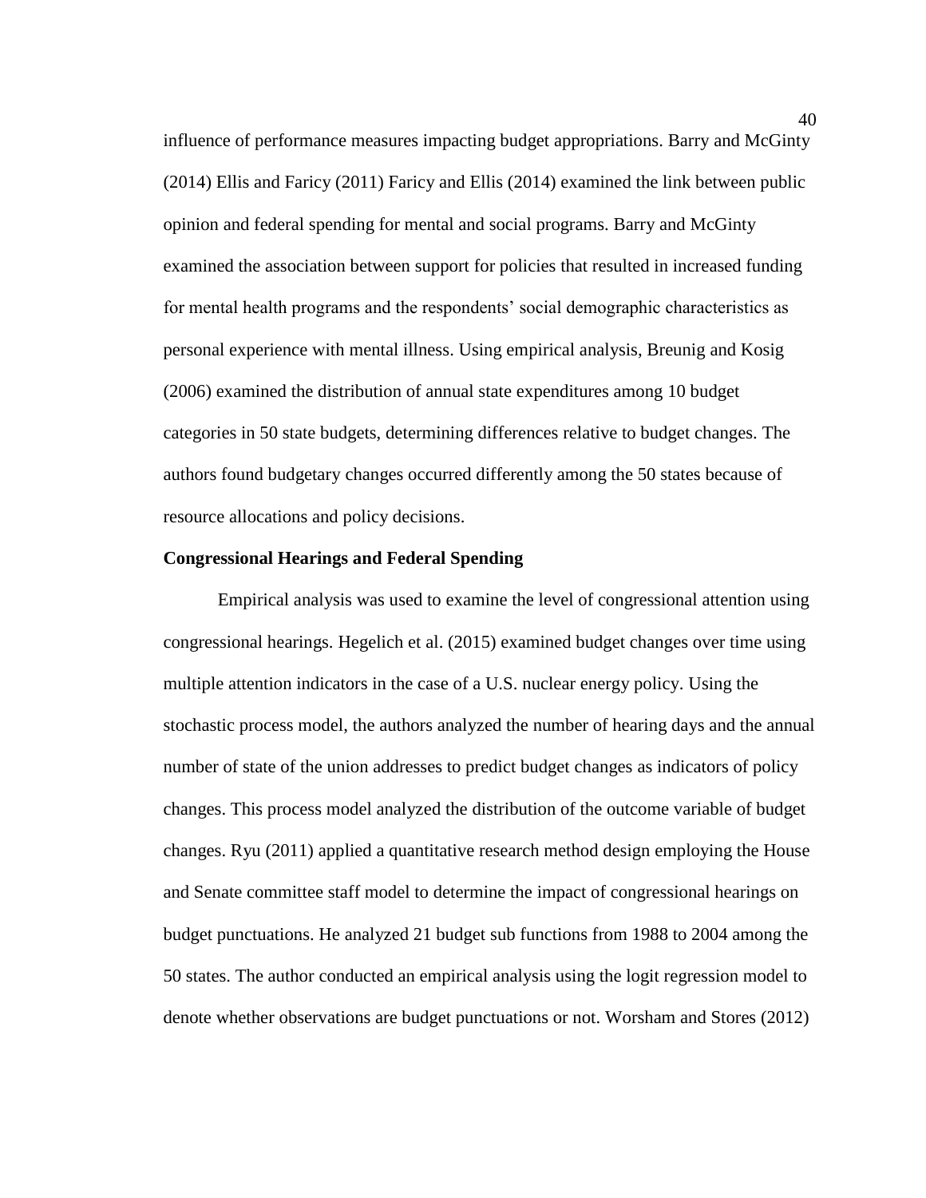influence of performance measures impacting budget appropriations. Barry and McGinty (2014) Ellis and Faricy (2011) Faricy and Ellis (2014) examined the link between public opinion and federal spending for mental and social programs. Barry and McGinty examined the association between support for policies that resulted in increased funding for mental health programs and the respondents' social demographic characteristics as personal experience with mental illness. Using empirical analysis, Breunig and Kosig (2006) examined the distribution of annual state expenditures among 10 budget categories in 50 state budgets, determining differences relative to budget changes. The authors found budgetary changes occurred differently among the 50 states because of resource allocations and policy decisions.

**Congressional Hearings and Federal Spending**

Empirical analysis was used to examine the level of congressional attention using congressional hearings. Hegelich et al. (2015) examined budget changes over time using multiple attention indicators in the case of a U.S. nuclear energy policy. Using the stochastic process model, the authors analyzed the number of hearing days and the annual number of state of the union addresses to predict budget changes as indicators of policy changes. This process model analyzed the distribution of the outcome variable of budget changes. Ryu (2011) applied a quantitative research method design employing the House and Senate committee staff model to determine the impact of congressional hearings on budget punctuations. He analyzed 21 budget sub functions from 1988 to 2004 among the 50 states. The author conducted an empirical analysis using the logit regression model to denote whether observations are budget punctuations or not. Worsham and Stores (2012)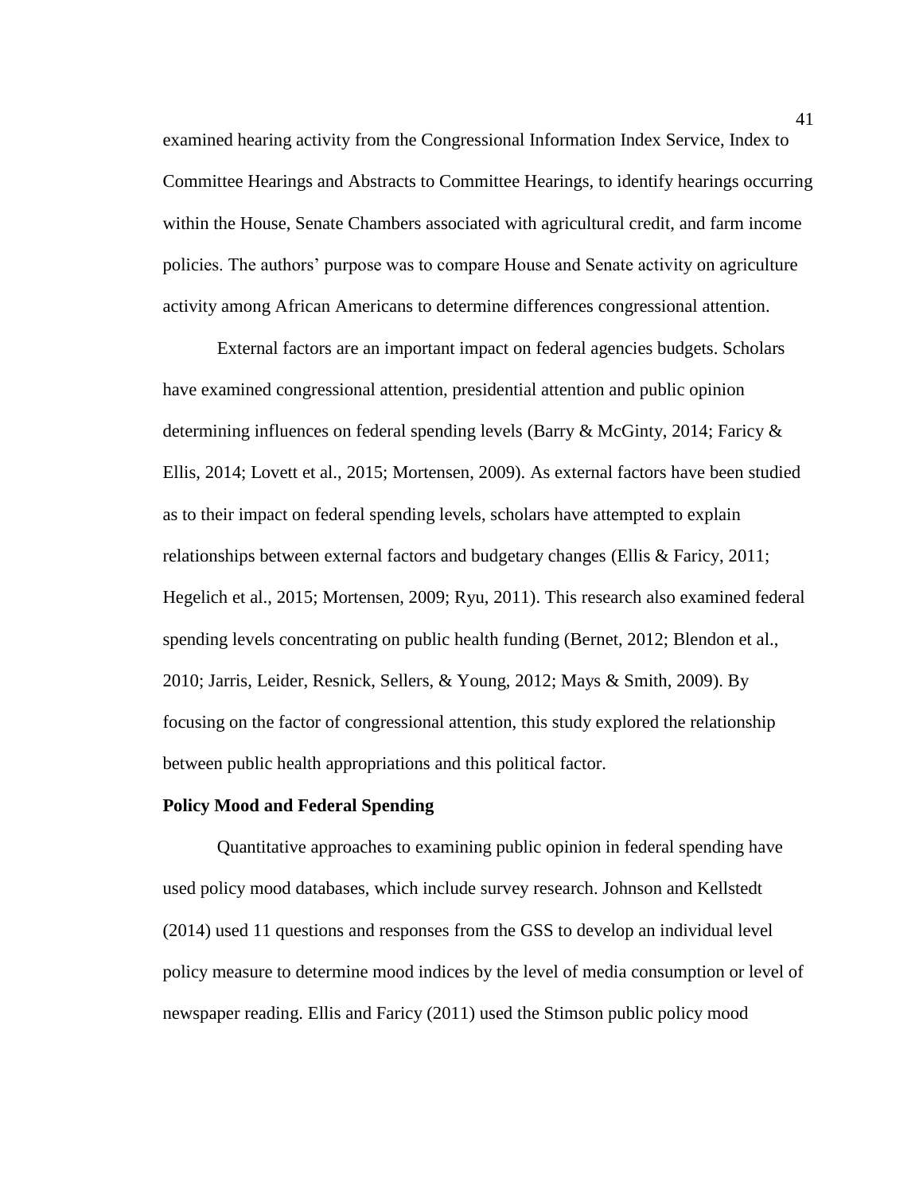examined hearing activity from the Congressional Information Index Service, Index to Committee Hearings and Abstracts to Committee Hearings, to identify hearings occurring within the House, Senate Chambers associated with agricultural credit, and farm income policies. The authors' purpose was to compare House and Senate activity on agriculture activity among African Americans to determine differences congressional attention.

External factors are an important impact on federal agencies budgets. Scholars have examined congressional attention, presidential attention and public opinion determining influences on federal spending levels (Barry & McGinty, 2014; Faricy & Ellis, 2014; Lovett et al., 2015; Mortensen, 2009). As external factors have been studied as to their impact on federal spending levels, scholars have attempted to explain relationships between external factors and budgetary changes (Ellis & Faricy, 2011; Hegelich et al., 2015; Mortensen, 2009; Ryu, 2011). This research also examined federal spending levels concentrating on public health funding (Bernet, 2012; Blendon et al., 2010; Jarris, Leider, Resnick, Sellers, & Young, 2012; Mays & Smith, 2009). By focusing on the factor of congressional attention, this study explored the relationship between public health appropriations and this political factor.

**Policy Mood and Federal Spending**

Quantitative approaches to examining public opinion in federal spending have used policy mood databases, which include survey research. Johnson and Kellstedt (2014) used 11 questions and responses from the GSS to develop an individual level policy measure to determine mood indices by the level of media consumption or level of newspaper reading. Ellis and Faricy (2011) used the Stimson public policy mood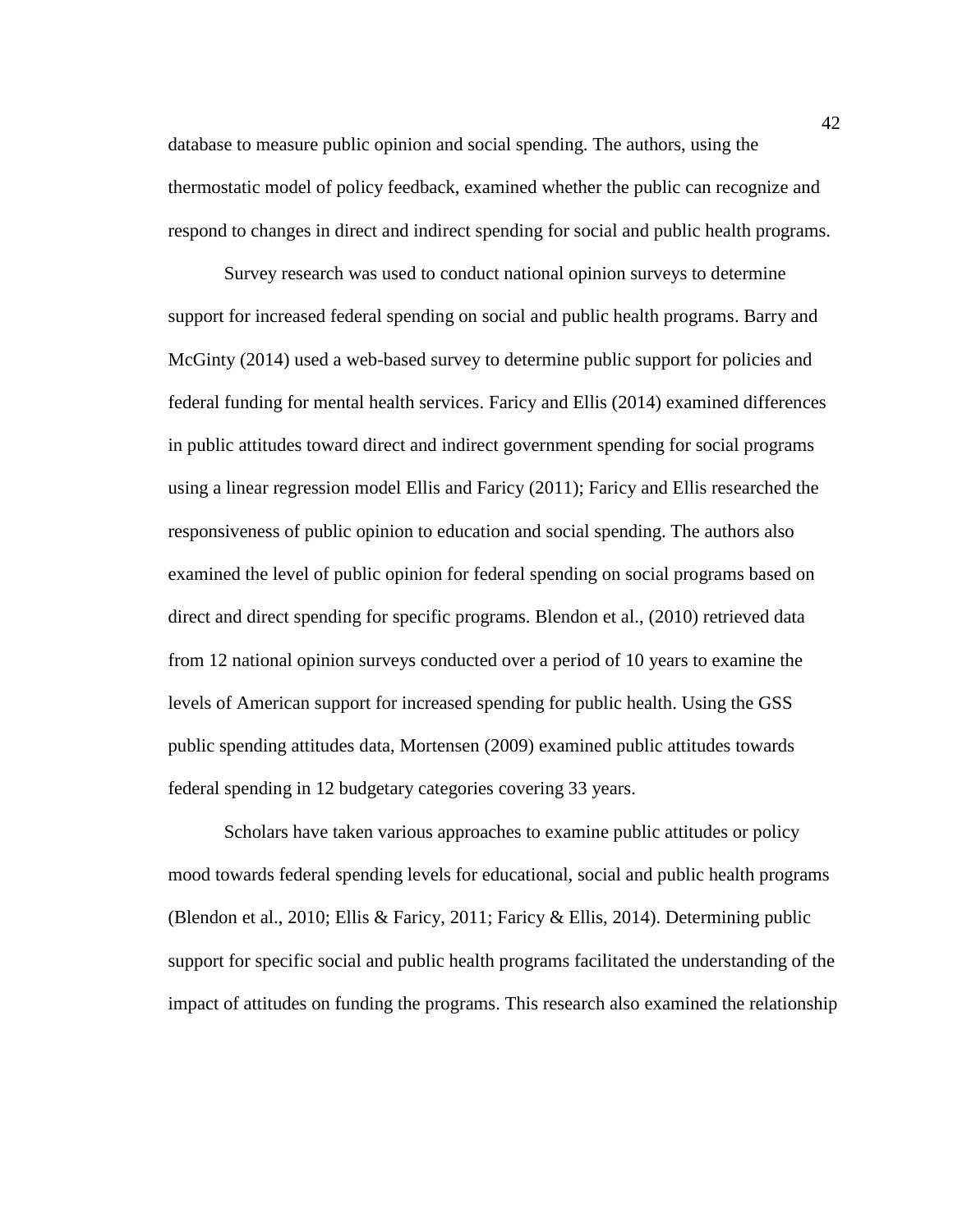database to measure public opinion and social spending. The authors, using the thermostatic model of policy feedback, examined whether the public can recognize and respond to changes in direct and indirect spending for social and public health programs.

Survey research was used to conduct national opinion surveys to determine support for increased federal spending on social and public health programs. Barry and McGinty (2014) used a web-based survey to determine public support for policies and federal funding for mental health services. Faricy and Ellis (2014) examined differences in public attitudes toward direct and indirect government spending for social programs using a linear regression model Ellis and Faricy (2011); Faricy and Ellis researched the responsiveness of public opinion to education and social spending. The authors also examined the level of public opinion for federal spending on social programs based on direct and direct spending for specific programs. Blendon et al., (2010) retrieved data from 12 national opinion surveys conducted over a period of 10 years to examine the levels of American support for increased spending for public health. Using the GSS public spending attitudes data, Mortensen (2009) examined public attitudes towards federal spending in 12 budgetary categories covering 33 years.

Scholars have taken various approaches to examine public attitudes or policy mood towards federal spending levels for educational, social and public health programs (Blendon et al., 2010; Ellis & Faricy, 2011; Faricy & Ellis, 2014). Determining public support for specific social and public health programs facilitated the understanding of the impact of attitudes on funding the programs. This research also examined the relationship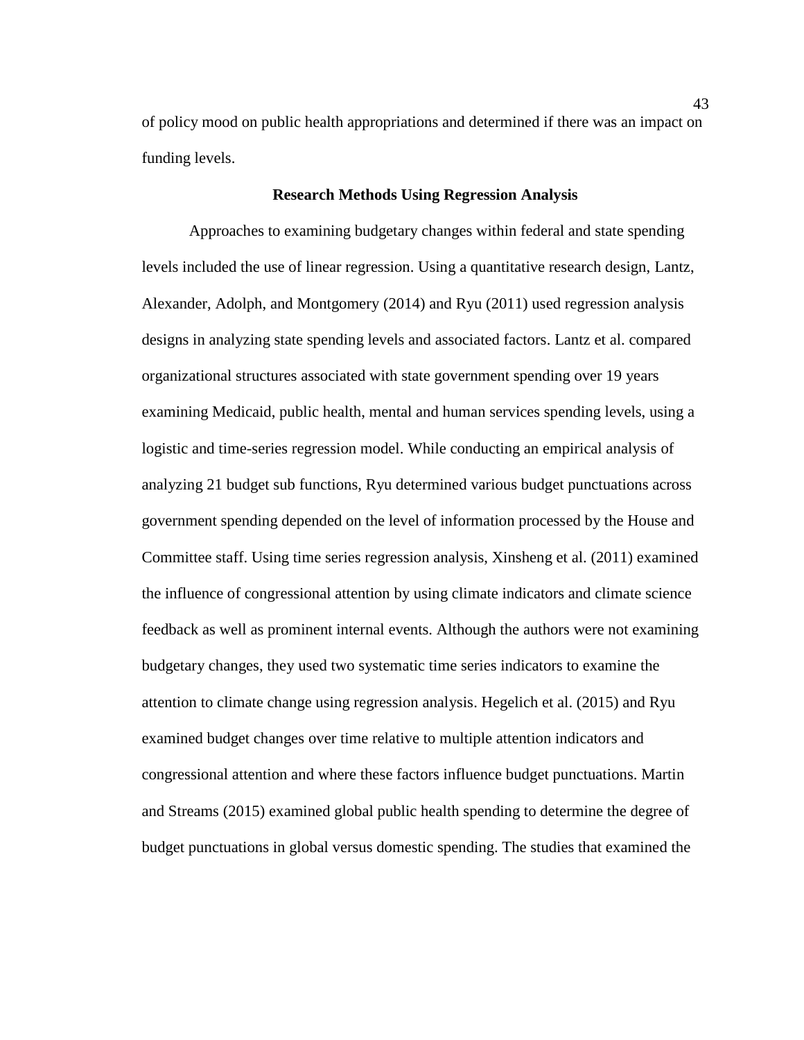of policy mood on public health appropriations and determined if there was an impact on funding levels.

## Research Methods Using Regression Analysis

Approaches to examining budgetary changes within federal and state spending levels included the use of linear regression. Using a quantitative research design, Lantz, Alexander, Adolph, and Montgomery (2014) and Ryu (2011) used regression analysis designs in analyzing state spending levels and associated factors. Lantz et al. compared organizational structures associated with state government spending over 19 years examining Medicaid, public health, mental and human services spending levels, using a logistic and time-series regression model. While conducting an empirical analysis of analyzing 21 budget sub functions, Ryu determined various budget punctuations across government spending depended on the level of information processed by the House and Committee staff. Using time series regression analysis, Xinsheng et al. (2011) examined the influence of congressional attention by using climate indicators and climate science feedback as well as prominent internal events. Although the authors were not examining budgetary changes, they used two systematic time series indicators to examine the attention to climate change using regression analysis. Hegelich et al. (2015) and Ryu examined budget changes over time relative to multiple attention indicators and congressional attention and where these factors influence budget punctuations. Martin and Streams (2015) examined global public health spending to determine the degree of budget punctuations in global versus domestic spending. The studies that examined the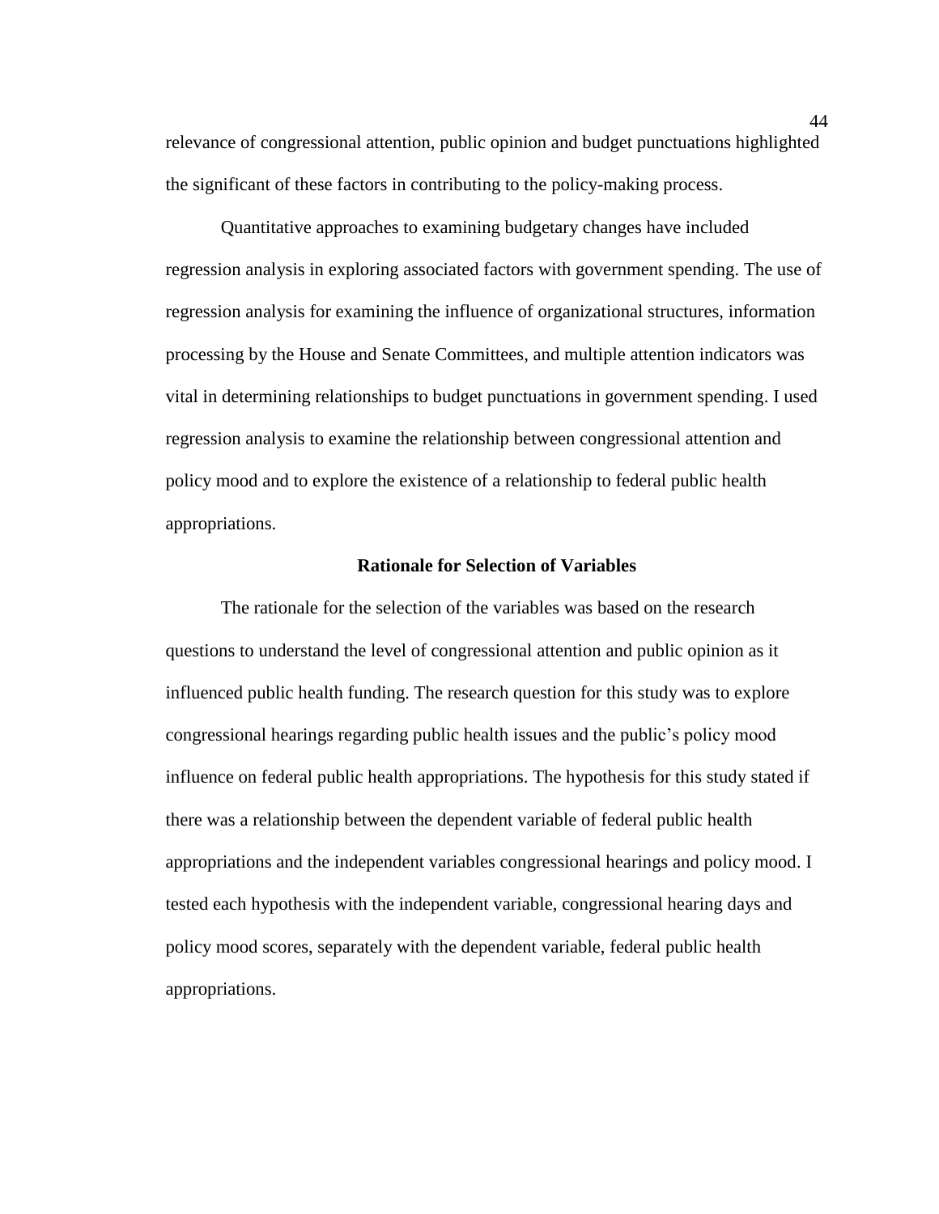relevance of congressional attention, public opinion and budget punctuations highlighted the significant of these factors in contributing to the policy-making process.

Quantitative approaches to examining budgetary changes have included regression analysis in exploring associated factors with government spending. The use of regression analysis for examining the influence of organizational structures, information processing by the House and Senate Committees, and multiple attention indicators was vital in determining relationships to budget punctuations in government spending. I used regression analysis to examine the relationship between congressional attention and policy mood and to explore the existence of a relationship to federal public health appropriations.

## Rationale for Selection of Variables

The rationale for the selection of the variables was based on the research questions to understand the level of congressional attention and public opinion as it influenced public health funding. The research question for this study was to explore congressional hearings regarding public health issues and the public's policy mood influence on federal public health appropriations. The hypothesis for this study stated if there was a relationship between the dependent variable of federal public health appropriations and the independent variables congressional hearings and policy mood. I tested each hypothesis with the independent variable, congressional hearing days and policy mood scores, separately with the dependent variable, federal public health appropriations.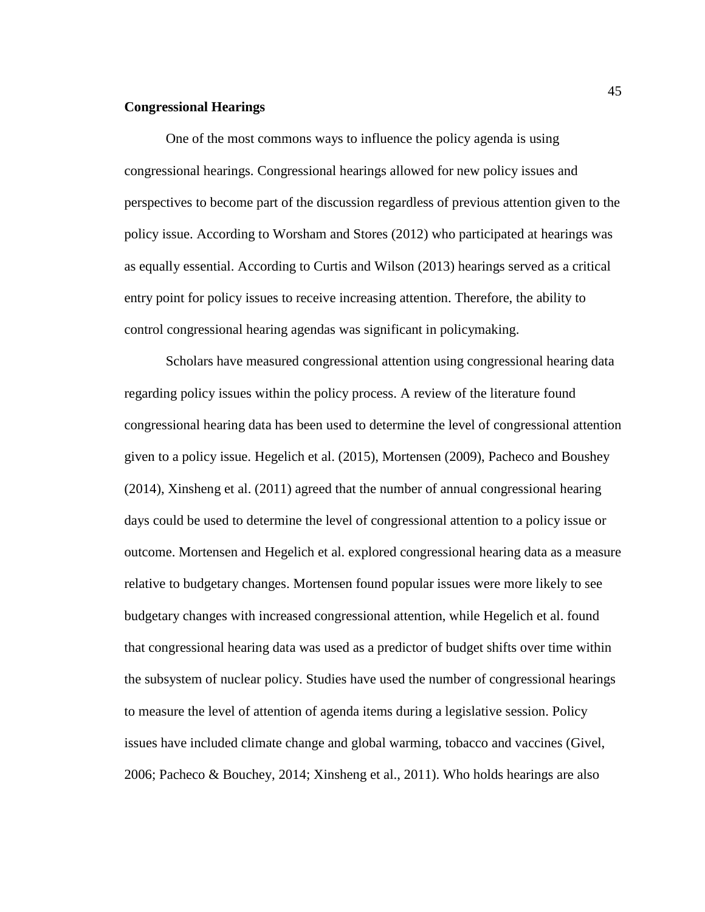**Congressional Hearings**

One of the most commons ways to influence the policy agenda is using congressional hearings. Congressional hearings allowed for new policy issues and perspectives to become part of the discussion regardless of previous attention given to the policy issue. According to Worsham and Stores (2012) who participated at hearings was as equally essential. According to Curtis and Wilson (2013) hearings served as a critical entry point for policy issues to receive increasing attention. Therefore, the ability to control congressional hearing agendas was significant in policymaking.

Scholars have measured congressional attention using congressional hearing data regarding policy issues within the policy process. A review of the literature found congressional hearing data has been used to determine the level of congressional attention given to a policy issue. Hegelich et al. (2015), Mortensen (2009), Pacheco and Boushey (2014), Xinsheng et al. (2011) agreed that the number of annual congressional hearing days could be used to determine the level of congressional attention to a policy issue or outcome. Mortensen and Hegelich et al. explored congressional hearing data as a measure relative to budgetary changes. Mortensen found popular issues were more likely to see budgetary changes with increased congressional attention, while Hegelich et al. found that congressional hearing data was used as a predictor of budget shifts over time within the subsystem of nuclear policy. Studies have used the number of congressional hearings to measure the level of attention of agenda items during a legislative session. Policy issues have included climate change and global warming, tobacco and vaccines (Givel, 2006; Pacheco & Bouchey, 2014; Xinsheng et al., 2011). Who holds hearings are also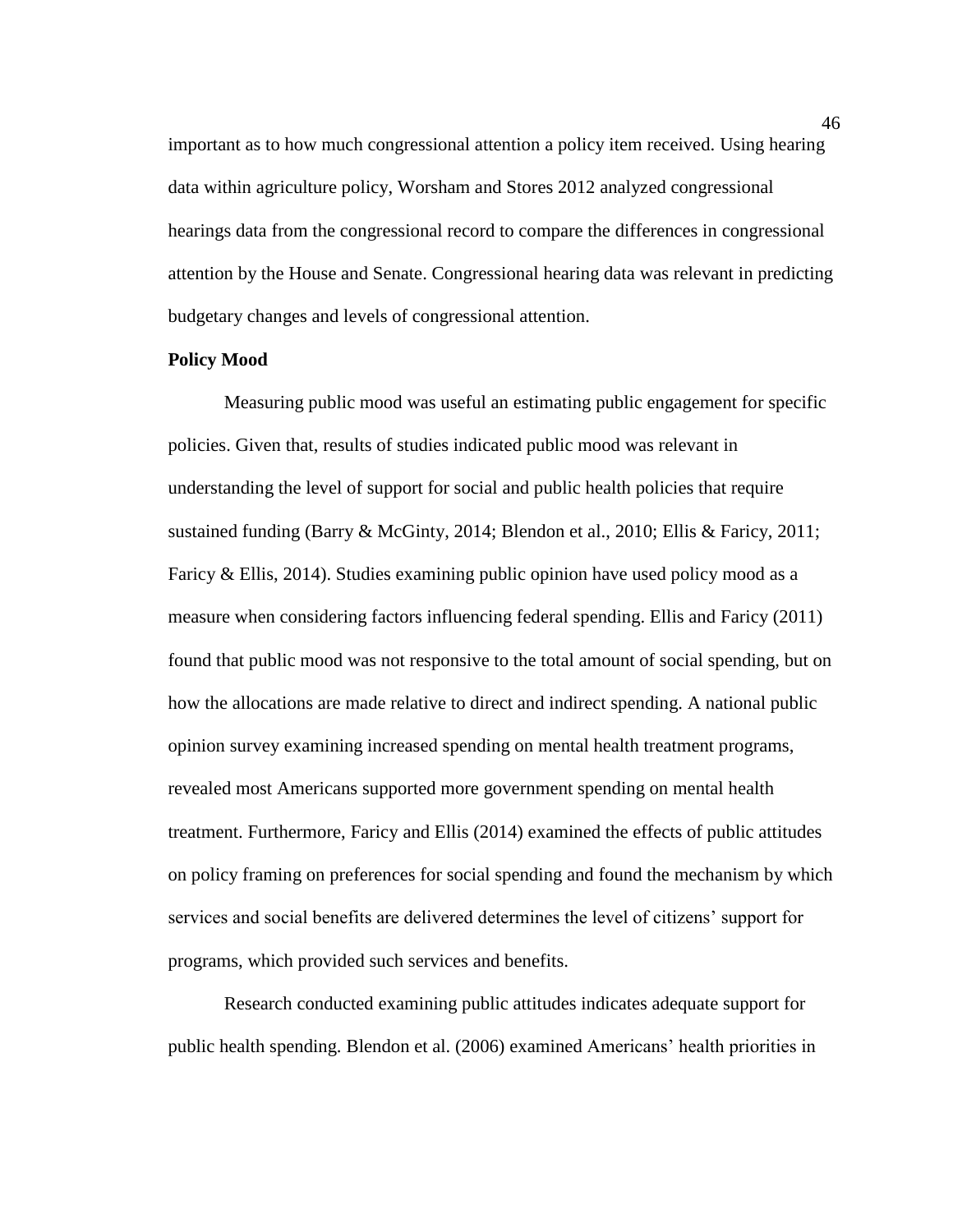important as to how much congressional attention a policy item received. Using hearing data within agriculture policy, Worsham and Stores 2012 analyzed congressional hearings data from the congressional record to compare the differences in congressional attention by the House and Senate. Congressional hearing data was relevant in predicting budgetary changes and levels of congressional attention.

**Policy Mood**

Measuring public mood was useful an estimating public engagement for specific policies. Given that, results of studies indicated public mood was relevant in understanding the level of support for social and public health policies that require sustained funding (Barry & McGinty, 2014; Blendon et al., 2010; Ellis & Faricy, 2011; Faricy & Ellis, 2014). Studies examining public opinion have used policy mood as a measure when considering factors influencing federal spending. Ellis and Faricy (2011) found that public mood was not responsive to the total amount of social spending, but on how the allocations are made relative to direct and indirect spending. A national public opinion survey examining increased spending on mental health treatment programs, revealed most Americans supported more government spending on mental health treatment. Furthermore, Faricy and Ellis (2014) examined the effects of public attitudes on policy framing on preferences for social spending and found the mechanism by which services and social benefits are delivered determines the level of citizens' support for programs, which provided such services and benefits.

Research conducted examining public attitudes indicates adequate support for public health spending. Blendon et al. (2006) examined Americans' health priorities in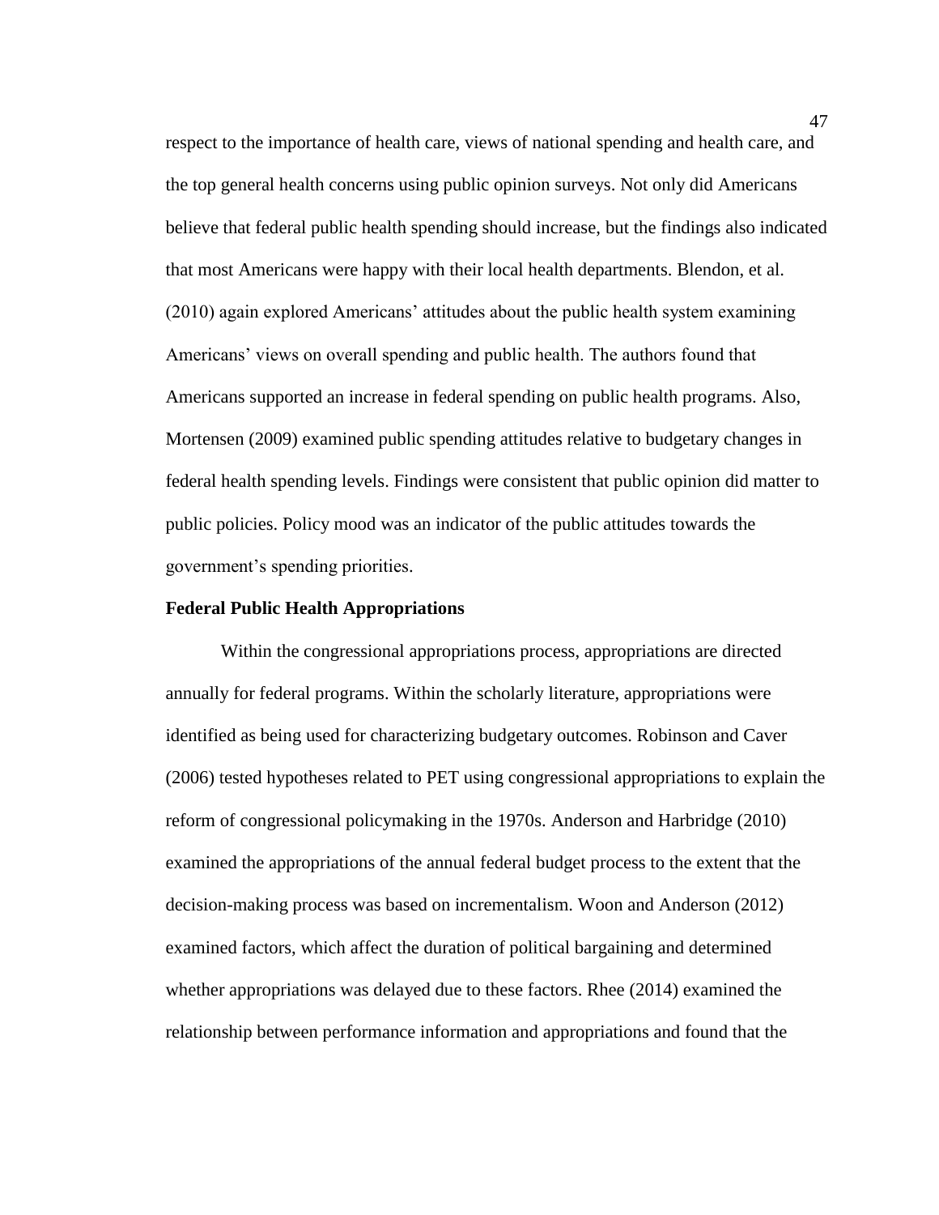respect to the importance of health care, views of national spending and health care, and the top general health concerns using public opinion surveys. Not only did Americans believe that federal public health spending should increase, but the findings also indicated that most Americans were happy with their local health departments. Blendon, et al. (2010) again explored Americans' attitudes about the public health system examining Americans' views on overall spending and public health. The authors found that Americans supported an increase in federal spending on public health programs. Also, Mortensen (2009) examined public spending attitudes relative to budgetary changes in federal health spending levels. Findings were consistent that public opinion did matter to public policies. Policy mood was an indicator of the public attitudes towards the government's spending priorities.

**Federal Public Health Appropriations**

Within the congressional appropriations process, appropriations are directed annually for federal programs. Within the scholarly literature, appropriations were identified as being used for characterizing budgetary outcomes. Robinson and Caver (2006) tested hypotheses related to PET using congressional appropriations to explain the reform of congressional policymaking in the 1970s. Anderson and Harbridge (2010) examined the appropriations of the annual federal budget process to the extent that the decision-making process was based on incrementalism. Woon and Anderson (2012) examined factors, which affect the duration of political bargaining and determined whether appropriations was delayed due to these factors. Rhee (2014) examined the relationship between performance information and appropriations and found that the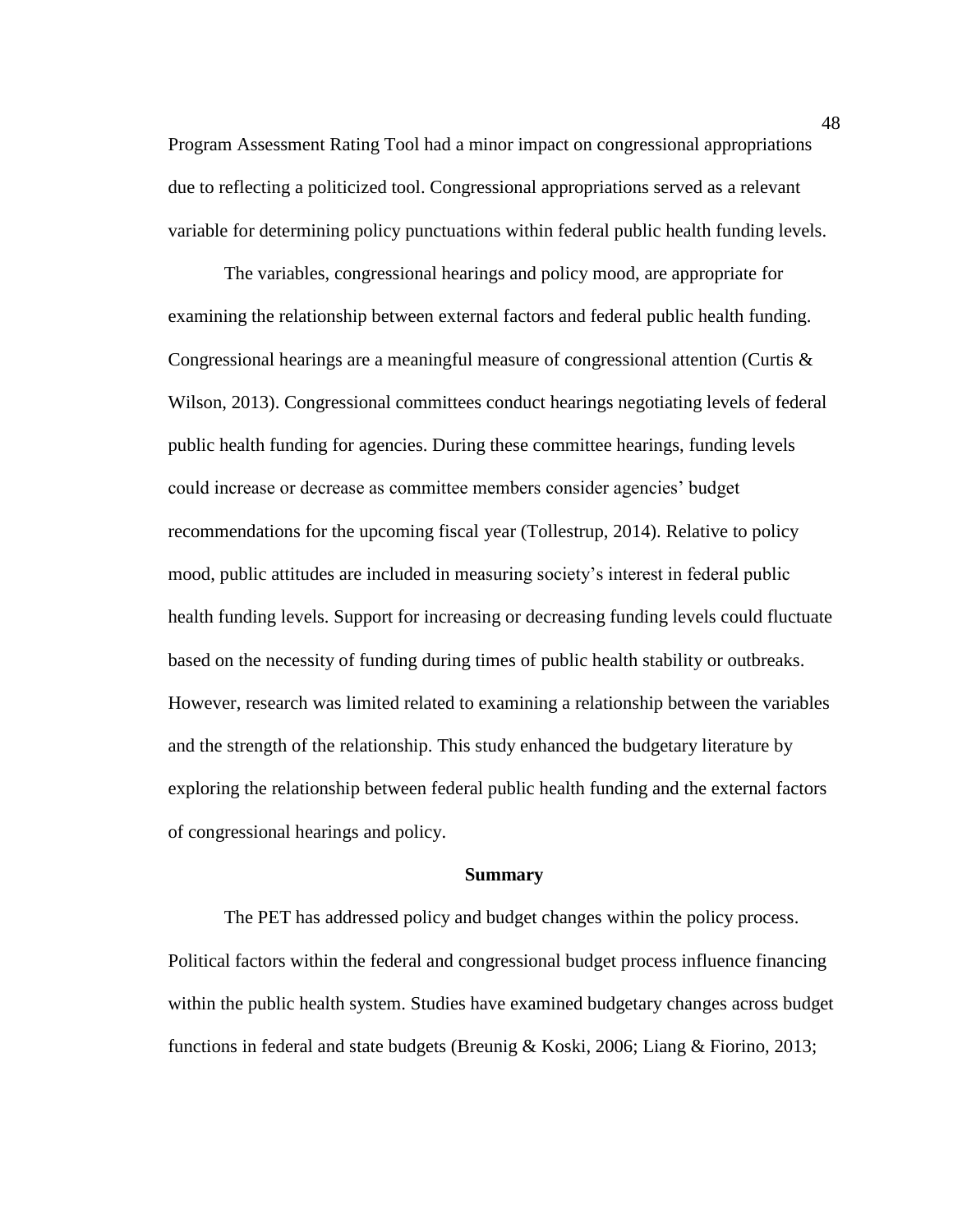Program Assessment Rating Tool had a minor impact on congressional appropriations due to reflecting a politicized tool. Congressional appropriations served as a relevant variable for determining policy punctuations within federal public health funding levels.

The variables, congressional hearings and policy mood, are appropriate for examining the relationship between external factors and federal public health funding. Congressional hearings are a meaningful measure of congressional attention (Curtis & Wilson, 2013). Congressional committees conduct hearings negotiating levels of federal public health funding for agencies. During these committee hearings, funding levels could increase or decrease as committee members consider agencies' budget recommendations for the upcoming fiscal year (Tollestrup, 2014). Relative to policy mood, public attitudes are included in measuring society's interest in federal public health funding levels. Support for increasing or decreasing funding levels could fluctuate based on the necessity of funding during times of public health stability or outbreaks. However, research was limited related to examining a relationship between the variables and the strength of the relationship. This study enhanced the budgetary literature by exploring the relationship between federal public health funding and the external factors of congressional hearings and policy.

## Summary

The PET has addressed policy and budget changes within the policy process. Political factors within the federal and congressional budget process influence financing within the public health system. Studies have examined budgetary changes across budget functions in federal and state budgets (Breunig & Koski, 2006; Liang & Fiorino, 2013;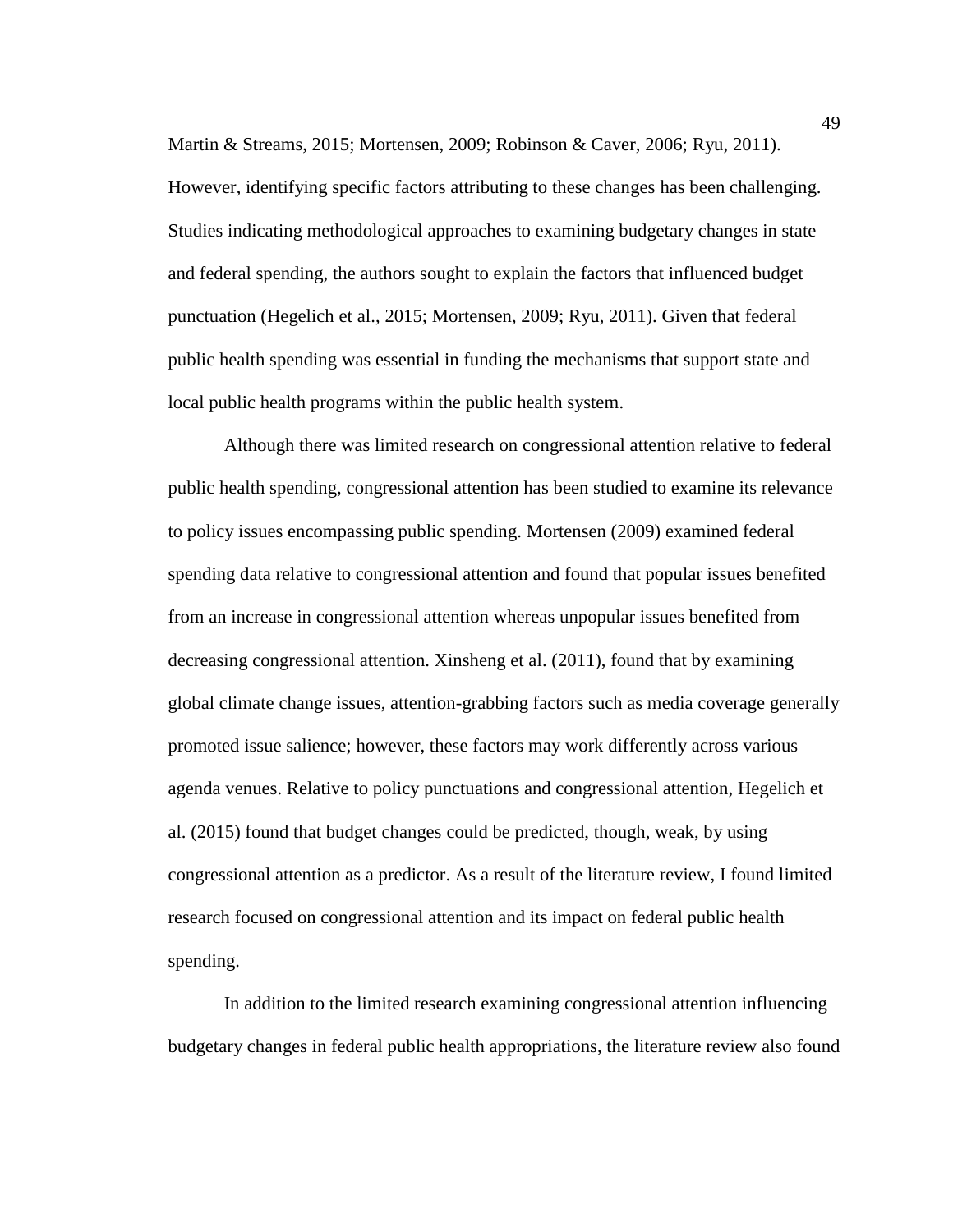Martin & Streams, 2015; Mortensen, 2009; Robinson & Caver, 2006; Ryu, 2011). However, identifying specific factors attributing to these changes has been challenging. Studies indicating methodological approaches to examining budgetary changes in state and federal spending, the authors sought to explain the factors that influenced budget punctuation (Hegelich et al., 2015; Mortensen, 2009; Ryu, 2011). Given that federal public health spending was essential in funding the mechanisms that support state and local public health programs within the public health system.

Although there was limited research on congressional attention relative to federal public health spending, congressional attention has been studied to examine its relevance to policy issues encompassing public spending. Mortensen (2009) examined federal spending data relative to congressional attention and found that popular issues benefited from an increase in congressional attention whereas unpopular issues benefited from decreasing congressional attention. Xinsheng et al. (2011), found that by examining global climate change issues, attention-grabbing factors such as media coverage generally promoted issue salience; however, these factors may work differently across various agenda venues. Relative to policy punctuations and congressional attention, Hegelich et al. (2015) found that budget changes could be predicted, though, weak, by using congressional attention as a predictor. As a result of the literature review, I found limited research focused on congressional attention and its impact on federal public health spending.

In addition to the limited research examining congressional attention influencing budgetary changes in federal public health appropriations, the literature review also found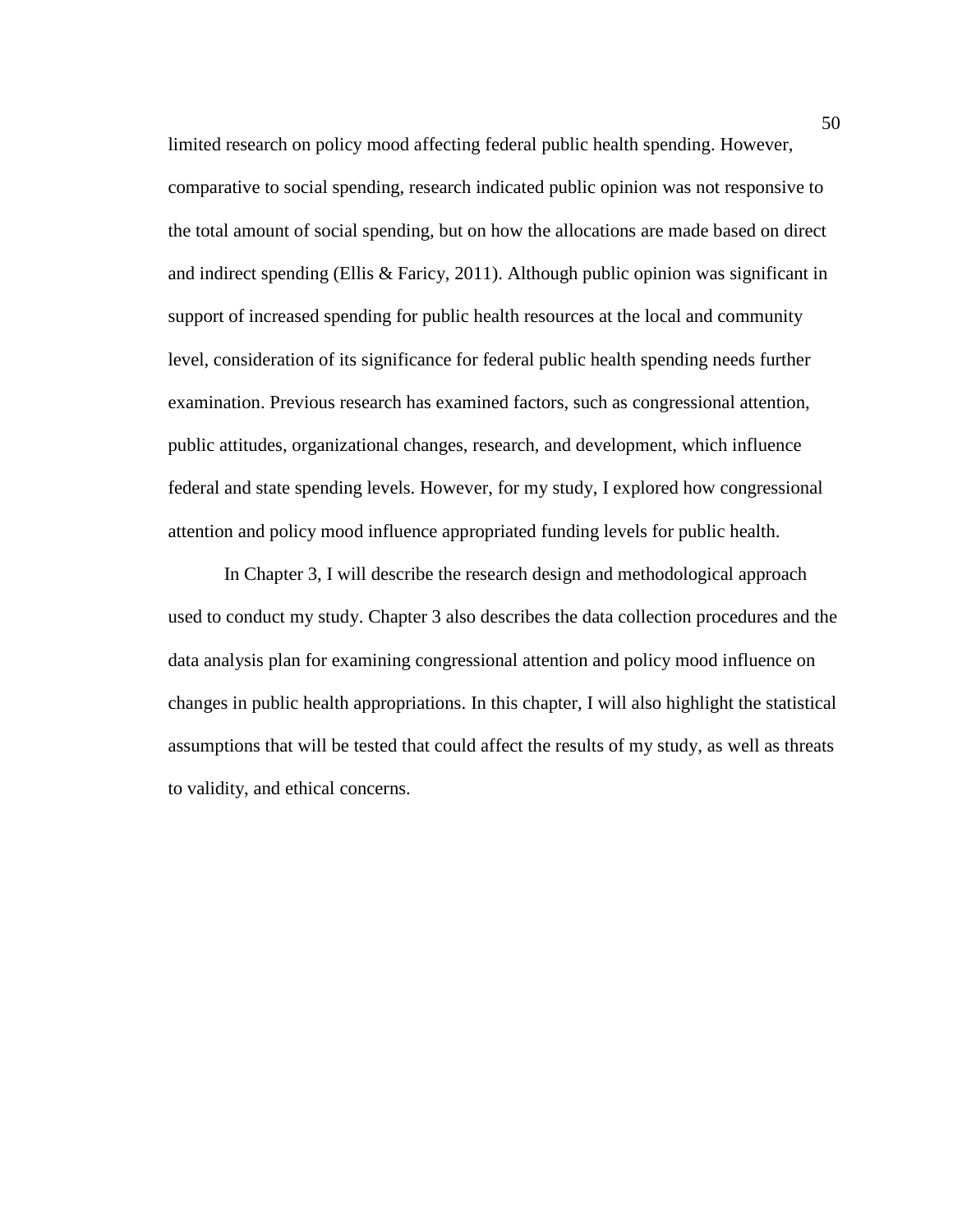limited research on policy mood affecting federal public health spending. However, comparative to social spending, research indicated public opinion was not responsive to the total amount of social spending, but on how the allocations are made based on direct and indirect spending (Ellis & Faricy, 2011). Although public opinion was significant in support of increased spending for public health resources at the local and community level, consideration of its significance for federal public health spending needs further examination. Previous research has examined factors, such as congressional attention, public attitudes, organizational changes, research, and development, which influence federal and state spending levels. However, for my study, I explored how congressional attention and policy mood influence appropriated funding levels for public health.

In Chapter 3, I will describe the research design and methodological approach used to conduct my study. Chapter 3 also describes the data collection procedures and the data analysis plan for examining congressional attention and policy mood influence on changes in public health appropriations. In this chapter, I will also highlight the statistical assumptions that will be tested that could affect the results of my study, as well as threats to validity, and ethical concerns.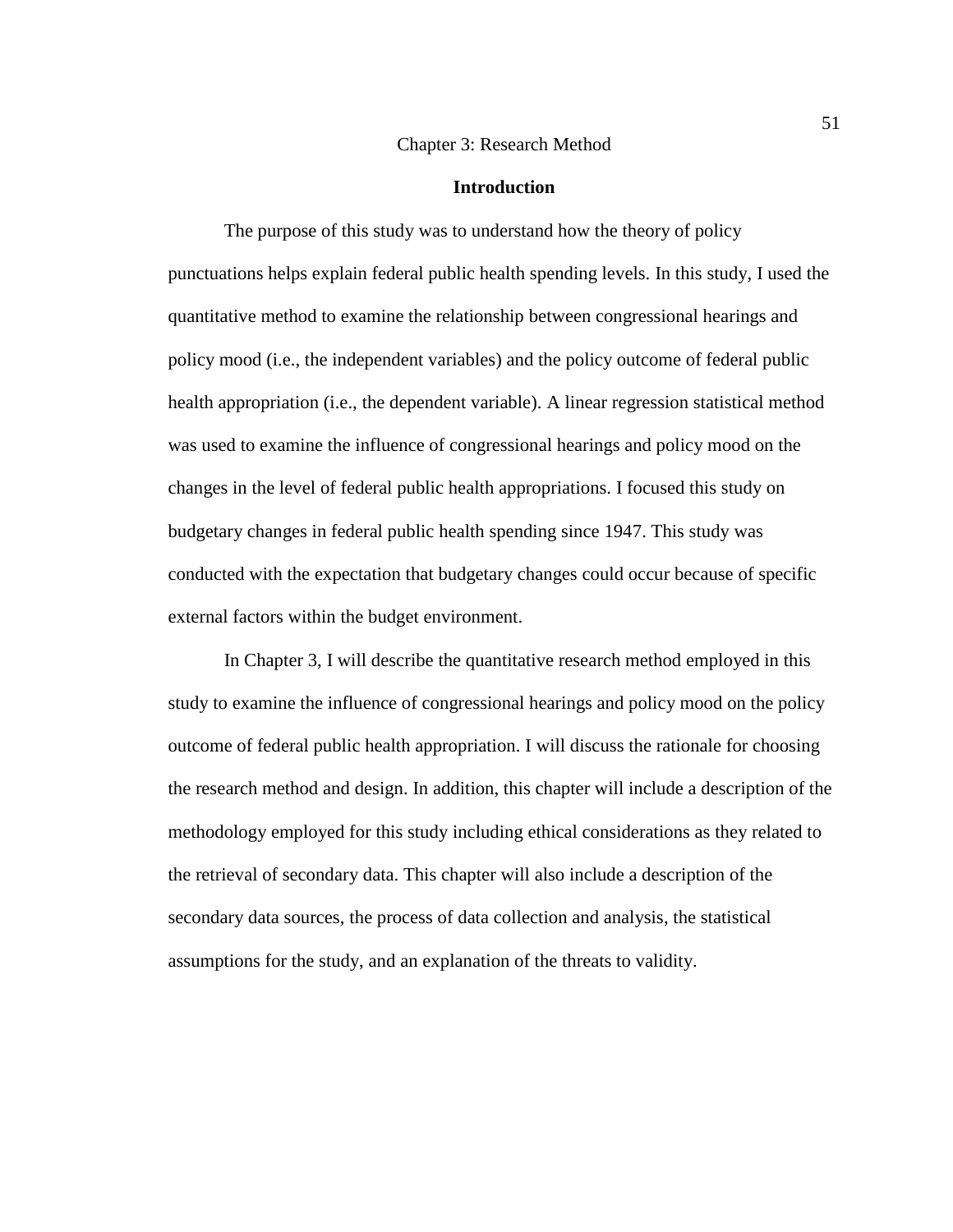# Chapter 3: Research Method

## Introduction

The purpose of this study was to understand how the theory of policy punctuations helps explain federal public health spending levels. In this study, I used the quantitative method to examine the relationship between congressional hearings and policy mood (i.e., the independent variables) and the policy outcome of federal public health appropriation (i.e., the dependent variable). A linear regression statistical method was used to examine the influence of congressional hearings and policy mood on the changes in the level of federal public health appropriations. I focused this study on budgetary changes in federal public health spending since 1947. This study was conducted with the expectation that budgetary changes could occur because of specific external factors within the budget environment.

In Chapter 3, I will describe the quantitative research method employed in this study to examine the influence of congressional hearings and policy mood on the policy outcome of federal public health appropriation. I will discuss the rationale for choosing the research method and design. In addition, this chapter will include a description of the methodology employed for this study including ethical considerations as they related to the retrieval of secondary data. This chapter will also include a description of the secondary data sources, the process of data collection and analysis, the statistical assumptions for the study, and an explanation of the threats to validity.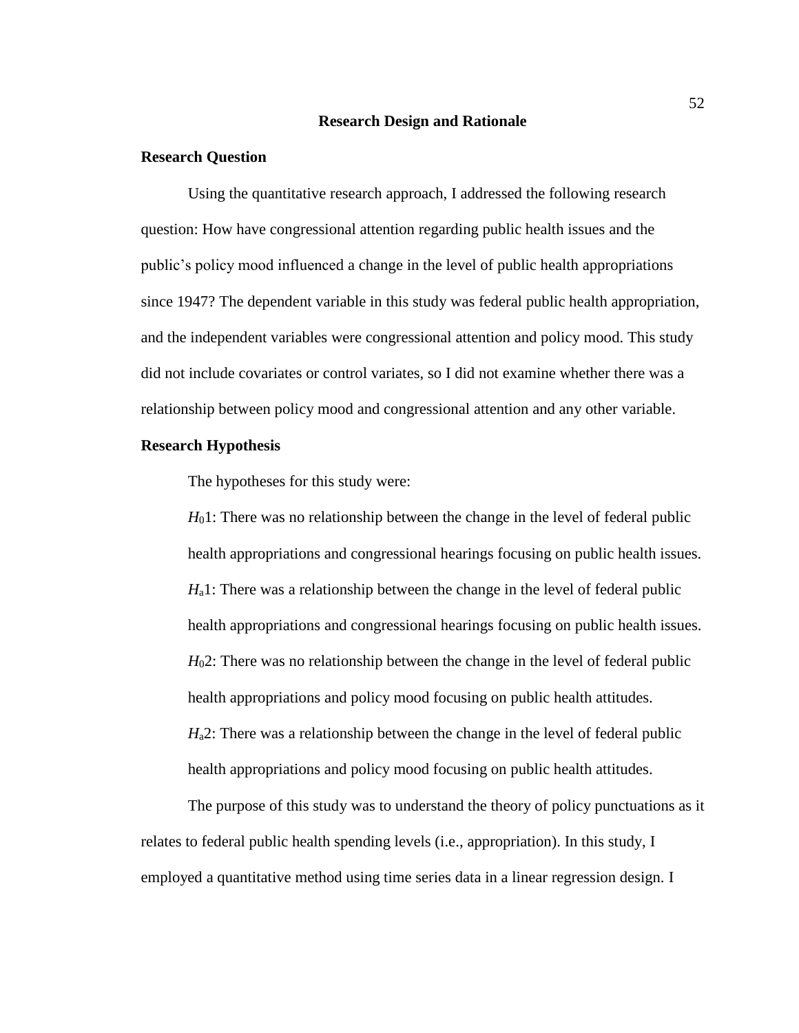## Research Design and Rationale

### Research Question

Using the quantitative research approach, I addressed the following research question: How have congressional attention regarding public health issues and the public's policy mood influenced a change in the level of public health appropriations since 1947? The dependent variable in this study was federal public health appropriation, and the independent variables were congressional attention and policy mood. This study did not include covariates or control variates, so I did not examine whether there was a relationship between policy mood and congressional attention and any other variable.

### Research Hypothesis

The hypotheses for this study were:

$H_0$1: There was no relationship between the change in the level of federal public health appropriations and congressional hearings focusing on public health issues.

$H_a$1: There was a relationship between the change in the level of federal public health appropriations and congressional hearings focusing on public health issues.

$H_0$2: There was no relationship between the change in the level of federal public health appropriations and policy mood focusing on public health attitudes.

$H_a$2: There was a relationship between the change in the level of federal public health appropriations and policy mood focusing on public health attitudes.

The purpose of this study was to understand the theory of policy punctuations as it relates to federal public health spending levels (i.e., appropriation). In this study, I employed a quantitative method using time series data in a linear regression design. I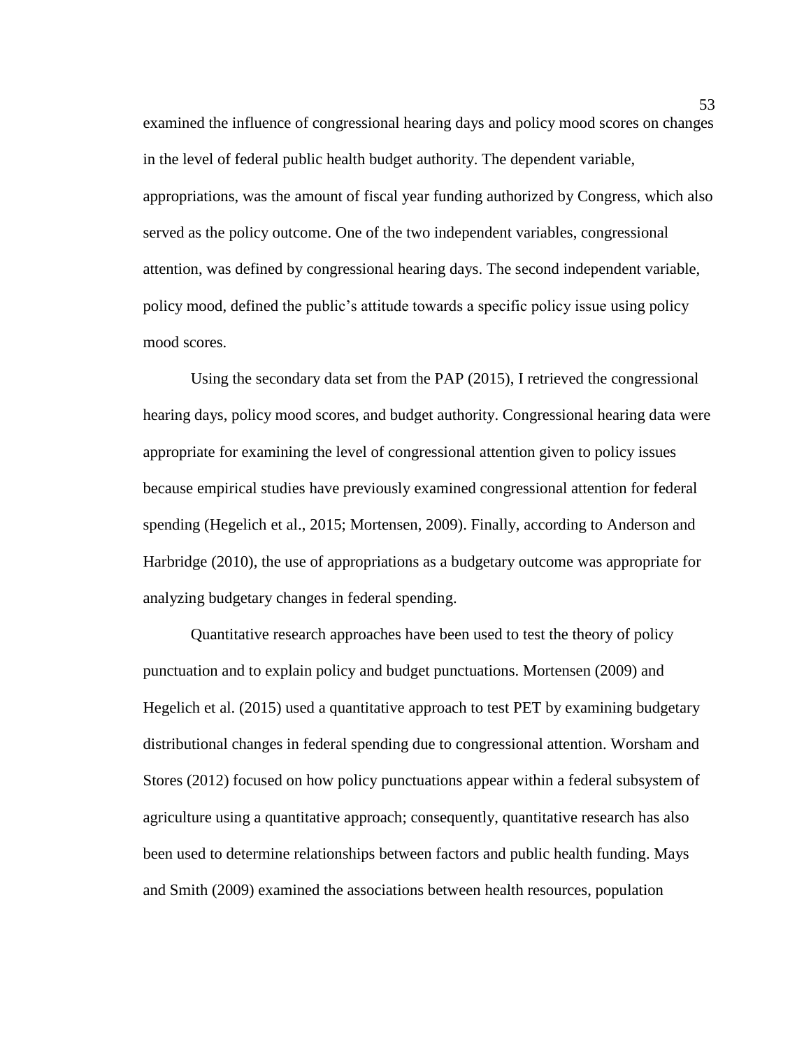examined the influence of congressional hearing days and policy mood scores on changes in the level of federal public health budget authority. The dependent variable, appropriations, was the amount of fiscal year funding authorized by Congress, which also served as the policy outcome. One of the two independent variables, congressional attention, was defined by congressional hearing days. The second independent variable, policy mood, defined the public's attitude towards a specific policy issue using policy mood scores.

Using the secondary data set from the PAP (2015), I retrieved the congressional hearing days, policy mood scores, and budget authority. Congressional hearing data were appropriate for examining the level of congressional attention given to policy issues because empirical studies have previously examined congressional attention for federal spending (Hegelich et al., 2015; Mortensen, 2009). Finally, according to Anderson and Harbridge (2010), the use of appropriations as a budgetary outcome was appropriate for analyzing budgetary changes in federal spending.

Quantitative research approaches have been used to test the theory of policy punctuation and to explain policy and budget punctuations. Mortensen (2009) and Hegelich et al. (2015) used a quantitative approach to test PET by examining budgetary distributional changes in federal spending due to congressional attention. Worsham and Stores (2012) focused on how policy punctuations appear within a federal subsystem of agriculture using a quantitative approach; consequently, quantitative research has also been used to determine relationships between factors and public health funding. Mays and Smith (2009) examined the associations between health resources, population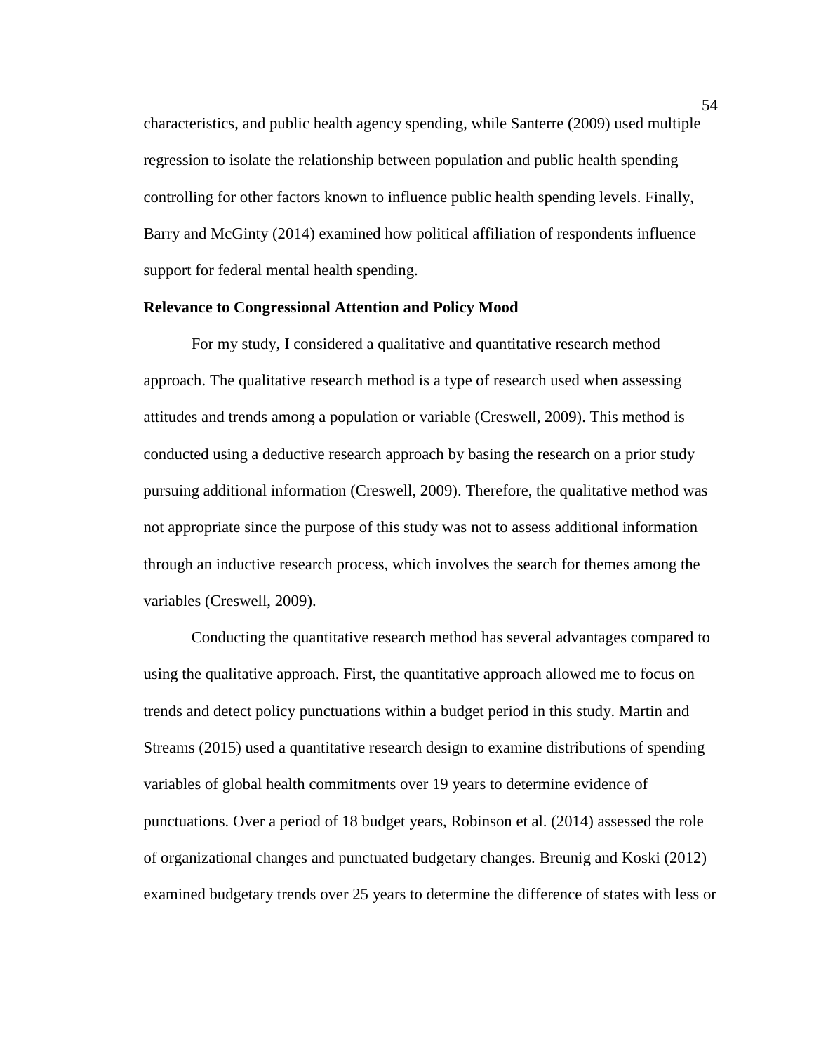characteristics, and public health agency spending, while Santerre (2009) used multiple regression to isolate the relationship between population and public health spending controlling for other factors known to influence public health spending levels. Finally, Barry and McGinty (2014) examined how political affiliation of respondents influence support for federal mental health spending.

**Relevance to Congressional Attention and Policy Mood**

For my study, I considered a qualitative and quantitative research method approach. The qualitative research method is a type of research used when assessing attitudes and trends among a population or variable (Creswell, 2009). This method is conducted using a deductive research approach by basing the research on a prior study pursuing additional information (Creswell, 2009). Therefore, the qualitative method was not appropriate since the purpose of this study was not to assess additional information through an inductive research process, which involves the search for themes among the variables (Creswell, 2009).

Conducting the quantitative research method has several advantages compared to using the qualitative approach. First, the quantitative approach allowed me to focus on trends and detect policy punctuations within a budget period in this study. Martin and Streams (2015) used a quantitative research design to examine distributions of spending variables of global health commitments over 19 years to determine evidence of punctuations. Over a period of 18 budget years, Robinson et al. (2014) assessed the role of organizational changes and punctuated budgetary changes. Breunig and Koski (2012) examined budgetary trends over 25 years to determine the difference of states with less or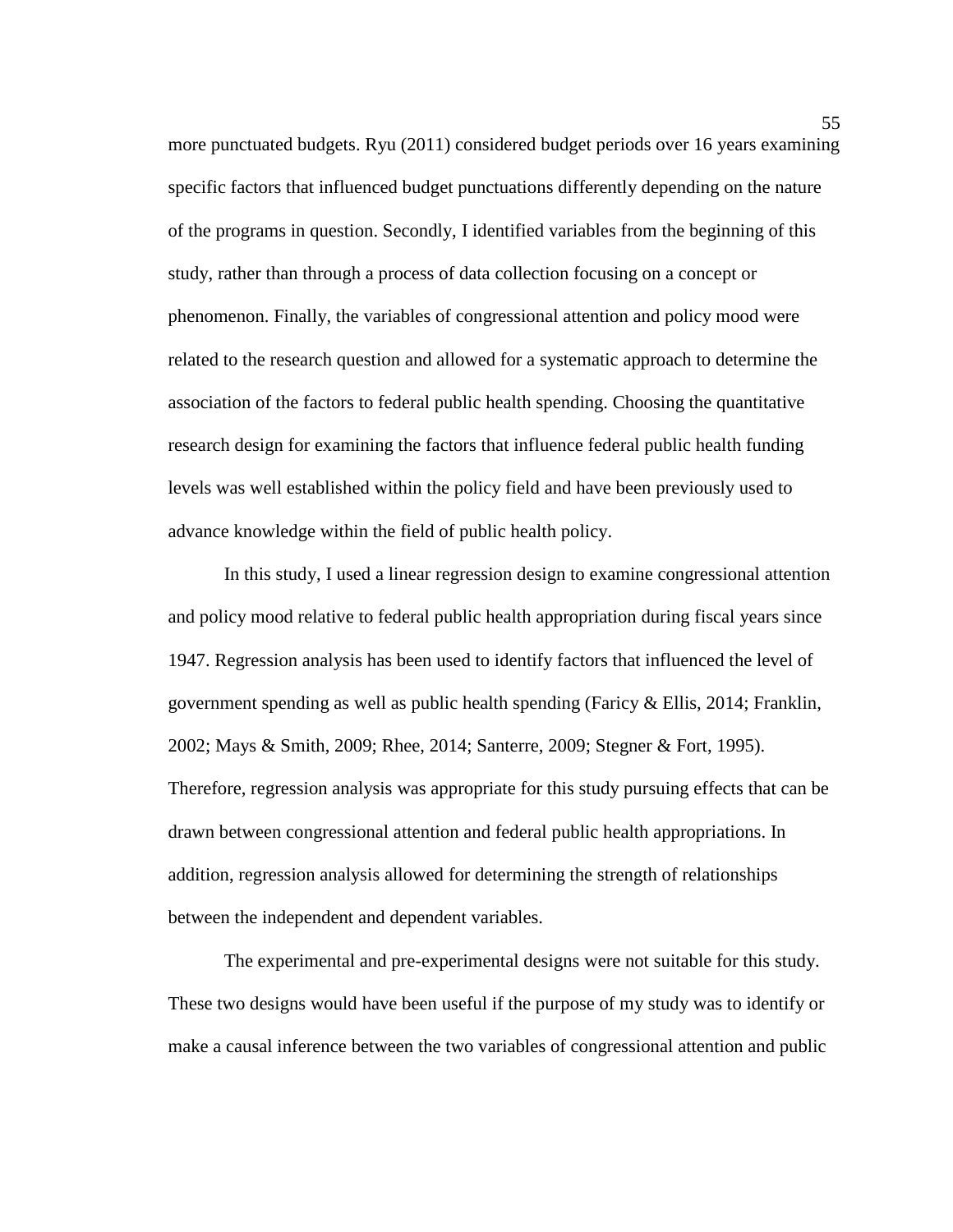more punctuated budgets. Ryu (2011) considered budget periods over 16 years examining specific factors that influenced budget punctuations differently depending on the nature of the programs in question. Secondly, I identified variables from the beginning of this study, rather than through a process of data collection focusing on a concept or phenomenon. Finally, the variables of congressional attention and policy mood were related to the research question and allowed for a systematic approach to determine the association of the factors to federal public health spending. Choosing the quantitative research design for examining the factors that influence federal public health funding levels was well established within the policy field and have been previously used to advance knowledge within the field of public health policy.

In this study, I used a linear regression design to examine congressional attention and policy mood relative to federal public health appropriation during fiscal years since 1947. Regression analysis has been used to identify factors that influenced the level of government spending as well as public health spending (Faricy & Ellis, 2014; Franklin, 2002; Mays & Smith, 2009; Rhee, 2014; Santerre, 2009; Stegner & Fort, 1995). Therefore, regression analysis was appropriate for this study pursuing effects that can be drawn between congressional attention and federal public health appropriations. In addition, regression analysis allowed for determining the strength of relationships between the independent and dependent variables.

The experimental and pre-experimental designs were not suitable for this study. These two designs would have been useful if the purpose of my study was to identify or make a causal inference between the two variables of congressional attention and public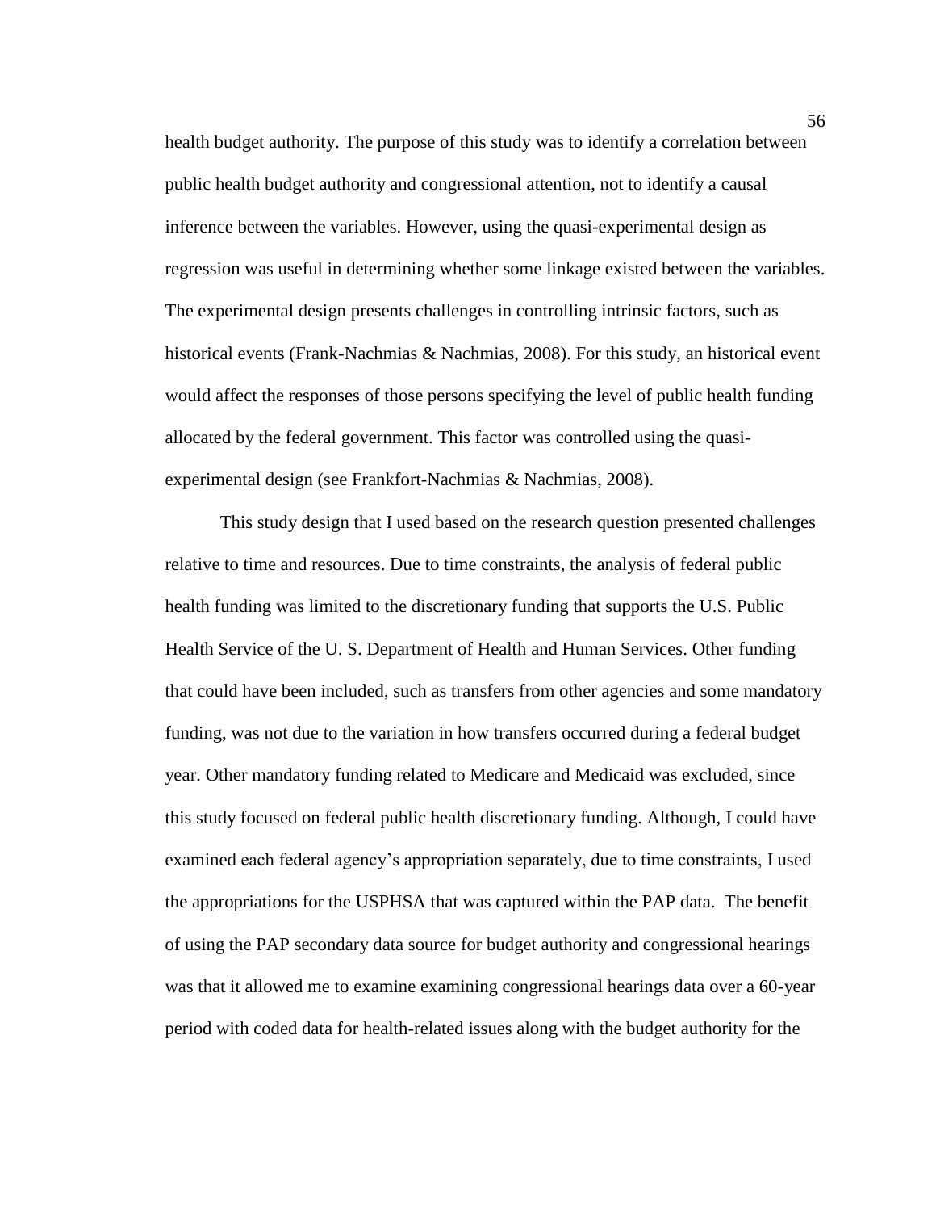health budget authority. The purpose of this study was to identify a correlation between public health budget authority and congressional attention, not to identify a causal inference between the variables. However, using the quasi-experimental design as regression was useful in determining whether some linkage existed between the variables. The experimental design presents challenges in controlling intrinsic factors, such as historical events (Frank-Nachmias & Nachmias, 2008). For this study, an historical event would affect the responses of those persons specifying the level of public health funding allocated by the federal government. This factor was controlled using the quasi-experimental design (see Frankfort-Nachmias & Nachmias, 2008).

This study design that I used based on the research question presented challenges relative to time and resources. Due to time constraints, the analysis of federal public health funding was limited to the discretionary funding that supports the U.S. Public Health Service of the U. S. Department of Health and Human Services. Other funding that could have been included, such as transfers from other agencies and some mandatory funding, was not due to the variation in how transfers occurred during a federal budget year. Other mandatory funding related to Medicare and Medicaid was excluded, since this study focused on federal public health discretionary funding. Although, I could have examined each federal agency's appropriation separately, due to time constraints, I used the appropriations for the USPHSA that was captured within the PAP data. The benefit of using the PAP secondary data source for budget authority and congressional hearings was that it allowed me to examine examining congressional hearings data over a 60-year period with coded data for health-related issues along with the budget authority for the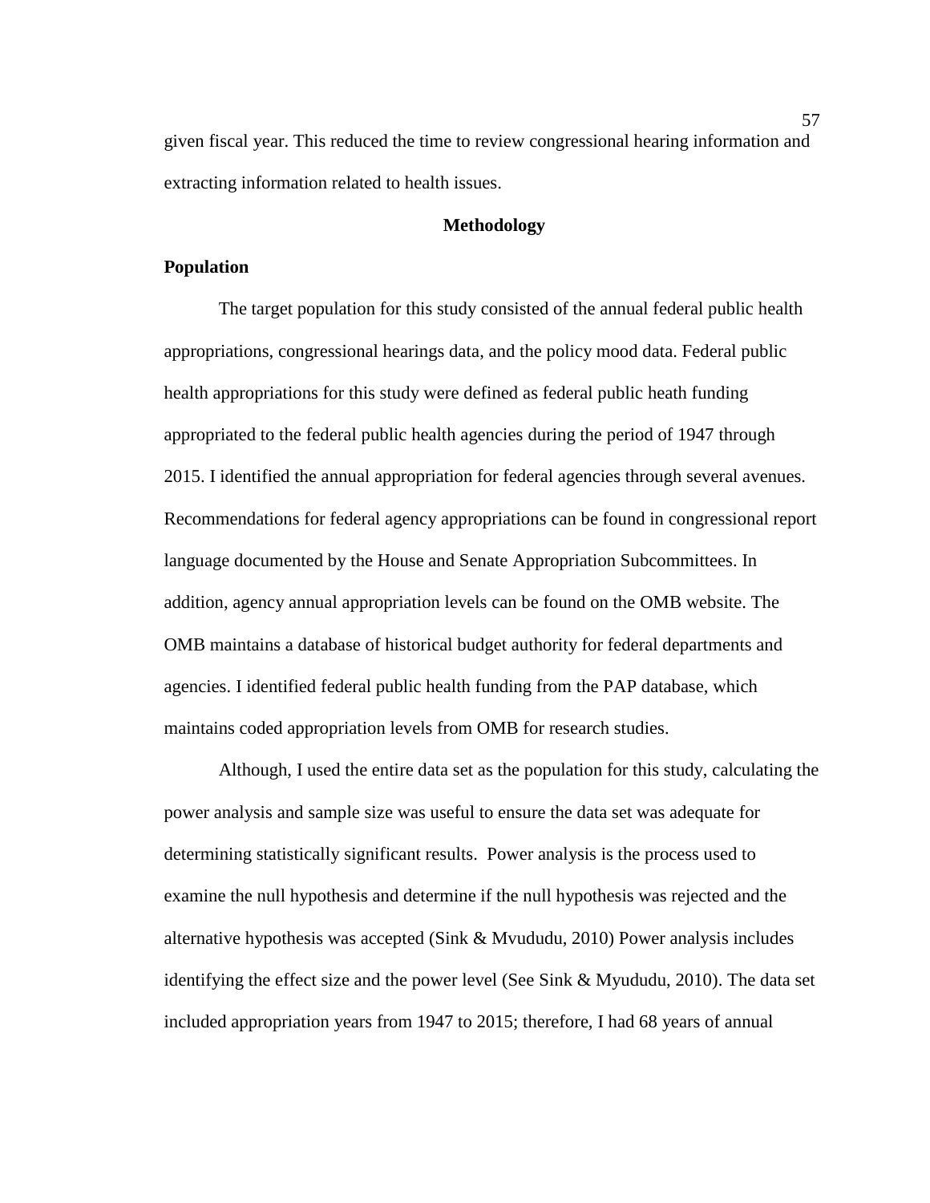given fiscal year. This reduced the time to review congressional hearing information and extracting information related to health issues.

## Methodology

### Population

The target population for this study consisted of the annual federal public health appropriations, congressional hearings data, and the policy mood data. Federal public health appropriations for this study were defined as federal public heath funding appropriated to the federal public health agencies during the period of 1947 through 2015. I identified the annual appropriation for federal agencies through several avenues. Recommendations for federal agency appropriations can be found in congressional report language documented by the House and Senate Appropriation Subcommittees. In addition, agency annual appropriation levels can be found on the OMB website. The OMB maintains a database of historical budget authority for federal departments and agencies. I identified federal public health funding from the PAP database, which maintains coded appropriation levels from OMB for research studies.

Although, I used the entire data set as the population for this study, calculating the power analysis and sample size was useful to ensure the data set was adequate for determining statistically significant results. Power analysis is the process used to examine the null hypothesis and determine if the null hypothesis was rejected and the alternative hypothesis was accepted (Sink & Mvududu, 2010) Power analysis includes identifying the effect size and the power level (See Sink & Myududu, 2010). The data set included appropriation years from 1947 to 2015; therefore, I had 68 years of annual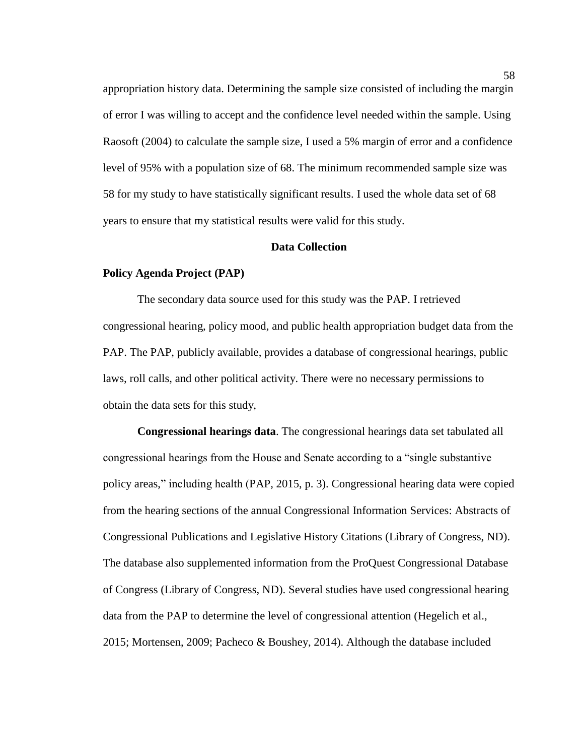appropriation history data. Determining the sample size consisted of including the margin of error I was willing to accept and the confidence level needed within the sample. Using Raosoft (2004) to calculate the sample size, I used a 5% margin of error and a confidence level of 95% with a population size of 68. The minimum recommended sample size was 58 for my study to have statistically significant results. I used the whole data set of 68 years to ensure that my statistical results were valid for this study.

## Data Collection

### Policy Agenda Project (PAP)

The secondary data source used for this study was the PAP. I retrieved congressional hearing, policy mood, and public health appropriation budget data from the PAP. The PAP, publicly available, provides a database of congressional hearings, public laws, roll calls, and other political activity. There were no necessary permissions to obtain the data sets for this study,

**Congressional hearings data**. The congressional hearings data set tabulated all congressional hearings from the House and Senate according to a "single substantive policy areas," including health (PAP, 2015, p. 3). Congressional hearing data were copied from the hearing sections of the annual Congressional Information Services: Abstracts of Congressional Publications and Legislative History Citations (Library of Congress, ND). The database also supplemented information from the ProQuest Congressional Database of Congress (Library of Congress, ND). Several studies have used congressional hearing data from the PAP to determine the level of congressional attention (Hegelich et al., 2015; Mortensen, 2009; Pacheco & Boushey, 2014). Although the database included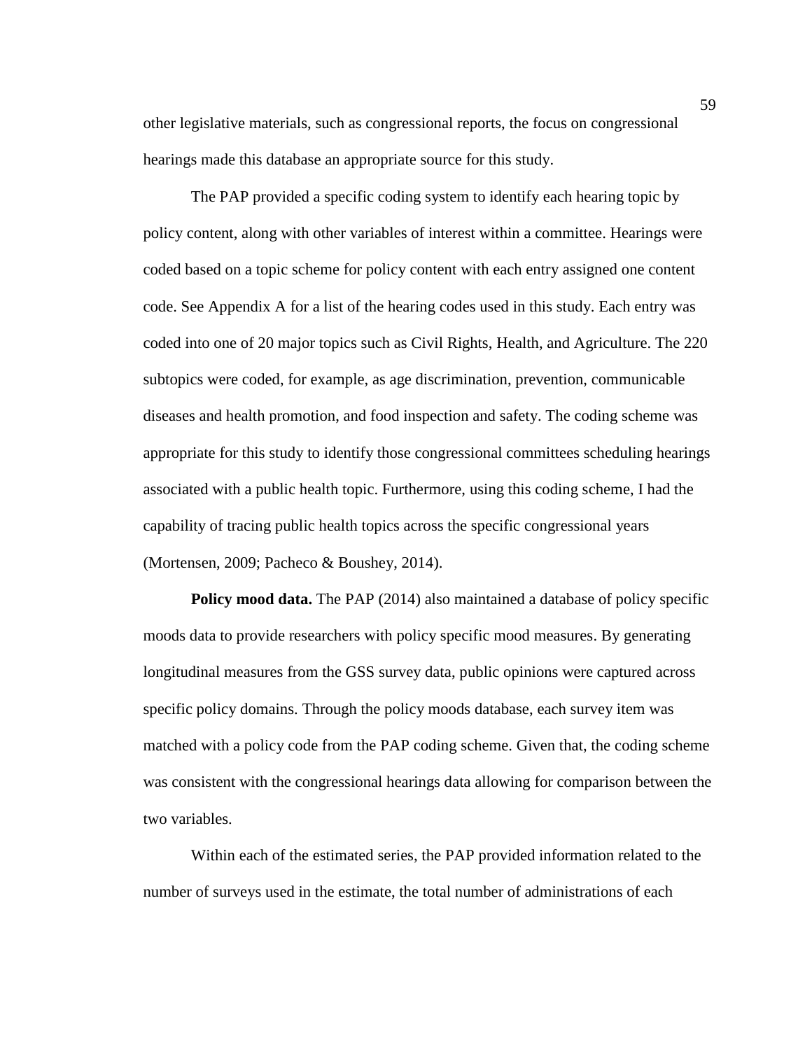other legislative materials, such as congressional reports, the focus on congressional hearings made this database an appropriate source for this study.

The PAP provided a specific coding system to identify each hearing topic by policy content, along with other variables of interest within a committee. Hearings were coded based on a topic scheme for policy content with each entry assigned one content code. See Appendix A for a list of the hearing codes used in this study. Each entry was coded into one of 20 major topics such as Civil Rights, Health, and Agriculture. The 220 subtopics were coded, for example, as age discrimination, prevention, communicable diseases and health promotion, and food inspection and safety. The coding scheme was appropriate for this study to identify those congressional committees scheduling hearings associated with a public health topic. Furthermore, using this coding scheme, I had the capability of tracing public health topics across the specific congressional years (Mortensen, 2009; Pacheco & Boushey, 2014).

**Policy mood data.** The PAP (2014) also maintained a database of policy specific moods data to provide researchers with policy specific mood measures. By generating longitudinal measures from the GSS survey data, public opinions were captured across specific policy domains. Through the policy moods database, each survey item was matched with a policy code from the PAP coding scheme. Given that, the coding scheme was consistent with the congressional hearings data allowing for comparison between the two variables.

Within each of the estimated series, the PAP provided information related to the number of surveys used in the estimate, the total number of administrations of each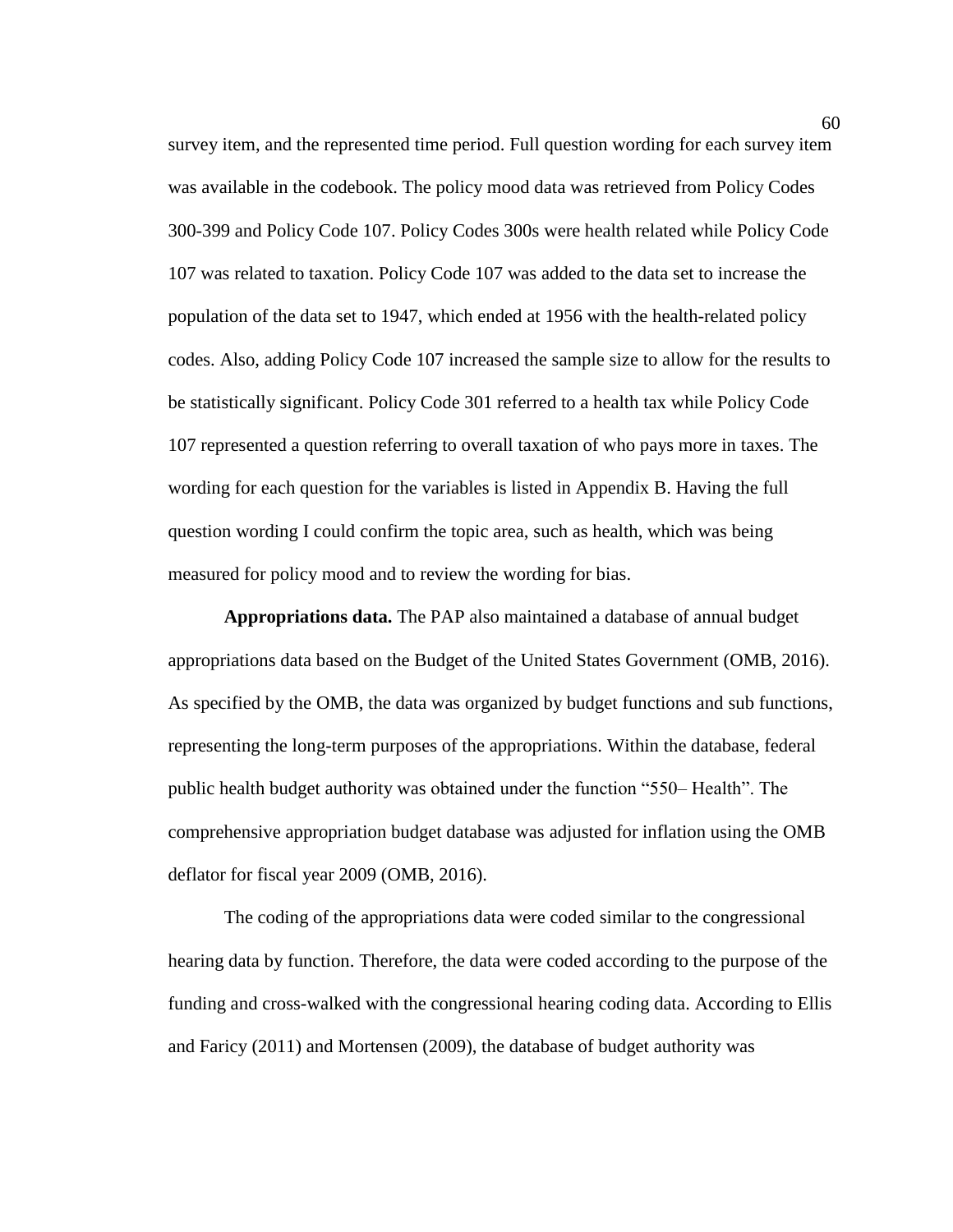survey item, and the represented time period. Full question wording for each survey item was available in the codebook. The policy mood data was retrieved from Policy Codes 300-399 and Policy Code 107. Policy Codes 300s were health related while Policy Code 107 was related to taxation. Policy Code 107 was added to the data set to increase the population of the data set to 1947, which ended at 1956 with the health-related policy codes. Also, adding Policy Code 107 increased the sample size to allow for the results to be statistically significant. Policy Code 301 referred to a health tax while Policy Code 107 represented a question referring to overall taxation of who pays more in taxes. The wording for each question for the variables is listed in Appendix B. Having the full question wording I could confirm the topic area, such as health, which was being measured for policy mood and to review the wording for bias.

**Appropriations data.** The PAP also maintained a database of annual budget appropriations data based on the Budget of the United States Government (OMB, 2016). As specified by the OMB, the data was organized by budget functions and sub functions, representing the long-term purposes of the appropriations. Within the database, federal public health budget authority was obtained under the function "550– Health". The comprehensive appropriation budget database was adjusted for inflation using the OMB deflator for fiscal year 2009 (OMB, 2016).

The coding of the appropriations data were coded similar to the congressional hearing data by function. Therefore, the data were coded according to the purpose of the funding and cross-walked with the congressional hearing coding data. According to Ellis and Faricy (2011) and Mortensen (2009), the database of budget authority was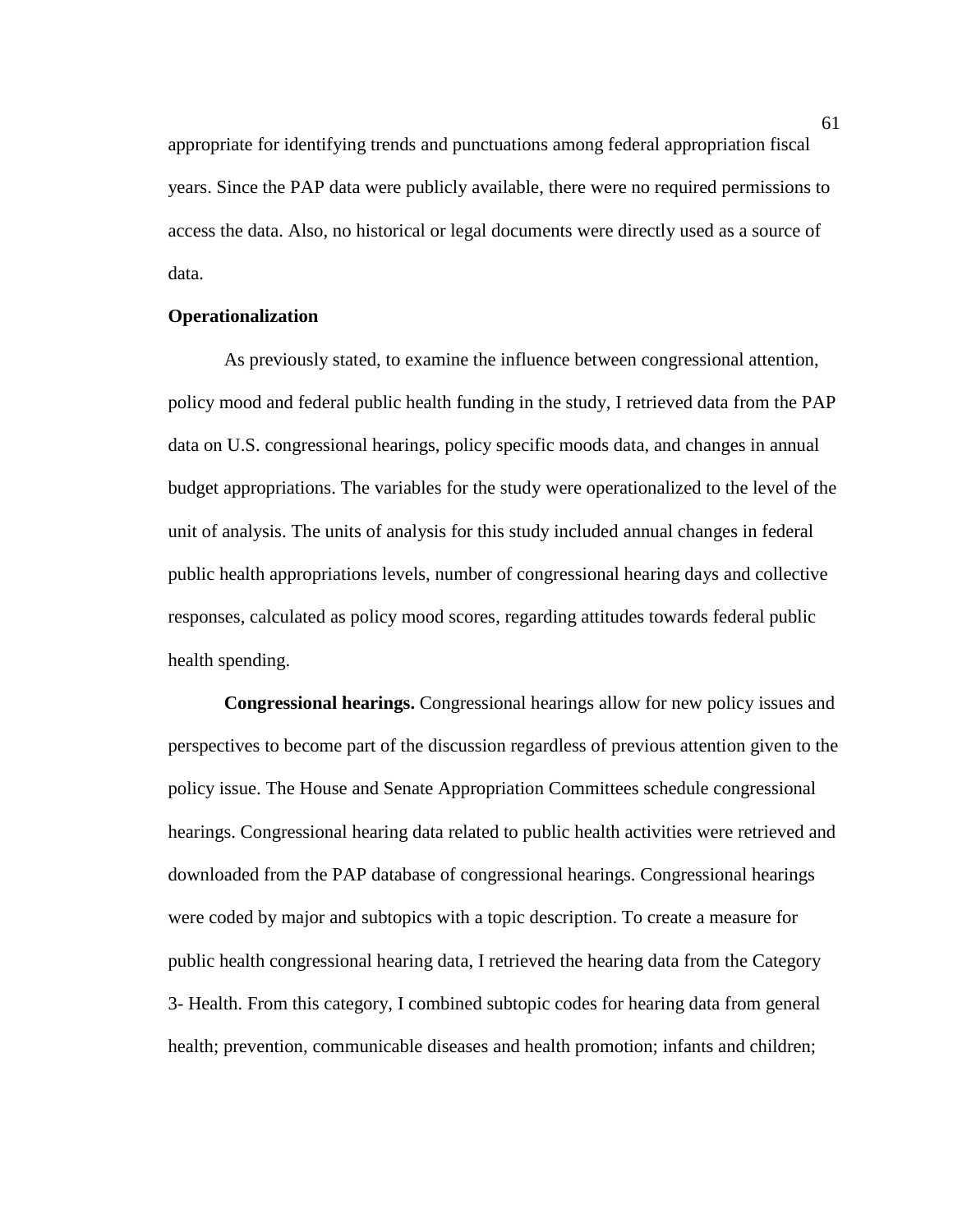appropriate for identifying trends and punctuations among federal appropriation fiscal years. Since the PAP data were publicly available, there were no required permissions to access the data. Also, no historical or legal documents were directly used as a source of data.

## Operationalization

As previously stated, to examine the influence between congressional attention, policy mood and federal public health funding in the study, I retrieved data from the PAP data on U.S. congressional hearings, policy specific moods data, and changes in annual budget appropriations. The variables for the study were operationalized to the level of the unit of analysis. The units of analysis for this study included annual changes in federal public health appropriations levels, number of congressional hearing days and collective responses, calculated as policy mood scores, regarding attitudes towards federal public health spending.

**Congressional hearings.** Congressional hearings allow for new policy issues and perspectives to become part of the discussion regardless of previous attention given to the policy issue. The House and Senate Appropriation Committees schedule congressional hearings. Congressional hearing data related to public health activities were retrieved and downloaded from the PAP database of congressional hearings. Congressional hearings were coded by major and subtopics with a topic description. To create a measure for public health congressional hearing data, I retrieved the hearing data from the Category 3- Health. From this category, I combined subtopic codes for hearing data from general health; prevention, communicable diseases and health promotion; infants and children;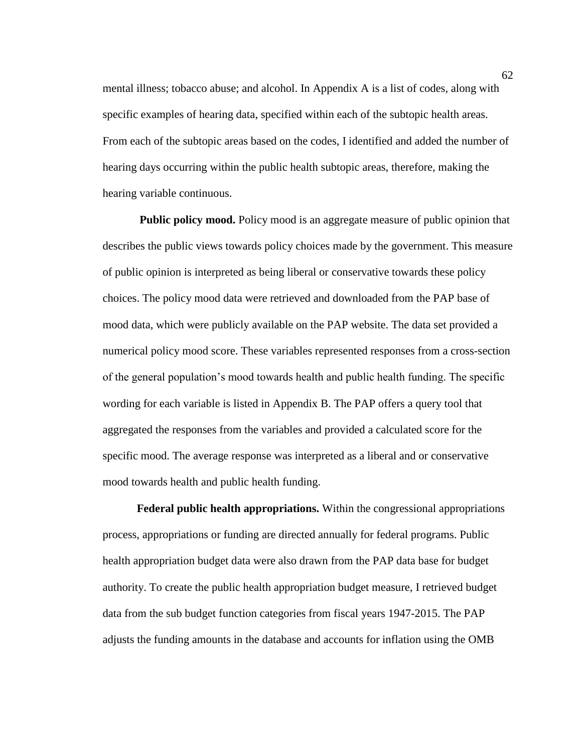mental illness; tobacco abuse; and alcohol. In Appendix A is a list of codes, along with specific examples of hearing data, specified within each of the subtopic health areas. From each of the subtopic areas based on the codes, I identified and added the number of hearing days occurring within the public health subtopic areas, therefore, making the hearing variable continuous.

**Public policy mood.** Policy mood is an aggregate measure of public opinion that describes the public views towards policy choices made by the government. This measure of public opinion is interpreted as being liberal or conservative towards these policy choices. The policy mood data were retrieved and downloaded from the PAP base of mood data, which were publicly available on the PAP website. The data set provided a numerical policy mood score. These variables represented responses from a cross-section of the general population's mood towards health and public health funding. The specific wording for each variable is listed in Appendix B. The PAP offers a query tool that aggregated the responses from the variables and provided a calculated score for the specific mood. The average response was interpreted as a liberal and or conservative mood towards health and public health funding.

**Federal public health appropriations.** Within the congressional appropriations process, appropriations or funding are directed annually for federal programs. Public health appropriation budget data were also drawn from the PAP data base for budget authority. To create the public health appropriation budget measure, I retrieved budget data from the sub budget function categories from fiscal years 1947-2015. The PAP adjusts the funding amounts in the database and accounts for inflation using the OMB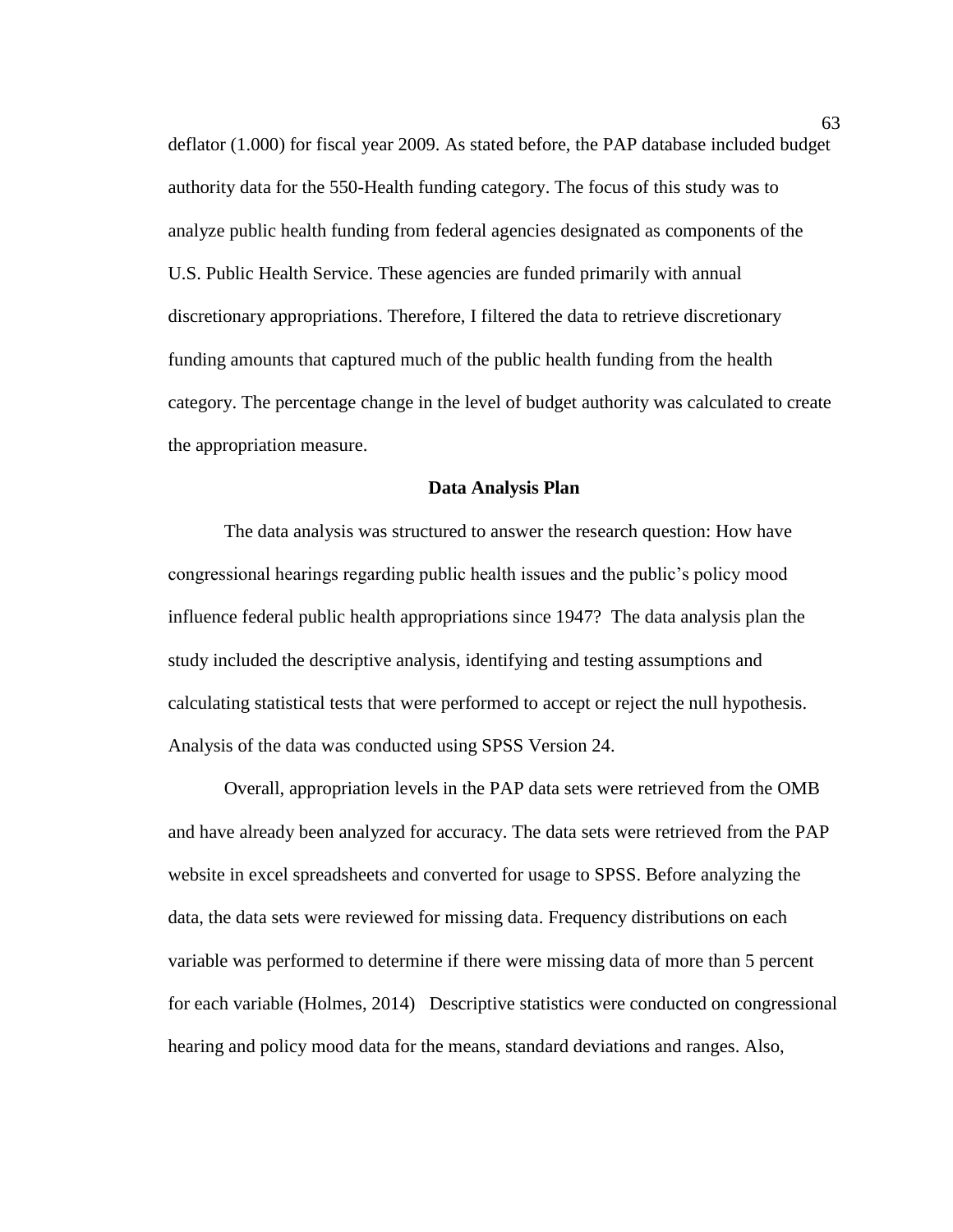deflator (1.000) for fiscal year 2009. As stated before, the PAP database included budget authority data for the 550-Health funding category. The focus of this study was to analyze public health funding from federal agencies designated as components of the U.S. Public Health Service. These agencies are funded primarily with annual discretionary appropriations. Therefore, I filtered the data to retrieve discretionary funding amounts that captured much of the public health funding from the health category. The percentage change in the level of budget authority was calculated to create the appropriation measure.

## Data Analysis Plan

The data analysis was structured to answer the research question: How have congressional hearings regarding public health issues and the public's policy mood influence federal public health appropriations since 1947? The data analysis plan the study included the descriptive analysis, identifying and testing assumptions and calculating statistical tests that were performed to accept or reject the null hypothesis. Analysis of the data was conducted using SPSS Version 24.

Overall, appropriation levels in the PAP data sets were retrieved from the OMB and have already been analyzed for accuracy. The data sets were retrieved from the PAP website in excel spreadsheets and converted for usage to SPSS. Before analyzing the data, the data sets were reviewed for missing data. Frequency distributions on each variable was performed to determine if there were missing data of more than 5 percent for each variable (Holmes, 2014) Descriptive statistics were conducted on congressional hearing and policy mood data for the means, standard deviations and ranges. Also,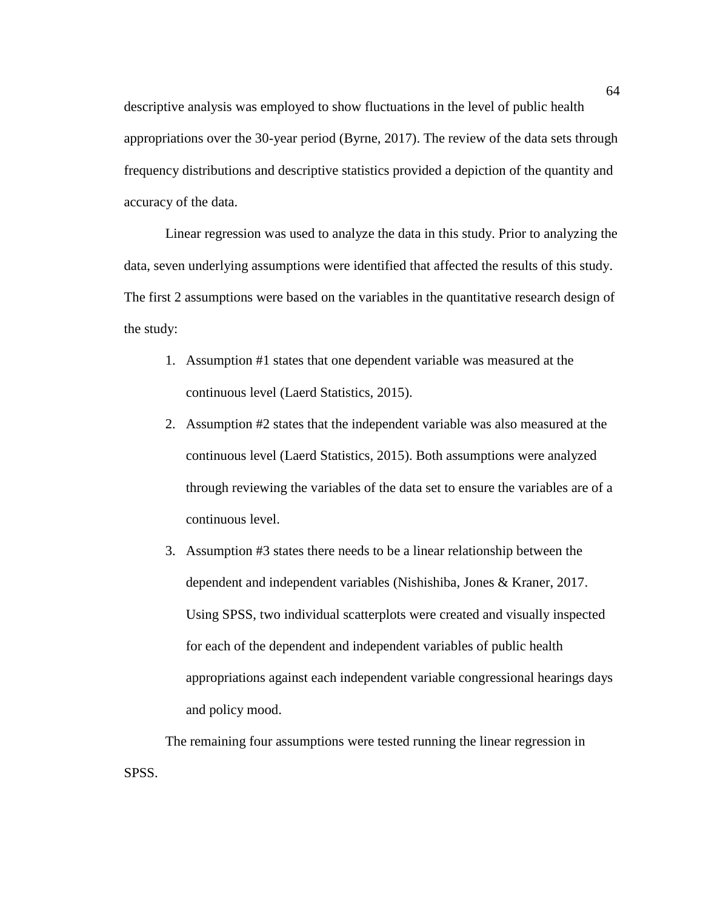descriptive analysis was employed to show fluctuations in the level of public health appropriations over the 30-year period (Byrne, 2017). The review of the data sets through frequency distributions and descriptive statistics provided a depiction of the quantity and accuracy of the data.

Linear regression was used to analyze the data in this study. Prior to analyzing the data, seven underlying assumptions were identified that affected the results of this study. The first 2 assumptions were based on the variables in the quantitative research design of the study:

1. Assumption #1 states that one dependent variable was measured at the continuous level (Laerd Statistics, 2015).
2. Assumption #2 states that the independent variable was also measured at the continuous level (Laerd Statistics, 2015). Both assumptions were analyzed through reviewing the variables of the data set to ensure the variables are of a continuous level.
3. Assumption #3 states there needs to be a linear relationship between the dependent and independent variables (Nishishiba, Jones & Kraner, 2017. Using SPSS, two individual scatterplots were created and visually inspected for each of the dependent and independent variables of public health appropriations against each independent variable congressional hearings days and policy mood.

The remaining four assumptions were tested running the linear regression in SPSS.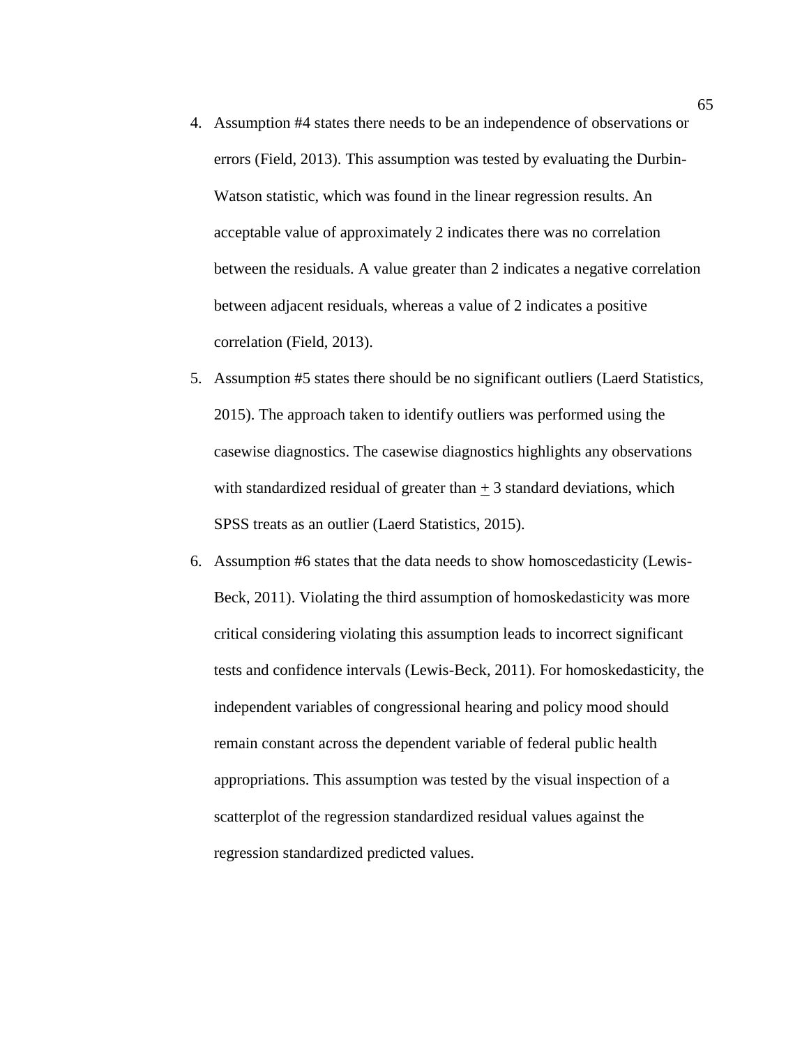4. Assumption #4 states there needs to be an independence of observations or errors (Field, 2013). This assumption was tested by evaluating the Durbin-Watson statistic, which was found in the linear regression results. An acceptable value of approximately 2 indicates there was no correlation between the residuals. A value greater than 2 indicates a negative correlation between adjacent residuals, whereas a value of 2 indicates a positive correlation (Field, 2013).
5. Assumption #5 states there should be no significant outliers (Laerd Statistics, 2015). The approach taken to identify outliers was performed using the casewise diagnostics. The casewise diagnostics highlights any observations with standardized residual of greater than $\pm$ 3 standard deviations, which SPSS treats as an outlier (Laerd Statistics, 2015).
6. Assumption #6 states that the data needs to show homoscedasticity (Lewis-Beck, 2011). Violating the third assumption of homoskedasticity was more critical considering violating this assumption leads to incorrect significant tests and confidence intervals (Lewis-Beck, 2011). For homoskedasticity, the independent variables of congressional hearing and policy mood should remain constant across the dependent variable of federal public health appropriations. This assumption was tested by the visual inspection of a scatterplot of the regression standardized residual values against the regression standardized predicted values.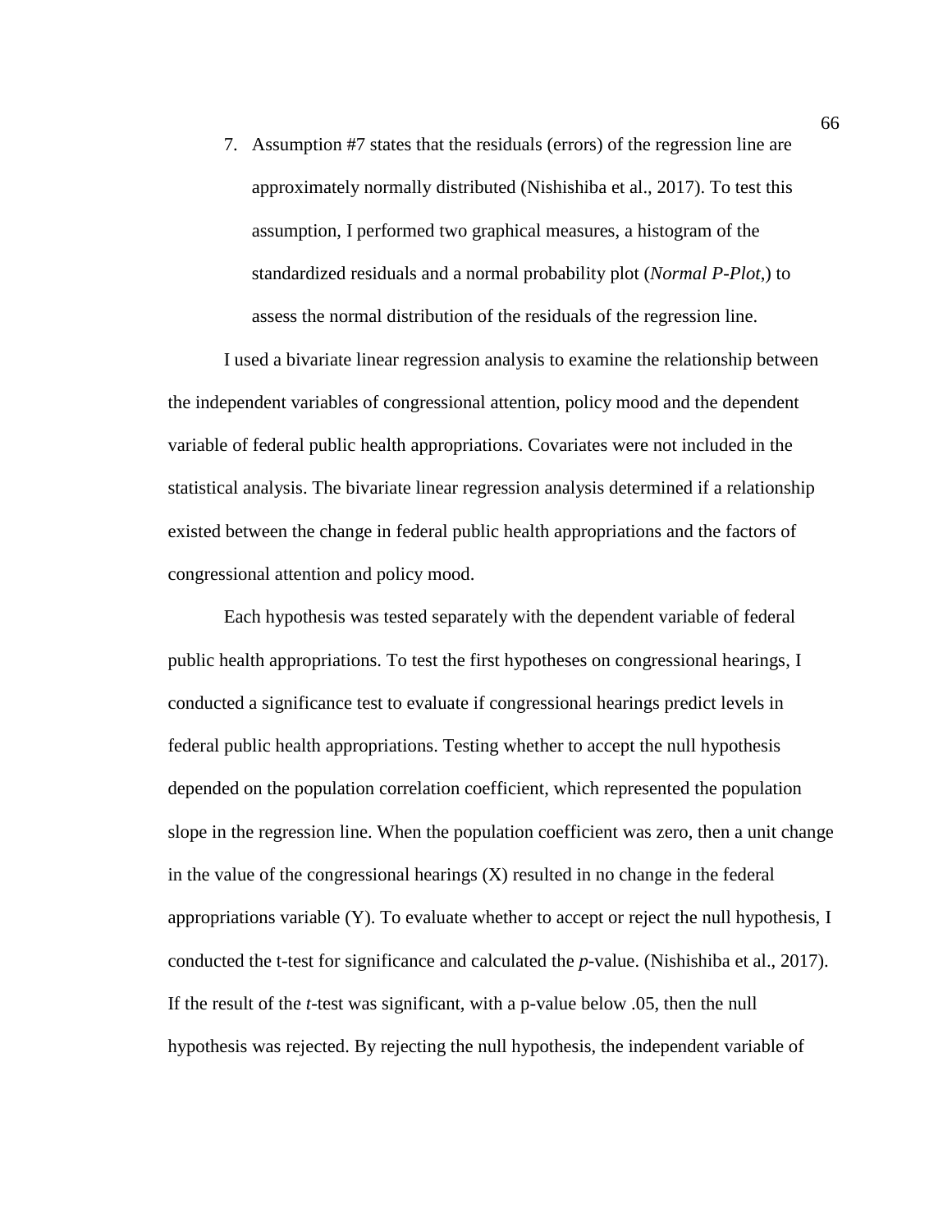7. Assumption #7 states that the residuals (errors) of the regression line are approximately normally distributed (Nishishiba et al., 2017). To test this assumption, I performed two graphical measures, a histogram of the standardized residuals and a normal probability plot (*Normal P-Plot,*) to assess the normal distribution of the residuals of the regression line.

I used a bivariate linear regression analysis to examine the relationship between the independent variables of congressional attention, policy mood and the dependent variable of federal public health appropriations. Covariates were not included in the statistical analysis. The bivariate linear regression analysis determined if a relationship existed between the change in federal public health appropriations and the factors of congressional attention and policy mood.

Each hypothesis was tested separately with the dependent variable of federal public health appropriations. To test the first hypotheses on congressional hearings, I conducted a significance test to evaluate if congressional hearings predict levels in federal public health appropriations. Testing whether to accept the null hypothesis depended on the population correlation coefficient, which represented the population slope in the regression line. When the population coefficient was zero, then a unit change in the value of the congressional hearings (X) resulted in no change in the federal appropriations variable (Y). To evaluate whether to accept or reject the null hypothesis, I conducted the t-test for significance and calculated the *p*-value. (Nishishiba et al., 2017). If the result of the *t*-test was significant, with a p-value below .05, then the null hypothesis was rejected. By rejecting the null hypothesis, the independent variable of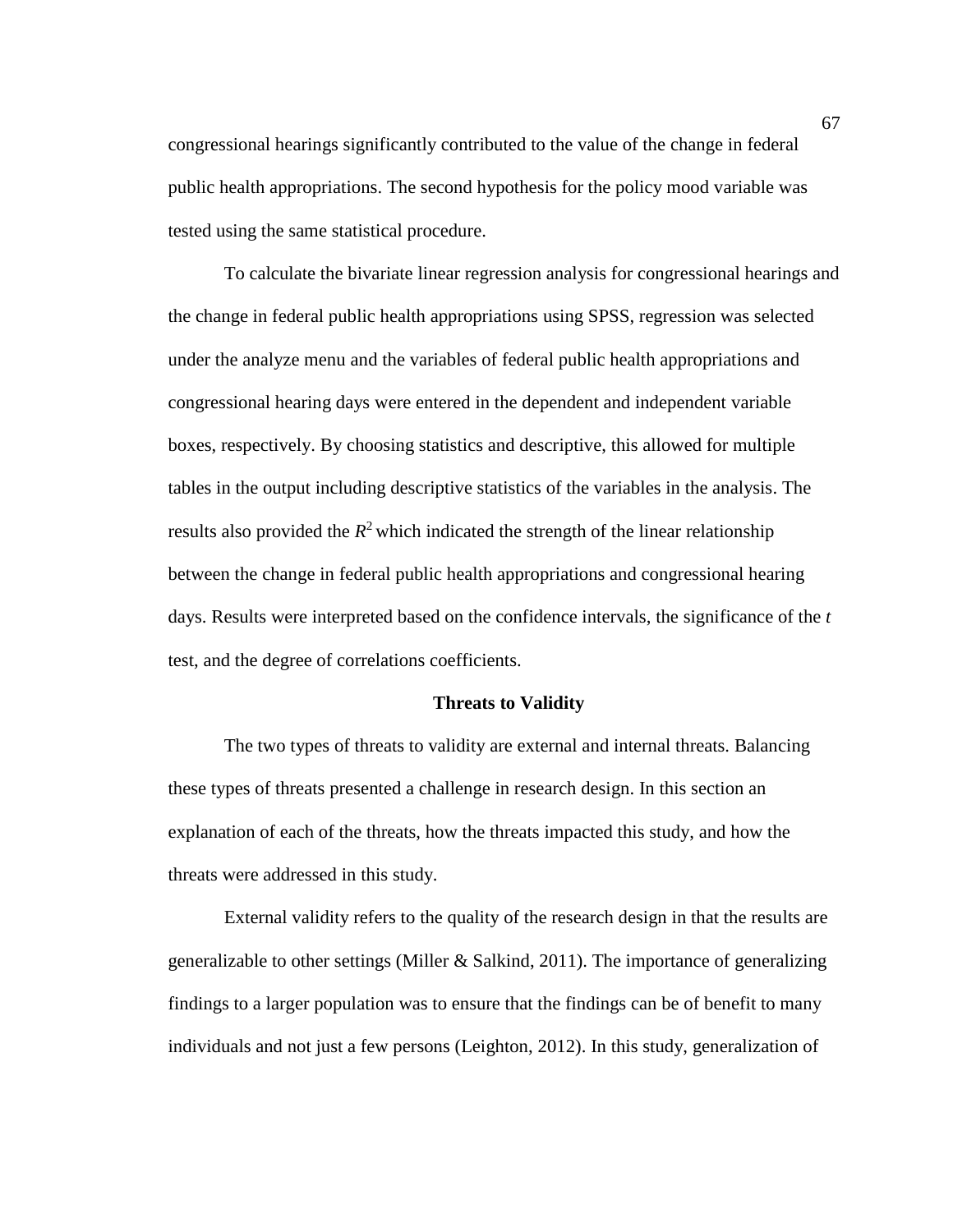congressional hearings significantly contributed to the value of the change in federal public health appropriations. The second hypothesis for the policy mood variable was tested using the same statistical procedure.

To calculate the bivariate linear regression analysis for congressional hearings and the change in federal public health appropriations using SPSS, regression was selected under the analyze menu and the variables of federal public health appropriations and congressional hearing days were entered in the dependent and independent variable boxes, respectively. By choosing statistics and descriptive, this allowed for multiple tables in the output including descriptive statistics of the variables in the analysis. The results also provided the $R^2$ which indicated the strength of the linear relationship between the change in federal public health appropriations and congressional hearing days. Results were interpreted based on the confidence intervals, the significance of the $t$ test, and the degree of correlations coefficients.

## Threats to Validity

The two types of threats to validity are external and internal threats. Balancing these types of threats presented a challenge in research design. In this section an explanation of each of the threats, how the threats impacted this study, and how the threats were addressed in this study.

External validity refers to the quality of the research design in that the results are generalizable to other settings (Miller & Salkind, 2011). The importance of generalizing findings to a larger population was to ensure that the findings can be of benefit to many individuals and not just a few persons (Leighton, 2012). In this study, generalization of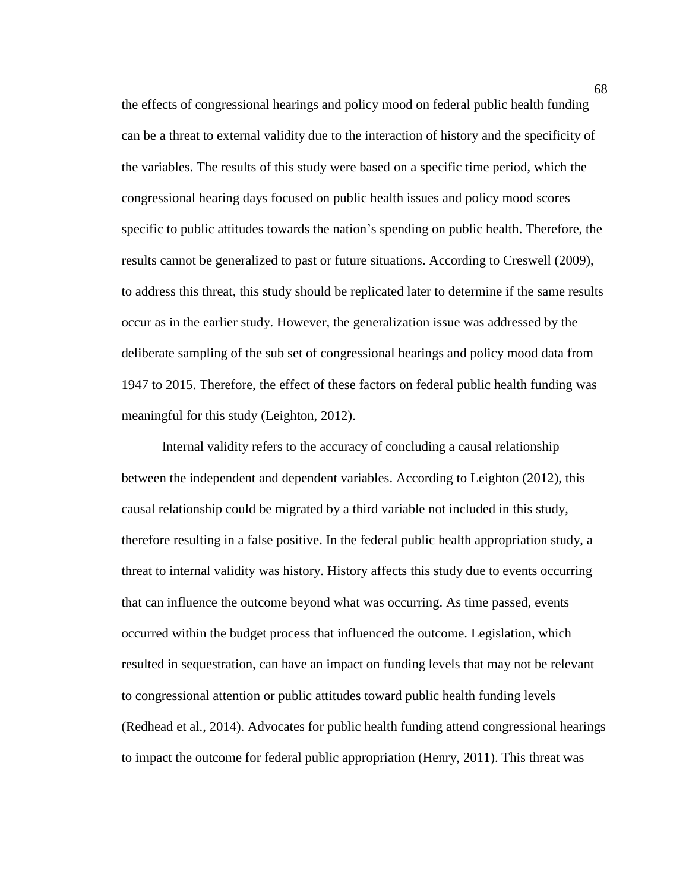the effects of congressional hearings and policy mood on federal public health funding can be a threat to external validity due to the interaction of history and the specificity of the variables. The results of this study were based on a specific time period, which the congressional hearing days focused on public health issues and policy mood scores specific to public attitudes towards the nation's spending on public health. Therefore, the results cannot be generalized to past or future situations. According to Creswell (2009), to address this threat, this study should be replicated later to determine if the same results occur as in the earlier study. However, the generalization issue was addressed by the deliberate sampling of the sub set of congressional hearings and policy mood data from 1947 to 2015. Therefore, the effect of these factors on federal public health funding was meaningful for this study (Leighton, 2012).

Internal validity refers to the accuracy of concluding a causal relationship between the independent and dependent variables. According to Leighton (2012), this causal relationship could be migrated by a third variable not included in this study, therefore resulting in a false positive. In the federal public health appropriation study, a threat to internal validity was history. History affects this study due to events occurring that can influence the outcome beyond what was occurring. As time passed, events occurred within the budget process that influenced the outcome. Legislation, which resulted in sequestration, can have an impact on funding levels that may not be relevant to congressional attention or public attitudes toward public health funding levels (Redhead et al., 2014). Advocates for public health funding attend congressional hearings to impact the outcome for federal public appropriation (Henry, 2011). This threat was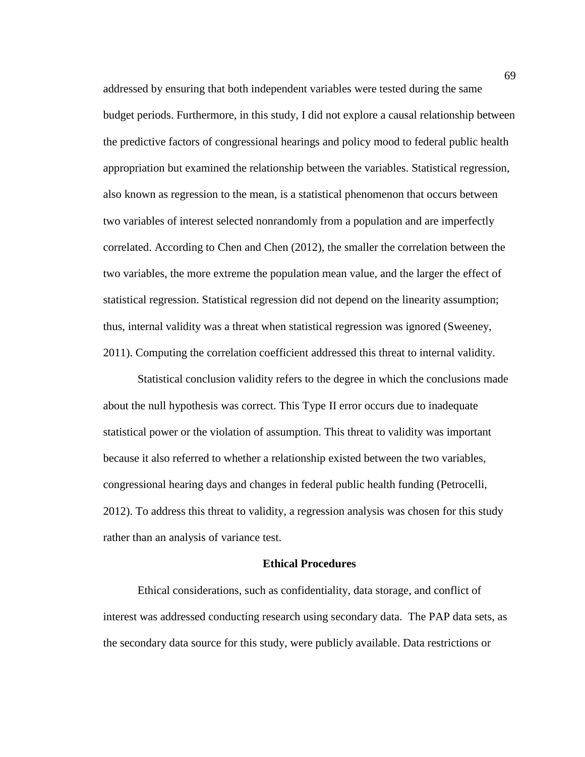addressed by ensuring that both independent variables were tested during the same budget periods. Furthermore, in this study, I did not explore a causal relationship between the predictive factors of congressional hearings and policy mood to federal public health appropriation but examined the relationship between the variables. Statistical regression, also known as regression to the mean, is a statistical phenomenon that occurs between two variables of interest selected nonrandomly from a population and are imperfectly correlated. According to Chen and Chen (2012), the smaller the correlation between the two variables, the more extreme the population mean value, and the larger the effect of statistical regression. Statistical regression did not depend on the linearity assumption; thus, internal validity was a threat when statistical regression was ignored (Sweeney, 2011). Computing the correlation coefficient addressed this threat to internal validity.

Statistical conclusion validity refers to the degree in which the conclusions made about the null hypothesis was correct. This Type II error occurs due to inadequate statistical power or the violation of assumption. This threat to validity was important because it also referred to whether a relationship existed between the two variables, congressional hearing days and changes in federal public health funding (Petrocelli, 2012). To address this threat to validity, a regression analysis was chosen for this study rather than an analysis of variance test.

## Ethical Procedures

Ethical considerations, such as confidentiality, data storage, and conflict of interest was addressed conducting research using secondary data. The PAP data sets, as the secondary data source for this study, were publicly available. Data restrictions or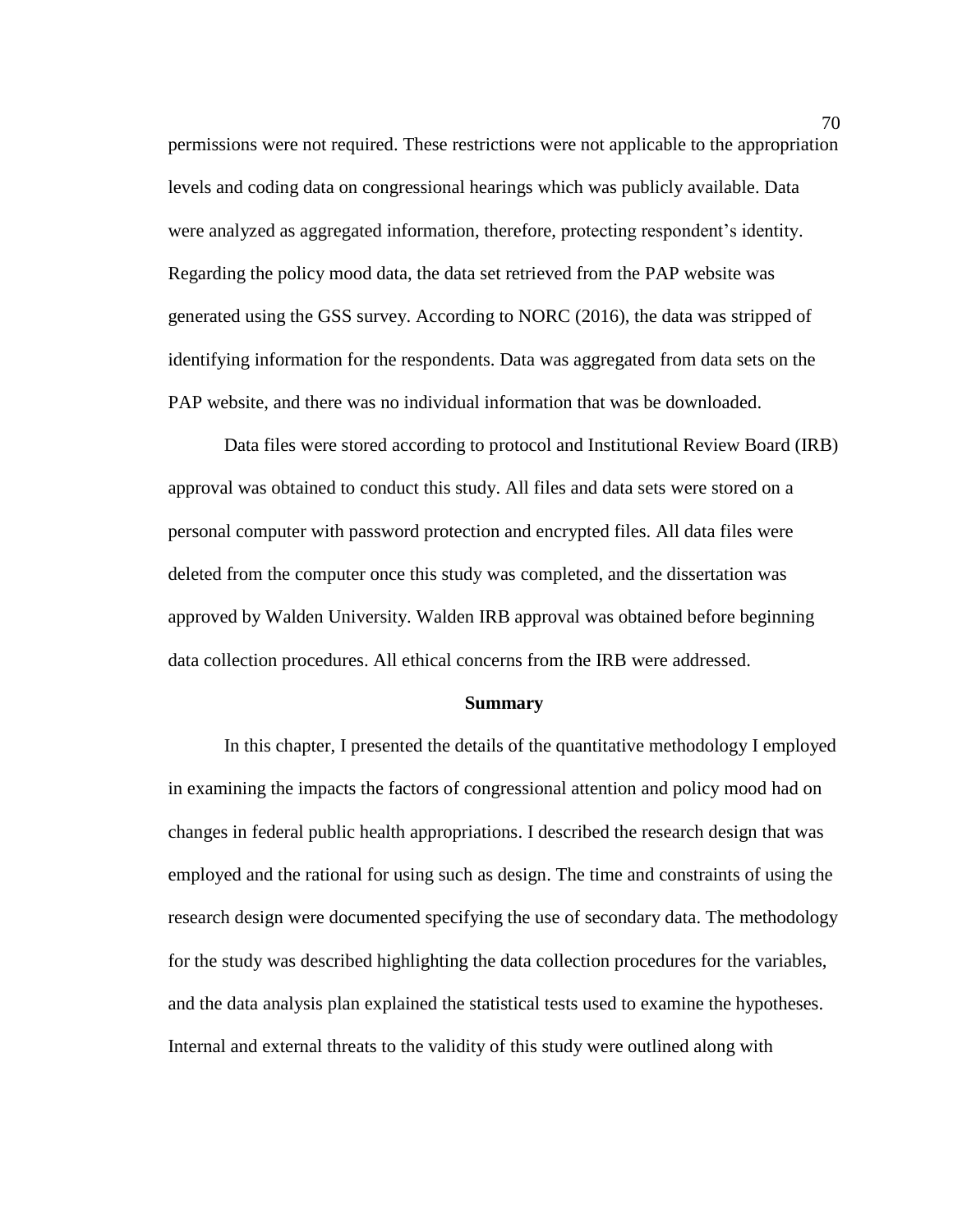permissions were not required. These restrictions were not applicable to the appropriation levels and coding data on congressional hearings which was publicly available. Data were analyzed as aggregated information, therefore, protecting respondent's identity. Regarding the policy mood data, the data set retrieved from the PAP website was generated using the GSS survey. According to NORC (2016), the data was stripped of identifying information for the respondents. Data was aggregated from data sets on the PAP website, and there was no individual information that was be downloaded.

Data files were stored according to protocol and Institutional Review Board (IRB) approval was obtained to conduct this study. All files and data sets were stored on a personal computer with password protection and encrypted files. All data files were deleted from the computer once this study was completed, and the dissertation was approved by Walden University. Walden IRB approval was obtained before beginning data collection procedures. All ethical concerns from the IRB were addressed.

## Summary

In this chapter, I presented the details of the quantitative methodology I employed in examining the impacts the factors of congressional attention and policy mood had on changes in federal public health appropriations. I described the research design that was employed and the rational for using such as design. The time and constraints of using the research design were documented specifying the use of secondary data. The methodology for the study was described highlighting the data collection procedures for the variables, and the data analysis plan explained the statistical tests used to examine the hypotheses. Internal and external threats to the validity of this study were outlined along with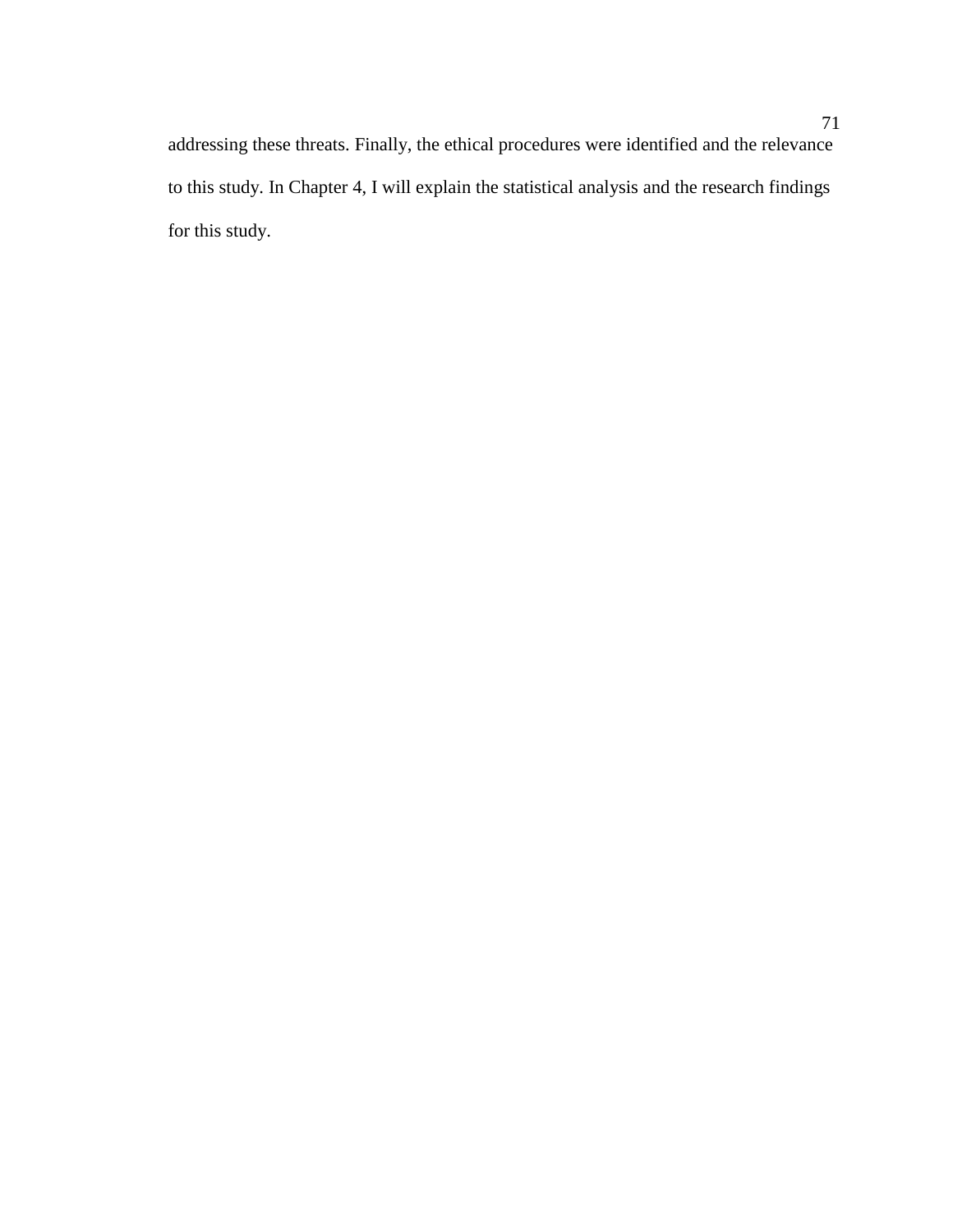addressing these threats. Finally, the ethical procedures were identified and the relevance to this study. In Chapter 4, I will explain the statistical analysis and the research findings for this study.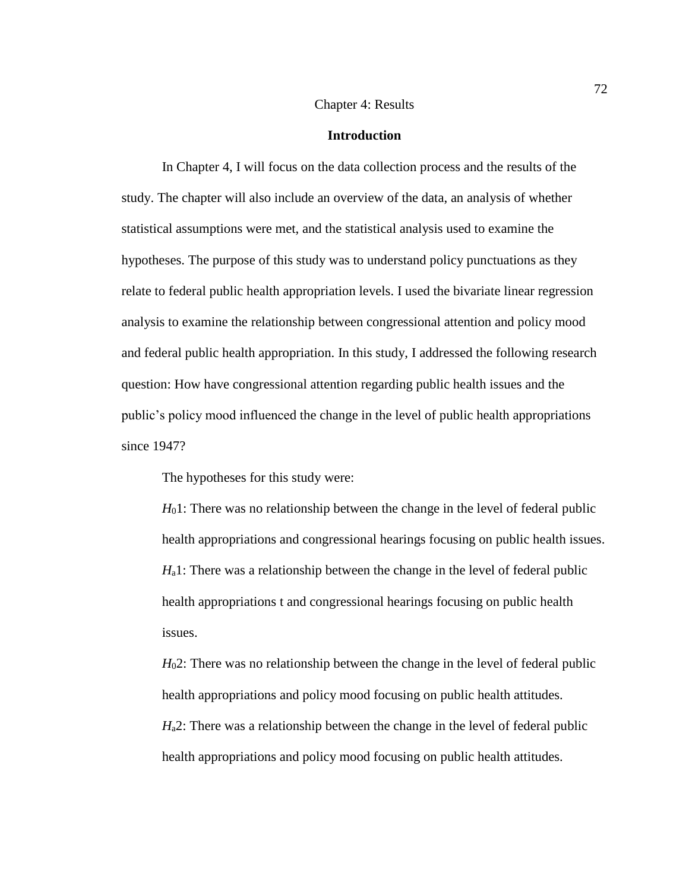# Chapter 4: Results

## Introduction

In Chapter 4, I will focus on the data collection process and the results of the study. The chapter will also include an overview of the data, an analysis of whether statistical assumptions were met, and the statistical analysis used to examine the hypotheses. The purpose of this study was to understand policy punctuations as they relate to federal public health appropriation levels. I used the bivariate linear regression analysis to examine the relationship between congressional attention and policy mood and federal public health appropriation. In this study, I addressed the following research question: How have congressional attention regarding public health issues and the public's policy mood influenced the change in the level of public health appropriations since 1947?

The hypotheses for this study were:

$H_0$1: There was no relationship between the change in the level of federal public health appropriations and congressional hearings focusing on public health issues.

$H_a$1: There was a relationship between the change in the level of federal public health appropriations t and congressional hearings focusing on public health issues.

$H_0$2: There was no relationship between the change in the level of federal public health appropriations and policy mood focusing on public health attitudes.

$H_a$2: There was a relationship between the change in the level of federal public health appropriations and policy mood focusing on public health attitudes.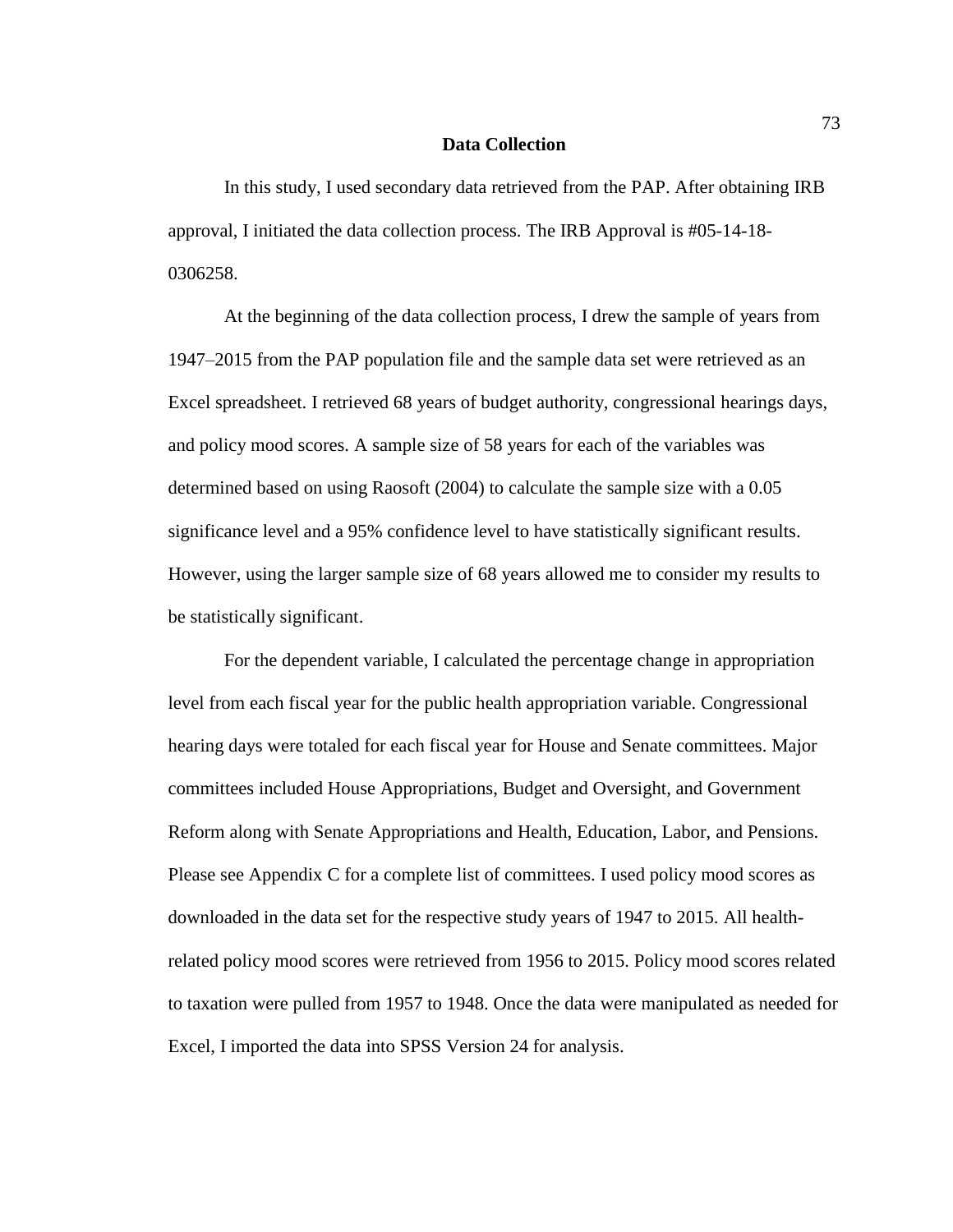## Data Collection

In this study, I used secondary data retrieved from the PAP. After obtaining IRB approval, I initiated the data collection process. The IRB Approval is #05-14-18-0306258.

At the beginning of the data collection process, I drew the sample of years from 1947–2015 from the PAP population file and the sample data set were retrieved as an Excel spreadsheet. I retrieved 68 years of budget authority, congressional hearings days, and policy mood scores. A sample size of 58 years for each of the variables was determined based on using Raosoft (2004) to calculate the sample size with a 0.05 significance level and a 95% confidence level to have statistically significant results. However, using the larger sample size of 68 years allowed me to consider my results to be statistically significant.

For the dependent variable, I calculated the percentage change in appropriation level from each fiscal year for the public health appropriation variable. Congressional hearing days were totaled for each fiscal year for House and Senate committees. Major committees included House Appropriations, Budget and Oversight, and Government Reform along with Senate Appropriations and Health, Education, Labor, and Pensions. Please see Appendix C for a complete list of committees. I used policy mood scores as downloaded in the data set for the respective study years of 1947 to 2015. All health-related policy mood scores were retrieved from 1956 to 2015. Policy mood scores related to taxation were pulled from 1957 to 1948. Once the data were manipulated as needed for Excel, I imported the data into SPSS Version 24 for analysis.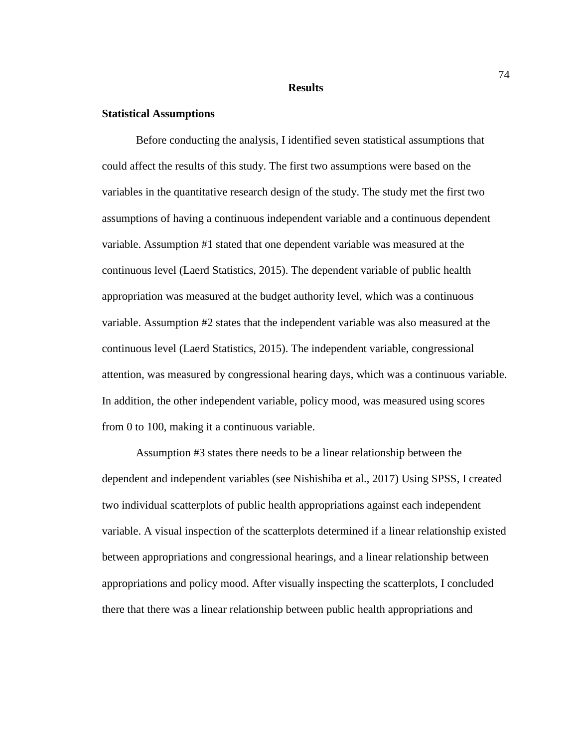## Results

### Statistical Assumptions

Before conducting the analysis, I identified seven statistical assumptions that could affect the results of this study. The first two assumptions were based on the variables in the quantitative research design of the study. The study met the first two assumptions of having a continuous independent variable and a continuous dependent variable. Assumption #1 stated that one dependent variable was measured at the continuous level (Laerd Statistics, 2015). The dependent variable of public health appropriation was measured at the budget authority level, which was a continuous variable. Assumption #2 states that the independent variable was also measured at the continuous level (Laerd Statistics, 2015). The independent variable, congressional attention, was measured by congressional hearing days, which was a continuous variable. In addition, the other independent variable, policy mood, was measured using scores from 0 to 100, making it a continuous variable.

Assumption #3 states there needs to be a linear relationship between the dependent and independent variables (see Nishishiba et al., 2017) Using SPSS, I created two individual scatterplots of public health appropriations against each independent variable. A visual inspection of the scatterplots determined if a linear relationship existed between appropriations and congressional hearings, and a linear relationship between appropriations and policy mood. After visually inspecting the scatterplots, I concluded there that there was a linear relationship between public health appropriations and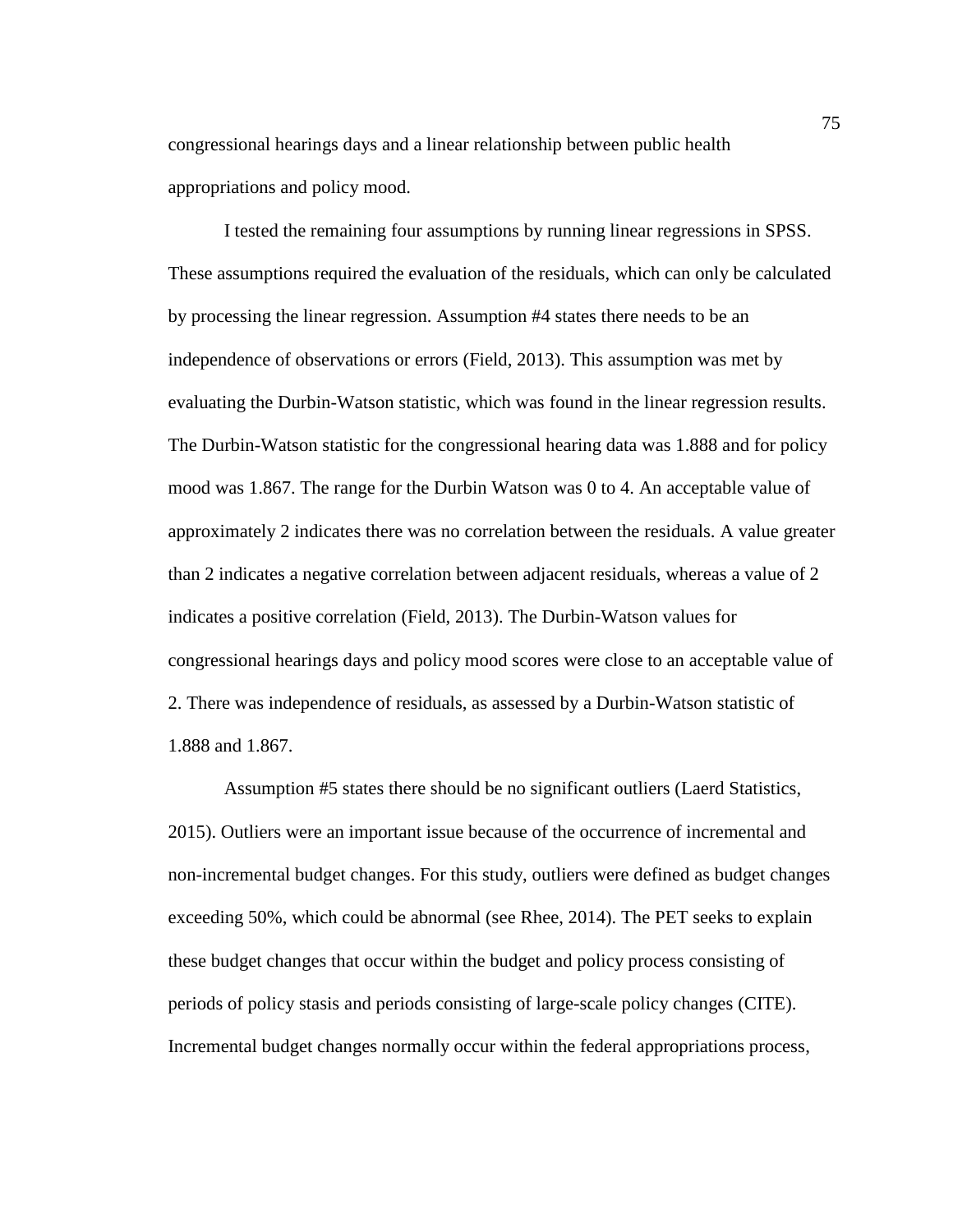congressional hearings days and a linear relationship between public health appropriations and policy mood.

I tested the remaining four assumptions by running linear regressions in SPSS. These assumptions required the evaluation of the residuals, which can only be calculated by processing the linear regression. Assumption #4 states there needs to be an independence of observations or errors (Field, 2013). This assumption was met by evaluating the Durbin-Watson statistic, which was found in the linear regression results. The Durbin-Watson statistic for the congressional hearing data was 1.888 and for policy mood was 1.867. The range for the Durbin Watson was 0 to 4. An acceptable value of approximately 2 indicates there was no correlation between the residuals. A value greater than 2 indicates a negative correlation between adjacent residuals, whereas a value of 2 indicates a positive correlation (Field, 2013). The Durbin-Watson values for congressional hearings days and policy mood scores were close to an acceptable value of 2. There was independence of residuals, as assessed by a Durbin-Watson statistic of 1.888 and 1.867.

Assumption #5 states there should be no significant outliers (Laerd Statistics, 2015). Outliers were an important issue because of the occurrence of incremental and non-incremental budget changes. For this study, outliers were defined as budget changes exceeding 50%, which could be abnormal (see Rhee, 2014). The PET seeks to explain these budget changes that occur within the budget and policy process consisting of periods of policy stasis and periods consisting of large-scale policy changes (CITE). Incremental budget changes normally occur within the federal appropriations process,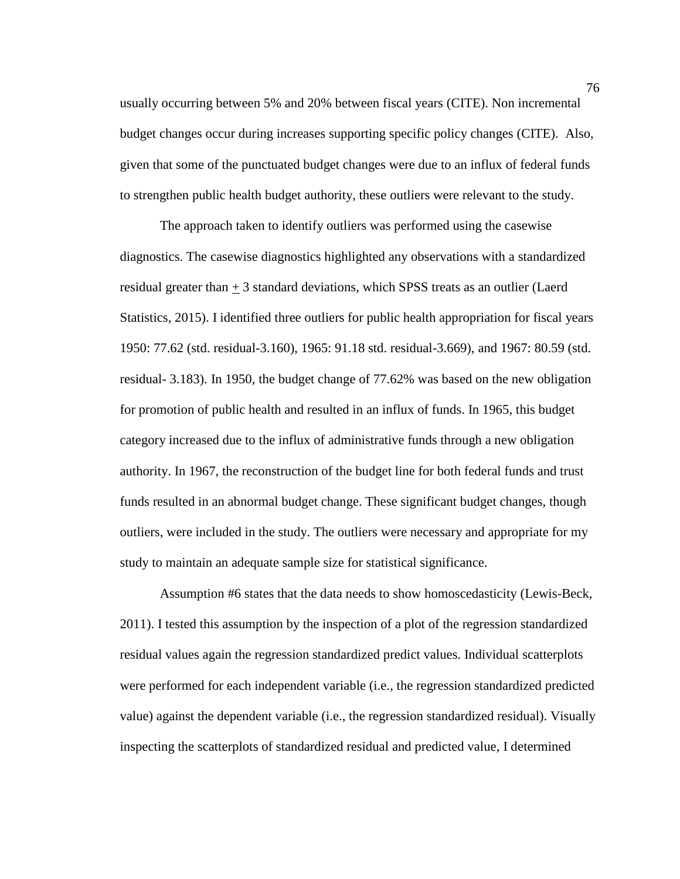usually occurring between 5% and 20% between fiscal years (CITE). Non incremental budget changes occur during increases supporting specific policy changes (CITE). Also, given that some of the punctuated budget changes were due to an influx of federal funds to strengthen public health budget authority, these outliers were relevant to the study.

The approach taken to identify outliers was performed using the casewise diagnostics. The casewise diagnostics highlighted any observations with a standardized residual greater than $\pm$ 3 standard deviations, which SPSS treats as an outlier (Laerd Statistics, 2015). I identified three outliers for public health appropriation for fiscal years 1950: 77.62 (std. residual-3.160), 1965: 91.18 std. residual-3.669), and 1967: 80.59 (std. residual- 3.183). In 1950, the budget change of 77.62% was based on the new obligation for promotion of public health and resulted in an influx of funds. In 1965, this budget category increased due to the influx of administrative funds through a new obligation authority. In 1967, the reconstruction of the budget line for both federal funds and trust funds resulted in an abnormal budget change. These significant budget changes, though outliers, were included in the study. The outliers were necessary and appropriate for my study to maintain an adequate sample size for statistical significance.

Assumption #6 states that the data needs to show homoscedasticity (Lewis-Beck, 2011). I tested this assumption by the inspection of a plot of the regression standardized residual values again the regression standardized predict values. Individual scatterplots were performed for each independent variable (i.e., the regression standardized predicted value) against the dependent variable (i.e., the regression standardized residual). Visually inspecting the scatterplots of standardized residual and predicted value, I determined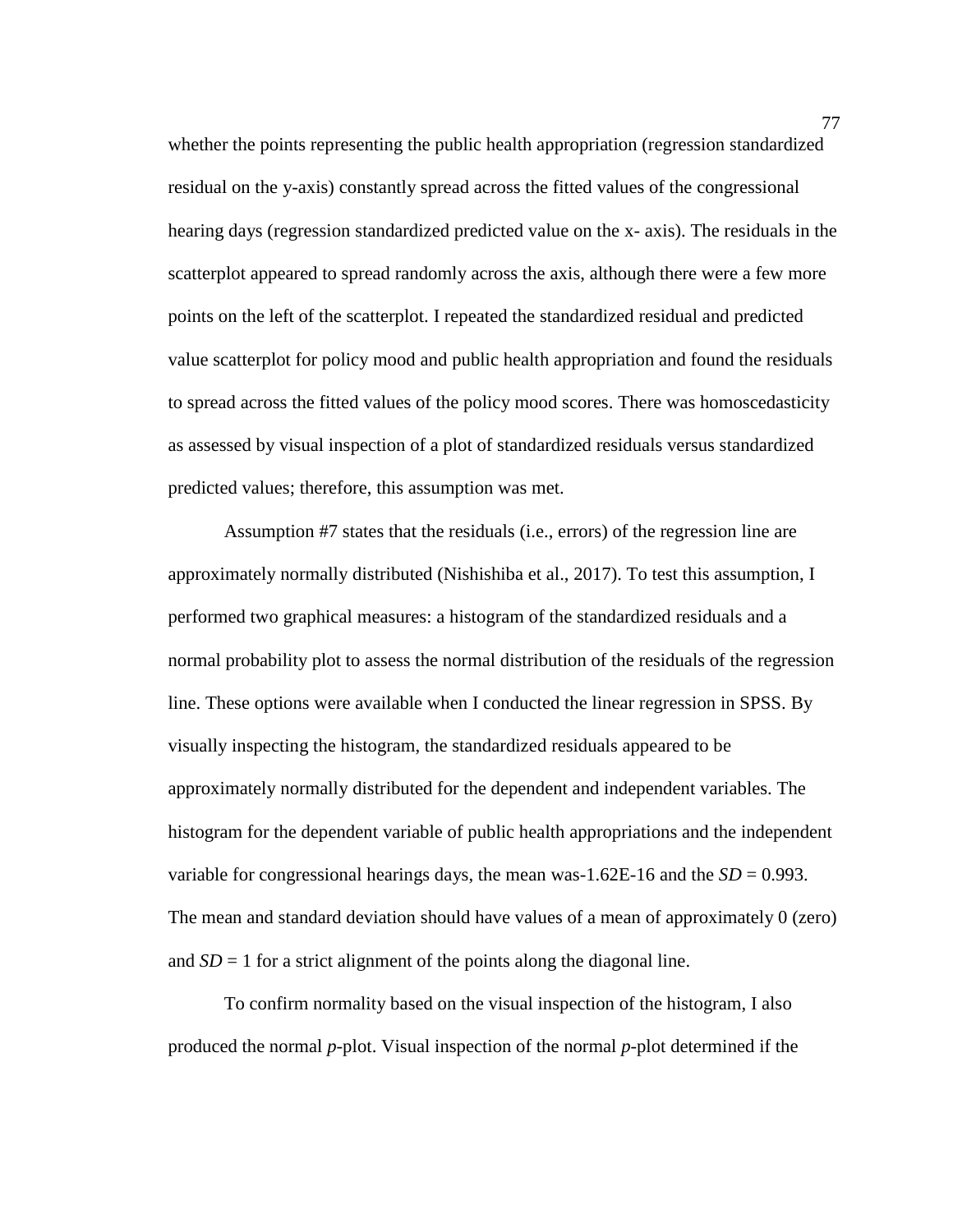whether the points representing the public health appropriation (regression standardized residual on the y-axis) constantly spread across the fitted values of the congressional hearing days (regression standardized predicted value on the x- axis). The residuals in the scatterplot appeared to spread randomly across the axis, although there were a few more points on the left of the scatterplot. I repeated the standardized residual and predicted value scatterplot for policy mood and public health appropriation and found the residuals to spread across the fitted values of the policy mood scores. There was homoscedasticity as assessed by visual inspection of a plot of standardized residuals versus standardized predicted values; therefore, this assumption was met.

Assumption #7 states that the residuals (i.e., errors) of the regression line are approximately normally distributed (Nishishiba et al., 2017). To test this assumption, I performed two graphical measures: a histogram of the standardized residuals and a normal probability plot to assess the normal distribution of the residuals of the regression line. These options were available when I conducted the linear regression in SPSS. By visually inspecting the histogram, the standardized residuals appeared to be approximately normally distributed for the dependent and independent variables. The histogram for the dependent variable of public health appropriations and the independent variable for congressional hearings days, the mean was-1.62E-16 and the $SD = 0.993$. The mean and standard deviation should have values of a mean of approximately 0 (zero) and $SD = 1$ for a strict alignment of the points along the diagonal line.

To confirm normality based on the visual inspection of the histogram, I also produced the normal *p*-plot. Visual inspection of the normal *p*-plot determined if the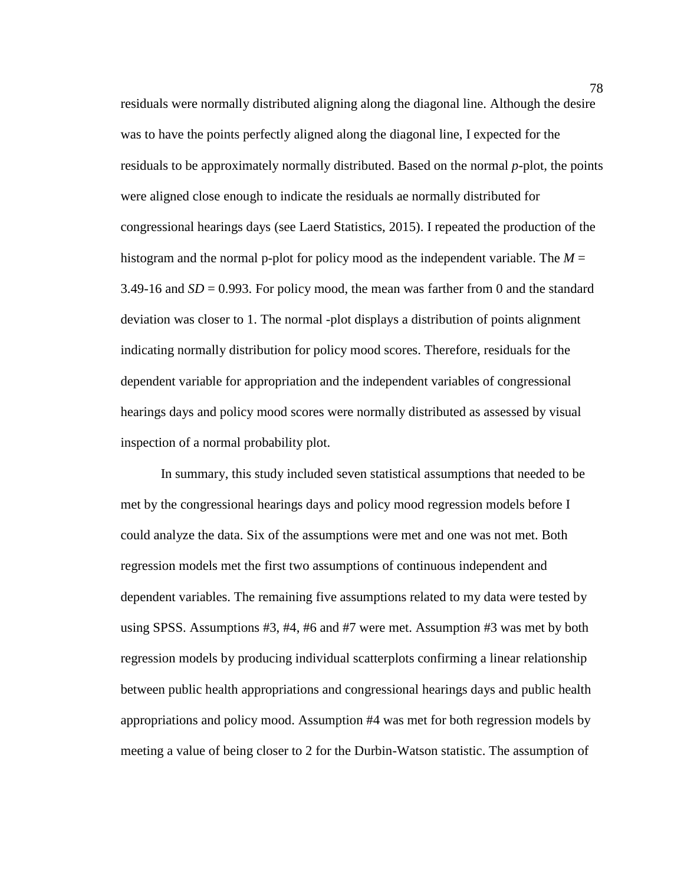residuals were normally distributed aligning along the diagonal line. Although the desire was to have the points perfectly aligned along the diagonal line, I expected for the residuals to be approximately normally distributed. Based on the normal *p*-plot, the points were aligned close enough to indicate the residuals ae normally distributed for congressional hearings days (see Laerd Statistics, 2015). I repeated the production of the histogram and the normal p-plot for policy mood as the independent variable. The $M$ = 3.49-16 and $SD$ = 0.993. For policy mood, the mean was farther from 0 and the standard deviation was closer to 1. The normal -plot displays a distribution of points alignment indicating normally distribution for policy mood scores. Therefore, residuals for the dependent variable for appropriation and the independent variables of congressional hearings days and policy mood scores were normally distributed as assessed by visual inspection of a normal probability plot.

In summary, this study included seven statistical assumptions that needed to be met by the congressional hearings days and policy mood regression models before I could analyze the data. Six of the assumptions were met and one was not met. Both regression models met the first two assumptions of continuous independent and dependent variables. The remaining five assumptions related to my data were tested by using SPSS. Assumptions #3, #4, #6 and #7 were met. Assumption #3 was met by both regression models by producing individual scatterplots confirming a linear relationship between public health appropriations and congressional hearings days and public health appropriations and policy mood. Assumption #4 was met for both regression models by meeting a value of being closer to 2 for the Durbin-Watson statistic. The assumption of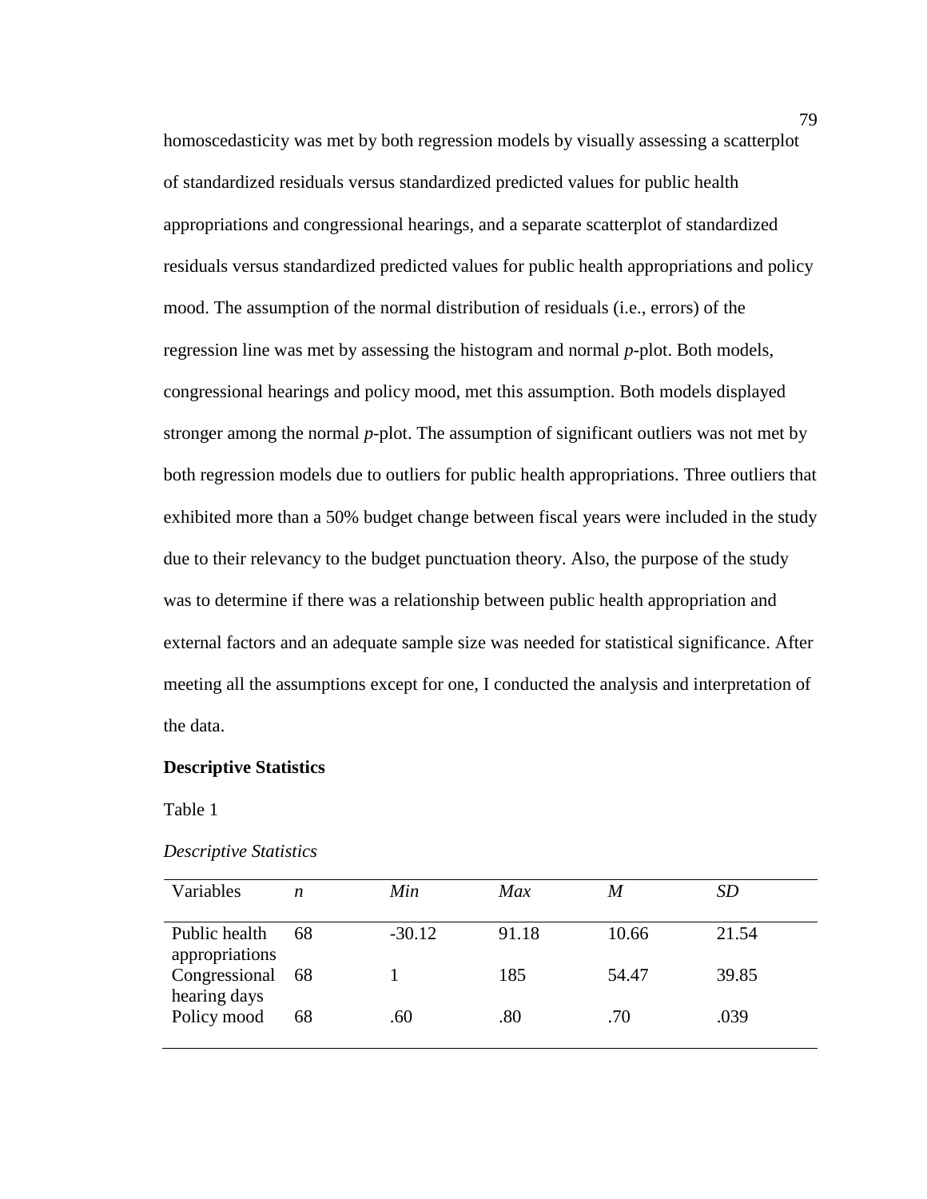homoscedasticity was met by both regression models by visually assessing a scatterplot of standardized residuals versus standardized predicted values for public health appropriations and congressional hearings, and a separate scatterplot of standardized residuals versus standardized predicted values for public health appropriations and policy mood. The assumption of the normal distribution of residuals (i.e., errors) of the regression line was met by assessing the histogram and normal *p*-plot. Both models, congressional hearings and policy mood, met this assumption. Both models displayed stronger among the normal *p*-plot. The assumption of significant outliers was not met by both regression models due to outliers for public health appropriations. Three outliers that exhibited more than a 50% budget change between fiscal years were included in the study due to their relevancy to the budget punctuation theory. Also, the purpose of the study was to determine if there was a relationship between public health appropriation and external factors and an adequate sample size was needed for statistical significance. After meeting all the assumptions except for one, I conducted the analysis and interpretation of the data.

**Descriptive Statistics**

Table 1

*Descriptive Statistics*

| Variables | *n* | *Min* | *Max* | *M* | *SD* |
|---|---|---|---|---|---|
| Public health appropriations | 68 | -30.12 | 91.18 | 10.66 | 21.54 |
| Congressional hearing days | 68 | 1 | 185 | 54.47 | 39.85 |
| Policy mood | 68 | .60 | .80 | .70 | .039 |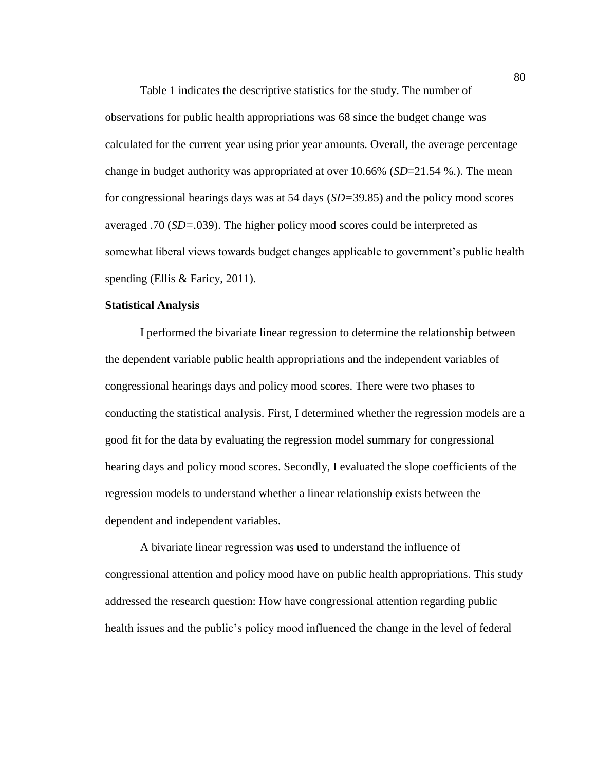Table 1 indicates the descriptive statistics for the study. The number of observations for public health appropriations was 68 since the budget change was calculated for the current year using prior year amounts. Overall, the average percentage change in budget authority was appropriated at over 10.66% (*SD*=21.54 %.). The mean for congressional hearings days was at 54 days (*SD*=39.85) and the policy mood scores averaged .70 (*SD*=.039). The higher policy mood scores could be interpreted as somewhat liberal views towards budget changes applicable to government's public health spending (Ellis & Faricy, 2011).

**Statistical Analysis**

I performed the bivariate linear regression to determine the relationship between the dependent variable public health appropriations and the independent variables of congressional hearings days and policy mood scores. There were two phases to conducting the statistical analysis. First, I determined whether the regression models are a good fit for the data by evaluating the regression model summary for congressional hearing days and policy mood scores. Secondly, I evaluated the slope coefficients of the regression models to understand whether a linear relationship exists between the dependent and independent variables.

A bivariate linear regression was used to understand the influence of congressional attention and policy mood have on public health appropriations. This study addressed the research question: How have congressional attention regarding public health issues and the public's policy mood influenced the change in the level of federal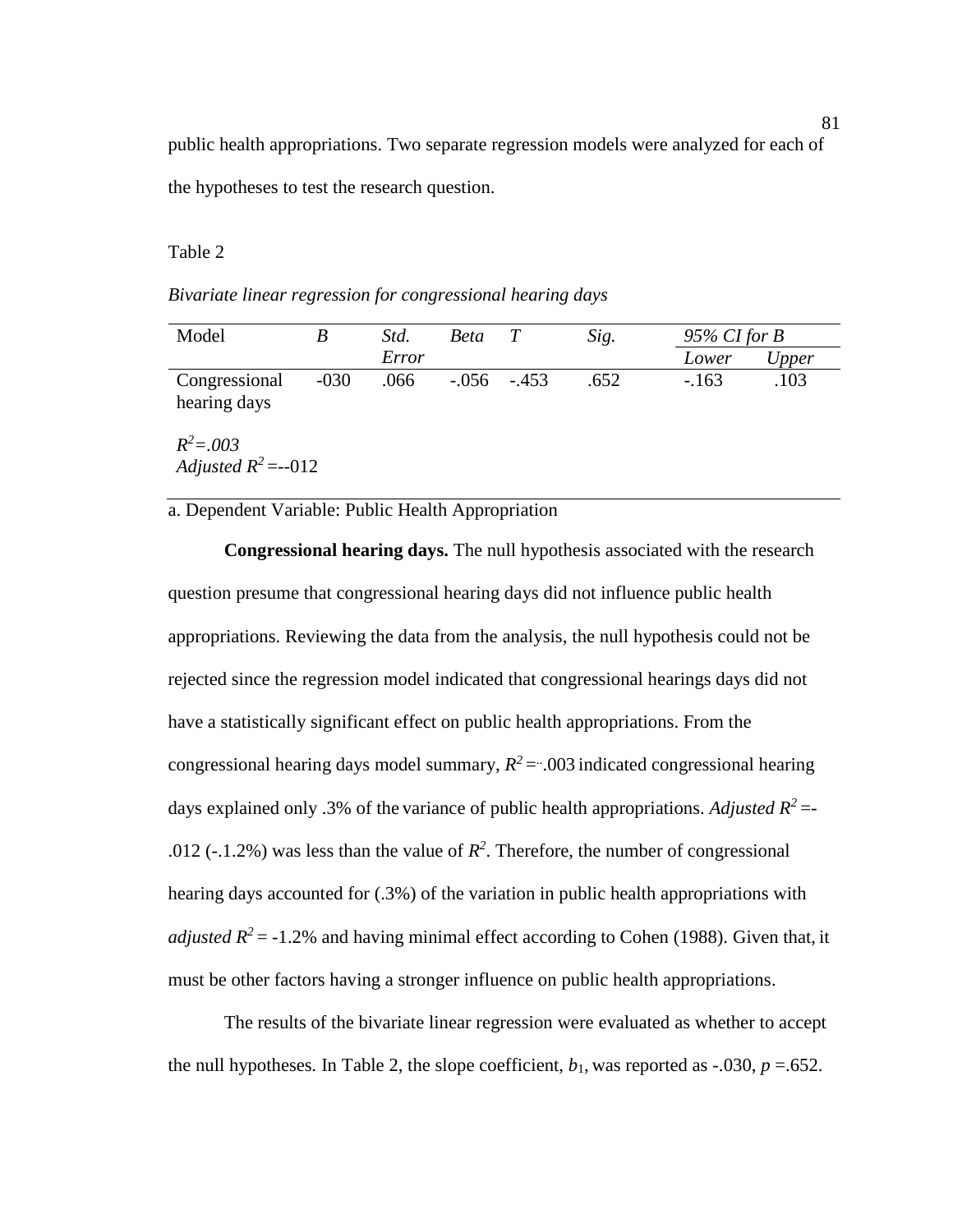public health appropriations. Two separate regression models were analyzed for each of the hypotheses to test the research question.

Table 2

*Bivariate linear regression for congressional hearing days*

| Model | *B* | *Std. Error* | *Beta* | *T* | *Sig.* | *95% CI for B* | |
|---|---|---|---|---|---|---|---|
| | | | | | | *Lower* | *Upper* |
| Congressional hearing days | -030 | .066 | -.056 | -.453 | .652 | -.163 | .103 |
| $R^2$=.003 | | | | | | | |
| *Adjusted* $R^2$=--012 | | | | | | | |

a. Dependent Variable: Public Health Appropriation

**Congressional hearing days.** The null hypothesis associated with the research question presume that congressional hearing days did not influence public health appropriations. Reviewing the data from the analysis, the null hypothesis could not be rejected since the regression model indicated that congressional hearings days did not have a statistically significant effect on public health appropriations. From the congressional hearing days model summary, $R^2$=.003 indicated congressional hearing days explained only .3% of the variance of public health appropriations. *Adjusted* $R^2$=-.012 (-.1.2%) was less than the value of $R^2$. Therefore, the number of congressional hearing days accounted for (.3%) of the variation in public health appropriations with *adjusted* $R^2$ = -1.2% and having minimal effect according to Cohen (1988). Given that, it must be other factors having a stronger influence on public health appropriations.

The results of the bivariate linear regression were evaluated as whether to accept the null hypotheses. In Table 2, the slope coefficient, $b_1$, was reported as -.030, $p$ =.652.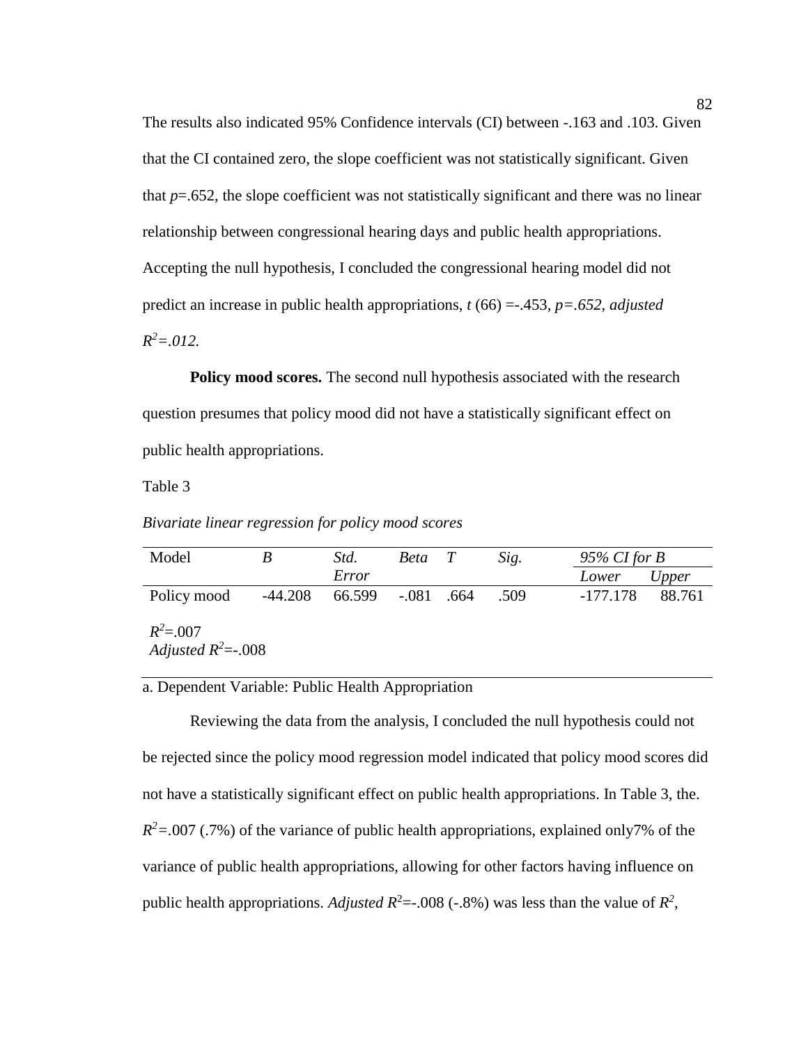The results also indicated 95% Confidence intervals (CI) between -.163 and .103. Given that the CI contained zero, the slope coefficient was not statistically significant. Given that *p*=.652, the slope coefficient was not statistically significant and there was no linear relationship between congressional hearing days and public health appropriations. Accepting the null hypothesis, I concluded the congressional hearing model did not predict an increase in public health appropriations, $t$ (66) =-.453, *p=.652, adjusted* $R^2$*=.012.*

**Policy mood scores.** The second null hypothesis associated with the research question presumes that policy mood did not have a statistically significant effect on public health appropriations.

Table 3

*Bivariate linear regression for policy mood scores*

| Model | *B* | *Std. Error* | *Beta* | *T* | *Sig.* | *95% CI for B* | |
|---|---|---|---|---|---|---|---|
| | | | | | | *Lower* | *Upper* |
| Policy mood | -44.208 | 66.599 | -.081 | .664 | .509 | -177.178 | 88.761 |
| $R^2$=.007 | | | | | | | |
| *Adjusted* $R^2$=-.008 | | | | | | | |

a. Dependent Variable: Public Health Appropriation

Reviewing the data from the analysis, I concluded the null hypothesis could not be rejected since the policy mood regression model indicated that policy mood scores did not have a statistically significant effect on public health appropriations. In Table 3, the. $R^2$=.007 (.7%) of the variance of public health appropriations, explained only7% of the variance of public health appropriations, allowing for other factors having influence on public health appropriations. *Adjusted* $R^2$=-.008 (-.8%) was less than the value of $R^2$,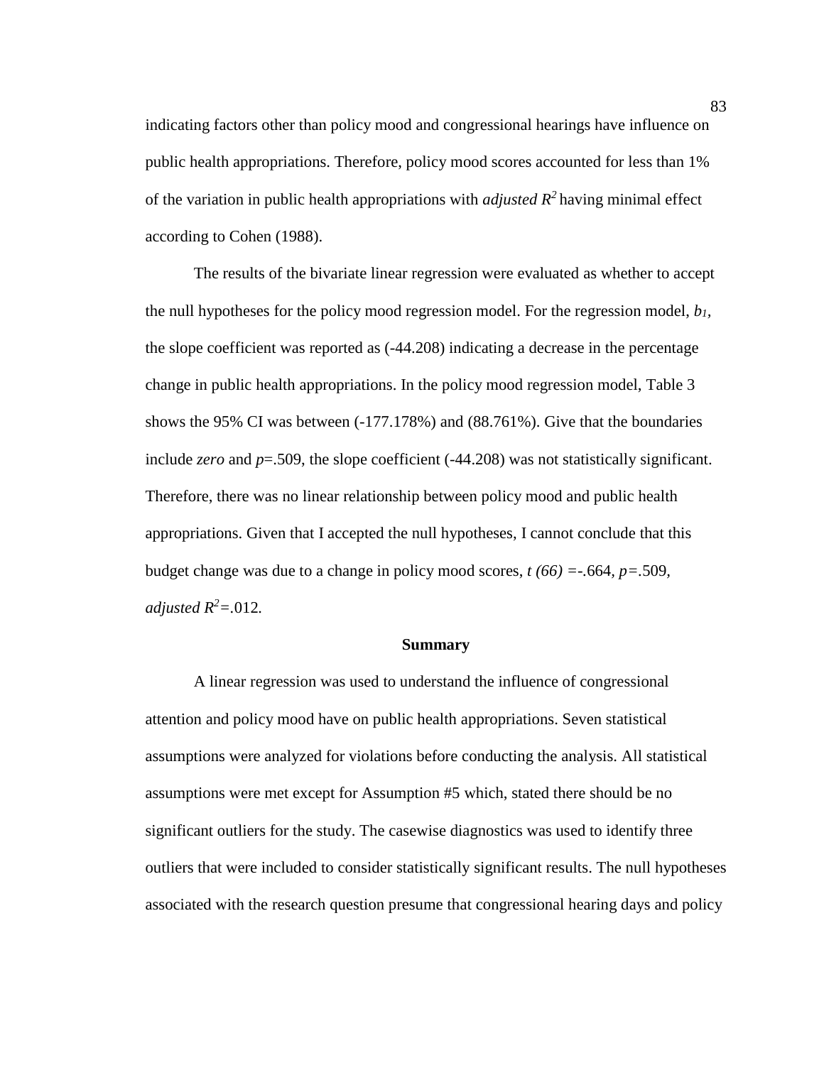indicating factors other than policy mood and congressional hearings have influence on public health appropriations. Therefore, policy mood scores accounted for less than 1% of the variation in public health appropriations with *adjusted* $R^2$ having minimal effect according to Cohen (1988).

The results of the bivariate linear regression were evaluated as whether to accept the null hypotheses for the policy mood regression model. For the regression model, $b_1$, the slope coefficient was reported as (-44.208) indicating a decrease in the percentage change in public health appropriations. In the policy mood regression model, Table 3 shows the 95% CI was between (-177.178%) and (88.761%). Give that the boundaries include *zero* and $p$=.509, the slope coefficient (-44.208) was not statistically significant. Therefore, there was no linear relationship between policy mood and public health appropriations. Given that I accepted the null hypotheses, I cannot conclude that this budget change was due to a change in policy mood scores, $t$ $(66)$ =-.664, $p$=.509, *adjusted* $R^2$=.012.

## Summary

A linear regression was used to understand the influence of congressional attention and policy mood have on public health appropriations. Seven statistical assumptions were analyzed for violations before conducting the analysis. All statistical assumptions were met except for Assumption #5 which, stated there should be no significant outliers for the study. The casewise diagnostics was used to identify three outliers that were included to consider statistically significant results. The null hypotheses associated with the research question presume that congressional hearing days and policy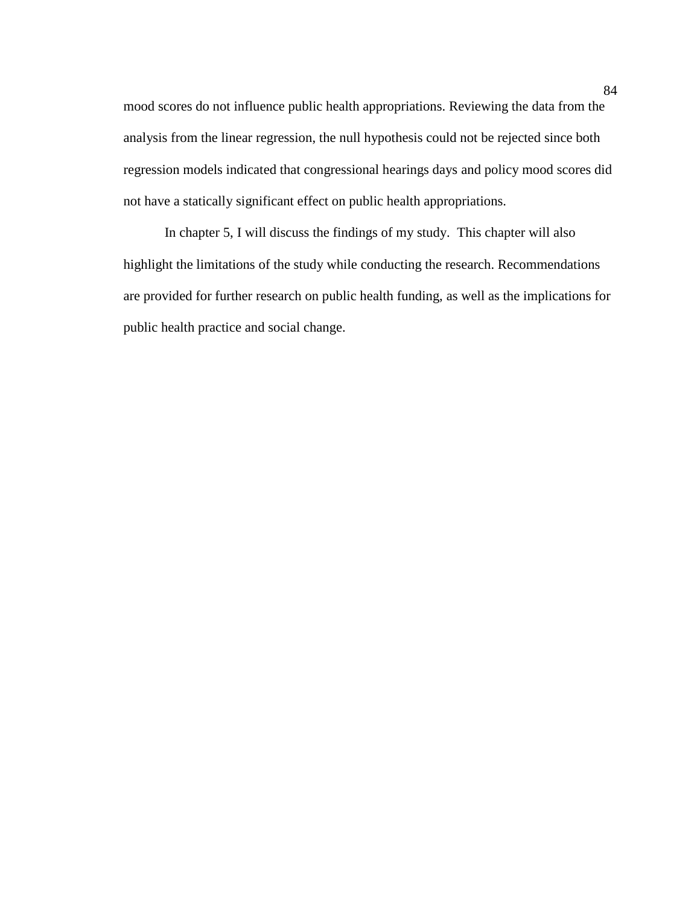mood scores do not influence public health appropriations. Reviewing the data from the analysis from the linear regression, the null hypothesis could not be rejected since both regression models indicated that congressional hearings days and policy mood scores did not have a statically significant effect on public health appropriations.

In chapter 5, I will discuss the findings of my study. This chapter will also highlight the limitations of the study while conducting the research. Recommendations are provided for further research on public health funding, as well as the implications for public health practice and social change.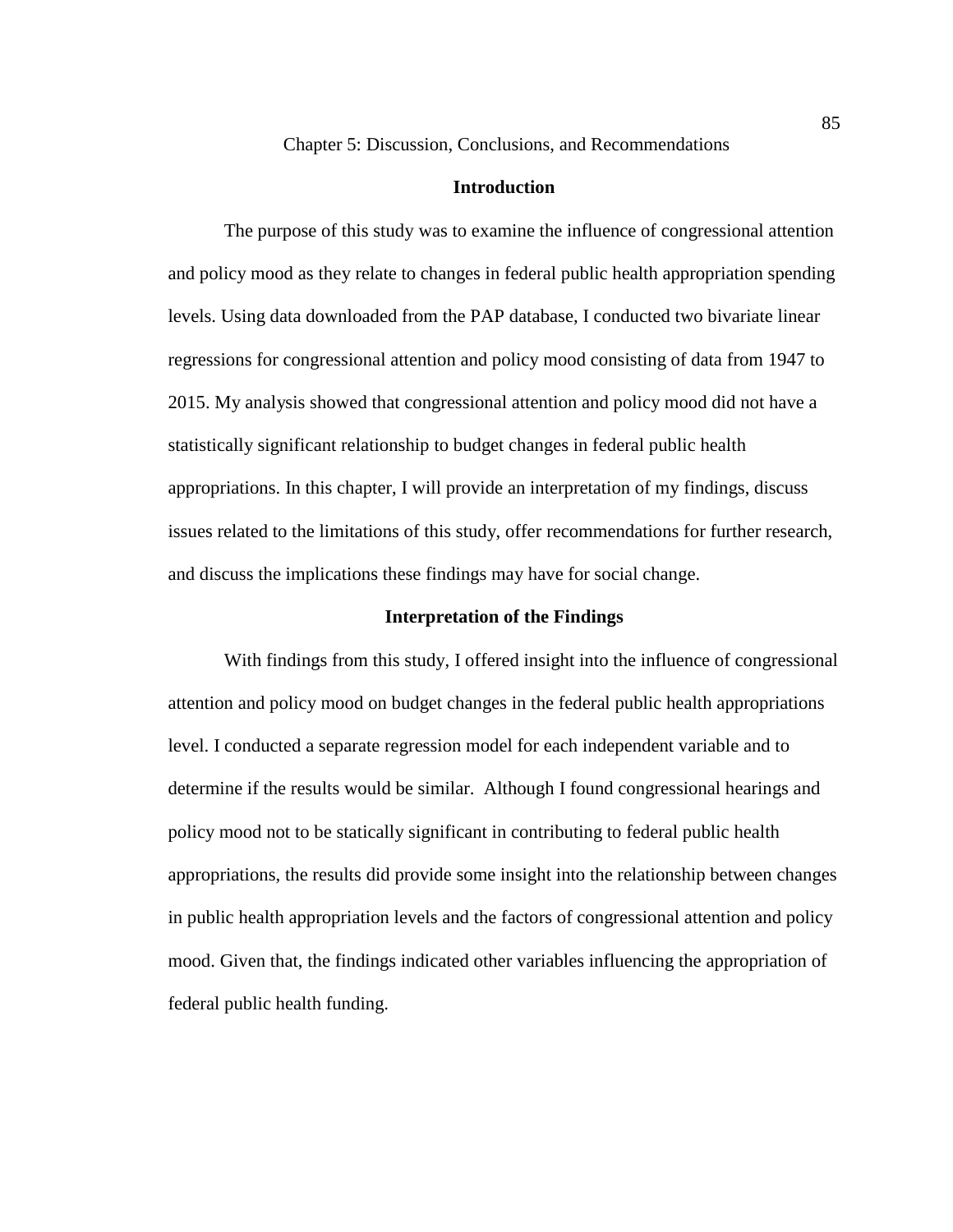# Chapter 5: Discussion, Conclusions, and Recommendations

## Introduction

The purpose of this study was to examine the influence of congressional attention and policy mood as they relate to changes in federal public health appropriation spending levels. Using data downloaded from the PAP database, I conducted two bivariate linear regressions for congressional attention and policy mood consisting of data from 1947 to 2015. My analysis showed that congressional attention and policy mood did not have a statistically significant relationship to budget changes in federal public health appropriations. In this chapter, I will provide an interpretation of my findings, discuss issues related to the limitations of this study, offer recommendations for further research, and discuss the implications these findings may have for social change.

## Interpretation of the Findings

With findings from this study, I offered insight into the influence of congressional attention and policy mood on budget changes in the federal public health appropriations level. I conducted a separate regression model for each independent variable and to determine if the results would be similar. Although I found congressional hearings and policy mood not to be statically significant in contributing to federal public health appropriations, the results did provide some insight into the relationship between changes in public health appropriation levels and the factors of congressional attention and policy mood. Given that, the findings indicated other variables influencing the appropriation of federal public health funding.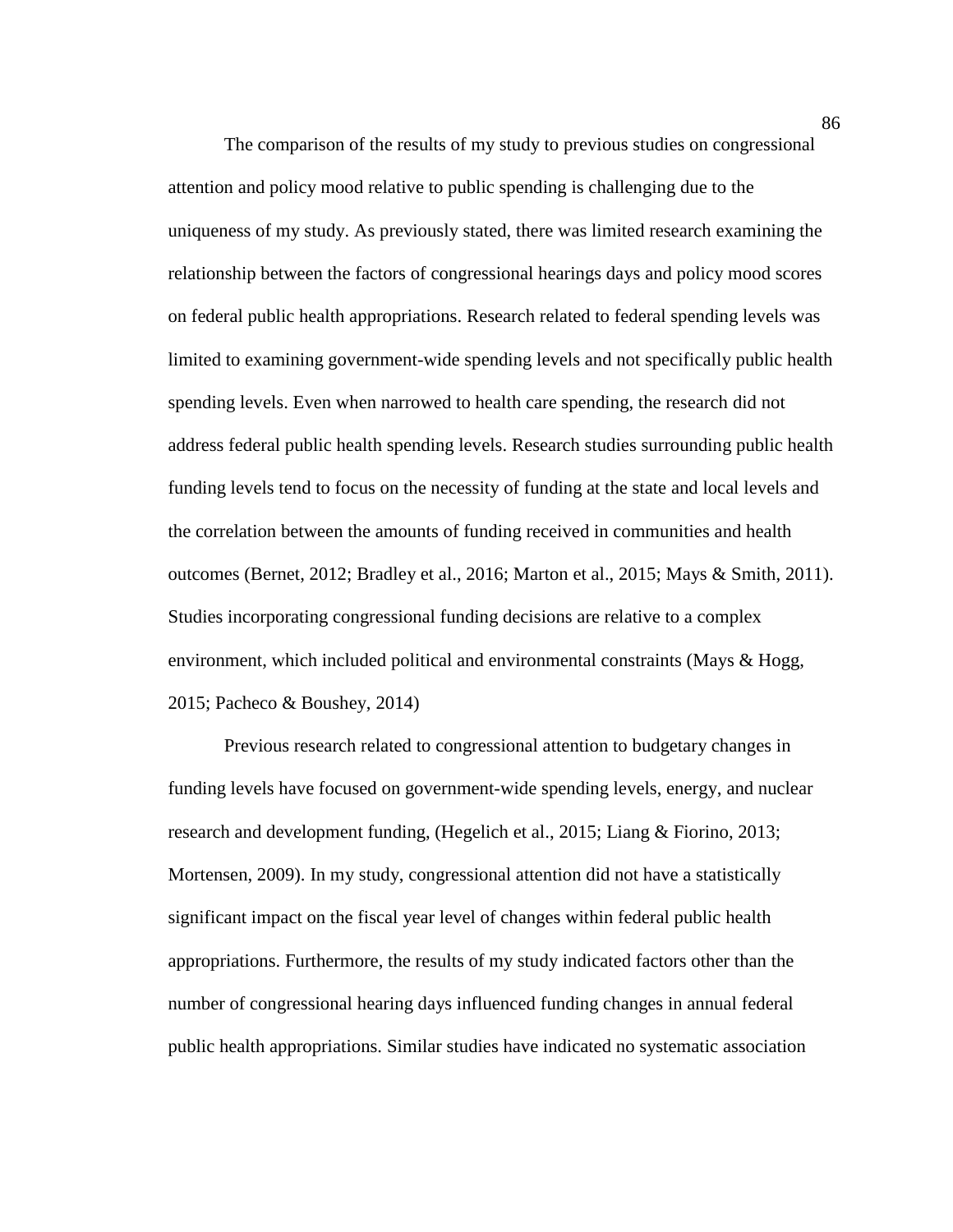The comparison of the results of my study to previous studies on congressional attention and policy mood relative to public spending is challenging due to the uniqueness of my study. As previously stated, there was limited research examining the relationship between the factors of congressional hearings days and policy mood scores on federal public health appropriations. Research related to federal spending levels was limited to examining government-wide spending levels and not specifically public health spending levels. Even when narrowed to health care spending, the research did not address federal public health spending levels. Research studies surrounding public health funding levels tend to focus on the necessity of funding at the state and local levels and the correlation between the amounts of funding received in communities and health outcomes (Bernet, 2012; Bradley et al., 2016; Marton et al., 2015; Mays & Smith, 2011). Studies incorporating congressional funding decisions are relative to a complex environment, which included political and environmental constraints (Mays & Hogg, 2015; Pacheco & Boushey, 2014)

Previous research related to congressional attention to budgetary changes in funding levels have focused on government-wide spending levels, energy, and nuclear research and development funding, (Hegelich et al., 2015; Liang & Fiorino, 2013; Mortensen, 2009). In my study, congressional attention did not have a statistically significant impact on the fiscal year level of changes within federal public health appropriations. Furthermore, the results of my study indicated factors other than the number of congressional hearing days influenced funding changes in annual federal public health appropriations. Similar studies have indicated no systematic association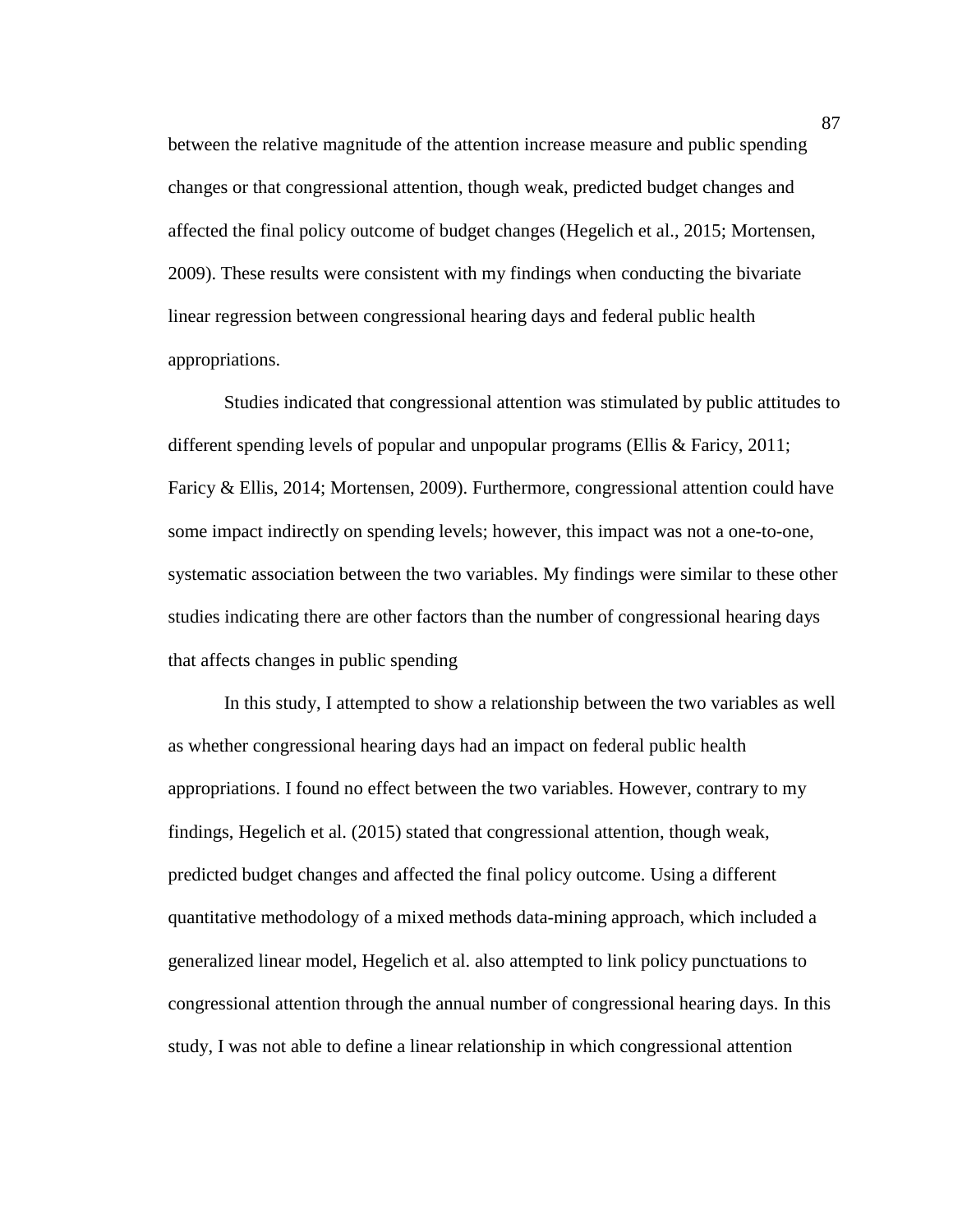between the relative magnitude of the attention increase measure and public spending changes or that congressional attention, though weak, predicted budget changes and affected the final policy outcome of budget changes (Hegelich et al., 2015; Mortensen, 2009). These results were consistent with my findings when conducting the bivariate linear regression between congressional hearing days and federal public health appropriations.

Studies indicated that congressional attention was stimulated by public attitudes to different spending levels of popular and unpopular programs (Ellis & Faricy, 2011; Faricy & Ellis, 2014; Mortensen, 2009). Furthermore, congressional attention could have some impact indirectly on spending levels; however, this impact was not a one-to-one, systematic association between the two variables. My findings were similar to these other studies indicating there are other factors than the number of congressional hearing days that affects changes in public spending

In this study, I attempted to show a relationship between the two variables as well as whether congressional hearing days had an impact on federal public health appropriations. I found no effect between the two variables. However, contrary to my findings, Hegelich et al. (2015) stated that congressional attention, though weak, predicted budget changes and affected the final policy outcome. Using a different quantitative methodology of a mixed methods data-mining approach, which included a generalized linear model, Hegelich et al. also attempted to link policy punctuations to congressional attention through the annual number of congressional hearing days. In this study, I was not able to define a linear relationship in which congressional attention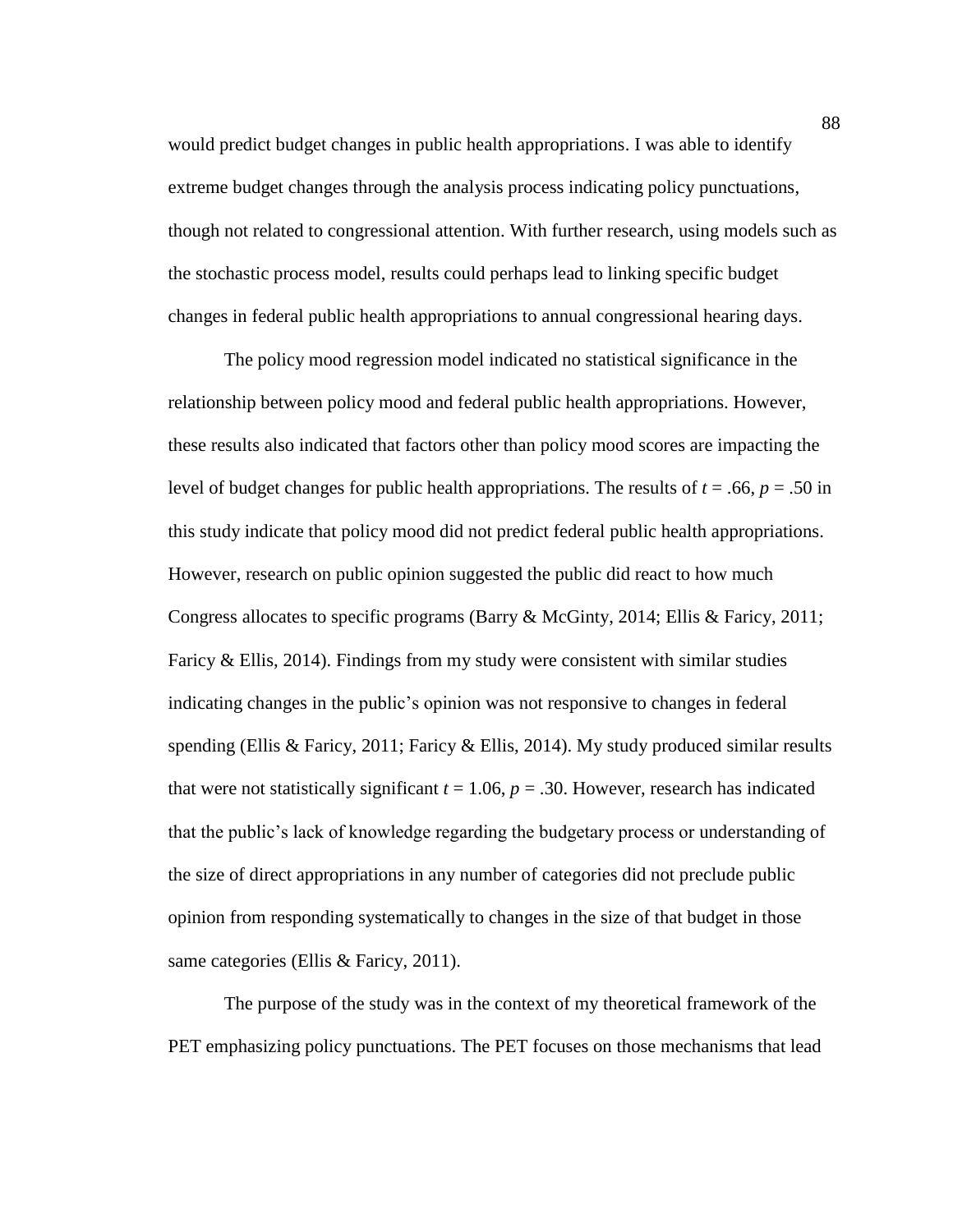would predict budget changes in public health appropriations. I was able to identify extreme budget changes through the analysis process indicating policy punctuations, though not related to congressional attention. With further research, using models such as the stochastic process model, results could perhaps lead to linking specific budget changes in federal public health appropriations to annual congressional hearing days.

The policy mood regression model indicated no statistical significance in the relationship between policy mood and federal public health appropriations. However, these results also indicated that factors other than policy mood scores are impacting the level of budget changes for public health appropriations. The results of $t = .66$, $p = .50$ in this study indicate that policy mood did not predict federal public health appropriations. However, research on public opinion suggested the public did react to how much Congress allocates to specific programs (Barry & McGinty, 2014; Ellis & Faricy, 2011; Faricy & Ellis, 2014). Findings from my study were consistent with similar studies indicating changes in the public's opinion was not responsive to changes in federal spending (Ellis & Faricy, 2011; Faricy & Ellis, 2014). My study produced similar results that were not statistically significant $t = 1.06$, $p = .30$. However, research has indicated that the public's lack of knowledge regarding the budgetary process or understanding of the size of direct appropriations in any number of categories did not preclude public opinion from responding systematically to changes in the size of that budget in those same categories (Ellis & Faricy, 2011).

The purpose of the study was in the context of my theoretical framework of the PET emphasizing policy punctuations. The PET focuses on those mechanisms that lead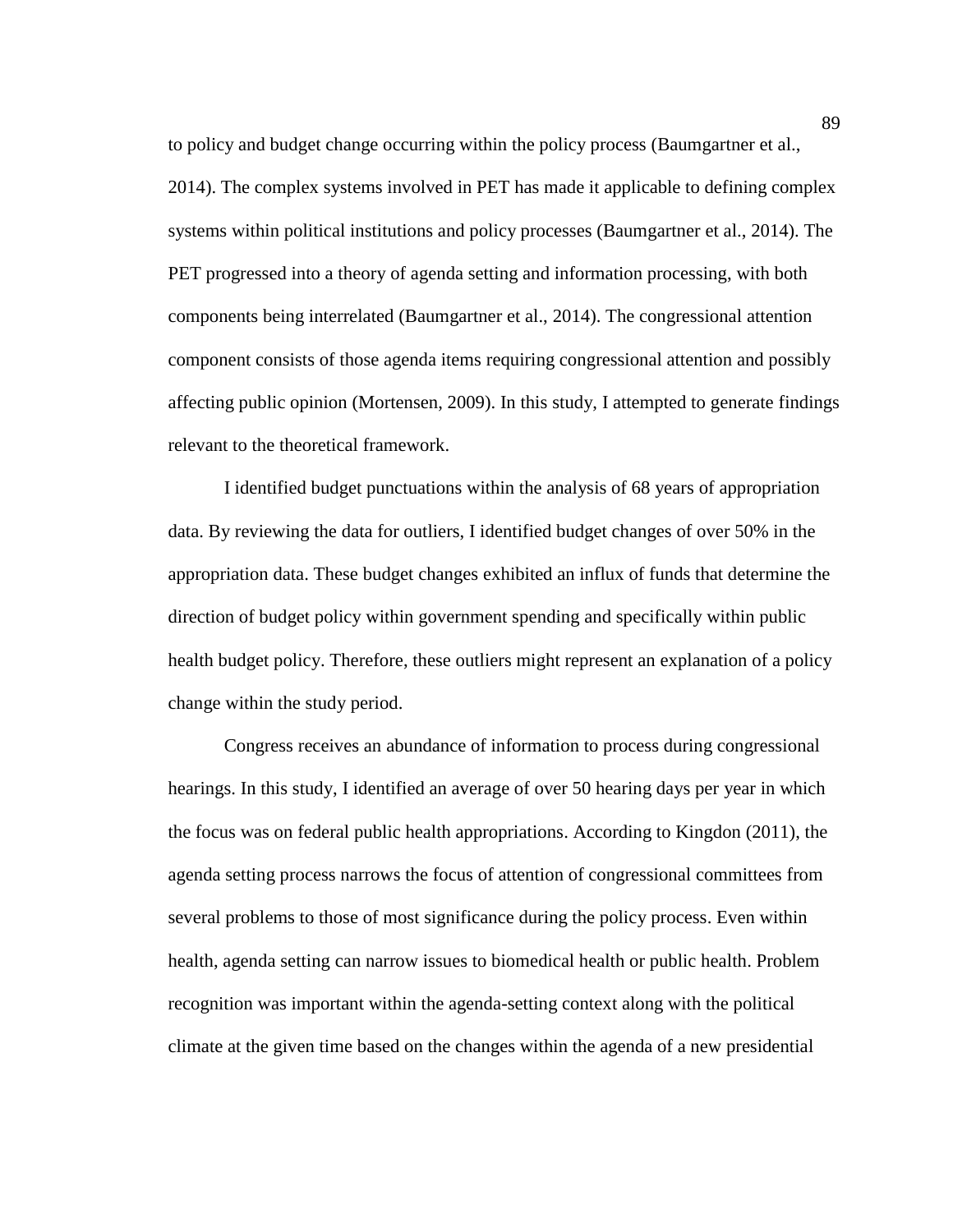to policy and budget change occurring within the policy process (Baumgartner et al., 2014). The complex systems involved in PET has made it applicable to defining complex systems within political institutions and policy processes (Baumgartner et al., 2014). The PET progressed into a theory of agenda setting and information processing, with both components being interrelated (Baumgartner et al., 2014). The congressional attention component consists of those agenda items requiring congressional attention and possibly affecting public opinion (Mortensen, 2009). In this study, I attempted to generate findings relevant to the theoretical framework.

I identified budget punctuations within the analysis of 68 years of appropriation data. By reviewing the data for outliers, I identified budget changes of over 50% in the appropriation data. These budget changes exhibited an influx of funds that determine the direction of budget policy within government spending and specifically within public health budget policy. Therefore, these outliers might represent an explanation of a policy change within the study period.

Congress receives an abundance of information to process during congressional hearings. In this study, I identified an average of over 50 hearing days per year in which the focus was on federal public health appropriations. According to Kingdon (2011), the agenda setting process narrows the focus of attention of congressional committees from several problems to those of most significance during the policy process. Even within health, agenda setting can narrow issues to biomedical health or public health. Problem recognition was important within the agenda-setting context along with the political climate at the given time based on the changes within the agenda of a new presidential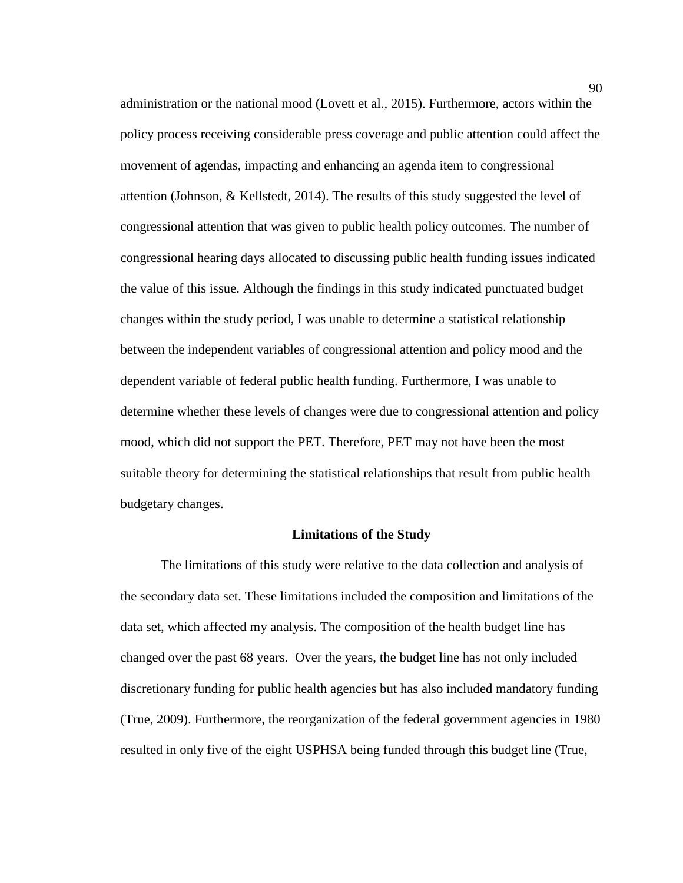administration or the national mood (Lovett et al., 2015). Furthermore, actors within the policy process receiving considerable press coverage and public attention could affect the movement of agendas, impacting and enhancing an agenda item to congressional attention (Johnson, & Kellstedt, 2014). The results of this study suggested the level of congressional attention that was given to public health policy outcomes. The number of congressional hearing days allocated to discussing public health funding issues indicated the value of this issue. Although the findings in this study indicated punctuated budget changes within the study period, I was unable to determine a statistical relationship between the independent variables of congressional attention and policy mood and the dependent variable of federal public health funding. Furthermore, I was unable to determine whether these levels of changes were due to congressional attention and policy mood, which did not support the PET. Therefore, PET may not have been the most suitable theory for determining the statistical relationships that result from public health budgetary changes.

## Limitations of the Study

The limitations of this study were relative to the data collection and analysis of the secondary data set. These limitations included the composition and limitations of the data set, which affected my analysis. The composition of the health budget line has changed over the past 68 years. Over the years, the budget line has not only included discretionary funding for public health agencies but has also included mandatory funding (True, 2009). Furthermore, the reorganization of the federal government agencies in 1980 resulted in only five of the eight USPHSA being funded through this budget line (True,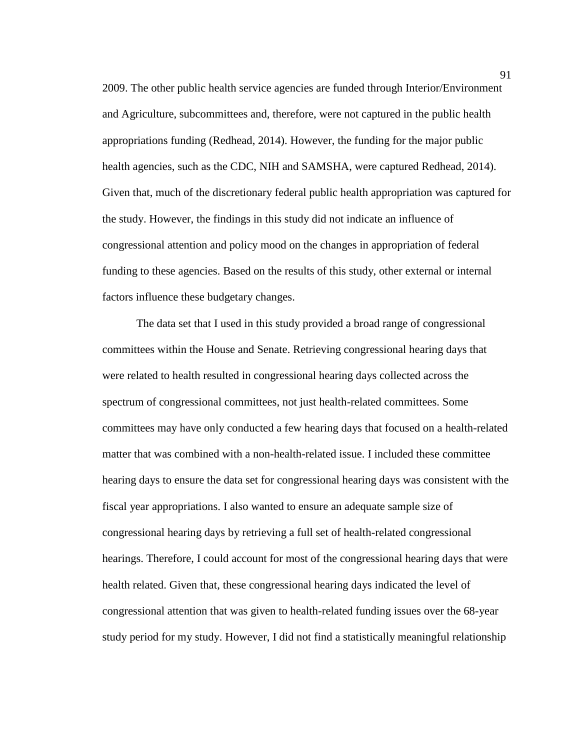2009. The other public health service agencies are funded through Interior/Environment and Agriculture, subcommittees and, therefore, were not captured in the public health appropriations funding (Redhead, 2014). However, the funding for the major public health agencies, such as the CDC, NIH and SAMSHA, were captured Redhead, 2014). Given that, much of the discretionary federal public health appropriation was captured for the study. However, the findings in this study did not indicate an influence of congressional attention and policy mood on the changes in appropriation of federal funding to these agencies. Based on the results of this study, other external or internal factors influence these budgetary changes.

The data set that I used in this study provided a broad range of congressional committees within the House and Senate. Retrieving congressional hearing days that were related to health resulted in congressional hearing days collected across the spectrum of congressional committees, not just health-related committees. Some committees may have only conducted a few hearing days that focused on a health-related matter that was combined with a non-health-related issue. I included these committee hearing days to ensure the data set for congressional hearing days was consistent with the fiscal year appropriations. I also wanted to ensure an adequate sample size of congressional hearing days by retrieving a full set of health-related congressional hearings. Therefore, I could account for most of the congressional hearing days that were health related. Given that, these congressional hearing days indicated the level of congressional attention that was given to health-related funding issues over the 68-year study period for my study. However, I did not find a statistically meaningful relationship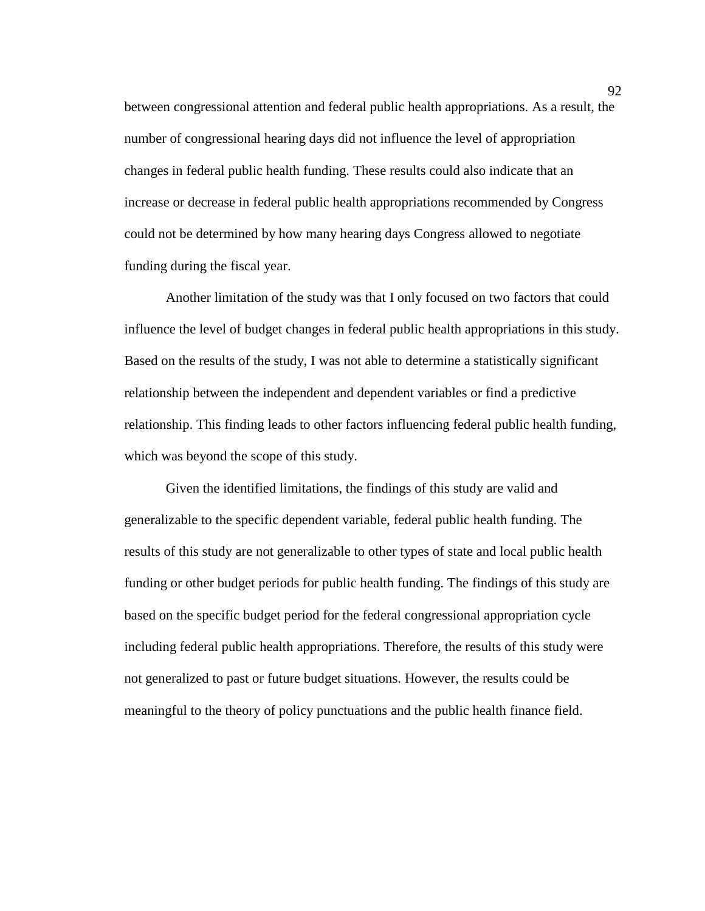between congressional attention and federal public health appropriations. As a result, the number of congressional hearing days did not influence the level of appropriation changes in federal public health funding. These results could also indicate that an increase or decrease in federal public health appropriations recommended by Congress could not be determined by how many hearing days Congress allowed to negotiate funding during the fiscal year.

Another limitation of the study was that I only focused on two factors that could influence the level of budget changes in federal public health appropriations in this study. Based on the results of the study, I was not able to determine a statistically significant relationship between the independent and dependent variables or find a predictive relationship. This finding leads to other factors influencing federal public health funding, which was beyond the scope of this study.

Given the identified limitations, the findings of this study are valid and generalizable to the specific dependent variable, federal public health funding. The results of this study are not generalizable to other types of state and local public health funding or other budget periods for public health funding. The findings of this study are based on the specific budget period for the federal congressional appropriation cycle including federal public health appropriations. Therefore, the results of this study were not generalized to past or future budget situations. However, the results could be meaningful to the theory of policy punctuations and the public health finance field.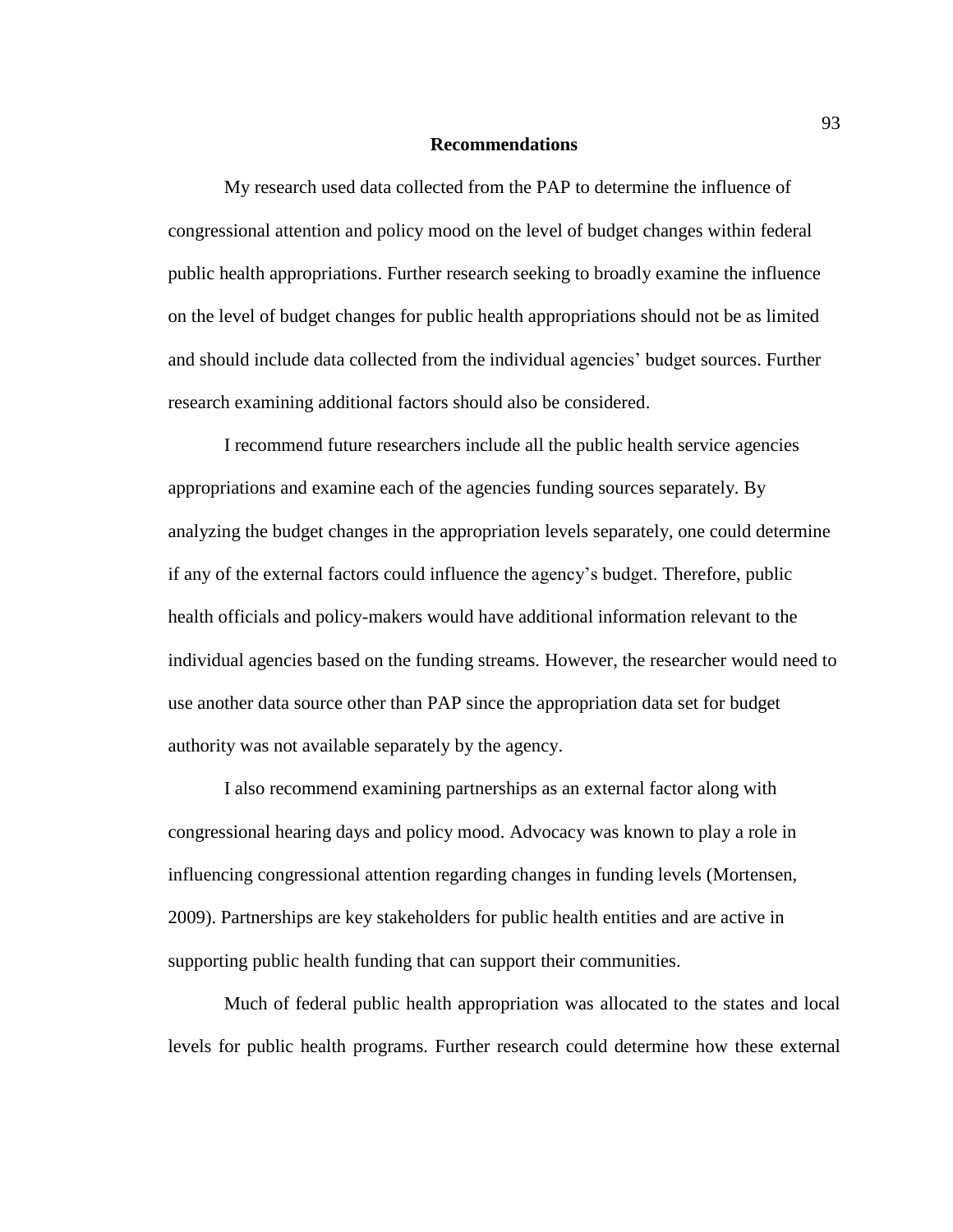## Recommendations

My research used data collected from the PAP to determine the influence of congressional attention and policy mood on the level of budget changes within federal public health appropriations. Further research seeking to broadly examine the influence on the level of budget changes for public health appropriations should not be as limited and should include data collected from the individual agencies' budget sources. Further research examining additional factors should also be considered.

I recommend future researchers include all the public health service agencies appropriations and examine each of the agencies funding sources separately. By analyzing the budget changes in the appropriation levels separately, one could determine if any of the external factors could influence the agency's budget. Therefore, public health officials and policy-makers would have additional information relevant to the individual agencies based on the funding streams. However, the researcher would need to use another data source other than PAP since the appropriation data set for budget authority was not available separately by the agency.

I also recommend examining partnerships as an external factor along with congressional hearing days and policy mood. Advocacy was known to play a role in influencing congressional attention regarding changes in funding levels (Mortensen, 2009). Partnerships are key stakeholders for public health entities and are active in supporting public health funding that can support their communities.

Much of federal public health appropriation was allocated to the states and local levels for public health programs. Further research could determine how these external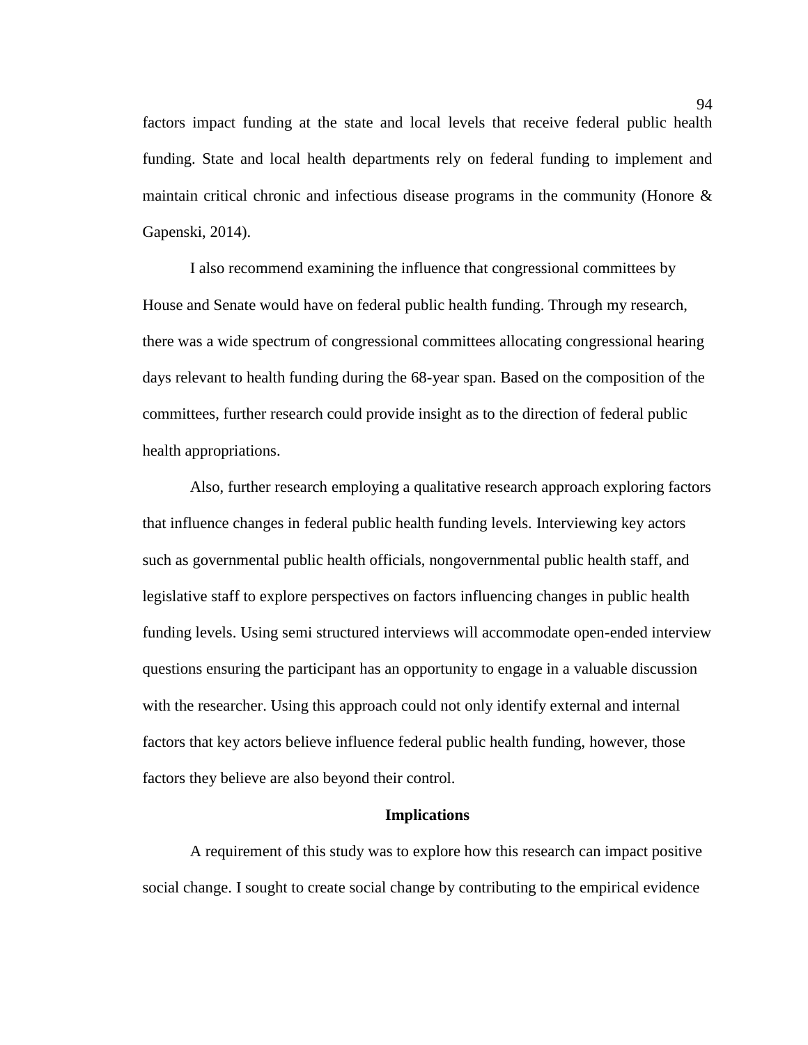factors impact funding at the state and local levels that receive federal public health funding. State and local health departments rely on federal funding to implement and maintain critical chronic and infectious disease programs in the community (Honore & Gapenski, 2014).

I also recommend examining the influence that congressional committees by House and Senate would have on federal public health funding. Through my research, there was a wide spectrum of congressional committees allocating congressional hearing days relevant to health funding during the 68-year span. Based on the composition of the committees, further research could provide insight as to the direction of federal public health appropriations.

Also, further research employing a qualitative research approach exploring factors that influence changes in federal public health funding levels. Interviewing key actors such as governmental public health officials, nongovernmental public health staff, and legislative staff to explore perspectives on factors influencing changes in public health funding levels. Using semi structured interviews will accommodate open-ended interview questions ensuring the participant has an opportunity to engage in a valuable discussion with the researcher. Using this approach could not only identify external and internal factors that key actors believe influence federal public health funding, however, those factors they believe are also beyond their control.

## Implications

A requirement of this study was to explore how this research can impact positive social change. I sought to create social change by contributing to the empirical evidence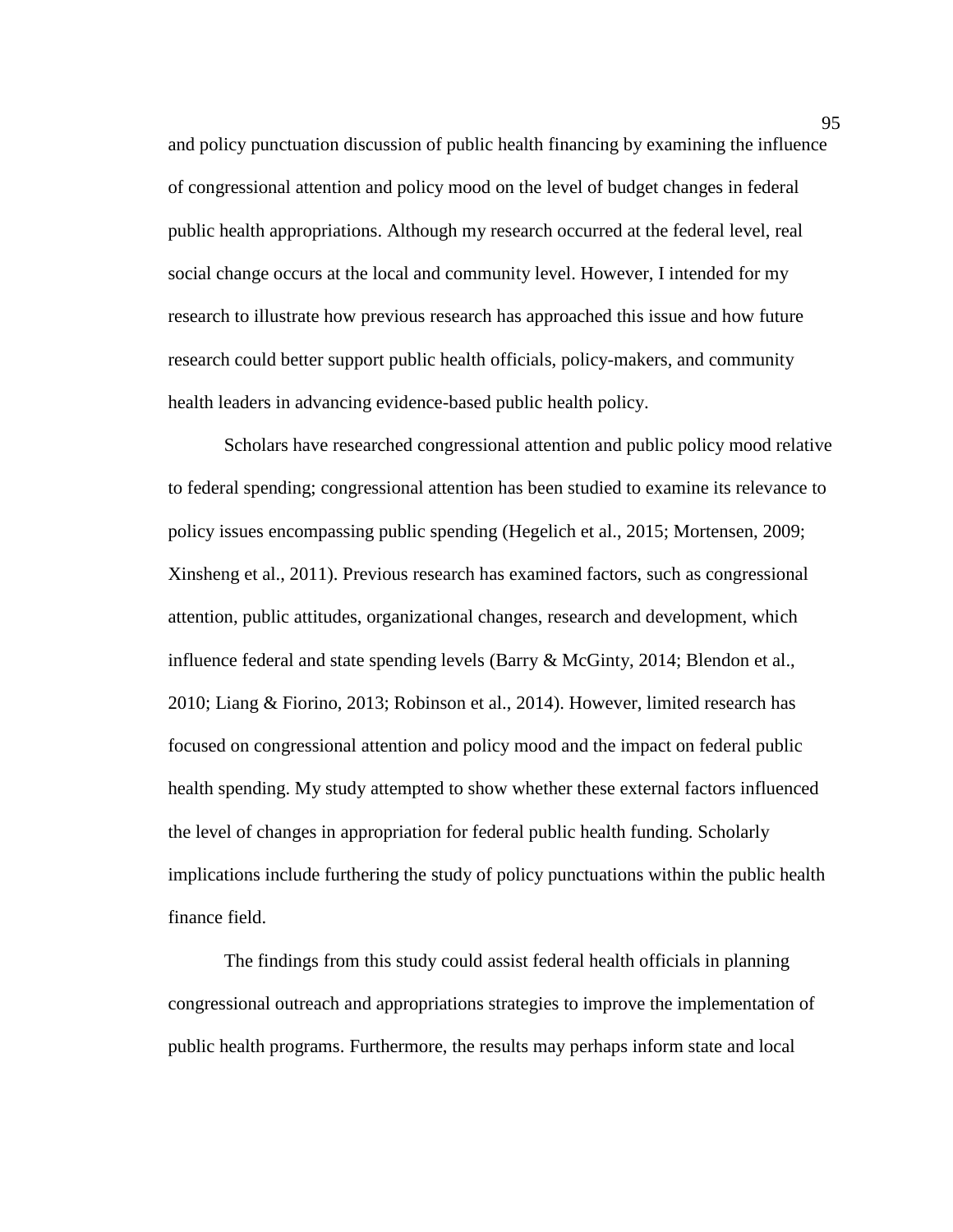and policy punctuation discussion of public health financing by examining the influence of congressional attention and policy mood on the level of budget changes in federal public health appropriations. Although my research occurred at the federal level, real social change occurs at the local and community level. However, I intended for my research to illustrate how previous research has approached this issue and how future research could better support public health officials, policy-makers, and community health leaders in advancing evidence-based public health policy.

Scholars have researched congressional attention and public policy mood relative to federal spending; congressional attention has been studied to examine its relevance to policy issues encompassing public spending (Hegelich et al., 2015; Mortensen, 2009; Xinsheng et al., 2011). Previous research has examined factors, such as congressional attention, public attitudes, organizational changes, research and development, which influence federal and state spending levels (Barry & McGinty, 2014; Blendon et al., 2010; Liang & Fiorino, 2013; Robinson et al., 2014). However, limited research has focused on congressional attention and policy mood and the impact on federal public health spending. My study attempted to show whether these external factors influenced the level of changes in appropriation for federal public health funding. Scholarly implications include furthering the study of policy punctuations within the public health finance field.

The findings from this study could assist federal health officials in planning congressional outreach and appropriations strategies to improve the implementation of public health programs. Furthermore, the results may perhaps inform state and local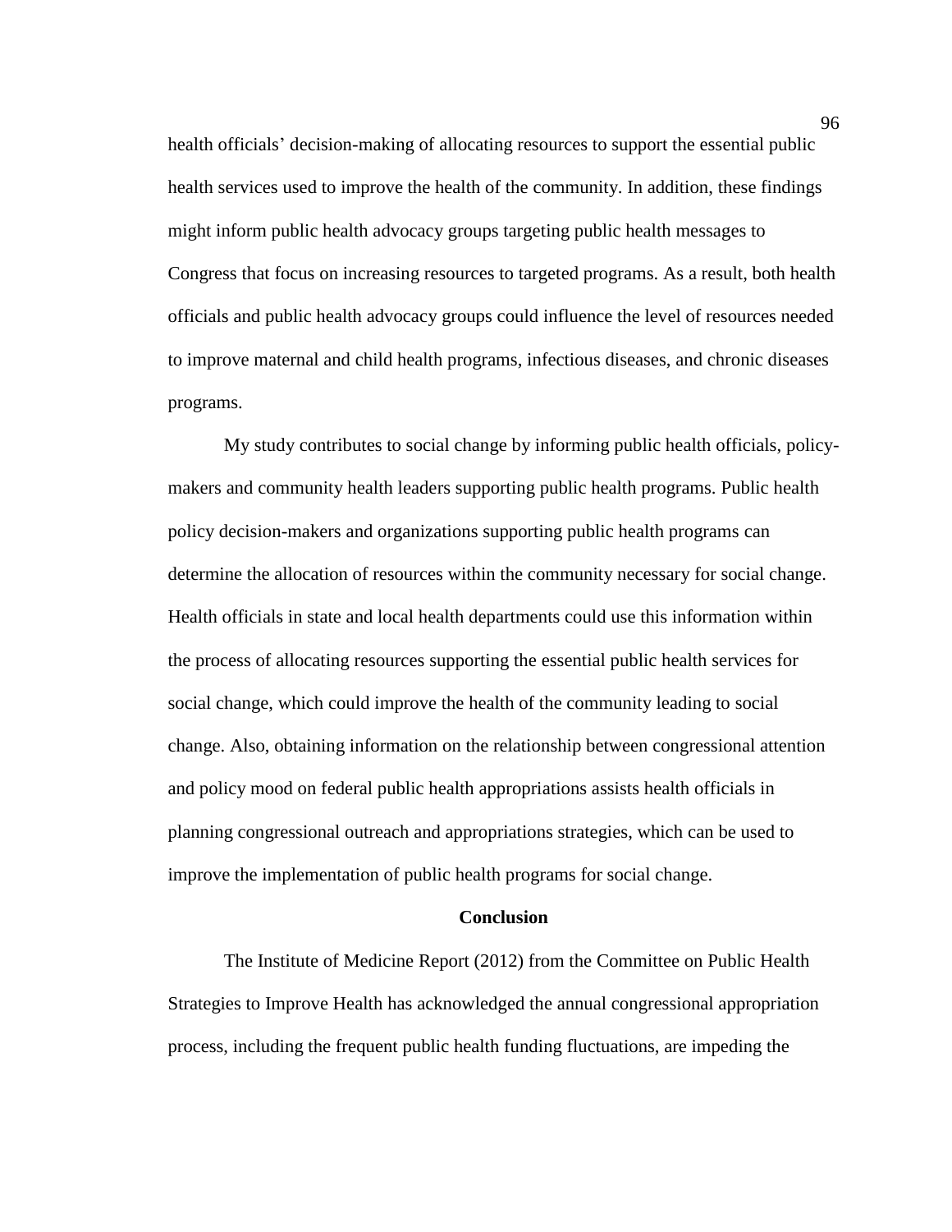health officials' decision-making of allocating resources to support the essential public health services used to improve the health of the community. In addition, these findings might inform public health advocacy groups targeting public health messages to Congress that focus on increasing resources to targeted programs. As a result, both health officials and public health advocacy groups could influence the level of resources needed to improve maternal and child health programs, infectious diseases, and chronic diseases programs.

My study contributes to social change by informing public health officials, policy-makers and community health leaders supporting public health programs. Public health policy decision-makers and organizations supporting public health programs can determine the allocation of resources within the community necessary for social change. Health officials in state and local health departments could use this information within the process of allocating resources supporting the essential public health services for social change, which could improve the health of the community leading to social change. Also, obtaining information on the relationship between congressional attention and policy mood on federal public health appropriations assists health officials in planning congressional outreach and appropriations strategies, which can be used to improve the implementation of public health programs for social change.

## Conclusion

The Institute of Medicine Report (2012) from the Committee on Public Health Strategies to Improve Health has acknowledged the annual congressional appropriation process, including the frequent public health funding fluctuations, are impeding the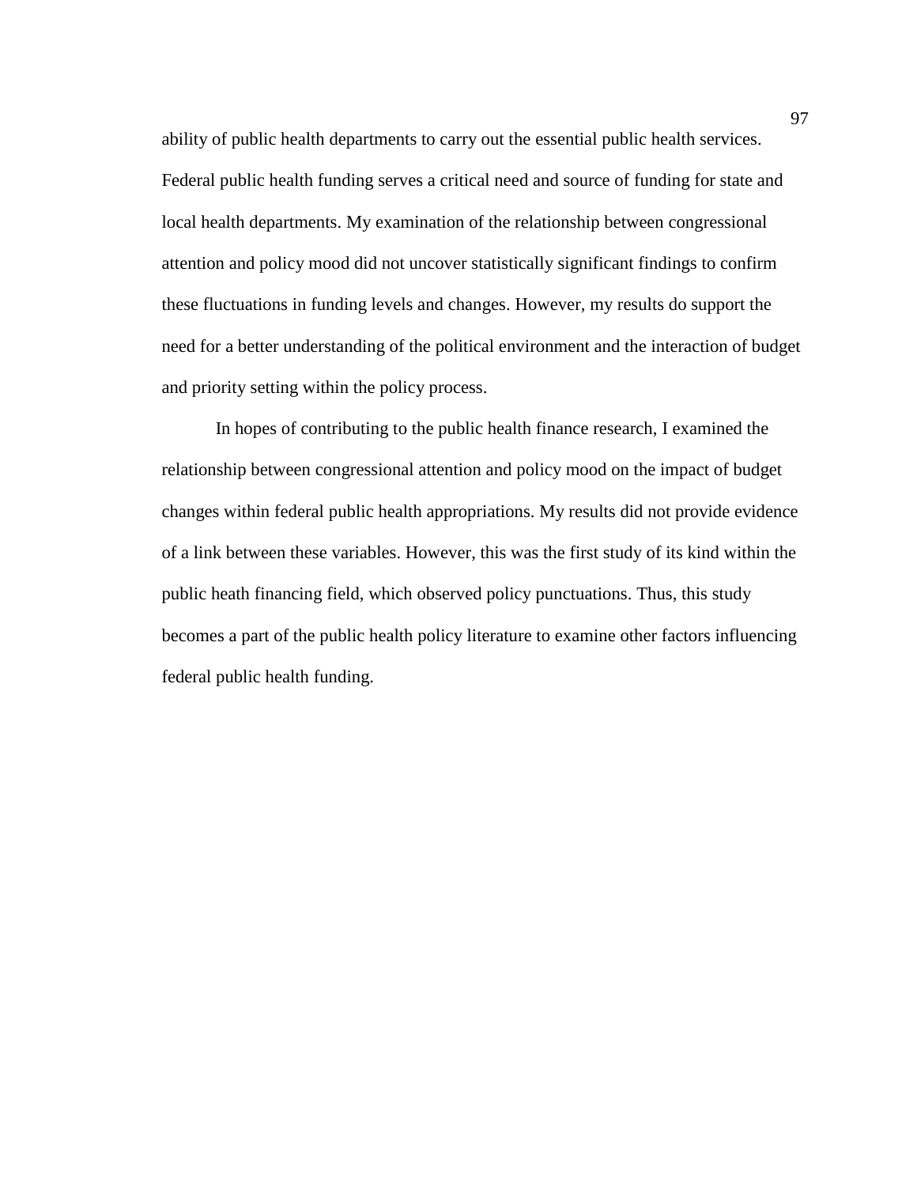ability of public health departments to carry out the essential public health services. Federal public health funding serves a critical need and source of funding for state and local health departments. My examination of the relationship between congressional attention and policy mood did not uncover statistically significant findings to confirm these fluctuations in funding levels and changes. However, my results do support the need for a better understanding of the political environment and the interaction of budget and priority setting within the policy process.

In hopes of contributing to the public health finance research, I examined the relationship between congressional attention and policy mood on the impact of budget changes within federal public health appropriations. My results did not provide evidence of a link between these variables. However, this was the first study of its kind within the public heath financing field, which observed policy punctuations. Thus, this study becomes a part of the public health policy literature to examine other factors influencing federal public health funding.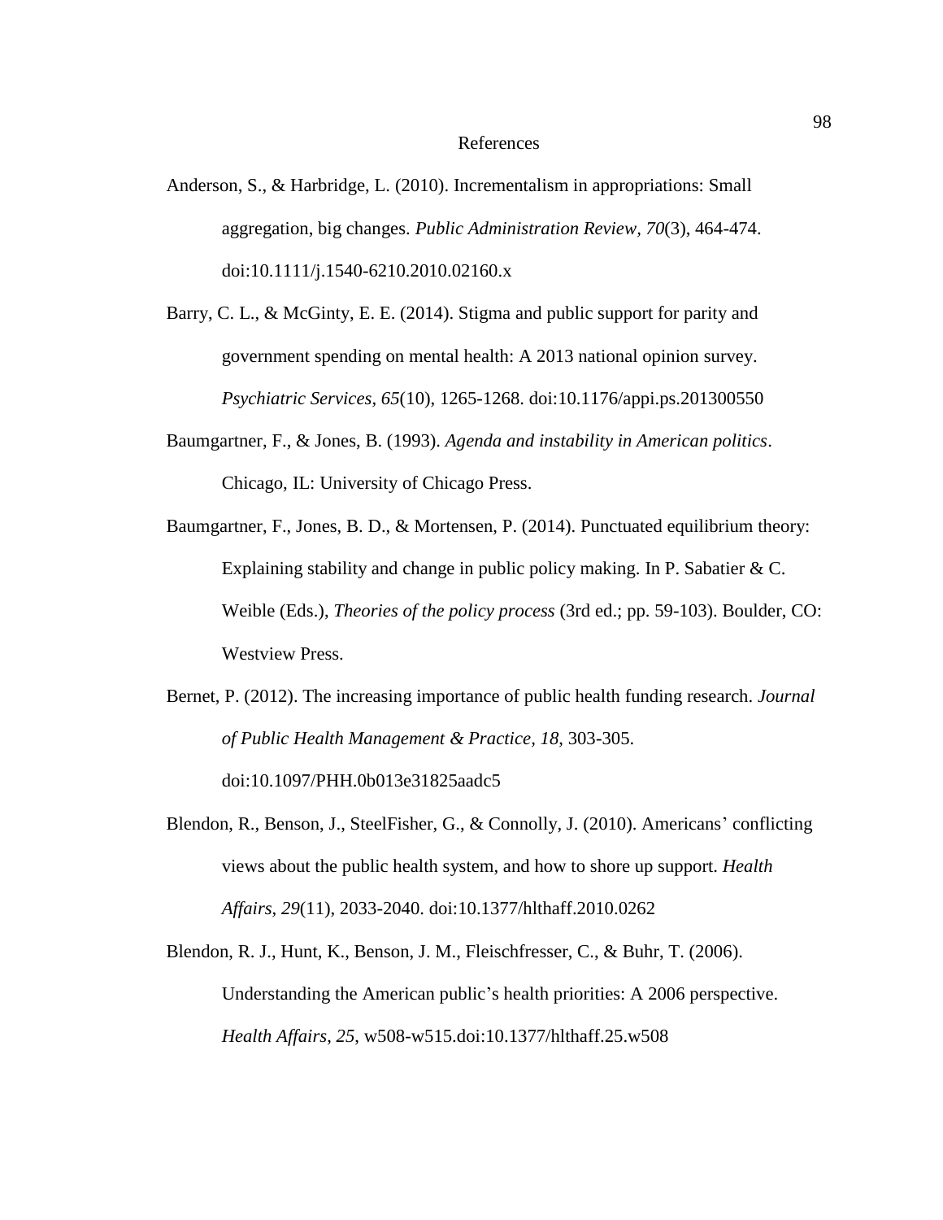# References

Anderson, S., & Harbridge, L. (2010). Incrementalism in appropriations: Small aggregation, big changes. *Public Administration Review, 70*(3), 464-474. doi:10.1111/j.1540-6210.2010.02160.x

Barry, C. L., & McGinty, E. E. (2014). Stigma and public support for parity and government spending on mental health: A 2013 national opinion survey. *Psychiatric Services, 65*(10), 1265-1268. doi:10.1176/appi.ps.201300550

Baumgartner, F., & Jones, B. (1993). *Agenda and instability in American politics*. Chicago, IL: University of Chicago Press.

Baumgartner, F., Jones, B. D., & Mortensen, P. (2014). Punctuated equilibrium theory: Explaining stability and change in public policy making. In P. Sabatier & C. Weible (Eds.), *Theories of the policy process* (3rd ed.; pp. 59-103). Boulder, CO: Westview Press.

Bernet, P. (2012). The increasing importance of public health funding research. *Journal of Public Health Management & Practice, 18*, 303-305. doi:10.1097/PHH.0b013e31825aadc5

Blendon, R., Benson, J., SteelFisher, G., & Connolly, J. (2010). Americans' conflicting views about the public health system, and how to shore up support. *Health Affairs, 29*(11), 2033-2040. doi:10.1377/hlthaff.2010.0262

Blendon, R. J., Hunt, K., Benson, J. M., Fleischfresser, C., & Buhr, T. (2006). Understanding the American public's health priorities: A 2006 perspective. *Health Affairs*, *25*, w508-w515.doi:10.1377/hlthaff.25.w508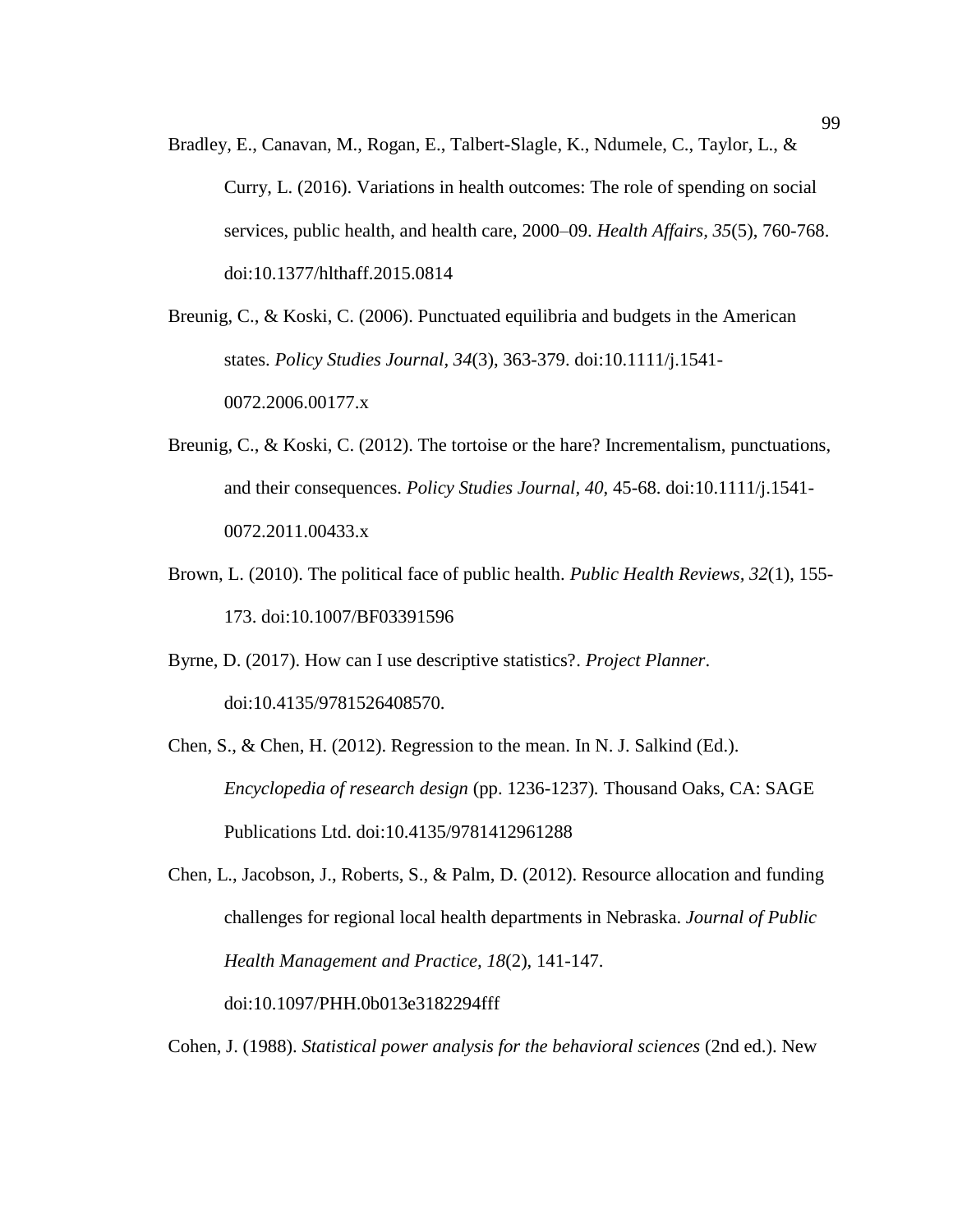Bradley, E., Canavan, M., Rogan, E., Talbert-Slagle, K., Ndumele, C., Taylor, L., & Curry, L. (2016). Variations in health outcomes: The role of spending on social services, public health, and health care, 2000–09. *Health Affairs, 35*(5), 760-768. doi:10.1377/hlthaff.2015.0814

Breunig, C., & Koski, C. (2006). Punctuated equilibria and budgets in the American states. *Policy Studies Journal, 34*(3), 363-379. doi:10.1111/j.1541-0072.2006.00177.x

Breunig, C., & Koski, C. (2012). The tortoise or the hare? Incrementalism, punctuations, and their consequences. *Policy Studies Journal, 40*, 45-68. doi:10.1111/j.1541-0072.2011.00433.x

Brown, L. (2010). The political face of public health. *Public Health Reviews, 32*(1), 155-173. doi:10.1007/BF03391596

Byrne, D. (2017). How can I use descriptive statistics?. *Project Planner*. doi:10.4135/9781526408570.

Chen, S., & Chen, H. (2012). Regression to the mean. In N. J. Salkind (Ed.). *Encyclopedia of research design* (pp. 1236-1237)*.* Thousand Oaks, CA: SAGE Publications Ltd. doi:10.4135/9781412961288

Chen, L., Jacobson, J., Roberts, S., & Palm, D. (2012). Resource allocation and funding challenges for regional local health departments in Nebraska. *Journal of Public Health Management and Practice, 18*(2), 141-147. doi:10.1097/PHH.0b013e3182294fff

Cohen, J. (1988). *Statistical power analysis for the behavioral sciences* (2nd ed.). New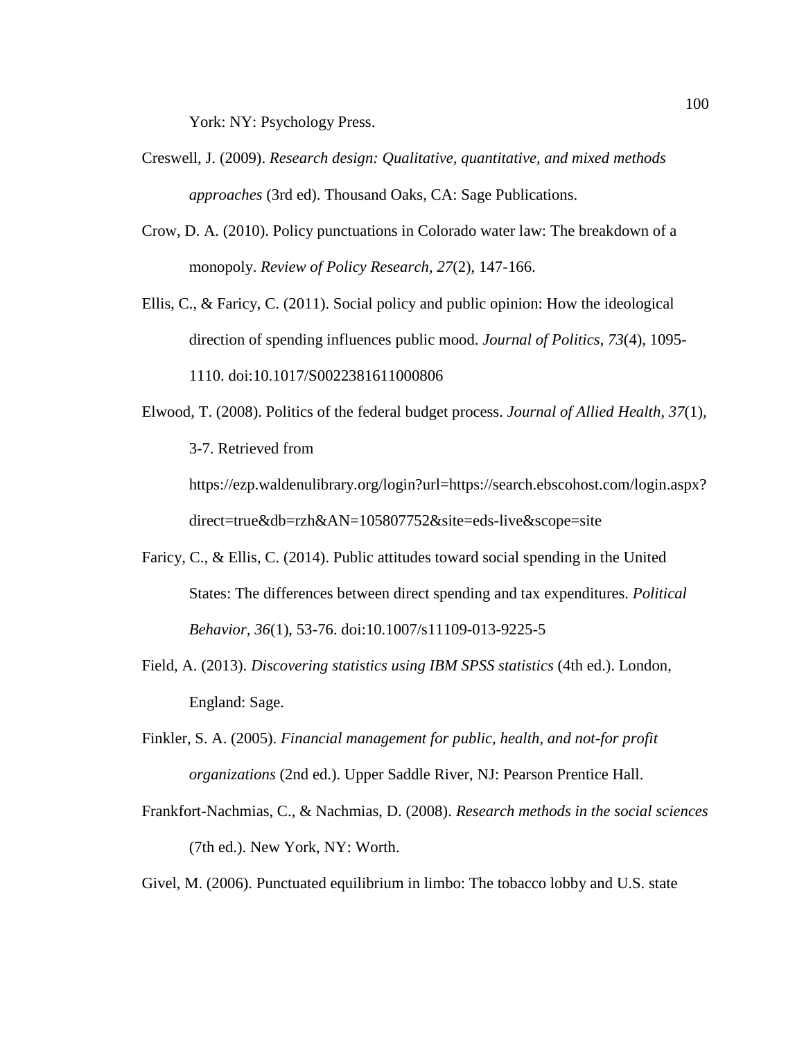York: NY: Psychology Press.

Creswell, J. (2009). *Research design: Qualitative, quantitative, and mixed methods approaches* (3rd ed). Thousand Oaks, CA: Sage Publications.

Crow, D. A. (2010). Policy punctuations in Colorado water law: The breakdown of a monopoly. *Review of Policy Research, 27*(2), 147-166.

Ellis, C., & Faricy, C. (2011). Social policy and public opinion: How the ideological direction of spending influences public mood. *Journal of Politics, 73*(4), 1095-1110. doi:10.1017/S0022381611000806

Elwood, T. (2008). Politics of the federal budget process. *Journal of Allied Health, 37*(1), 3-7. Retrieved from https://ezp.waldenulibrary.org/login?url=https://search.ebscohost.com/login.aspx?direct=true&db=rzh&AN=105807752&site=eds-live&scope=site

Faricy, C., & Ellis, C. (2014). Public attitudes toward social spending in the United States: The differences between direct spending and tax expenditures. *Political Behavior, 36*(1), 53-76. doi:10.1007/s11109-013-9225-5

Field, A. (2013). *Discovering statistics using IBM SPSS statistics* (4th ed.). London, England: Sage.

Finkler, S. A. (2005). *Financial management for public, health, and not-for profit organizations* (2nd ed.). Upper Saddle River, NJ: Pearson Prentice Hall.

Frankfort-Nachmias, C., & Nachmias, D. (2008). *Research methods in the social sciences* (7th ed.). New York, NY: Worth.

Givel, M. (2006). Punctuated equilibrium in limbo: The tobacco lobby and U.S. state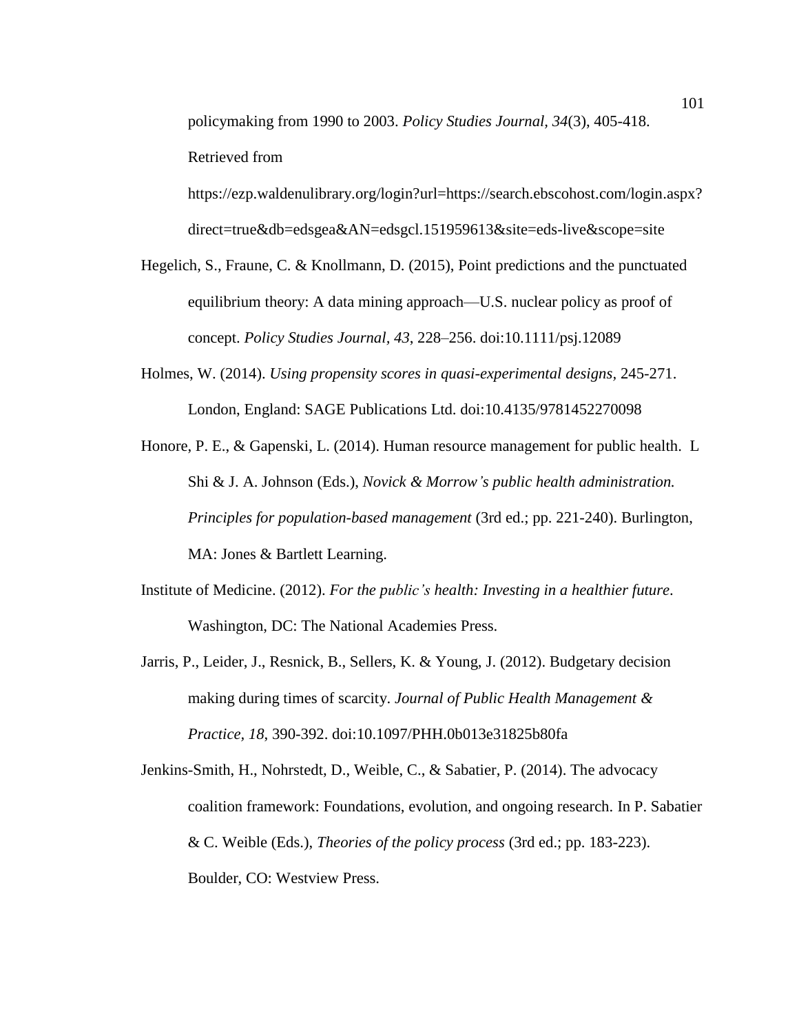policymaking from 1990 to 2003. *Policy Studies Journal, 34*(3), 405-418. Retrieved from https://ezp.waldenulibrary.org/login?url=https://search.ebscohost.com/login.aspx?direct=true&db=edsgea&AN=edsgcl.151959613&site=eds-live&scope=site

Hegelich, S., Fraune, C. & Knollmann, D. (2015), Point predictions and the punctuated equilibrium theory: A data mining approach—U.S. nuclear policy as proof of concept. *Policy Studies Journal, 43*, 228–256. doi:10.1111/psj.12089

Holmes, W. (2014). *Using propensity scores in quasi-experimental designs*, 245-271. London, England: SAGE Publications Ltd. doi:10.4135/9781452270098

Honore, P. E., & Gapenski, L. (2014). Human resource management for public health. L Shi & J. A. Johnson (Eds.), *Novick & Morrow's public health administration. Principles for population-based management* (3rd ed.; pp. 221-240). Burlington, MA: Jones & Bartlett Learning.

Institute of Medicine. (2012). *For the public's health: Investing in a healthier future*. Washington, DC: The National Academies Press.

Jarris, P., Leider, J., Resnick, B., Sellers, K. & Young, J. (2012). Budgetary decision making during times of scarcity. *Journal of Public Health Management & Practice, 18*, 390-392. doi:10.1097/PHH.0b013e31825b80fa

Jenkins-Smith, H., Nohrstedt, D., Weible, C., & Sabatier, P. (2014). The advocacy coalition framework: Foundations, evolution, and ongoing research. In P. Sabatier & C. Weible (Eds.), *Theories of the policy process* (3rd ed.; pp. 183-223). Boulder, CO: Westview Press.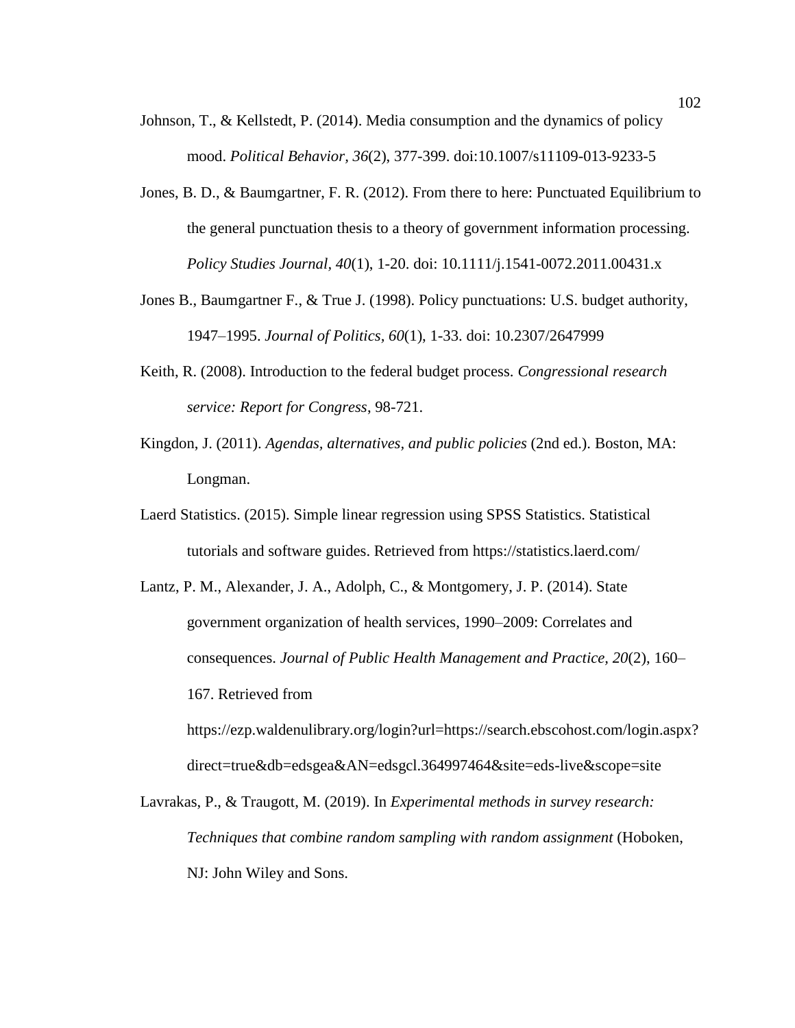Johnson, T., & Kellstedt, P. (2014). Media consumption and the dynamics of policy mood. *Political Behavior*, *36*(2), 377-399. doi:10.1007/s11109-013-9233-5

Jones, B. D., & Baumgartner, F. R. (2012). From there to here: Punctuated Equilibrium to the general punctuation thesis to a theory of government information processing. *Policy Studies Journal, 40*(1), 1-20. doi: 10.1111/j.1541-0072.2011.00431.x

Jones B., Baumgartner F., & True J. (1998). Policy punctuations: U.S. budget authority, 1947–1995. *Journal of Politics, 60*(1), 1-33. doi: 10.2307/2647999

Keith, R. (2008). Introduction to the federal budget process. *Congressional research service: Report for Congress*, 98-721.

Kingdon, J. (2011). *Agendas, alternatives, and public policies* (2nd ed.). Boston, MA: Longman.

Laerd Statistics. (2015). Simple linear regression using SPSS Statistics. Statistical tutorials and software guides. Retrieved from https://statistics.laerd.com/

Lantz, P. M., Alexander, J. A., Adolph, C., & Montgomery, J. P. (2014). State government organization of health services, 1990–2009: Correlates and consequences. *Journal of Public Health Management and Practice, 20*(2), 160–167. Retrieved from https://ezp.waldenulibrary.org/login?url=https://search.ebscohost.com/login.aspx?direct=true&db=edsgea&AN=edsgcl.364997464&site=eds-live&scope=site

Lavrakas, P., & Traugott, M. (2019). In *Experimental methods in survey research: Techniques that combine random sampling with random assignment* (Hoboken, NJ: John Wiley and Sons.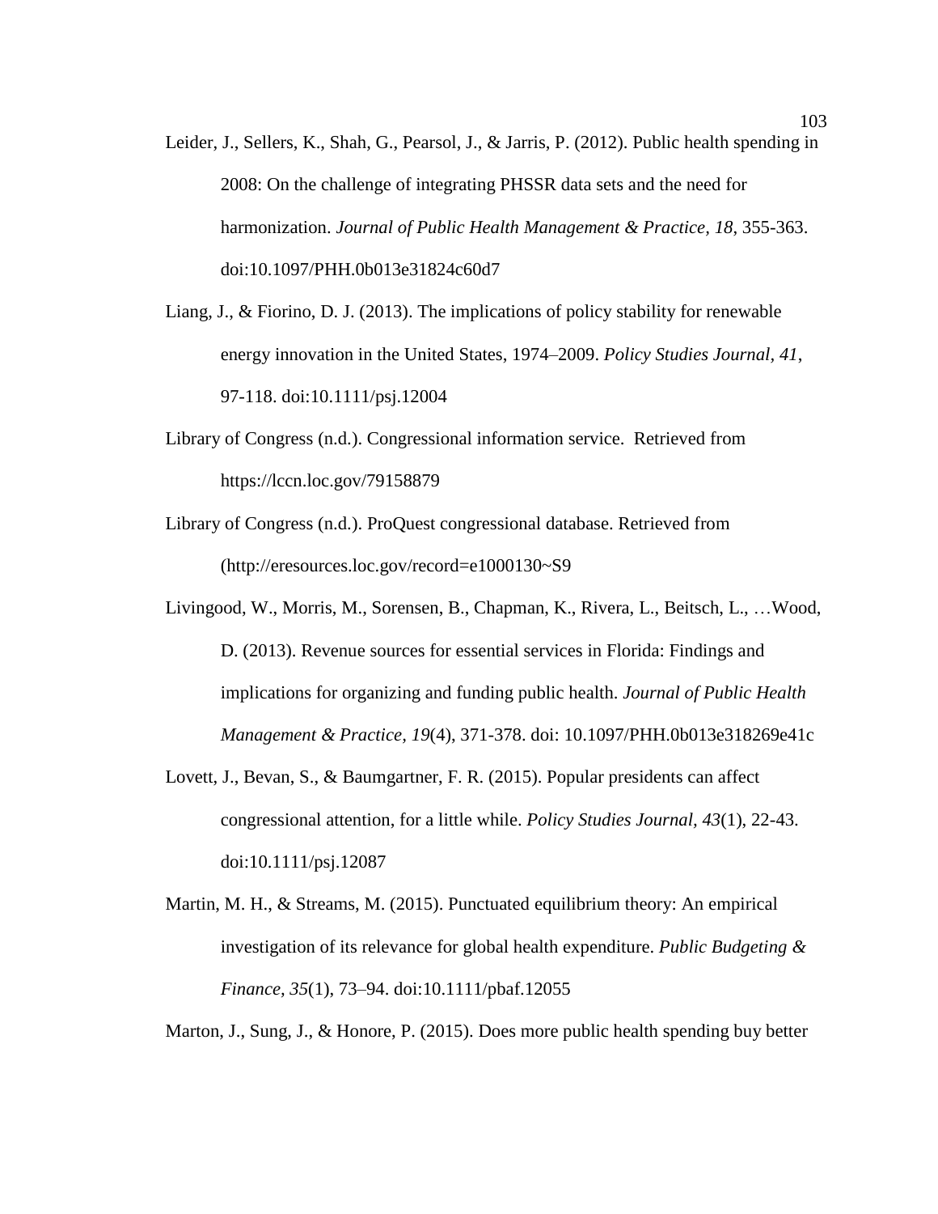Leider, J., Sellers, K., Shah, G., Pearsol, J., & Jarris, P. (2012). Public health spending in 2008: On the challenge of integrating PHSSR data sets and the need for harmonization. *Journal of Public Health Management & Practice, 18*, 355-363. doi:10.1097/PHH.0b013e31824c60d7

Liang, J., & Fiorino, D. J. (2013). The implications of policy stability for renewable energy innovation in the United States, 1974–2009. *Policy Studies Journal, 41*, 97-118. doi:10.1111/psj.12004

Library of Congress (n.d.). Congressional information service. Retrieved from https://lccn.loc.gov/79158879

Library of Congress (n.d.). ProQuest congressional database. Retrieved from (http://eresources.loc.gov/record=e1000130~S9

Livingood, W., Morris, M., Sorensen, B., Chapman, K., Rivera, L., Beitsch, L., …Wood, D. (2013). Revenue sources for essential services in Florida: Findings and implications for organizing and funding public health. *Journal of Public Health Management & Practice, 19*(4), 371-378. doi: 10.1097/PHH.0b013e318269e41c

Lovett, J., Bevan, S., & Baumgartner, F. R. (2015). Popular presidents can affect congressional attention, for a little while. *Policy Studies Journal, 43*(1), 22-43. doi:10.1111/psj.12087

Martin, M. H., & Streams, M. (2015). Punctuated equilibrium theory: An empirical investigation of its relevance for global health expenditure. *Public Budgeting & Finance, 35*(1), 73–94. doi:10.1111/pbaf.12055

Marton, J., Sung, J., & Honore, P. (2015). Does more public health spending buy better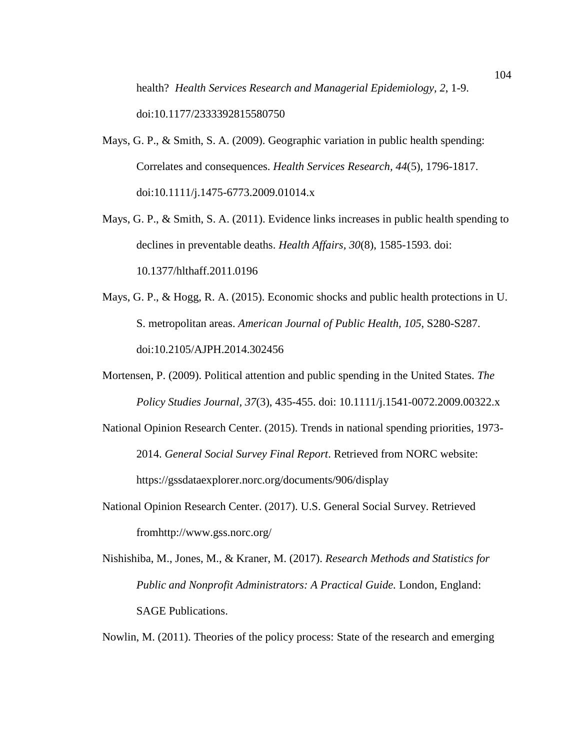health? *Health Services Research and Managerial Epidemiology, 2*, 1-9. doi:10.1177/2333392815580750

Mays, G. P., & Smith, S. A. (2009). Geographic variation in public health spending: Correlates and consequences. *Health Services Research, 44*(5), 1796-1817. doi:10.1111/j.1475-6773.2009.01014.x

Mays, G. P., & Smith, S. A. (2011). Evidence links increases in public health spending to declines in preventable deaths. *Health Affairs, 30*(8), 1585-1593. doi: 10.1377/hlthaff.2011.0196

Mays, G. P., & Hogg, R. A. (2015). Economic shocks and public health protections in U. S. metropolitan areas. *American Journal of Public Health, 105*, S280-S287. doi:10.2105/AJPH.2014.302456

Mortensen, P. (2009). Political attention and public spending in the United States. *The Policy Studies Journal, 37*(3), 435-455. doi: 10.1111/j.1541-0072.2009.00322.x

National Opinion Research Center. (2015). Trends in national spending priorities, 1973-2014. *General Social Survey Final Report*. Retrieved from NORC website: https://gssdataexplorer.norc.org/documents/906/display

National Opinion Research Center. (2017). U.S. General Social Survey. Retrieved fromhttp://www.gss.norc.org/

Nishishiba, M., Jones, M., & Kraner, M. (2017). *Research Methods and Statistics for Public and Nonprofit Administrators: A Practical Guide.* London, England: SAGE Publications.

Nowlin, M. (2011). Theories of the policy process: State of the research and emerging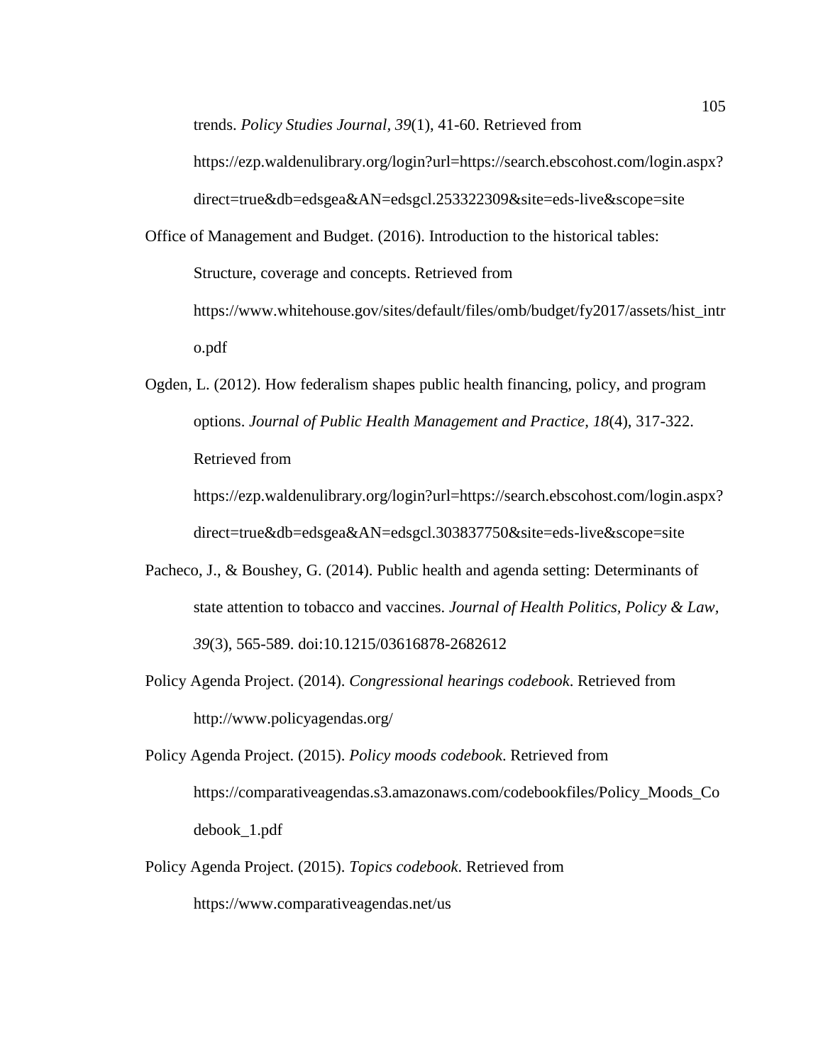trends. *Policy Studies Journal*, *39*(1), 41-60. Retrieved from https://ezp.waldenulibrary.org/login?url=https://search.ebscohost.com/login.aspx?direct=true&db=edsgea&AN=edsgcl.253322309&site=eds-live&scope=site

Office of Management and Budget. (2016). Introduction to the historical tables: Structure, coverage and concepts. Retrieved from https://www.whitehouse.gov/sites/default/files/omb/budget/fy2017/assets/hist_intro.pdf

Ogden, L. (2012). How federalism shapes public health financing, policy, and program options. *Journal of Public Health Management and Practice*, *18*(4), 317-322. Retrieved from https://ezp.waldenulibrary.org/login?url=https://search.ebscohost.com/login.aspx?direct=true&db=edsgea&AN=edsgcl.303837750&site=eds-live&scope=site

Pacheco, J., & Boushey, G. (2014). Public health and agenda setting: Determinants of state attention to tobacco and vaccines. *Journal of Health Politics, Policy & Law*, *39*(3), 565-589. doi:10.1215/03616878-2682612

Policy Agenda Project. (2014). *Congressional hearings codebook*. Retrieved from http://www.policyagendas.org/

Policy Agenda Project. (2015). *Policy moods codebook*. Retrieved from https://comparativeagendas.s3.amazonaws.com/codebookfiles/Policy_Moods_Codebook_1.pdf

Policy Agenda Project. (2015). *Topics codebook*. Retrieved from https://www.comparativeagendas.net/us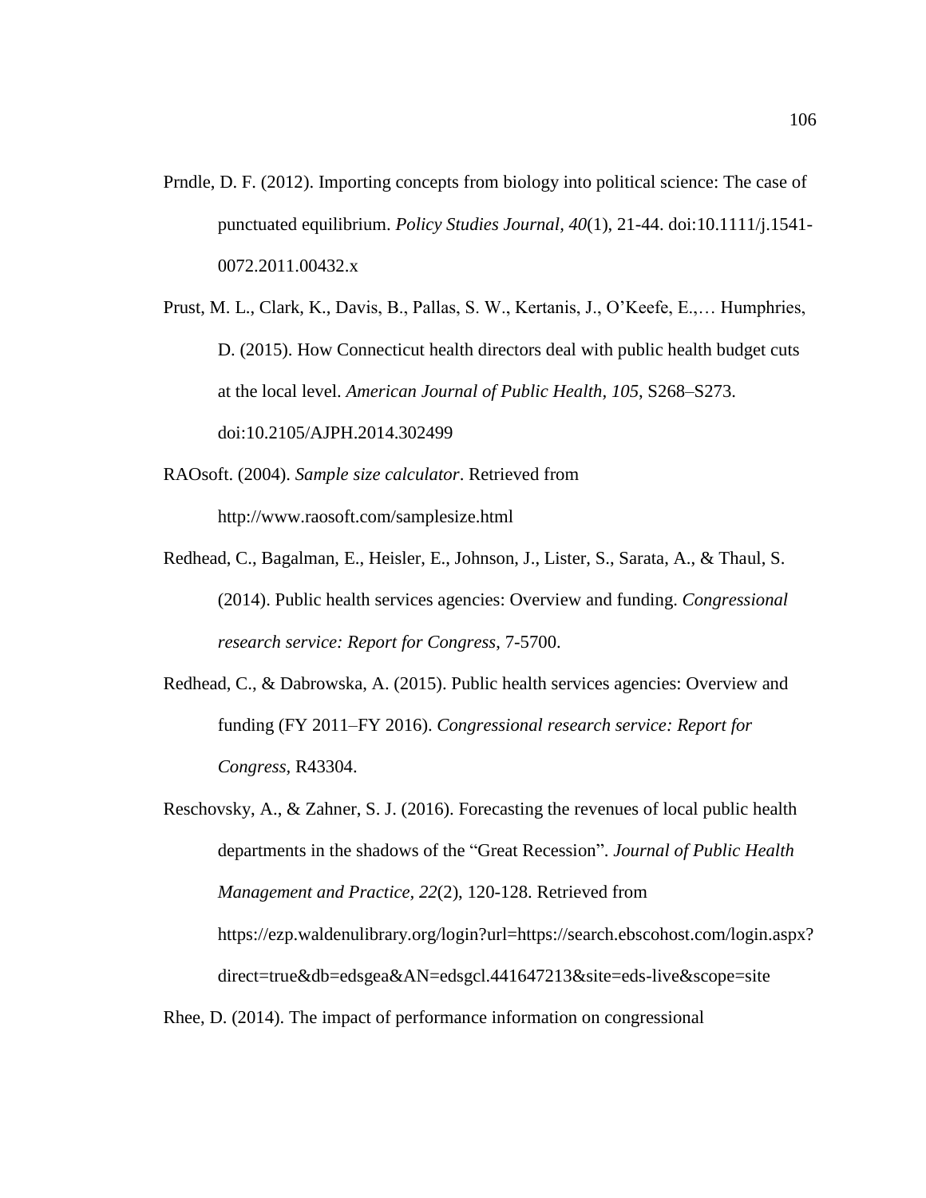Prndle, D. F. (2012). Importing concepts from biology into political science: The case of punctuated equilibrium. *Policy Studies Journal, 40*(1), 21-44. doi:10.1111/j.1541-0072.2011.00432.x

Prust, M. L., Clark, K., Davis, B., Pallas, S. W., Kertanis, J., O'Keefe, E.,… Humphries, D. (2015). How Connecticut health directors deal with public health budget cuts at the local level. *American Journal of Public Health, 105*, S268–S273. doi:10.2105/AJPH.2014.302499

RAOsoft. (2004). *Sample size calculator*. Retrieved from http://www.raosoft.com/samplesize.html

Redhead, C., Bagalman, E., Heisler, E., Johnson, J., Lister, S., Sarata, A., & Thaul, S. (2014). Public health services agencies: Overview and funding. *Congressional research service: Report for Congress*, 7-5700.

Redhead, C., & Dabrowska, A. (2015). Public health services agencies: Overview and funding (FY 2011–FY 2016). *Congressional research service: Report for Congress*, R43304.

Reschovsky, A., & Zahner, S. J. (2016). Forecasting the revenues of local public health departments in the shadows of the "Great Recession". *Journal of Public Health Management and Practice, 22*(2), 120-128. Retrieved from https://ezp.waldenulibrary.org/login?url=https://search.ebscohost.com/login.aspx?direct=true&db=edsgea&AN=edsgcl.441647213&site=eds-live&scope=site

Rhee, D. (2014). The impact of performance information on congressional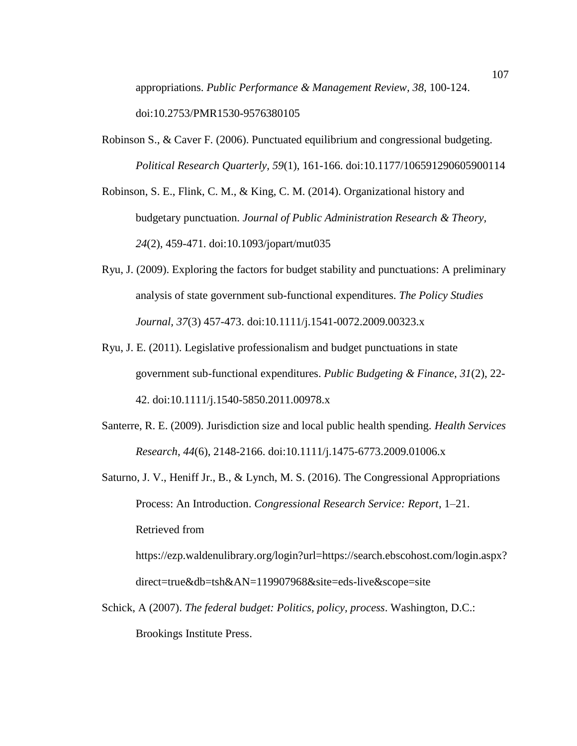appropriations. *Public Performance & Management Review, 38*, 100-124. doi:10.2753/PMR1530-9576380105

Robinson S., & Caver F. (2006). Punctuated equilibrium and congressional budgeting. *Political Research Quarterly, 59*(1), 161-166. doi:10.1177/106591290605900114

Robinson, S. E., Flink, C. M., & King, C. M. (2014). Organizational history and budgetary punctuation. *Journal of Public Administration Research & Theory, 24*(2), 459-471. doi:10.1093/jopart/mut035

Ryu, J. (2009). Exploring the factors for budget stability and punctuations: A preliminary analysis of state government sub-functional expenditures. *The Policy Studies Journal, 37*(3) 457-473. doi:10.1111/j.1541-0072.2009.00323.x

Ryu, J. E. (2011). Legislative professionalism and budget punctuations in state government sub-functional expenditures. *Public Budgeting & Finance, 31*(2), 22-42. doi:10.1111/j.1540-5850.2011.00978.x

Santerre, R. E. (2009). Jurisdiction size and local public health spending. *Health Services Research, 44*(6), 2148-2166. doi:10.1111/j.1475-6773.2009.01006.x

Saturno, J. V., Heniff Jr., B., & Lynch, M. S. (2016). The Congressional Appropriations Process: An Introduction. *Congressional Research Service: Report*, 1–21. Retrieved from https://ezp.waldenulibrary.org/login?url=https://search.ebscohost.com/login.aspx?direct=true&db=tsh&AN=119907968&site=eds-live&scope=site

Schick, A (2007). *The federal budget: Politics, policy, process*. Washington, D.C.: Brookings Institute Press.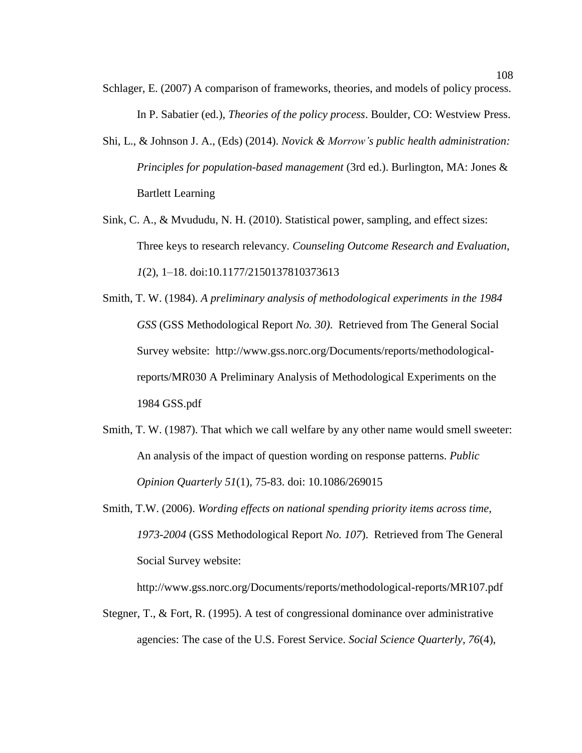Schlager, E. (2007) A comparison of frameworks, theories, and models of policy process. In P. Sabatier (ed.), *Theories of the policy process*. Boulder, CO: Westview Press.

Shi, L., & Johnson J. A., (Eds) (2014). *Novick & Morrow's public health administration: Principles for population-based management* (3rd ed.). Burlington, MA: Jones & Bartlett Learning

Sink, C. A., & Mvududu, N. H. (2010). Statistical power, sampling, and effect sizes: Three keys to research relevancy. *Counseling Outcome Research and Evaluation*, *1*(2), 1–18. doi:10.1177/2150137810373613

Smith, T. W. (1984). *A preliminary analysis of methodological experiments in the 1984 GSS* (GSS Methodological Report *No. 30)*. Retrieved from The General Social Survey website: http://www.gss.norc.org/Documents/reports/methodological-reports/MR030 A Preliminary Analysis of Methodological Experiments on the 1984 GSS.pdf

Smith, T. W. (1987). That which we call welfare by any other name would smell sweeter: An analysis of the impact of question wording on response patterns. *Public Opinion Quarterly 51*(1), 75-83. doi: 10.1086/269015

Smith, T.W. (2006). *Wording effects on national spending priority items across time, 1973-2004* (GSS Methodological Report *No. 107*). Retrieved from The General Social Survey website: http://www.gss.norc.org/Documents/reports/methodological-reports/MR107.pdf

Stegner, T., & Fort, R. (1995). A test of congressional dominance over administrative agencies: The case of the U.S. Forest Service. *Social Science Quarterly, 76*(4),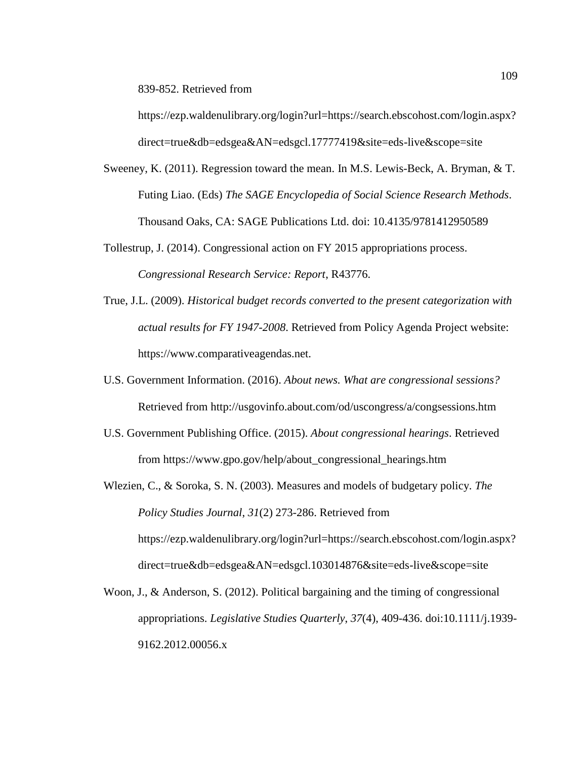839-852. Retrieved from https://ezp.waldenulibrary.org/login?url=https://search.ebscohost.com/login.aspx?direct=true&db=edsgea&AN=edsgcl.17777419&site=eds-live&scope=site

Sweeney, K. (2011). Regression toward the mean. In M.S. Lewis-Beck, A. Bryman, & T. Futing Liao. (Eds) *The SAGE Encyclopedia of Social Science Research Methods*. Thousand Oaks, CA: SAGE Publications Ltd. doi: 10.4135/9781412950589

Tollestrup, J. (2014). Congressional action on FY 2015 appropriations process. *Congressional Research Service: Report*, R43776.

True, J.L. (2009). *Historical budget records converted to the present categorization with actual results for FY 1947-2008*. Retrieved from Policy Agenda Project website: https://www.comparativeagendas.net.

U.S. Government Information. (2016). *About news. What are congressional sessions?* Retrieved from http://usgovinfo.about.com/od/uscongress/a/congsessions.htm

U.S. Government Publishing Office. (2015). *About congressional hearings*. Retrieved from https://www.gpo.gov/help/about_congressional_hearings.htm

Wlezien, C., & Soroka, S. N. (2003). Measures and models of budgetary policy. *The Policy Studies Journal*, *31*(2) 273-286. Retrieved from https://ezp.waldenulibrary.org/login?url=https://search.ebscohost.com/login.aspx?direct=true&db=edsgea&AN=edsgcl.103014876&site=eds-live&scope=site

Woon, J., & Anderson, S. (2012). Political bargaining and the timing of congressional appropriations. *Legislative Studies Quarterly*, *37*(4), 409-436. doi:10.1111/j.1939-9162.2012.00056.x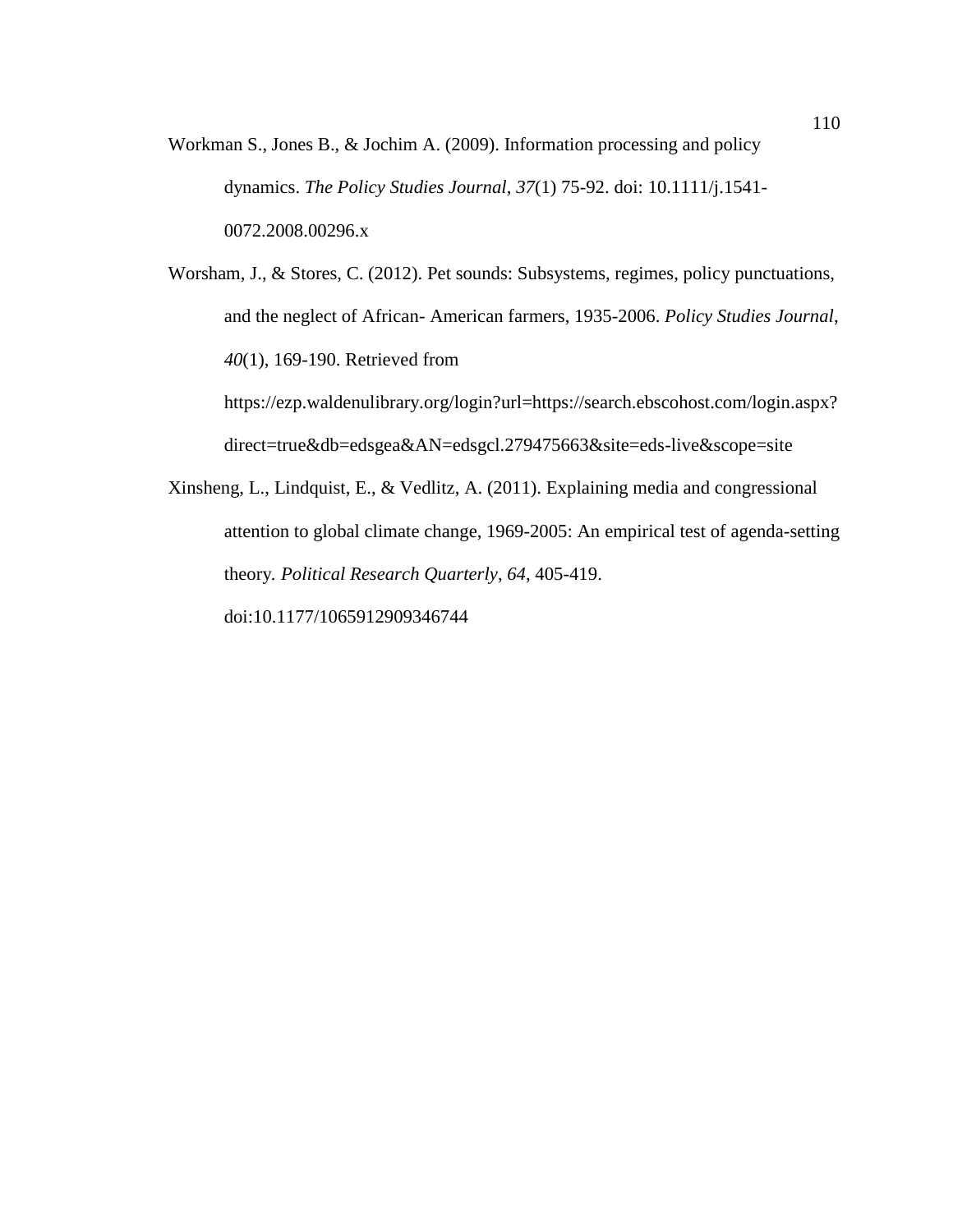Workman S., Jones B., & Jochim A. (2009). Information processing and policy dynamics. *The Policy Studies Journal*, *37*(1) 75-92. doi: 10.1111/j.1541-0072.2008.00296.x

Worsham, J., & Stores, C. (2012). Pet sounds: Subsystems, regimes, policy punctuations, and the neglect of African- American farmers, 1935-2006. *Policy Studies Journal, 40*(1), 169-190. Retrieved from https://ezp.waldenulibrary.org/login?url=https://search.ebscohost.com/login.aspx?direct=true&db=edsgea&AN=edsgcl.279475663&site=eds-live&scope=site

Xinsheng, L., Lindquist, E., & Vedlitz, A. (2011). Explaining media and congressional attention to global climate change, 1969-2005: An empirical test of agenda-setting theory. *Political Research Quarterly*, *64*, 405-419. doi:10.1177/1065912909346744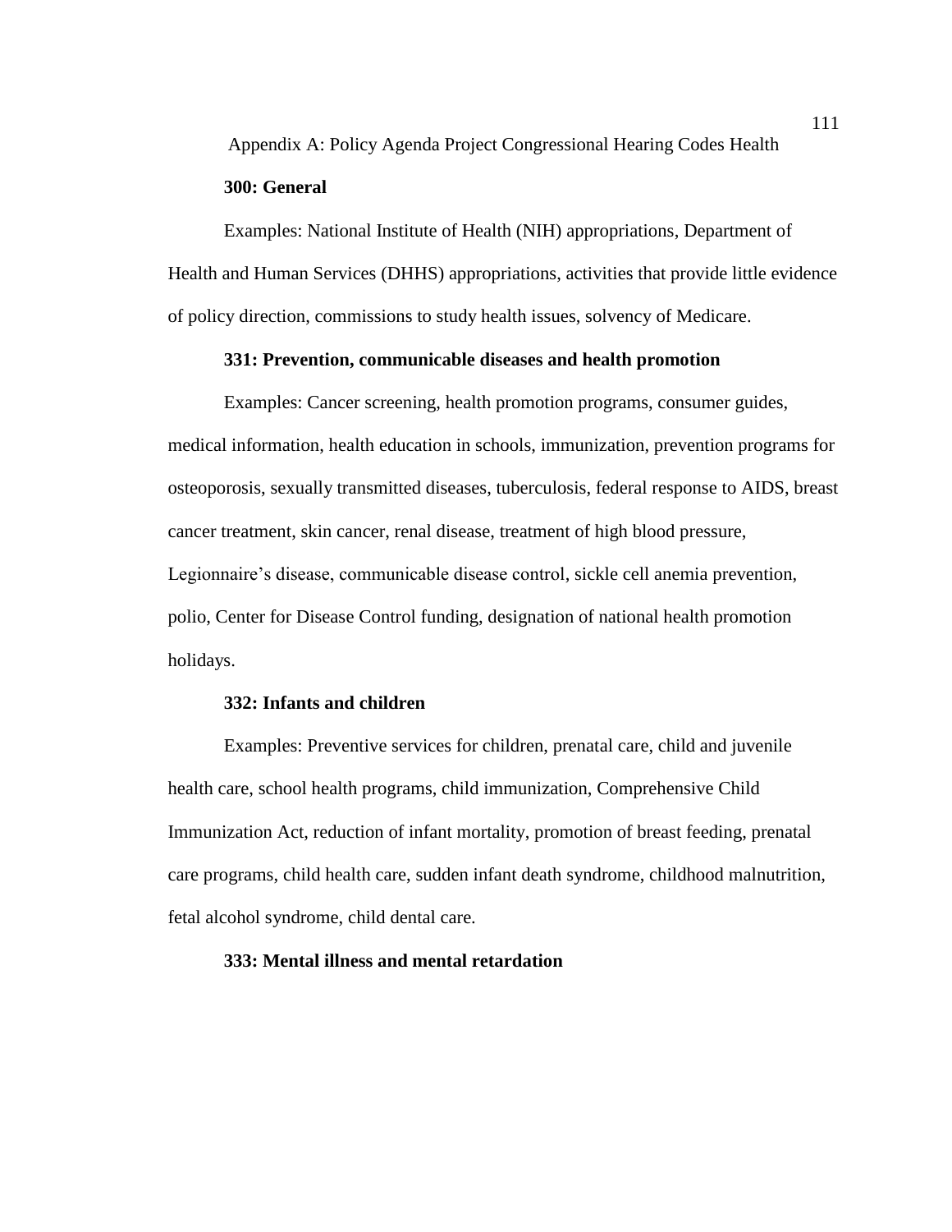# Appendix A: Policy Agenda Project Congressional Hearing Codes Health

**300: General**

Examples: National Institute of Health (NIH) appropriations, Department of Health and Human Services (DHHS) appropriations, activities that provide little evidence of policy direction, commissions to study health issues, solvency of Medicare.

**331: Prevention, communicable diseases and health promotion**

Examples: Cancer screening, health promotion programs, consumer guides, medical information, health education in schools, immunization, prevention programs for osteoporosis, sexually transmitted diseases, tuberculosis, federal response to AIDS, breast cancer treatment, skin cancer, renal disease, treatment of high blood pressure, Legionnaire's disease, communicable disease control, sickle cell anemia prevention, polio, Center for Disease Control funding, designation of national health promotion holidays.

**332: Infants and children**

Examples: Preventive services for children, prenatal care, child and juvenile health care, school health programs, child immunization, Comprehensive Child Immunization Act, reduction of infant mortality, promotion of breast feeding, prenatal care programs, child health care, sudden infant death syndrome, childhood malnutrition, fetal alcohol syndrome, child dental care.

**333: Mental illness and mental retardation**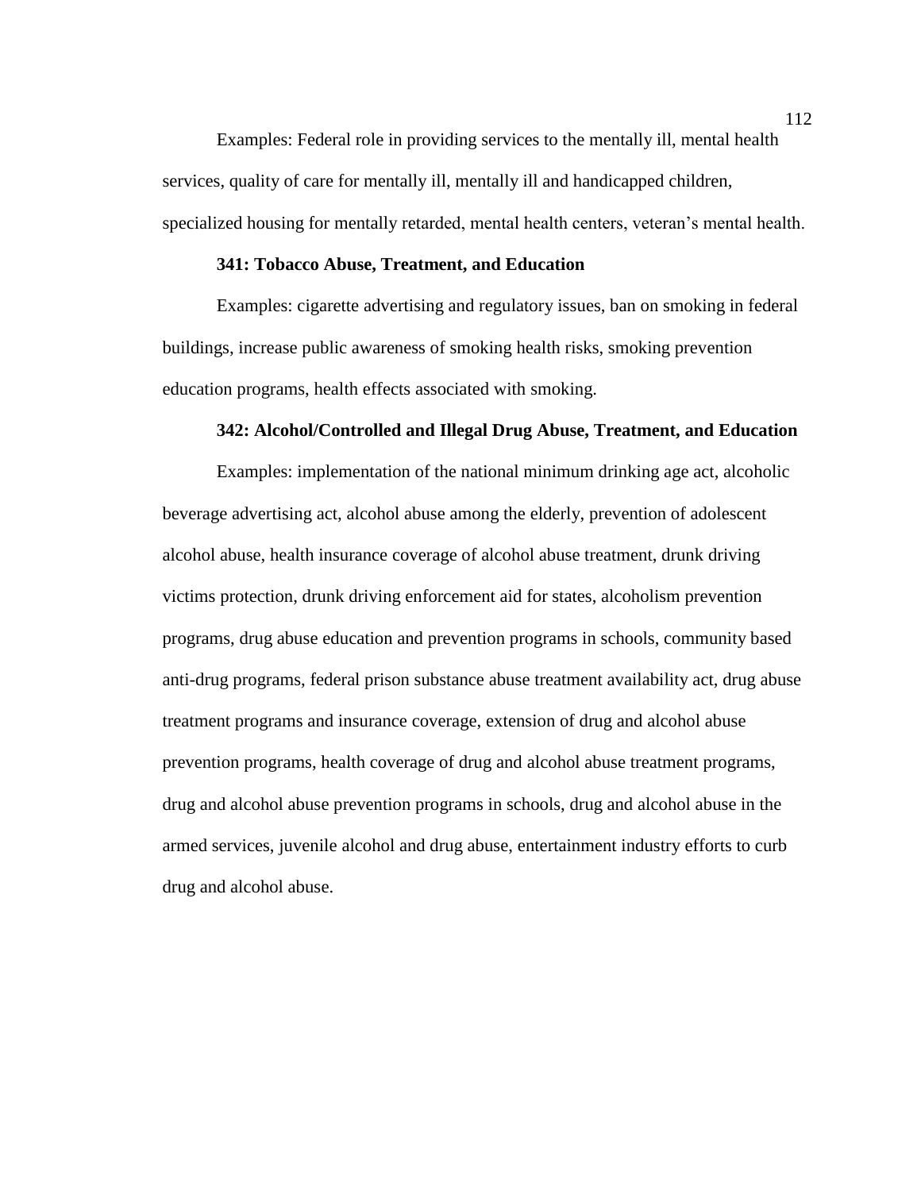Examples: Federal role in providing services to the mentally ill, mental health services, quality of care for mentally ill, mentally ill and handicapped children, specialized housing for mentally retarded, mental health centers, veteran's mental health.

**341: Tobacco Abuse, Treatment, and Education**

Examples: cigarette advertising and regulatory issues, ban on smoking in federal buildings, increase public awareness of smoking health risks, smoking prevention education programs, health effects associated with smoking.

**342: Alcohol/Controlled and Illegal Drug Abuse, Treatment, and Education**

Examples: implementation of the national minimum drinking age act, alcoholic beverage advertising act, alcohol abuse among the elderly, prevention of adolescent alcohol abuse, health insurance coverage of alcohol abuse treatment, drunk driving victims protection, drunk driving enforcement aid for states, alcoholism prevention programs, drug abuse education and prevention programs in schools, community based anti-drug programs, federal prison substance abuse treatment availability act, drug abuse treatment programs and insurance coverage, extension of drug and alcohol abuse prevention programs, health coverage of drug and alcohol abuse treatment programs, drug and alcohol abuse prevention programs in schools, drug and alcohol abuse in the armed services, juvenile alcohol and drug abuse, entertainment industry efforts to curb drug and alcohol abuse.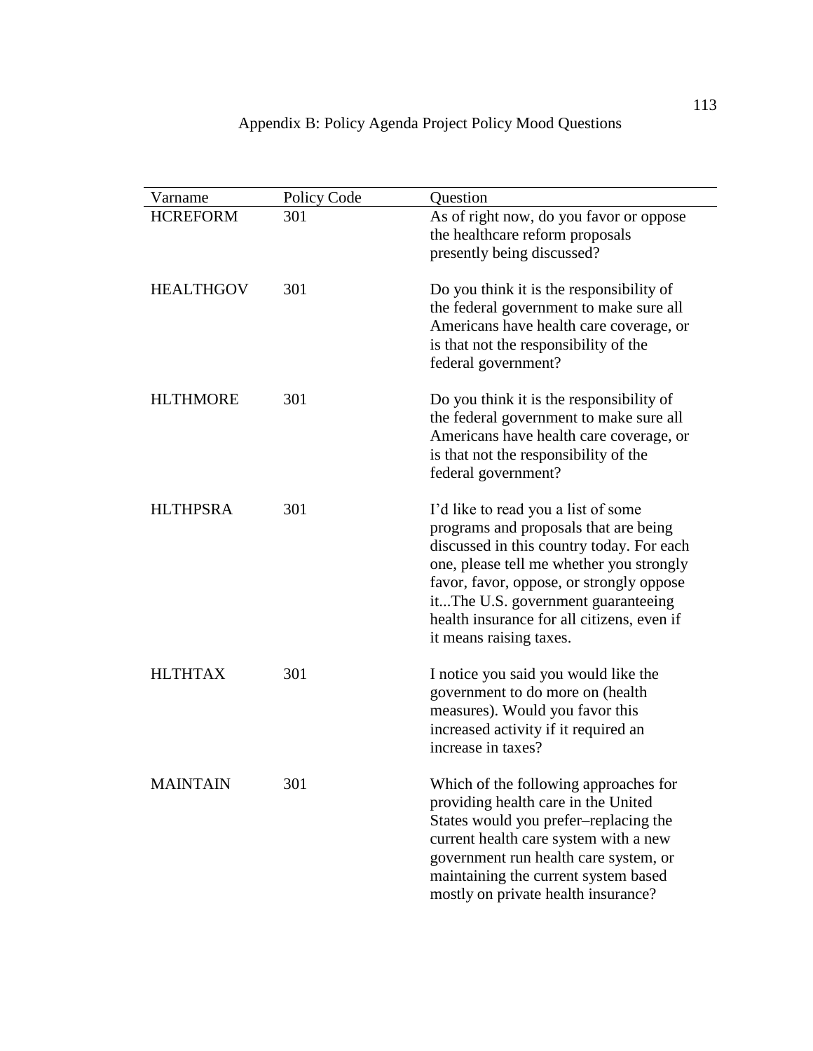# Appendix B: Policy Agenda Project Policy Mood Questions

| Varname | Policy Code | Question |
|---|---|---|
| HCREFORM | 301 | As of right now, do you favor or oppose the healthcare reform proposals presently being discussed? |
| HEALTHGOV | 301 | Do you think it is the responsibility of the federal government to make sure all Americans have health care coverage, or is that not the responsibility of the federal government? |
| HLTHMORE | 301 | Do you think it is the responsibility of the federal government to make sure all Americans have health care coverage, or is that not the responsibility of the federal government? |
| HLTHPSRA | 301 | I'd like to read you a list of some programs and proposals that are being discussed in this country today. For each one, please tell me whether you strongly favor, favor, oppose, or strongly oppose it...The U.S. government guaranteeing health insurance for all citizens, even if it means raising taxes. |
| HLTHTAX | 301 | I notice you said you would like the government to do more on (health measures). Would you favor this increased activity if it required an increase in taxes? |
| MAINTAIN | 301 | Which of the following approaches for providing health care in the United States would you prefer–replacing the current health care system with a new government run health care system, or maintaining the current system based mostly on private health insurance? |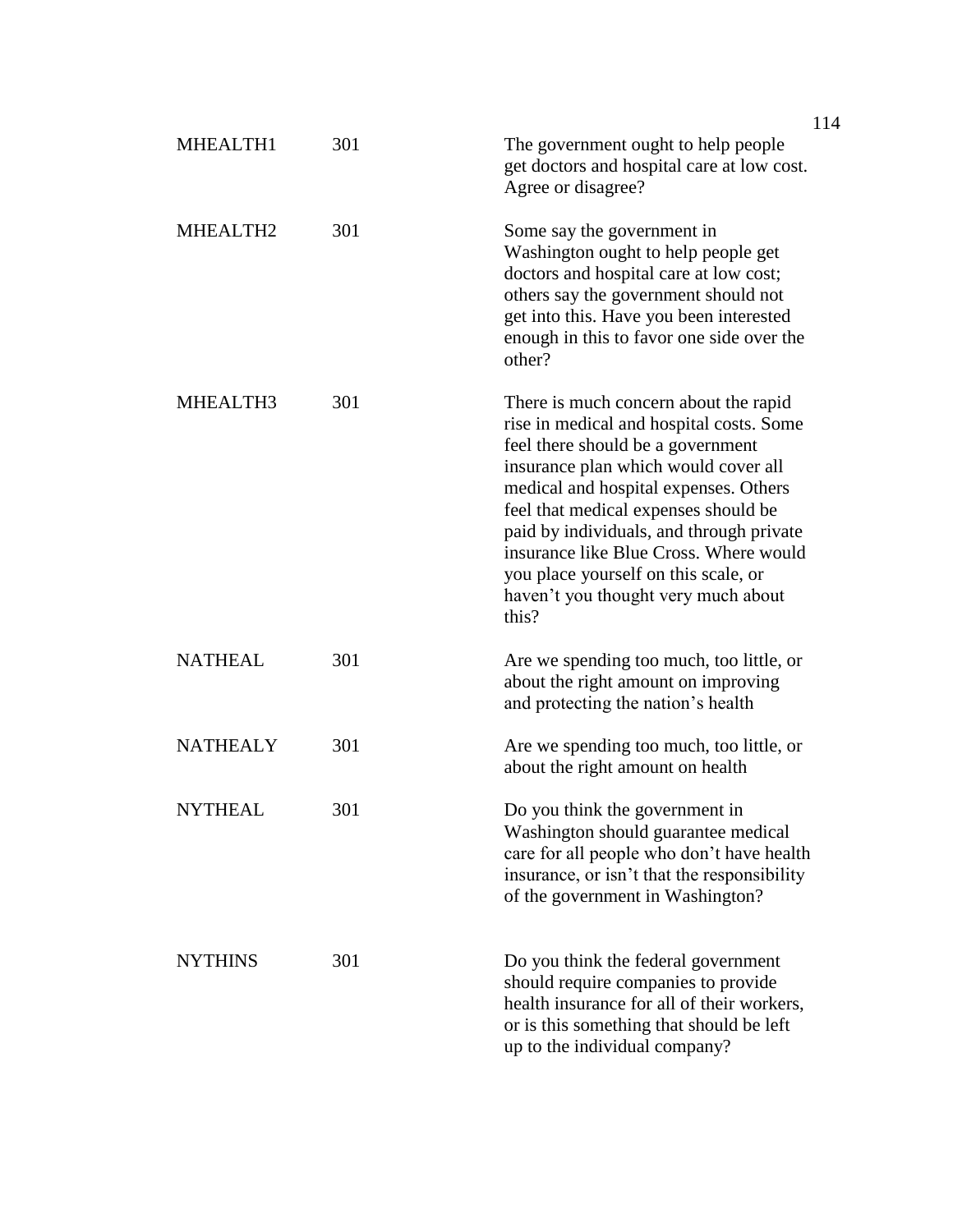| | | |
|---|---|---|
| MHEALTH1 | 301 | The government ought to help people get doctors and hospital care at low cost. Agree or disagree? |
| MHEALTH2 | 301 | Some say the government in Washington ought to help people get doctors and hospital care at low cost; others say the government should not get into this. Have you been interested enough in this to favor one side over the other? |
| MHEALTH3 | 301 | There is much concern about the rapid rise in medical and hospital costs. Some feel there should be a government insurance plan which would cover all medical and hospital expenses. Others feel that medical expenses should be paid by individuals, and through private insurance like Blue Cross. Where would you place yourself on this scale, or haven't you thought very much about this? |
| NATHEAL | 301 | Are we spending too much, too little, or about the right amount on improving and protecting the nation's health |
| NATHEALY | 301 | Are we spending too much, too little, or about the right amount on health |
| NYTHEAL | 301 | Do you think the government in Washington should guarantee medical care for all people who don't have health insurance, or isn't that the responsibility of the government in Washington? |
| NYTHINS | 301 | Do you think the federal government should require companies to provide health insurance for all of their workers, or is this something that should be left up to the individual company? |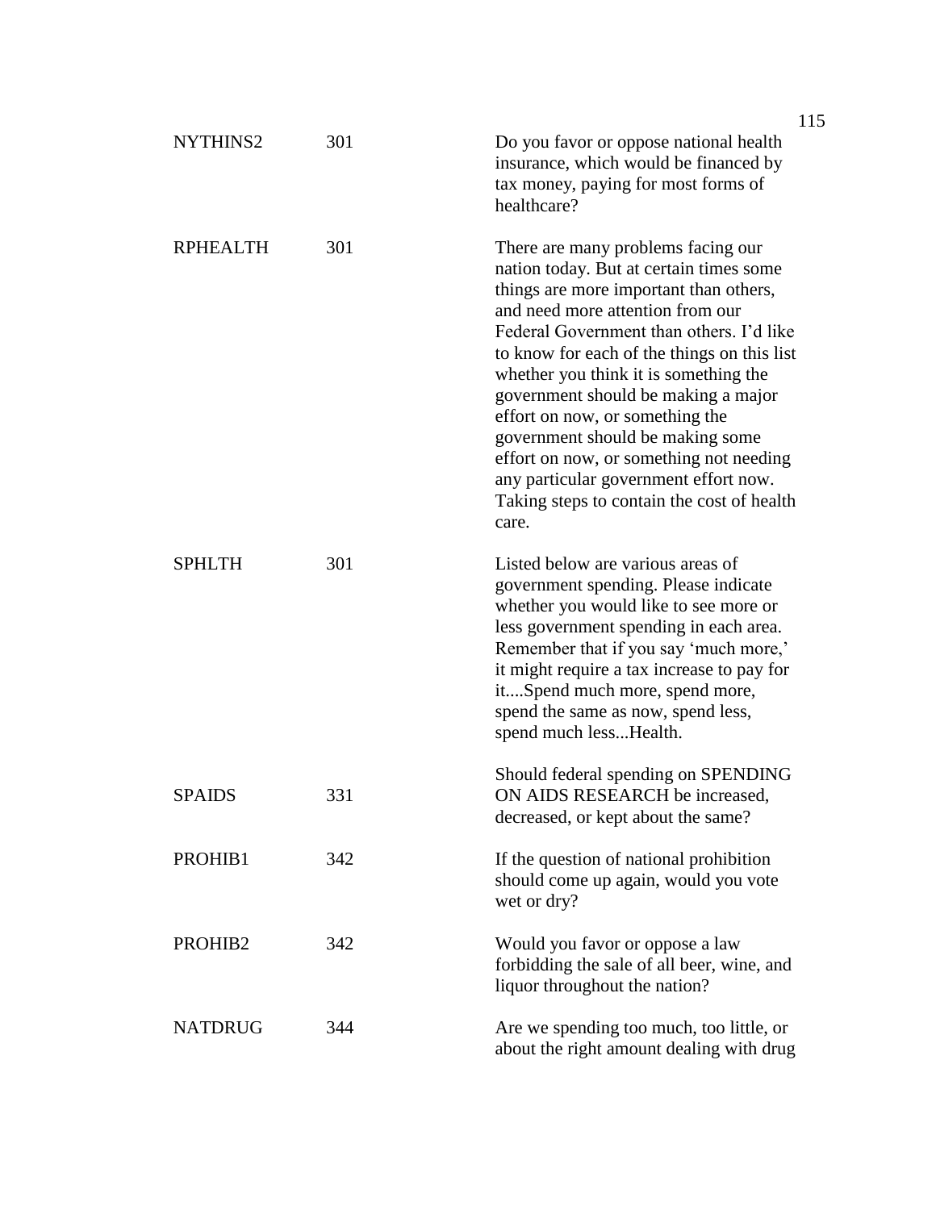| | | |
|---|---|---|
| NYTHINS2 | 301 | Do you favor or oppose national health insurance, which would be financed by tax money, paying for most forms of healthcare? |
| RPHEALTH | 301 | There are many problems facing our nation today. But at certain times some things are more important than others, and need more attention from our Federal Government than others. I'd like to know for each of the things on this list whether you think it is something the government should be making a major effort on now, or something the government should be making some effort on now, or something not needing any particular government effort now. Taking steps to contain the cost of health care. |
| SPHLTH | 301 | Listed below are various areas of government spending. Please indicate whether you would like to see more or less government spending in each area. Remember that if you say 'much more,' it might require a tax increase to pay for it....Spend much more, spend more, spend the same as now, spend less, spend much less...Health. |
| SPAIDS | 331 | Should federal spending on SPENDING ON AIDS RESEARCH be increased, decreased, or kept about the same? |
| PROHIB1 | 342 | If the question of national prohibition should come up again, would you vote wet or dry? |
| PROHIB2 | 342 | Would you favor or oppose a law forbidding the sale of all beer, wine, and liquor throughout the nation? |
| NATDRUG | 344 | Are we spending too much, too little, or about the right amount dealing with drug |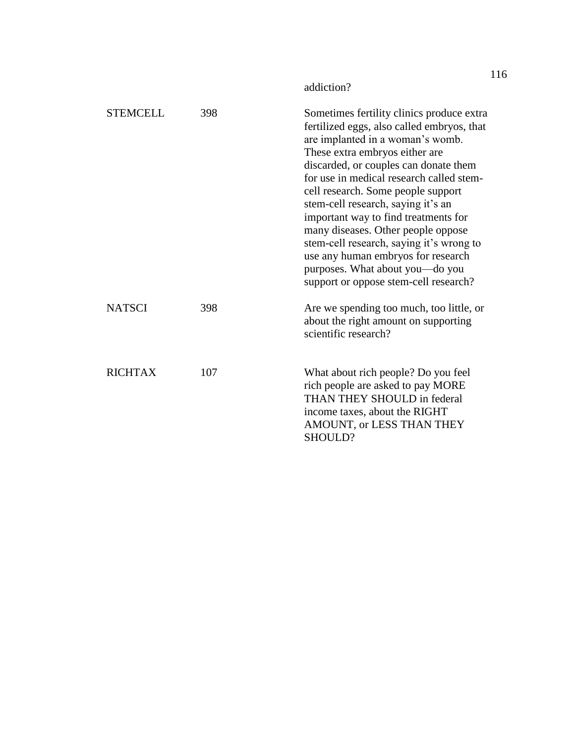| | | addiction? |
|---|---|---|
| STEMCELL | 398 | Sometimes fertility clinics produce extra fertilized eggs, also called embryos, that are implanted in a woman's womb. These extra embryos either are discarded, or couples can donate them for use in medical research called stem-cell research. Some people support stem-cell research, saying it's an important way to find treatments for many diseases. Other people oppose stem-cell research, saying it's wrong to use any human embryos for research purposes. What about you—do you support or oppose stem-cell research? |
| NATSCI | 398 | Are we spending too much, too little, or about the right amount on supporting scientific research? |
| RICHTAX | 107 | What about rich people? Do you feel rich people are asked to pay MORE THAN THEY SHOULD in federal income taxes, about the RIGHT AMOUNT, or LESS THAN THEY SHOULD? |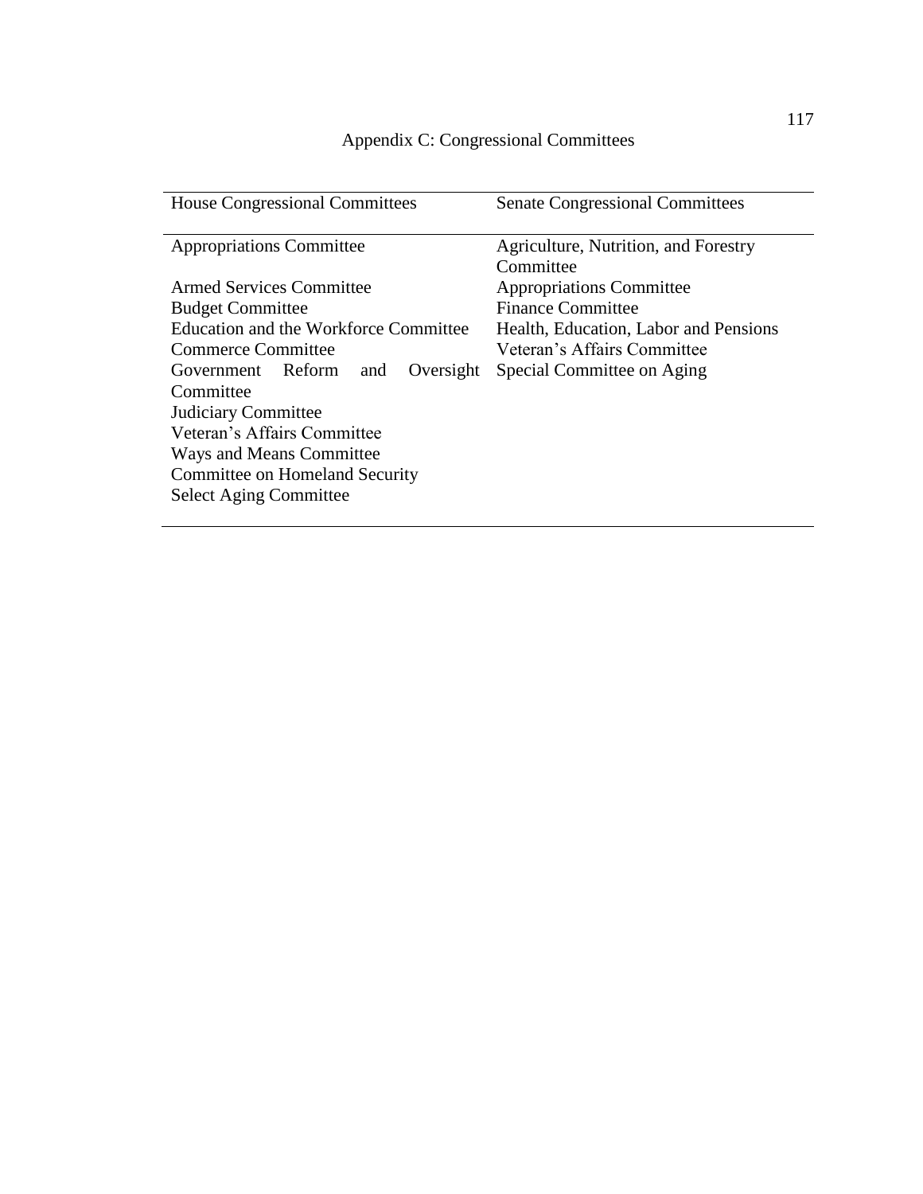# Appendix C: Congressional Committees

| House Congressional Committees | Senate Congressional Committees |
|---|---|
| Appropriations Committee | Agriculture, Nutrition, and Forestry Committee |
| Armed Services Committee | Appropriations Committee |
| Budget Committee | Finance Committee |
| Education and the Workforce Committee | Health, Education, Labor and Pensions |
| Commerce Committee | Veteran's Affairs Committee |
| Government Reform and Oversight Committee | Special Committee on Aging |
| Judiciary Committee | |
| Veteran's Affairs Committee | |
| Ways and Means Committee | |
| Committee on Homeland Security | |
| Select Aging Committee | |